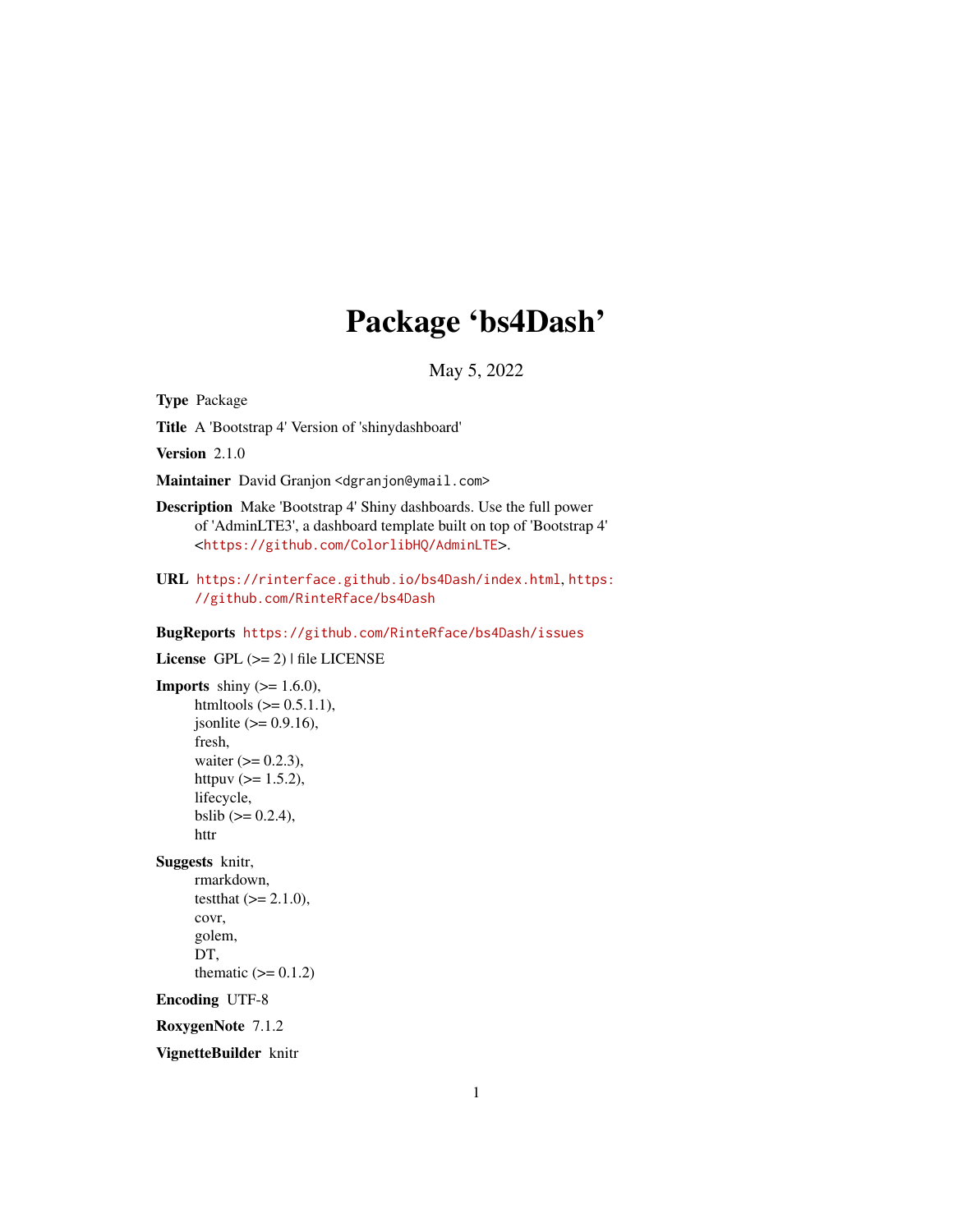# Package 'bs4Dash'

May 5, 2022

**Type** Package

**Title** A 'Bootstrap 4' Version of 'shinydashboard'

**Version** 2.1.0

**Maintainer** David Granjon <dgranjon@ymail.com>

**Description** Make 'Bootstrap 4' Shiny dashboards. Use the full power of 'AdminLTE3', a dashboard template built on top of 'Bootstrap 4' <https://github.com/ColorlibHQ/AdminLTE>.

**URL** https://rinterface.github.io/bs4Dash/index.html, https://github.com/RinteRface/bs4Dash

**BugReports** https://github.com/RinteRface/bs4Dash/issues

**License** GPL (>= 2) | file LICENSE

**Imports** shiny (>= 1.6.0),
htmltools (>= 0.5.1.1),
jsonlite (>= 0.9.16),
fresh,
waiter (>= 0.2.3),
httpuv (>= 1.5.2),
lifecycle,
bslib (>= 0.2.4),
httr

**Suggests** knitr,
rmarkdown,
testthat (>= 2.1.0),
covr,
golem,
DT,
thematic (>= 0.1.2)

**Encoding** UTF-8

**RoxygenNote** 7.1.2

**VignetteBuilder** knitr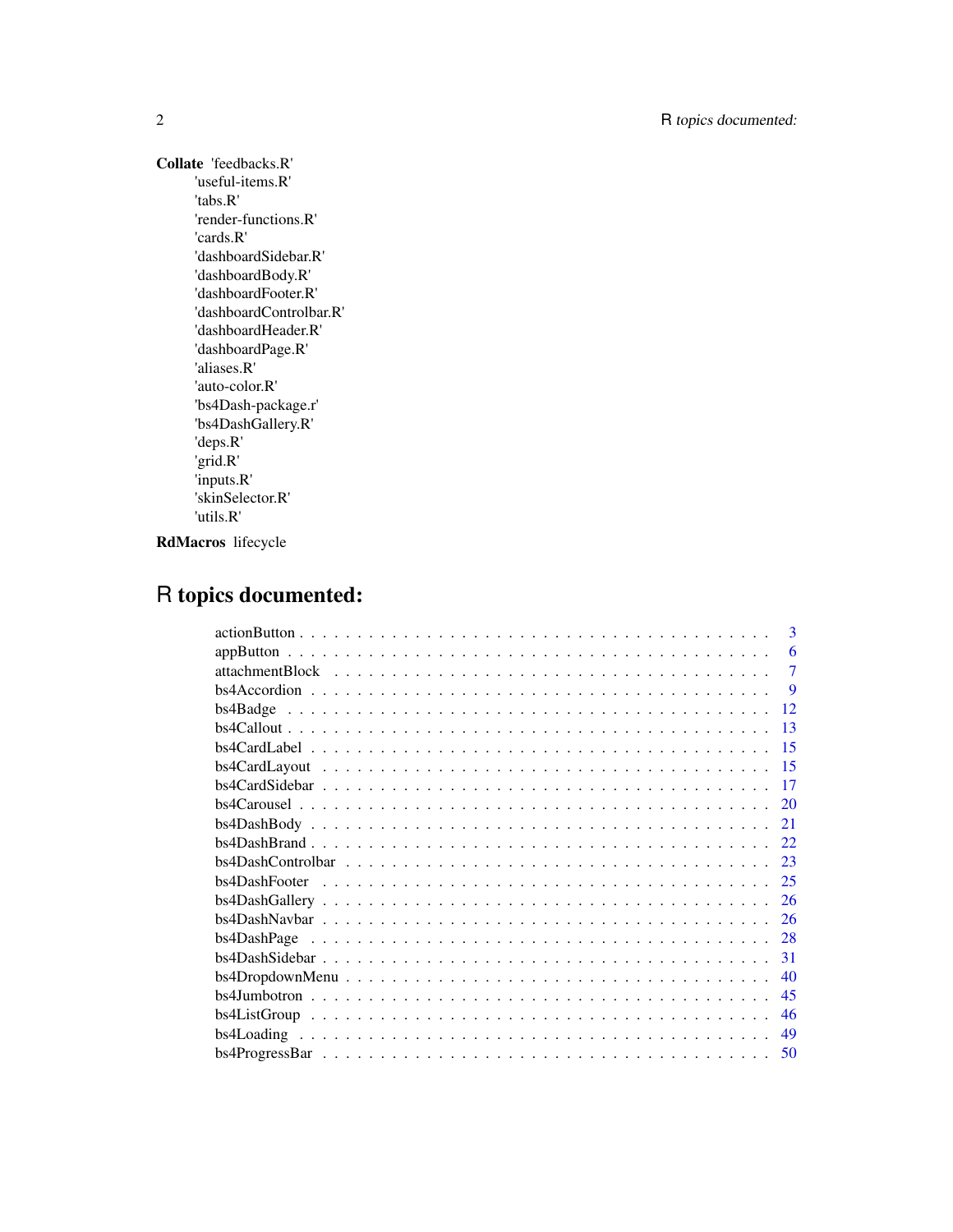**Collate** 'feedbacks.R'
'useful-items.R'
'tabs.R'
'render-functions.R'
'cards.R'
'dashboardSidebar.R'
'dashboardBody.R'
'dashboardFooter.R'
'dashboardControlbar.R'
'dashboardHeader.R'
'dashboardPage.R'
'aliases.R'
'auto-color.R'
'bs4Dash-package.r'
'bs4DashGallery.R'
'deps.R'
'grid.R'
'inputs.R'
'skinSelector.R'
'utils.R'

**RdMacros** lifecycle

# R topics documented:

| | |
|---|---|
| actionButton | 3 |
| appButton | 6 |
| attachmentBlock | 7 |
| bs4Accordion | 9 |
| bs4Badge | 12 |
| bs4Callout | 13 |
| bs4CardLabel | 15 |
| bs4CardLayout | 15 |
| bs4CardSidebar | 17 |
| bs4Carousel | 20 |
| bs4DashBody | 21 |
| bs4DashBrand | 22 |
| bs4DashControlbar | 23 |
| bs4DashFooter | 25 |
| bs4DashGallery | 26 |
| bs4DashNavbar | 26 |
| bs4DashPage | 28 |
| bs4DashSidebar | 31 |
| bs4DropdownMenu | 40 |
| bs4Jumbotron | 45 |
| bs4ListGroup | 46 |
| bs4Loading | 49 |
| bs4ProgressBar | 50 |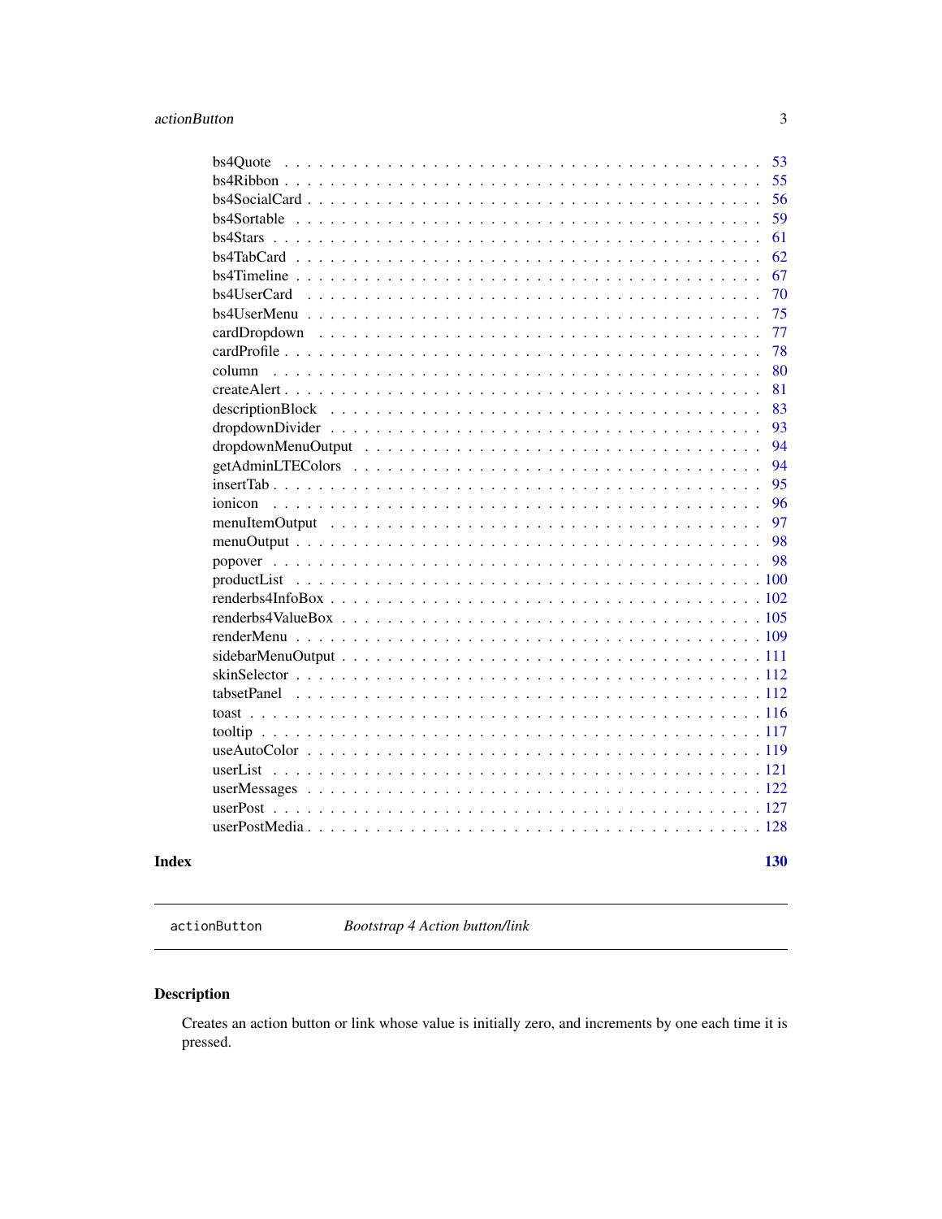bs4Quote . . . . . . . . . . . . . . . . . . . . . . . . . . . . . . . . . . . . . . . 53
bs4Ribbon . . . . . . . . . . . . . . . . . . . . . . . . . . . . . . . . . . . . . . . 55
bs4SocialCard . . . . . . . . . . . . . . . . . . . . . . . . . . . . . . . . . . . . . 56
bs4Sortable . . . . . . . . . . . . . . . . . . . . . . . . . . . . . . . . . . . . . . 59
bs4Stars . . . . . . . . . . . . . . . . . . . . . . . . . . . . . . . . . . . . . . . . 61
bs4TabCard . . . . . . . . . . . . . . . . . . . . . . . . . . . . . . . . . . . . . . 62
bs4Timeline . . . . . . . . . . . . . . . . . . . . . . . . . . . . . . . . . . . . . . 67
bs4UserCard . . . . . . . . . . . . . . . . . . . . . . . . . . . . . . . . . . . . . . 70
bs4UserMenu . . . . . . . . . . . . . . . . . . . . . . . . . . . . . . . . . . . . . . 75
cardDropdown . . . . . . . . . . . . . . . . . . . . . . . . . . . . . . . . . . . . . 77
cardProfile . . . . . . . . . . . . . . . . . . . . . . . . . . . . . . . . . . . . . . . 78
column . . . . . . . . . . . . . . . . . . . . . . . . . . . . . . . . . . . . . . . . . 80
createAlert . . . . . . . . . . . . . . . . . . . . . . . . . . . . . . . . . . . . . . . 81
descriptionBlock . . . . . . . . . . . . . . . . . . . . . . . . . . . . . . . . . . . 83
dropdownDivider . . . . . . . . . . . . . . . . . . . . . . . . . . . . . . . . . . . 93
dropdownMenuOutput . . . . . . . . . . . . . . . . . . . . . . . . . . . . . . . . 94
getAdminLTEColors . . . . . . . . . . . . . . . . . . . . . . . . . . . . . . . . . 94
insertTab . . . . . . . . . . . . . . . . . . . . . . . . . . . . . . . . . . . . . . . 95
ionicon . . . . . . . . . . . . . . . . . . . . . . . . . . . . . . . . . . . . . . . . . 96
menuItemOutput . . . . . . . . . . . . . . . . . . . . . . . . . . . . . . . . . . . 97
menuOutput . . . . . . . . . . . . . . . . . . . . . . . . . . . . . . . . . . . . . . 98
popover . . . . . . . . . . . . . . . . . . . . . . . . . . . . . . . . . . . . . . . . 98
productList . . . . . . . . . . . . . . . . . . . . . . . . . . . . . . . . . . . . . . 100
renderbs4InfoBox . . . . . . . . . . . . . . . . . . . . . . . . . . . . . . . . . . 102
renderbs4ValueBox . . . . . . . . . . . . . . . . . . . . . . . . . . . . . . . . . 105
renderMenu . . . . . . . . . . . . . . . . . . . . . . . . . . . . . . . . . . . . . . 109
sidebarMenuOutput . . . . . . . . . . . . . . . . . . . . . . . . . . . . . . . . . 111
skinSelector . . . . . . . . . . . . . . . . . . . . . . . . . . . . . . . . . . . . . 112
tabsetPanel . . . . . . . . . . . . . . . . . . . . . . . . . . . . . . . . . . . . . . 112
toast . . . . . . . . . . . . . . . . . . . . . . . . . . . . . . . . . . . . . . . . . . 116
tooltip . . . . . . . . . . . . . . . . . . . . . . . . . . . . . . . . . . . . . . . . . 117
useAutoColor . . . . . . . . . . . . . . . . . . . . . . . . . . . . . . . . . . . . . 119
userList . . . . . . . . . . . . . . . . . . . . . . . . . . . . . . . . . . . . . . . . 121
userMessages . . . . . . . . . . . . . . . . . . . . . . . . . . . . . . . . . . . . . 122
userPost . . . . . . . . . . . . . . . . . . . . . . . . . . . . . . . . . . . . . . . . 127
userPostMedia . . . . . . . . . . . . . . . . . . . . . . . . . . . . . . . . . . . . 128

**Index** **130**

---

`actionButton` *Bootstrap 4 Action button/link*

---

## Description

Creates an action button or link whose value is initially zero, and increments by one each time it is pressed.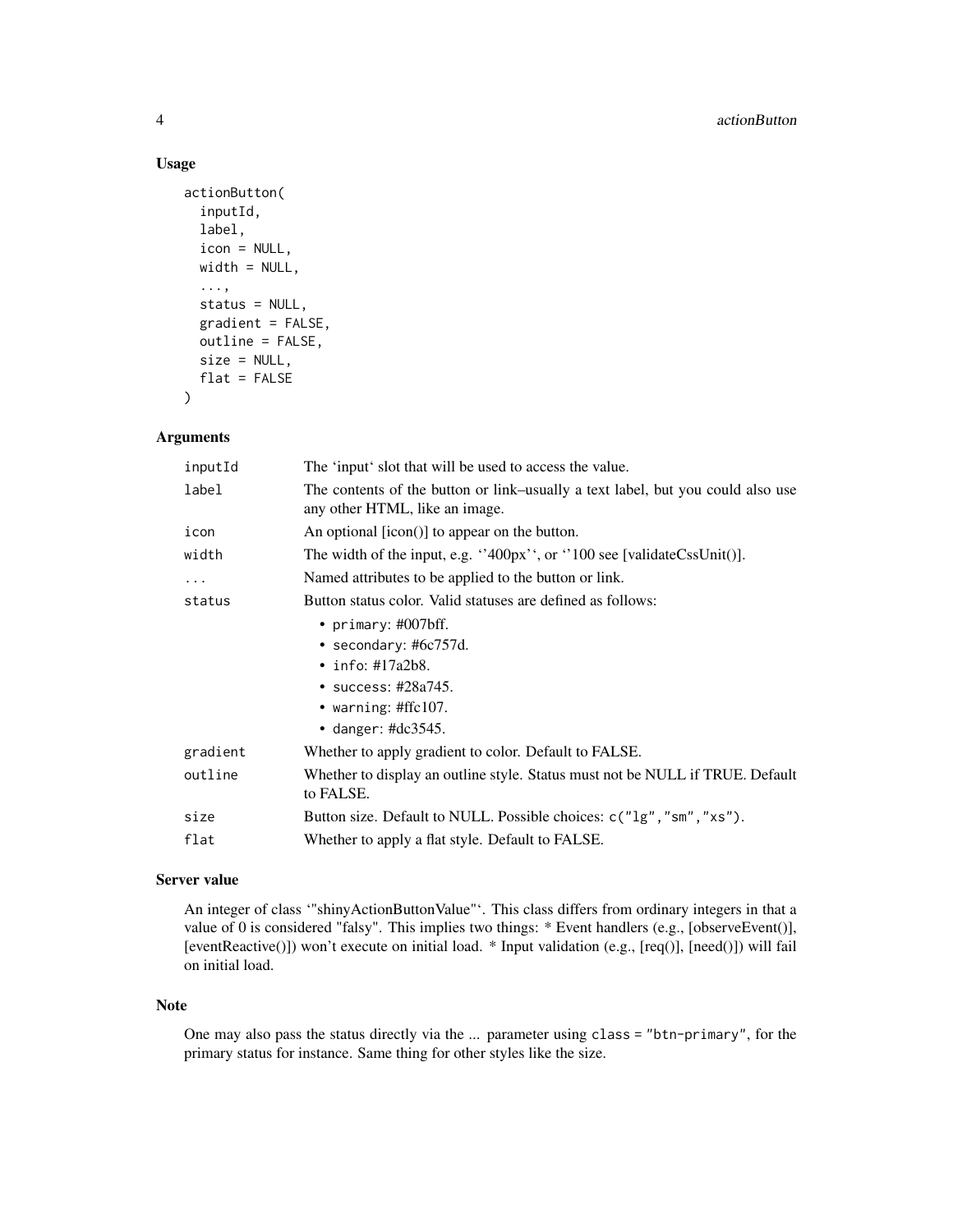### Usage

```
actionButton(
  inputId,
  label,
  icon = NULL,
  width = NULL,
  ...,
  status = NULL,
  gradient = FALSE,
  outline = FALSE,
  size = NULL,
  flat = FALSE
)
```

### Arguments

| | |
|---|---|
| inputId | The 'input' slot that will be used to access the value. |
| label | The contents of the button or link–usually a text label, but you could also use any other HTML, like an image. |
| icon | An optional [icon()] to appear on the button. |
| width | The width of the input, e.g. ''400px'', or ''100 see [validateCssUnit()]. |
| ... | Named attributes to be applied to the button or link. |
| status | Button status color. Valid statuses are defined as follows: <br>• primary: #007bff. <br>• secondary: #6c757d. <br>• info: #17a2b8. <br>• success: #28a745. <br>• warning: #ffc107. <br>• danger: #dc3545. |
| gradient | Whether to apply gradient to color. Default to FALSE. |
| outline | Whether to display an outline style. Status must not be NULL if TRUE. Default to FALSE. |
| size | Button size. Default to NULL. Possible choices: c("lg","sm","xs"). |
| flat | Whether to apply a flat style. Default to FALSE. |

### Server value

An integer of class '"shinyActionButtonValue"'. This class differs from ordinary integers in that a value of 0 is considered "falsy". This implies two things: * Event handlers (e.g., [observeEvent()], [eventReactive()]) won't execute on initial load. * Input validation (e.g., [req()], [need()]) will fail on initial load.

### Note

One may also pass the status directly via the ... parameter using class = "btn-primary", for the primary status for instance. Same thing for other styles like the size.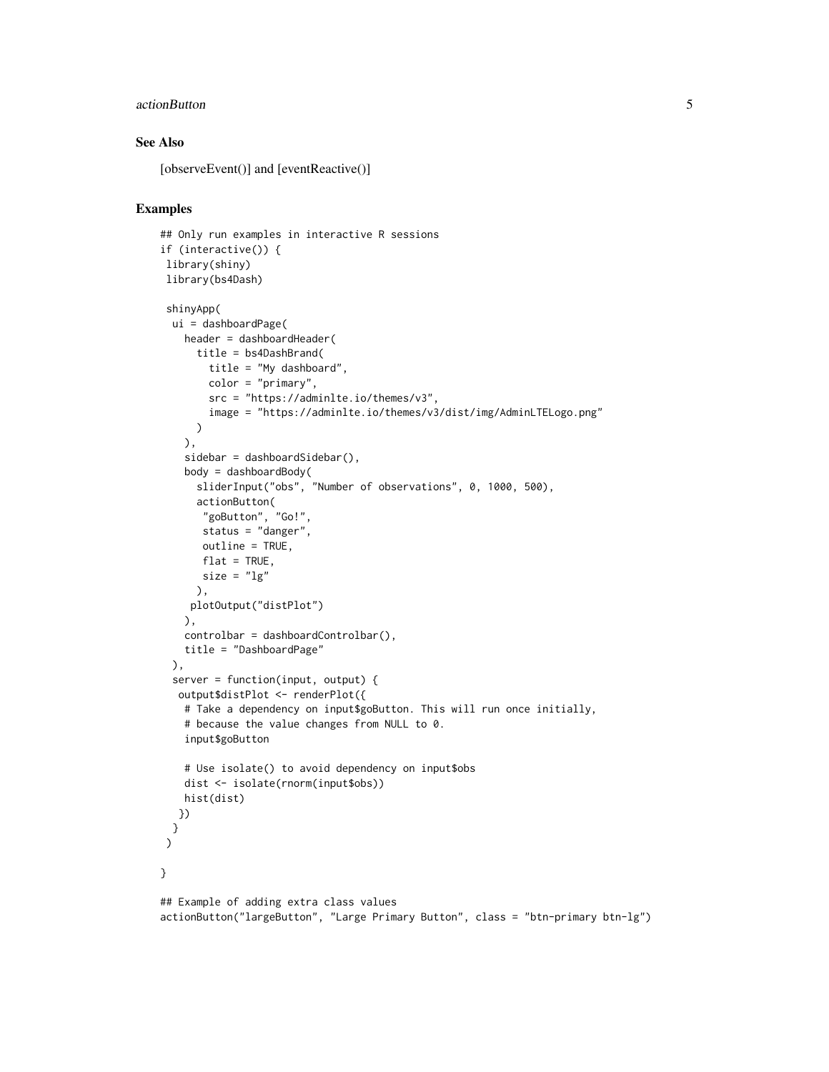## See Also

[observeEvent()] and [eventReactive()]

## Examples

```
## Only run examples in interactive R sessions
if (interactive()) {
 library(shiny)
 library(bs4Dash)

 shinyApp(
  ui = dashboardPage(
    header = dashboardHeader(
      title = bs4DashBrand(
        title = "My dashboard",
        color = "primary",
        src = "https://adminlte.io/themes/v3",
        image = "https://adminlte.io/themes/v3/dist/img/AdminLTELogo.png"
      )
    ),
    sidebar = dashboardSidebar(),
    body = dashboardBody(
      sliderInput("obs", "Number of observations", 0, 1000, 500),
      actionButton(
       "goButton", "Go!",
       status = "danger",
       outline = TRUE,
       flat = TRUE,
       size = "lg"
      ),
     plotOutput("distPlot")
    ),
    controlbar = dashboardControlbar(),
    title = "DashboardPage"
  ),
  server = function(input, output) {
   output$distPlot <- renderPlot({
    # Take a dependency on input$goButton. This will run once initially,
    # because the value changes from NULL to 0.
    input$goButton

    # Use isolate() to avoid dependency on input$obs
    dist <- isolate(rnorm(input$obs))
    hist(dist)
   })
  }
 )

}

## Example of adding extra class values
actionButton("largeButton", "Large Primary Button", class = "btn-primary btn-lg")
```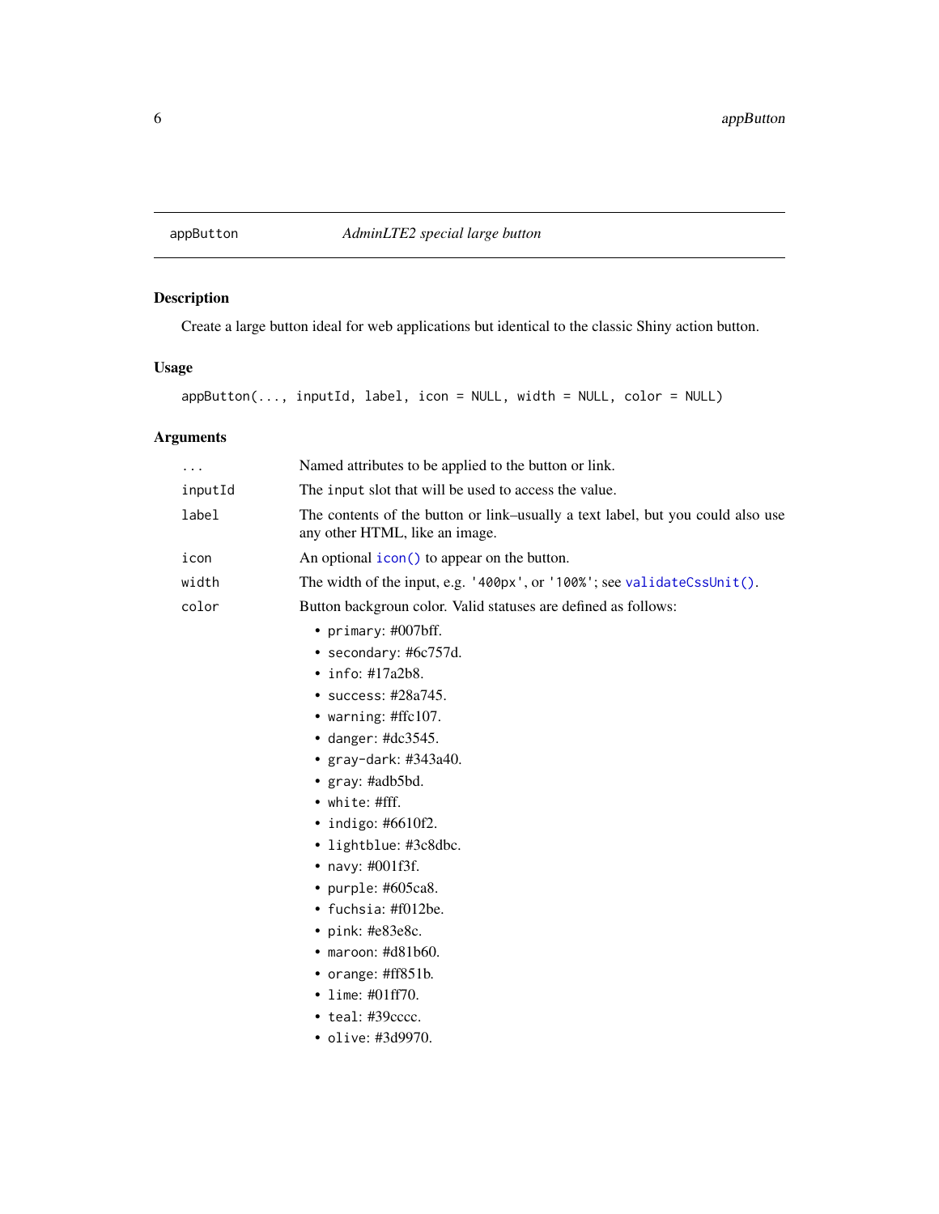appButton — *AdminLTE2 special large button*

## Description

Create a large button ideal for web applications but identical to the classic Shiny action button.

## Usage

```
appButton(..., inputId, label, icon = NULL, width = NULL, color = NULL)
```

## Arguments

| | |
|---|---|
| `...` | Named attributes to be applied to the button or link. |
| `inputId` | The `input` slot that will be used to access the value. |
| `label` | The contents of the button or link–usually a text label, but you could also use any other HTML, like an image. |
| `icon` | An optional `icon()` to appear on the button. |
| `width` | The width of the input, e.g. `'400px'`, or `'100%'`; see `validateCssUnit()`. |
| `color` | Button backgroun color. Valid statuses are defined as follows: |

- `primary`: #007bff.
- `secondary`: #6c757d.
- `info`: #17a2b8.
- `success`: #28a745.
- `warning`: #ffc107.
- `danger`: #dc3545.
- `gray-dark`: #343a40.
- `gray`: #adb5bd.
- `white`: #fff.
- `indigo`: #6610f2.
- `lightblue`: #3c8dbc.
- `navy`: #001f3f.
- `purple`: #605ca8.
- `fuchsia`: #f012be.
- `pink`: #e83e8c.
- `maroon`: #d81b60.
- `orange`: #ff851b.
- `lime`: #01ff70.
- `teal`: #39cccc.
- `olive`: #3d9970.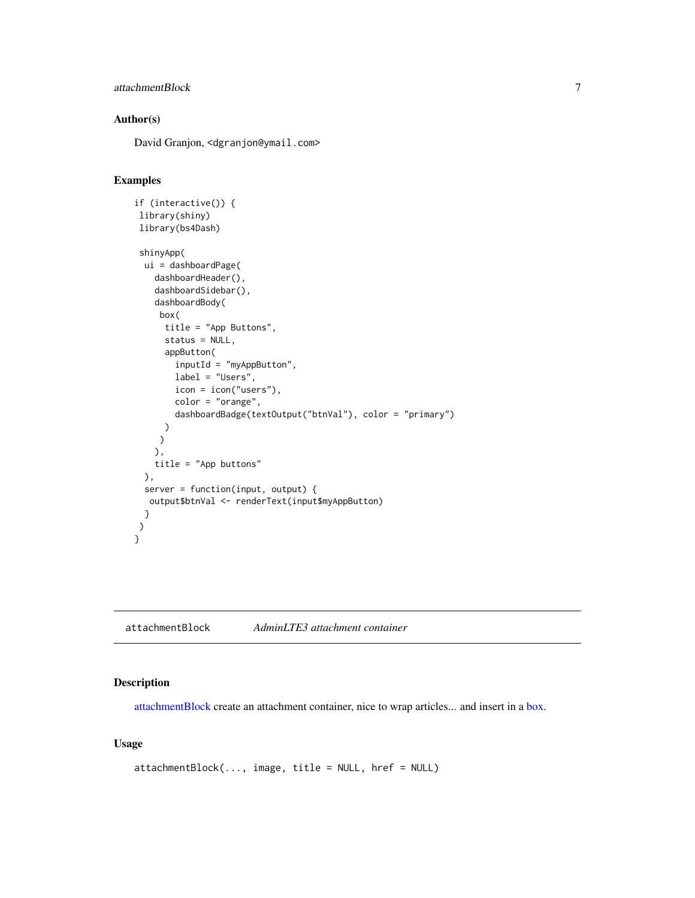### Author(s)

David Granjon, <dgranjon@ymail.com>

### Examples

```
if (interactive()) {
 library(shiny)
 library(bs4Dash)

 shinyApp(
  ui = dashboardPage(
    dashboardHeader(),
    dashboardSidebar(),
    dashboardBody(
     box(
      title = "App Buttons",
      status = NULL,
      appButton(
        inputId = "myAppButton",
        label = "Users",
        icon = icon("users"),
        color = "orange",
        dashboardBadge(textOutput("btnVal"), color = "primary")
      )
     )
    ),
    title = "App buttons"
  ),
  server = function(input, output) {
   output$btnVal <- renderText(input$myAppButton)
  }
 )
}
```

---

## attachmentBlock *AdminLTE3 attachment container*

### Description

attachmentBlock create an attachment container, nice to wrap articles... and insert in a box.

### Usage

```
attachmentBlock(..., image, title = NULL, href = NULL)
```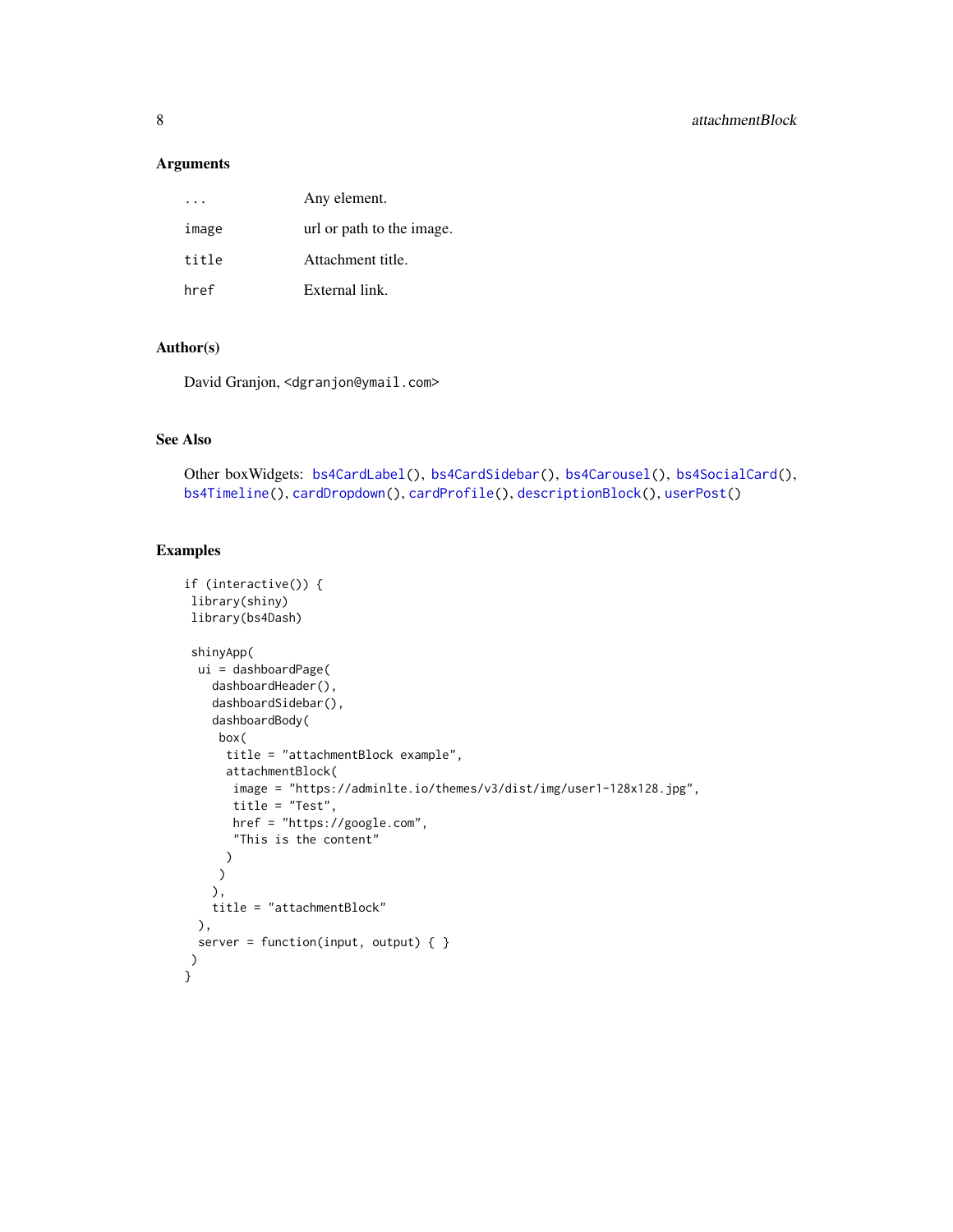## Arguments

| | |
|---|---|
| ... | Any element. |
| image | url or path to the image. |
| title | Attachment title. |
| href | External link. |

## Author(s)

David Granjon, <dgranjon@ymail.com>

## See Also

Other boxWidgets: bs4CardLabel(), bs4CardSidebar(), bs4Carousel(), bs4SocialCard(), bs4Timeline(), cardDropdown(), cardProfile(), descriptionBlock(), userPost()

## Examples

```
if (interactive()) {
 library(shiny)
 library(bs4Dash)

 shinyApp(
  ui = dashboardPage(
    dashboardHeader(),
    dashboardSidebar(),
    dashboardBody(
     box(
      title = "attachmentBlock example",
      attachmentBlock(
       image = "https://adminlte.io/themes/v3/dist/img/user1-128x128.jpg",
       title = "Test",
       href = "https://google.com",
       "This is the content"
      )
     )
    ),
    title = "attachmentBlock"
  ),
  server = function(input, output) { }
 )
}
```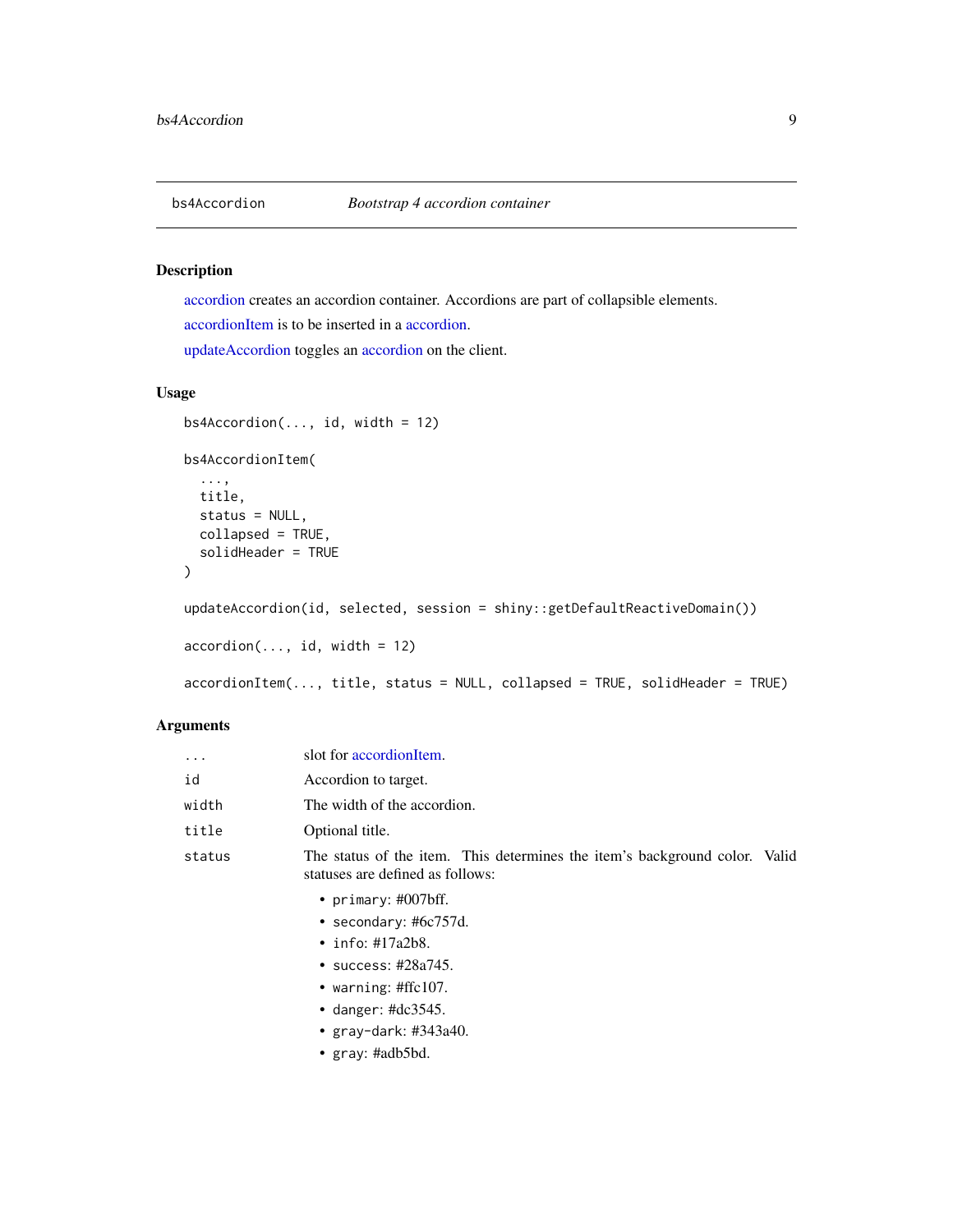## bs4Accordion — *Bootstrap 4 accordion container*

### Description

accordion creates an accordion container. Accordions are part of collapsible elements.

accordionItem is to be inserted in a accordion.

updateAccordion toggles an accordion on the client.

### Usage

```
bs4Accordion(..., id, width = 12)

bs4AccordionItem(
  ...,
  title,
  status = NULL,
  collapsed = TRUE,
  solidHeader = TRUE
)

updateAccordion(id, selected, session = shiny::getDefaultReactiveDomain())

accordion(..., id, width = 12)

accordionItem(..., title, status = NULL, collapsed = TRUE, solidHeader = TRUE)
```

### Arguments

| | |
|---|---|
| ... | slot for accordionItem. |
| id | Accordion to target. |
| width | The width of the accordion. |
| title | Optional title. |
| status | The status of the item. This determines the item's background color. Valid statuses are defined as follows: <br>• primary: #007bff.<br>• secondary: #6c757d.<br>• info: #17a2b8.<br>• success: #28a745.<br>• warning: #ffc107.<br>• danger: #dc3545.<br>• gray-dark: #343a40.<br>• gray: #adb5bd. |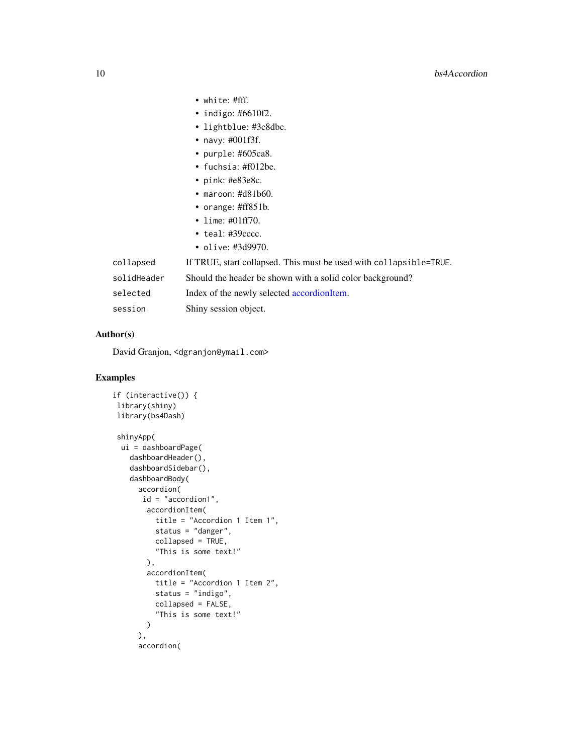- white: #fff.
- indigo: #6610f2.
- lightblue: #3c8dbc.
- navy: #001f3f.
- purple: #605ca8.
- fuchsia: #f012be.
- pink: #e83e8c.
- maroon: #d81b60.
- orange: #ff851b.
- lime: #01ff70.
- teal: #39cccc.
- olive: #3d9970.

| | |
|---|---|
| collapsed | If TRUE, start collapsed. This must be used with collapsible=TRUE. |
| solidHeader | Should the header be shown with a solid color background? |
| selected | Index of the newly selected accordionItem. |
| session | Shiny session object. |

## Author(s)

David Granjon, <dgranjon@ymail.com>

## Examples

```
if (interactive()) {
 library(shiny)
 library(bs4Dash)

 shinyApp(
  ui = dashboardPage(
    dashboardHeader(),
    dashboardSidebar(),
    dashboardBody(
      accordion(
       id = "accordion1",
        accordionItem(
          title = "Accordion 1 Item 1",
          status = "danger",
          collapsed = TRUE,
          "This is some text!"
        ),
        accordionItem(
          title = "Accordion 1 Item 2",
          status = "indigo",
          collapsed = FALSE,
          "This is some text!"
        )
      ),
      accordion(
```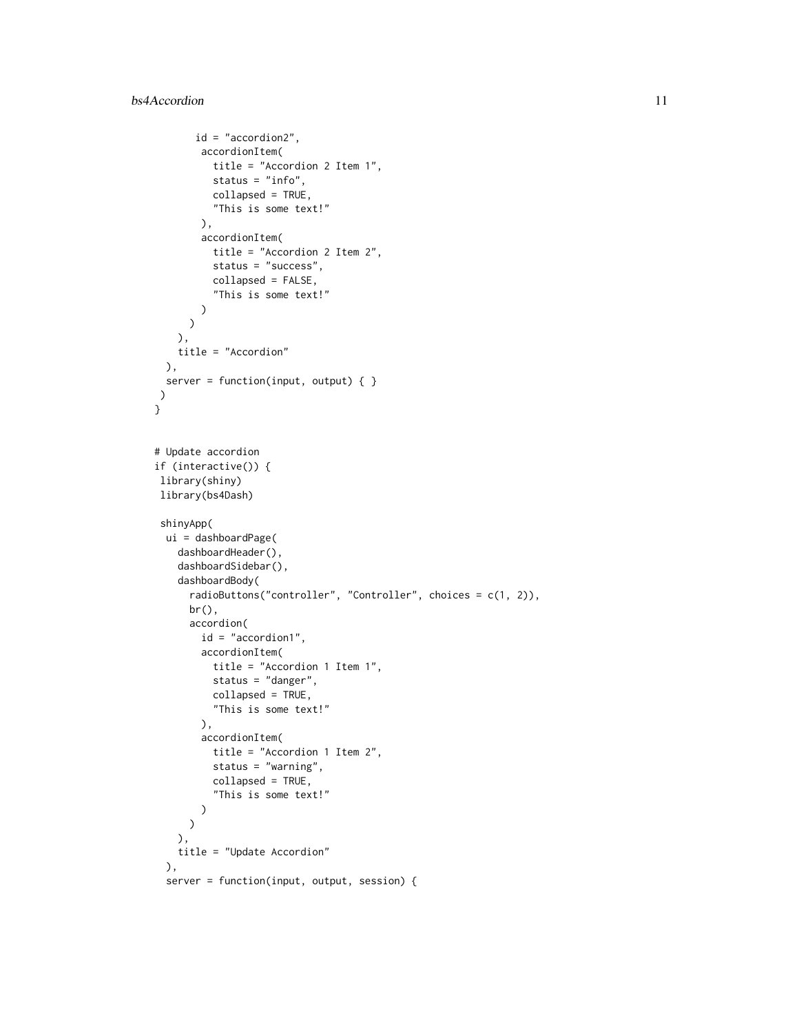```
      id = "accordion2",
       accordionItem(
         title = "Accordion 2 Item 1",
         status = "info",
         collapsed = TRUE,
         "This is some text!"
       ),
       accordionItem(
         title = "Accordion 2 Item 2",
         status = "success",
         collapsed = FALSE,
         "This is some text!"
       )
     )
   ),
   title = "Accordion"
 ),
 server = function(input, output) { }
)
}


# Update accordion
if (interactive()) {
 library(shiny)
 library(bs4Dash)

 shinyApp(
  ui = dashboardPage(
    dashboardHeader(),
    dashboardSidebar(),
    dashboardBody(
      radioButtons("controller", "Controller", choices = c(1, 2)),
      br(),
      accordion(
        id = "accordion1",
        accordionItem(
          title = "Accordion 1 Item 1",
          status = "danger",
          collapsed = TRUE,
          "This is some text!"
        ),
        accordionItem(
          title = "Accordion 1 Item 2",
          status = "warning",
          collapsed = TRUE,
          "This is some text!"
        )
      )
    ),
    title = "Update Accordion"
  ),
  server = function(input, output, session) {
```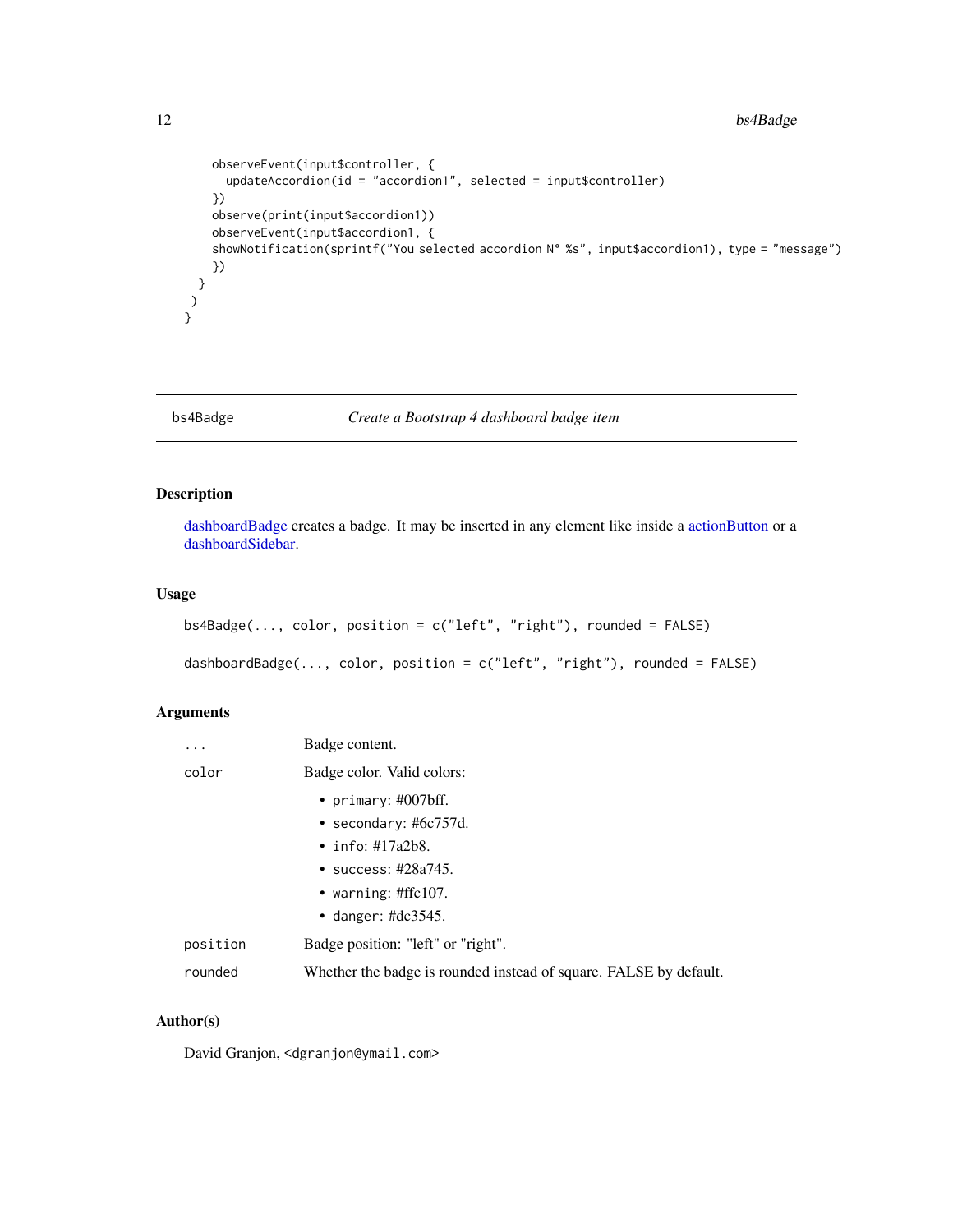```
    observeEvent(input$controller, {
      updateAccordion(id = "accordion1", selected = input$controller)
    })
    observe(print(input$accordion1))
    observeEvent(input$accordion1, {
    showNotification(sprintf("You selected accordion N° %s", input$accordion1), type = "message")
    })
  }
 )
}
```

## bs4Badge *Create a Bootstrap 4 dashboard badge item*

### Description

dashboardBadge creates a badge. It may be inserted in any element like inside a actionButton or a dashboardSidebar.

### Usage

```
bs4Badge(..., color, position = c("left", "right"), rounded = FALSE)

dashboardBadge(..., color, position = c("left", "right"), rounded = FALSE)
```

### Arguments

| | |
|---|---|
| `...` | Badge content. |
| `color` | Badge color. Valid colors:<br>• `primary`: #007bff.<br>• `secondary`: #6c757d.<br>• `info`: #17a2b8.<br>• `success`: #28a745.<br>• `warning`: #ffc107.<br>• `danger`: #dc3545. |
| `position` | Badge position: "left" or "right". |
| `rounded` | Whether the badge is rounded instead of square. FALSE by default. |

### Author(s)

David Granjon, <dgranjon@ymail.com>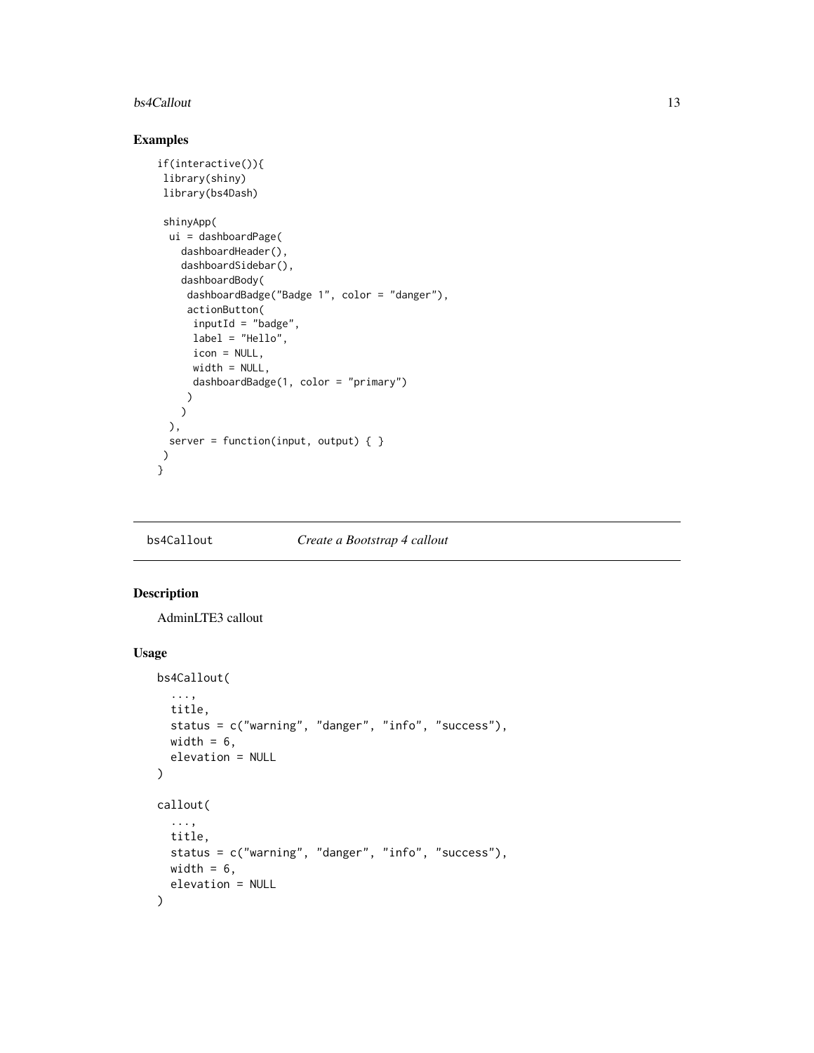## Examples

```
if(interactive()){
 library(shiny)
 library(bs4Dash)

 shinyApp(
  ui = dashboardPage(
    dashboardHeader(),
    dashboardSidebar(),
    dashboardBody(
     dashboardBadge("Badge 1", color = "danger"),
     actionButton(
      inputId = "badge",
      label = "Hello",
      icon = NULL,
      width = NULL,
      dashboardBadge(1, color = "primary")
     )
    )
  ),
  server = function(input, output) { }
 )
}
```

---

`bs4Callout` *Create a Bootstrap 4 callout*

---

## Description

AdminLTE3 callout

## Usage

```
bs4Callout(
  ...,
  title,
  status = c("warning", "danger", "info", "success"),
  width = 6,
  elevation = NULL
)

callout(
  ...,
  title,
  status = c("warning", "danger", "info", "success"),
  width = 6,
  elevation = NULL
)
```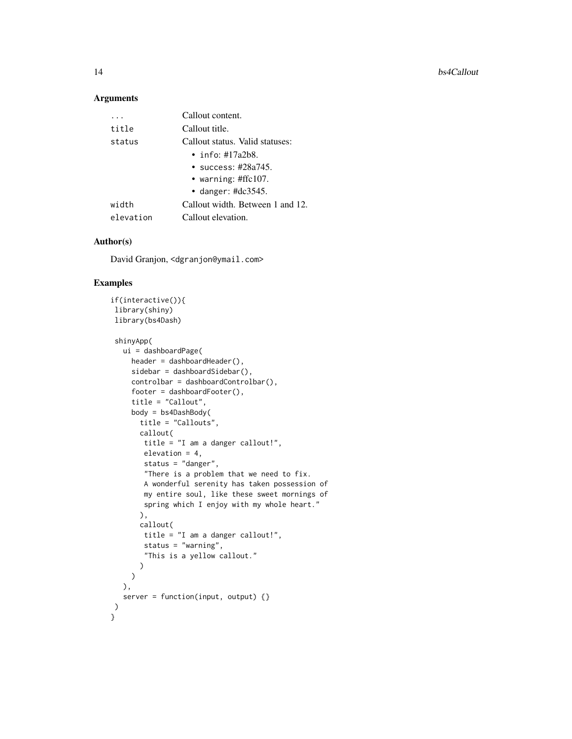## Arguments

| | |
|---|---|
| ... | Callout content. |
| title | Callout title. |
| status | Callout status. Valid statuses:<br>• info: #17a2b8.<br>• success: #28a745.<br>• warning: #ffc107.<br>• danger: #dc3545. |
| width | Callout width. Between 1 and 12. |
| elevation | Callout elevation. |

## Author(s)

David Granjon, <dgranjon@ymail.com>

## Examples

```
if(interactive()){
 library(shiny)
 library(bs4Dash)

 shinyApp(
   ui = dashboardPage(
     header = dashboardHeader(),
     sidebar = dashboardSidebar(),
     controlbar = dashboardControlbar(),
     footer = dashboardFooter(),
     title = "Callout",
     body = bs4DashBody(
       title = "Callouts",
       callout(
        title = "I am a danger callout!",
        elevation = 4,
        status = "danger",
        "There is a problem that we need to fix.
        A wonderful serenity has taken possession of
        my entire soul, like these sweet mornings of
        spring which I enjoy with my whole heart."
       ),
       callout(
        title = "I am a danger callout!",
        status = "warning",
        "This is a yellow callout."
       )
     )
   ),
   server = function(input, output) {}
 )
}
```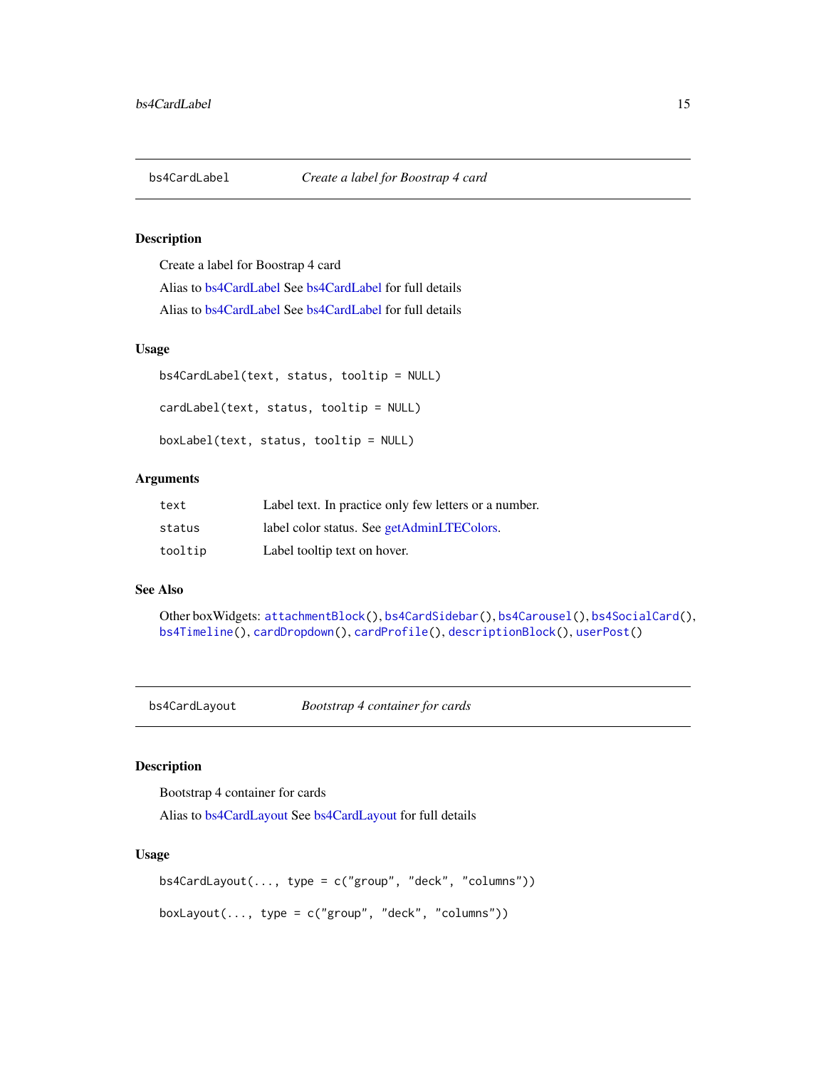## bs4CardLabel — *Create a label for Boostrap 4 card*

### Description

Create a label for Boostrap 4 card

Alias to bs4CardLabel See bs4CardLabel for full details

Alias to bs4CardLabel See bs4CardLabel for full details

### Usage

```
bs4CardLabel(text, status, tooltip = NULL)

cardLabel(text, status, tooltip = NULL)

boxLabel(text, status, tooltip = NULL)
```

### Arguments

| | |
|---|---|
| text | Label text. In practice only few letters or a number. |
| status | label color status. See getAdminLTEColors. |
| tooltip | Label tooltip text on hover. |

### See Also

Other boxWidgets: `attachmentBlock()`, `bs4CardSidebar()`, `bs4Carousel()`, `bs4SocialCard()`, `bs4Timeline()`, `cardDropdown()`, `cardProfile()`, `descriptionBlock()`, `userPost()`

## bs4CardLayout — *Bootstrap 4 container for cards*

### Description

Bootstrap 4 container for cards

Alias to bs4CardLayout See bs4CardLayout for full details

### Usage

```
bs4CardLayout(..., type = c("group", "deck", "columns"))

boxLayout(..., type = c("group", "deck", "columns"))
```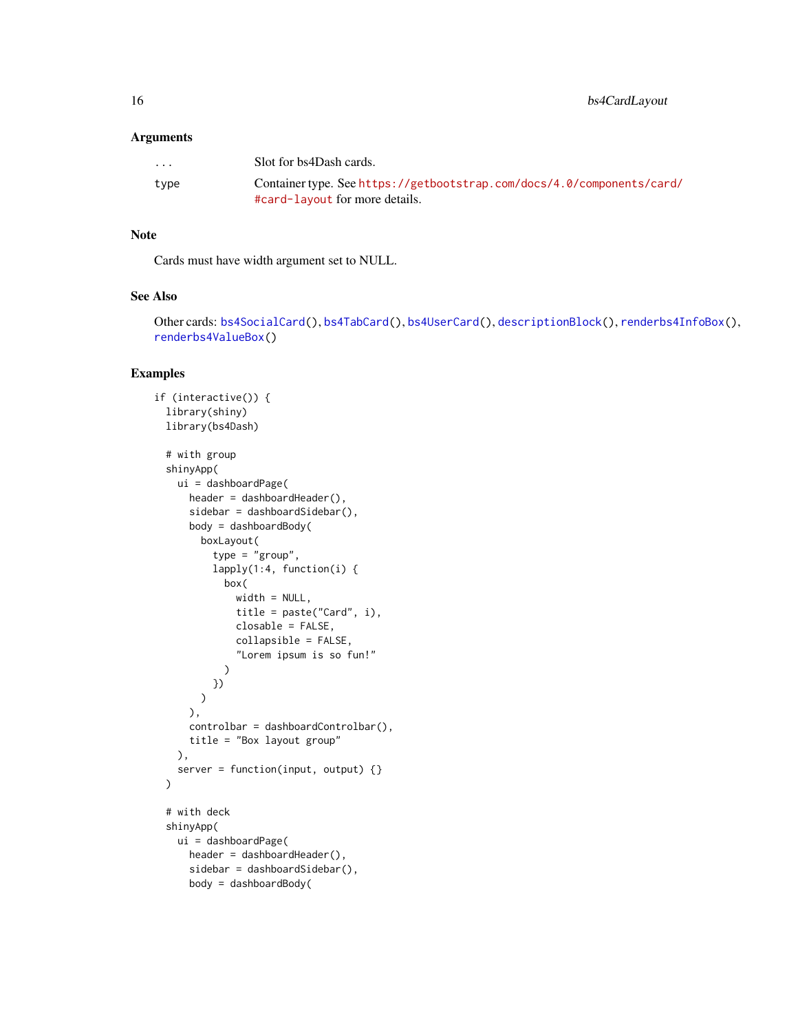## Arguments

| | |
|---|---|
| ... | Slot for bs4Dash cards. |
| type | Container type. See https://getbootstrap.com/docs/4.0/components/card/#card-layout for more details. |

## Note

Cards must have width argument set to NULL.

## See Also

Other cards: bs4SocialCard(), bs4TabCard(), bs4UserCard(), descriptionBlock(), renderbs4InfoBox(), renderbs4ValueBox()

## Examples

```
if (interactive()) {
  library(shiny)
  library(bs4Dash)

  # with group
  shinyApp(
    ui = dashboardPage(
      header = dashboardHeader(),
      sidebar = dashboardSidebar(),
      body = dashboardBody(
        boxLayout(
          type = "group",
          lapply(1:4, function(i) {
            box(
              width = NULL,
              title = paste("Card", i),
              closable = FALSE,
              collapsible = FALSE,
              "Lorem ipsum is so fun!"
            )
          })
        )
      ),
      controlbar = dashboardControlbar(),
      title = "Box layout group"
    ),
    server = function(input, output) {}
  )

  # with deck
  shinyApp(
    ui = dashboardPage(
      header = dashboardHeader(),
      sidebar = dashboardSidebar(),
      body = dashboardBody(
```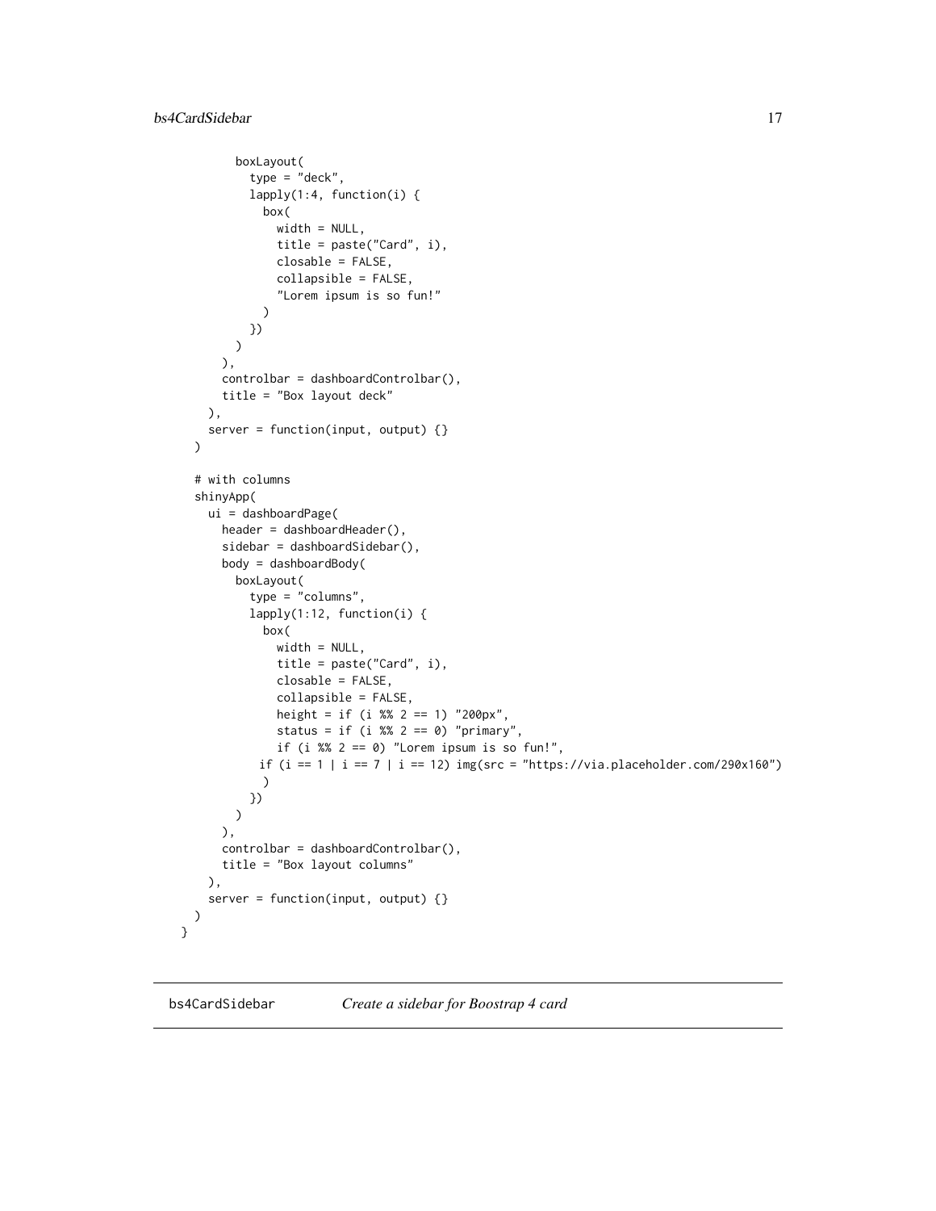```
        boxLayout(
          type = "deck",
          lapply(1:4, function(i) {
            box(
              width = NULL,
              title = paste("Card", i),
              closable = FALSE,
              collapsible = FALSE,
              "Lorem ipsum is so fun!"
            )
          })
        )
      ),
      controlbar = dashboardControlbar(),
      title = "Box layout deck"
    ),
    server = function(input, output) {}
  )

  # with columns
  shinyApp(
    ui = dashboardPage(
      header = dashboardHeader(),
      sidebar = dashboardSidebar(),
      body = dashboardBody(
        boxLayout(
          type = "columns",
          lapply(1:12, function(i) {
            box(
              width = NULL,
              title = paste("Card", i),
              closable = FALSE,
              collapsible = FALSE,
              height = if (i %% 2 == 1) "200px",
              status = if (i %% 2 == 0) "primary",
              if (i %% 2 == 0) "Lorem ipsum is so fun!",
             if (i == 1 | i == 7 | i == 12) img(src = "https://via.placeholder.com/290x160")
            )
          })
        )
      ),
      controlbar = dashboardControlbar(),
      title = "Box layout columns"
    ),
    server = function(input, output) {}
  )
}
```

## bs4CardSidebar    *Create a sidebar for Boostrap 4 card*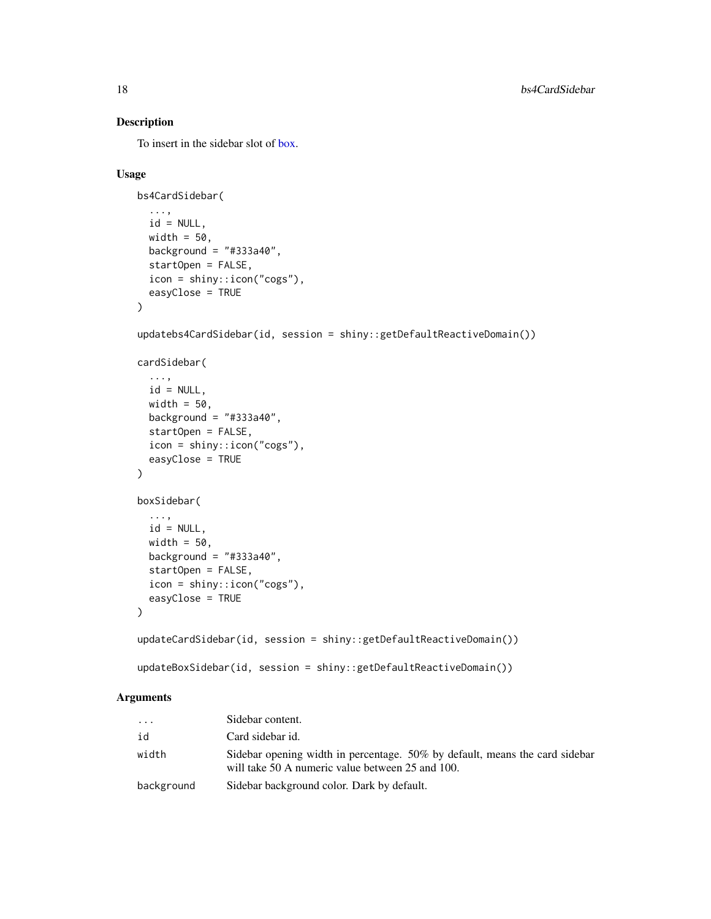## Description

To insert in the sidebar slot of box.

## Usage

```
bs4CardSidebar(
  ...,
  id = NULL,
  width = 50,
  background = "#333a40",
  startOpen = FALSE,
  icon = shiny::icon("cogs"),
  easyClose = TRUE
)

updatebs4CardSidebar(id, session = shiny::getDefaultReactiveDomain())

cardSidebar(
  ...,
  id = NULL,
  width = 50,
  background = "#333a40",
  startOpen = FALSE,
  icon = shiny::icon("cogs"),
  easyClose = TRUE
)

boxSidebar(
  ...,
  id = NULL,
  width = 50,
  background = "#333a40",
  startOpen = FALSE,
  icon = shiny::icon("cogs"),
  easyClose = TRUE
)

updateCardSidebar(id, session = shiny::getDefaultReactiveDomain())

updateBoxSidebar(id, session = shiny::getDefaultReactiveDomain())
```

## Arguments

| | |
|---|---|
| `...` | Sidebar content. |
| `id` | Card sidebar id. |
| `width` | Sidebar opening width in percentage. 50% by default, means the card sidebar will take 50 A numeric value between 25 and 100. |
| `background` | Sidebar background color. Dark by default. |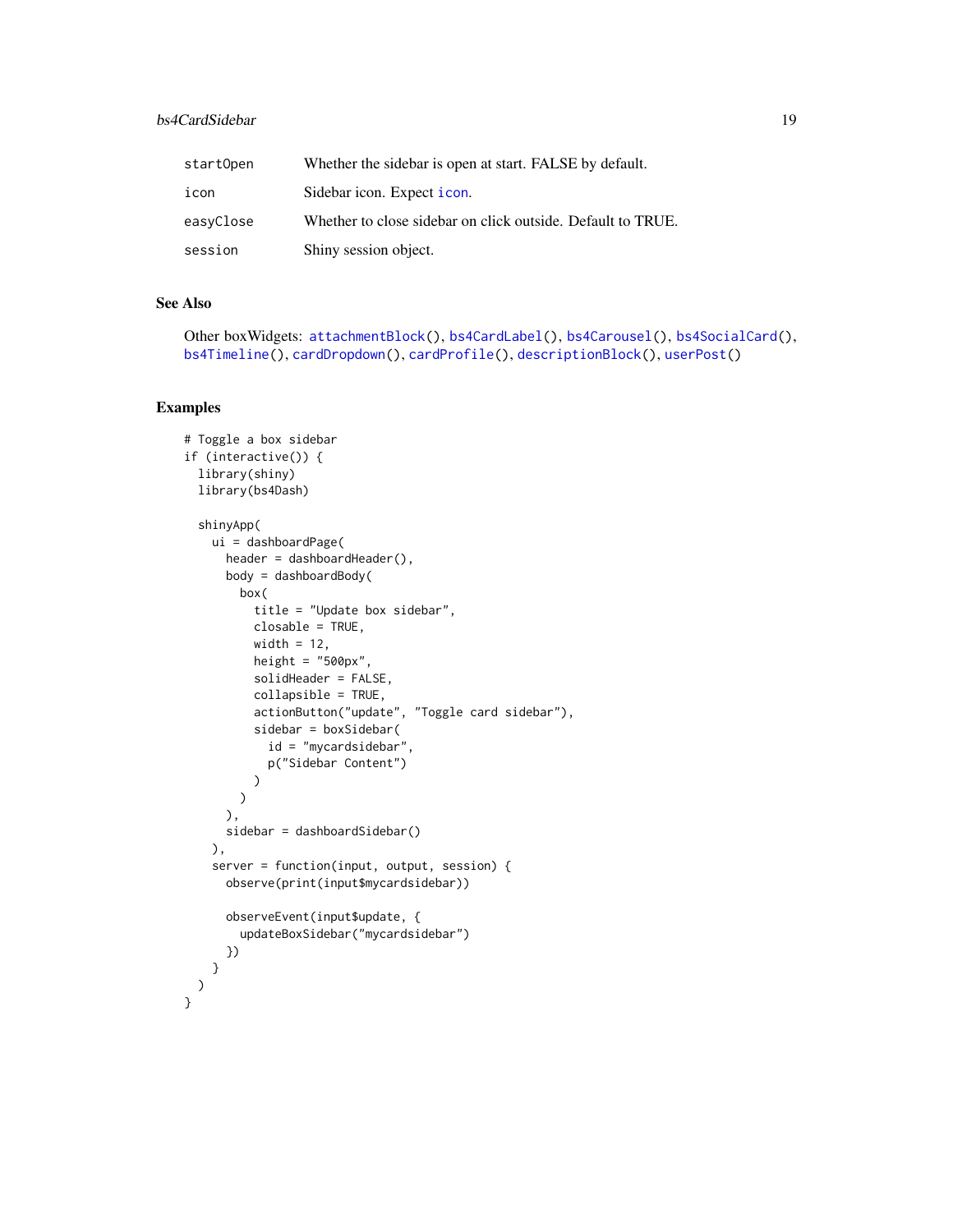| | |
|---|---|
| startOpen | Whether the sidebar is open at start. FALSE by default. |
| icon | Sidebar icon. Expect icon. |
| easyClose | Whether to close sidebar on click outside. Default to TRUE. |
| session | Shiny session object. |

## See Also

Other boxWidgets: attachmentBlock(), bs4CardLabel(), bs4Carousel(), bs4SocialCard(), bs4Timeline(), cardDropdown(), cardProfile(), descriptionBlock(), userPost()

## Examples

```
# Toggle a box sidebar
if (interactive()) {
  library(shiny)
  library(bs4Dash)

  shinyApp(
    ui = dashboardPage(
      header = dashboardHeader(),
      body = dashboardBody(
        box(
          title = "Update box sidebar",
          closable = TRUE,
          width = 12,
          height = "500px",
          solidHeader = FALSE,
          collapsible = TRUE,
          actionButton("update", "Toggle card sidebar"),
          sidebar = boxSidebar(
            id = "mycardsidebar",
            p("Sidebar Content")
          )
        )
      ),
      sidebar = dashboardSidebar()
    ),
    server = function(input, output, session) {
      observe(print(input$mycardsidebar))

      observeEvent(input$update, {
        updateBoxSidebar("mycardsidebar")
      })
    }
  )
}
```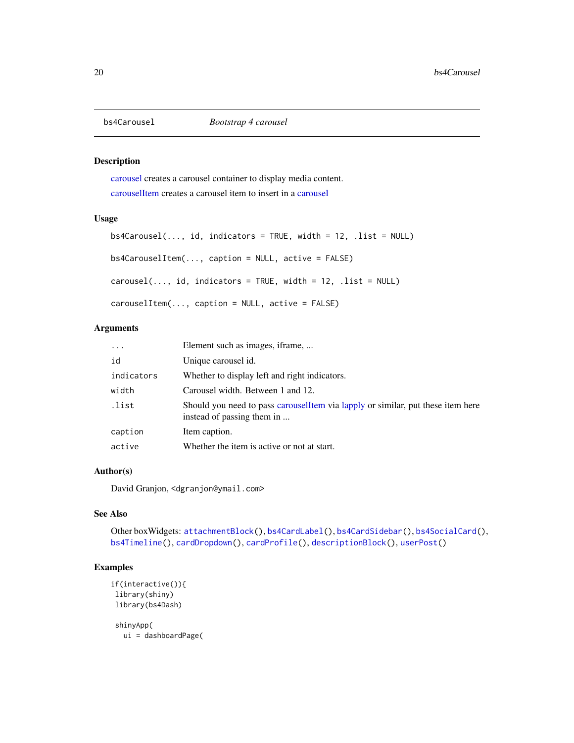bs4Carousel *Bootstrap 4 carousel*

## Description

carousel creates a carousel container to display media content.

carouselItem creates a carousel item to insert in a carousel

## Usage

```
bs4Carousel(..., id, indicators = TRUE, width = 12, .list = NULL)

bs4CarouselItem(..., caption = NULL, active = FALSE)

carousel(..., id, indicators = TRUE, width = 12, .list = NULL)

carouselItem(..., caption = NULL, active = FALSE)
```

## Arguments

| | |
|---|---|
| `...` | Element such as images, iframe, ... |
| `id` | Unique carousel id. |
| `indicators` | Whether to display left and right indicators. |
| `width` | Carousel width. Between 1 and 12. |
| `.list` | Should you need to pass carouselItem via lapply or similar, put these item here instead of passing them in ... |
| `caption` | Item caption. |
| `active` | Whether the item is active or not at start. |

## Author(s)

David Granjon, <dgranjon@ymail.com>

## See Also

Other boxWidgets: `attachmentBlock()`, `bs4CardLabel()`, `bs4CardSidebar()`, `bs4SocialCard()`, `bs4Timeline()`, `cardDropdown()`, `cardProfile()`, `descriptionBlock()`, `userPost()`

## Examples

```
if(interactive()){
 library(shiny)
 library(bs4Dash)

 shinyApp(
   ui = dashboardPage(
```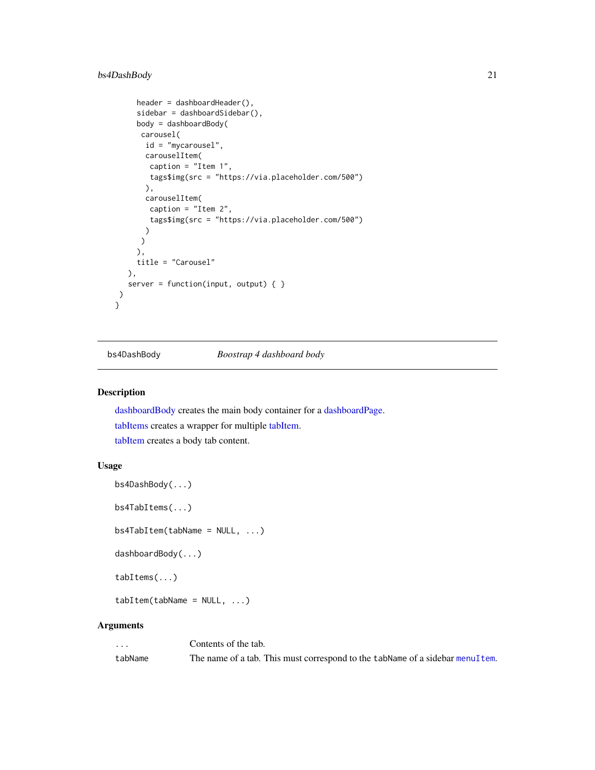```
    header = dashboardHeader(),
    sidebar = dashboardSidebar(),
    body = dashboardBody(
     carousel(
      id = "mycarousel",
      carouselItem(
       caption = "Item 1",
       tags$img(src = "https://via.placeholder.com/500")
      ),
      carouselItem(
       caption = "Item 2",
       tags$img(src = "https://via.placeholder.com/500")
      )
     )
    ),
    title = "Carousel"
  ),
  server = function(input, output) { }
 )
}
```

---

## bs4DashBody &emsp; *Boostrap 4 dashboard body*

### Description

dashboardBody creates the main body container for a dashboardPage.

tabItems creates a wrapper for multiple tabItem.

tabItem creates a body tab content.

### Usage

```
bs4DashBody(...)

bs4TabItems(...)

bs4TabItem(tabName = NULL, ...)

dashboardBody(...)

tabItems(...)

tabItem(tabName = NULL, ...)
```

### Arguments

| | |
|---|---|
| `...` | Contents of the tab. |
| `tabName` | The name of a tab. This must correspond to the `tabName` of a sidebar `menuItem`. |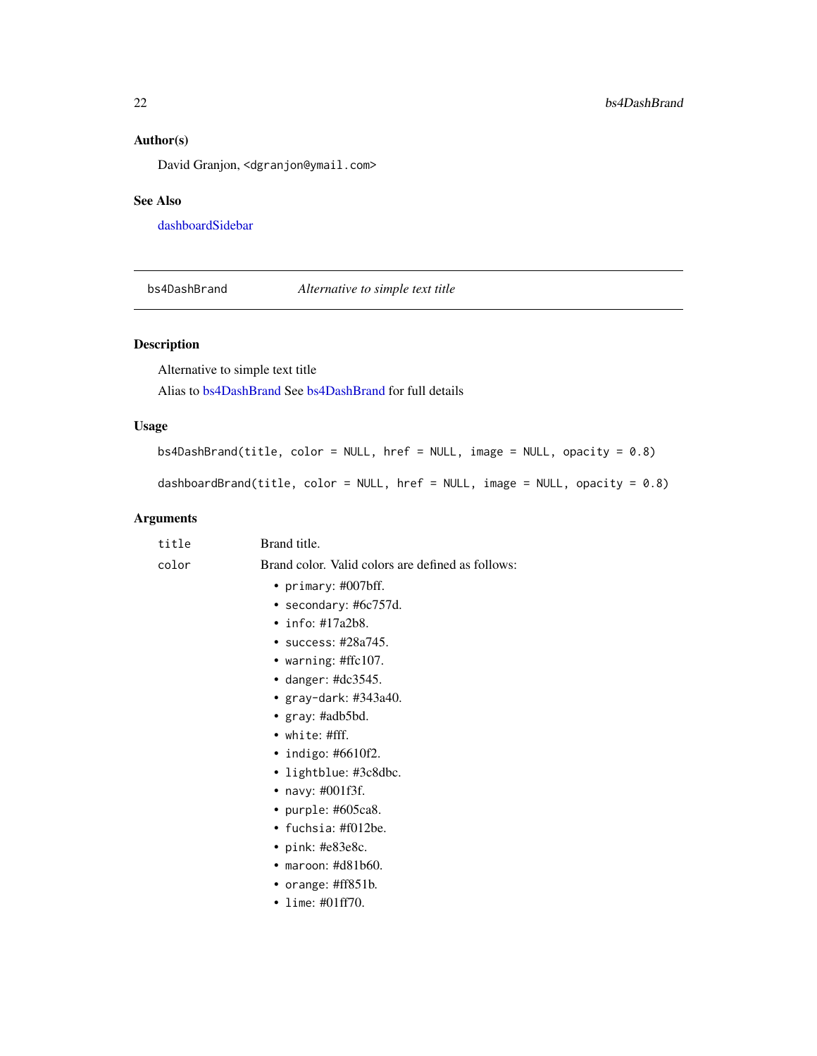### Author(s)

David Granjon, <dgranjon@ymail.com>

### See Also

dashboardSidebar

---

## bs4DashBrand — *Alternative to simple text title*

### Description

Alternative to simple text title

Alias to bs4DashBrand See bs4DashBrand for full details

### Usage

```
bs4DashBrand(title, color = NULL, href = NULL, image = NULL, opacity = 0.8)

dashboardBrand(title, color = NULL, href = NULL, image = NULL, opacity = 0.8)
```

### Arguments

| | |
|---|---|
| `title` | Brand title. |
| `color` | Brand color. Valid colors are defined as follows:<br>• `primary`: #007bff.<br>• `secondary`: #6c757d.<br>• `info`: #17a2b8.<br>• `success`: #28a745.<br>• `warning`: #ffc107.<br>• `danger`: #dc3545.<br>• `gray-dark`: #343a40.<br>• `gray`: #adb5bd.<br>• `white`: #fff.<br>• `indigo`: #6610f2.<br>• `lightblue`: #3c8dbc.<br>• `navy`: #001f3f.<br>• `purple`: #605ca8.<br>• `fuchsia`: #f012be.<br>• `pink`: #e83e8c.<br>• `maroon`: #d81b60.<br>• `orange`: #ff851b.<br>• `lime`: #01ff70. |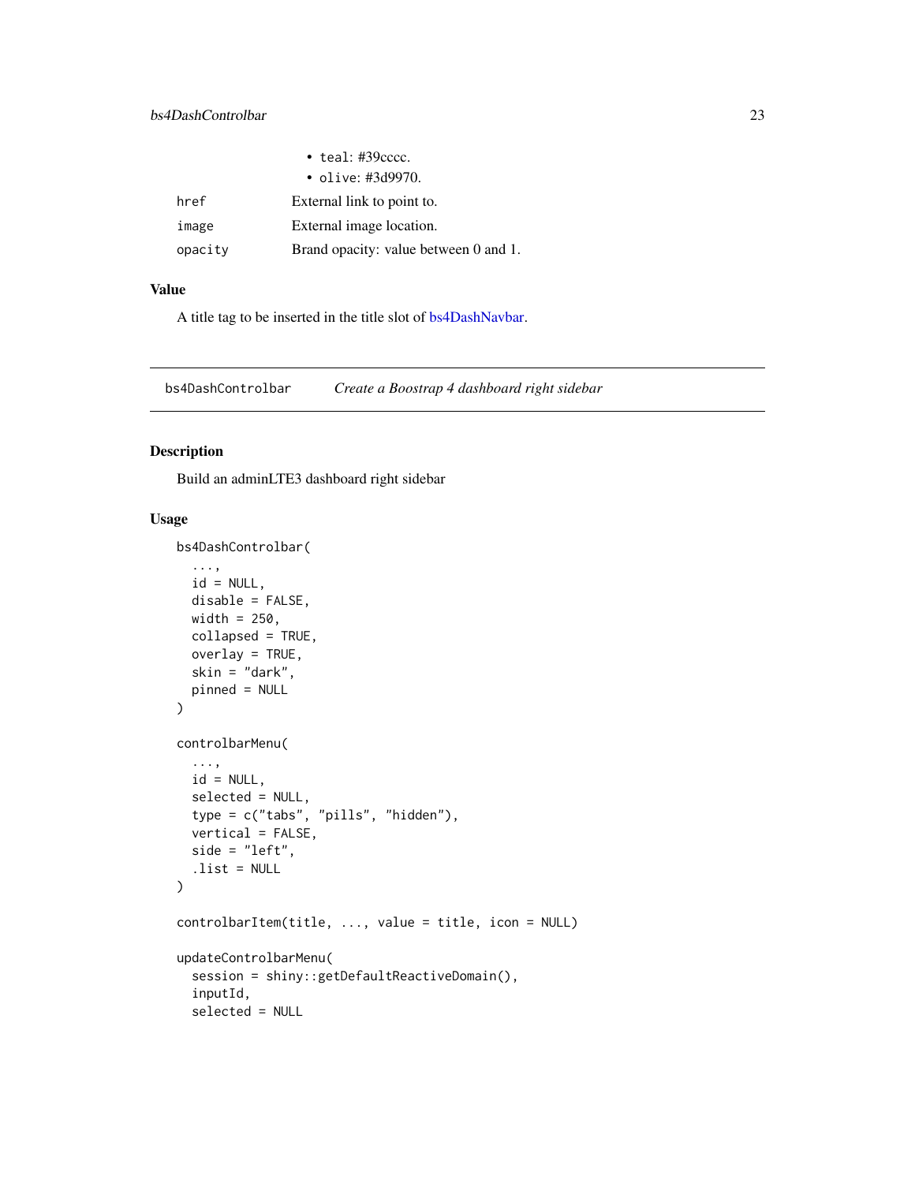- teal: #39cccc.
- olive: #3d9970.

| | |
|---|---|
| href | External link to point to. |
| image | External image location. |
| opacity | Brand opacity: value between 0 and 1. |

### Value

A title tag to be inserted in the title slot of bs4DashNavbar.

---

## bs4DashControlbar — *Create a Boostrap 4 dashboard right sidebar*

### Description

Build an adminLTE3 dashboard right sidebar

### Usage

```
bs4DashControlbar(
  ...,
  id = NULL,
  disable = FALSE,
  width = 250,
  collapsed = TRUE,
  overlay = TRUE,
  skin = "dark",
  pinned = NULL
)

controlbarMenu(
  ...,
  id = NULL,
  selected = NULL,
  type = c("tabs", "pills", "hidden"),
  vertical = FALSE,
  side = "left",
  .list = NULL
)

controlbarItem(title, ..., value = title, icon = NULL)

updateControlbarMenu(
  session = shiny::getDefaultReactiveDomain(),
  inputId,
  selected = NULL
```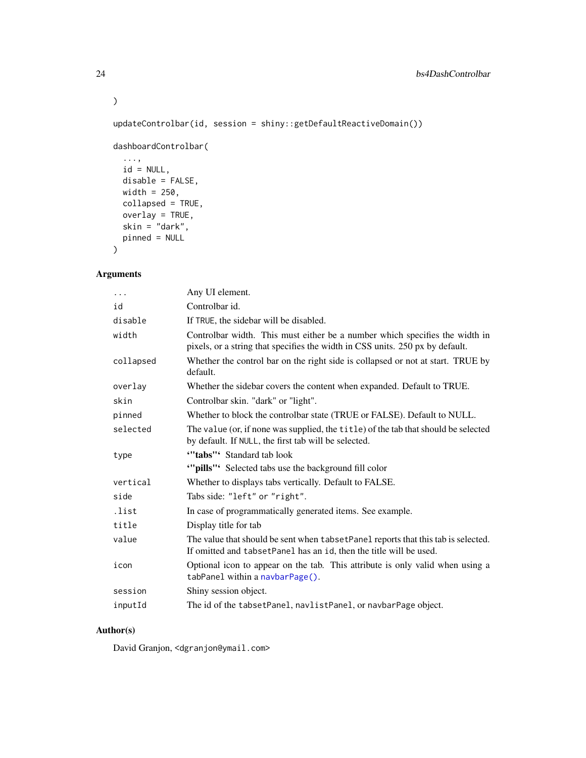```
)

updateControlbar(id, session = shiny::getDefaultReactiveDomain())

dashboardControlbar(
  ...,
  id = NULL,
  disable = FALSE,
  width = 250,
  collapsed = TRUE,
  overlay = TRUE,
  skin = "dark",
  pinned = NULL
)
```

## Arguments

| | |
|---|---|
| ... | Any UI element. |
| id | Controlbar id. |
| disable | If TRUE, the sidebar will be disabled. |
| width | Controlbar width. This must either be a number which specifies the width in pixels, or a string that specifies the width in CSS units. 250 px by default. |
| collapsed | Whether the control bar on the right side is collapsed or not at start. TRUE by default. |
| overlay | Whether the sidebar covers the content when expanded. Default to TRUE. |
| skin | Controlbar skin. "dark" or "light". |
| pinned | Whether to block the controlbar state (TRUE or FALSE). Default to NULL. |
| selected | The value (or, if none was supplied, the title) of the tab that should be selected by default. If NULL, the first tab will be selected. |
| type | **'"tabs"'** Standard tab look<br>**'"pills"'** Selected tabs use the background fill color |
| vertical | Whether to displays tabs vertically. Default to FALSE. |
| side | Tabs side: "left" or "right". |
| .list | In case of programmatically generated items. See example. |
| title | Display title for tab |
| value | The value that should be sent when tabsetPanel reports that this tab is selected. If omitted and tabsetPanel has an id, then the title will be used. |
| icon | Optional icon to appear on the tab. This attribute is only valid when using a tabPanel within a navbarPage(). |
| session | Shiny session object. |
| inputId | The id of the tabsetPanel, navlistPanel, or navbarPage object. |

## Author(s)

David Granjon, <dgranjon@ymail.com>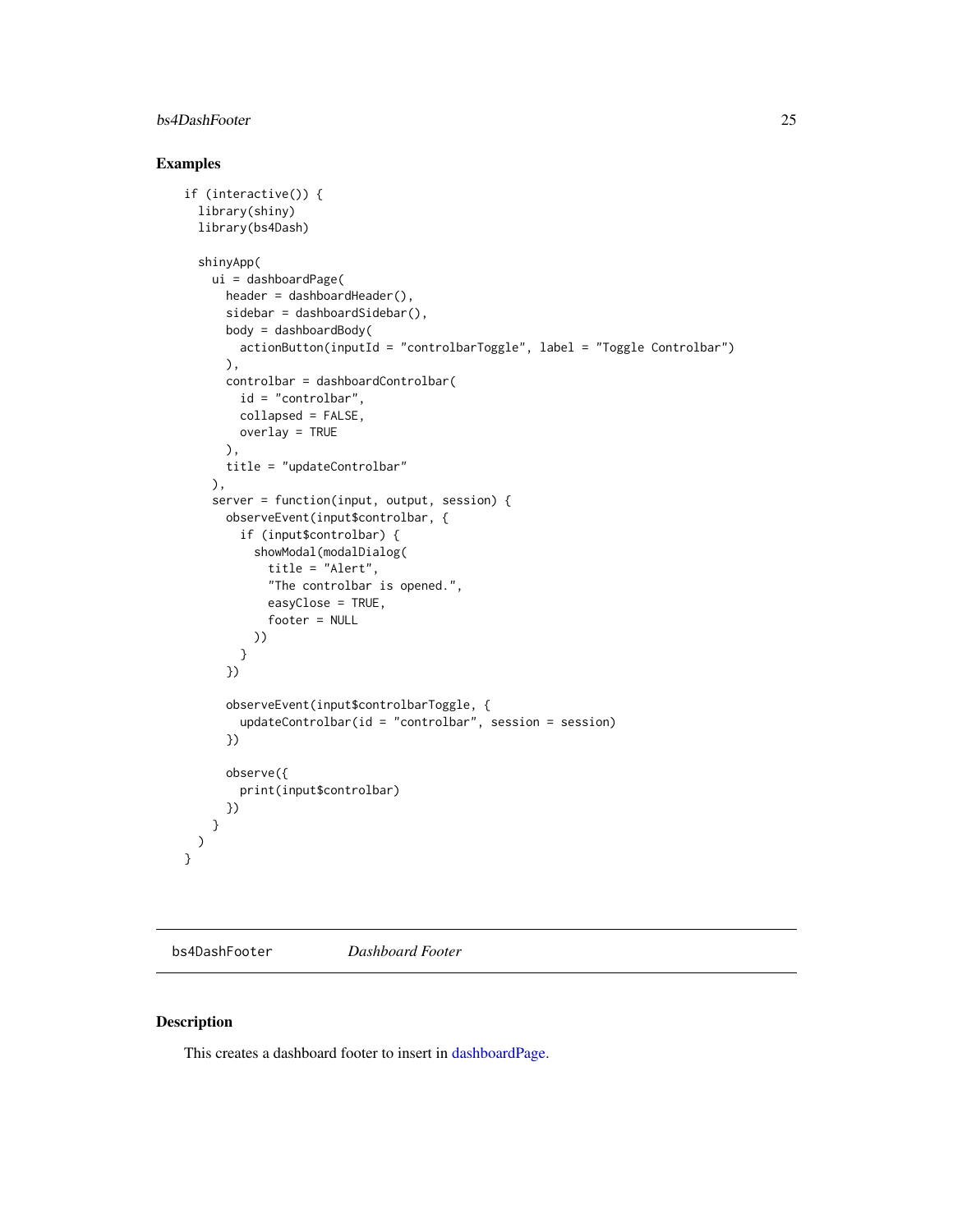## Examples

```
if (interactive()) {
  library(shiny)
  library(bs4Dash)

  shinyApp(
    ui = dashboardPage(
      header = dashboardHeader(),
      sidebar = dashboardSidebar(),
      body = dashboardBody(
        actionButton(inputId = "controlbarToggle", label = "Toggle Controlbar")
      ),
      controlbar = dashboardControlbar(
        id = "controlbar",
        collapsed = FALSE,
        overlay = TRUE
      ),
      title = "updateControlbar"
    ),
    server = function(input, output, session) {
      observeEvent(input$controlbar, {
        if (input$controlbar) {
          showModal(modalDialog(
            title = "Alert",
            "The controlbar is opened.",
            easyClose = TRUE,
            footer = NULL
          ))
        }
      })

      observeEvent(input$controlbarToggle, {
        updateControlbar(id = "controlbar", session = session)
      })

      observe({
        print(input$controlbar)
      })
    }
  )
}
```

---

# bs4DashFooter    *Dashboard Footer*

---

## Description

This creates a dashboard footer to insert in dashboardPage.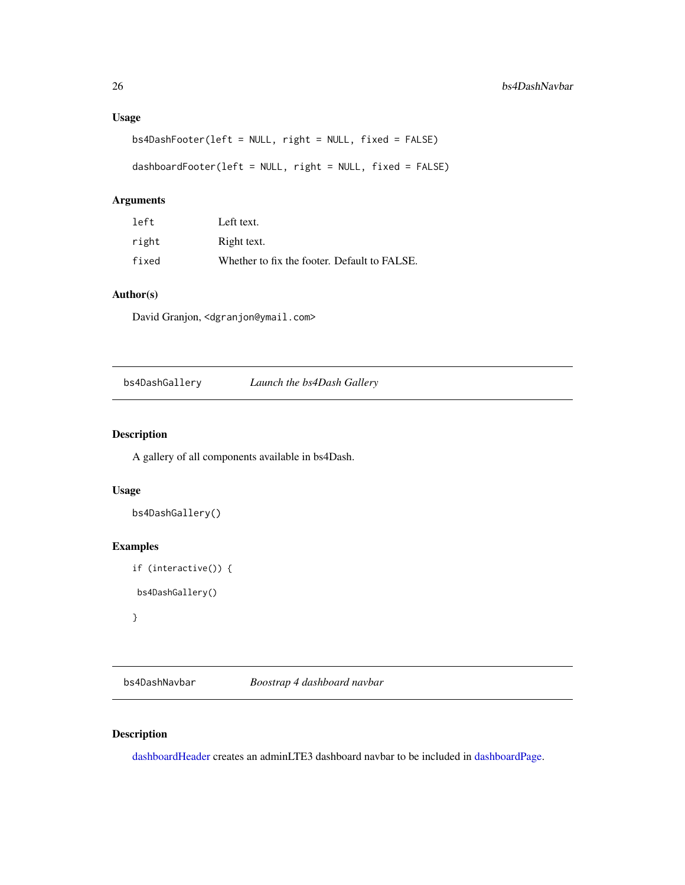### Usage

```
bs4DashFooter(left = NULL, right = NULL, fixed = FALSE)

dashboardFooter(left = NULL, right = NULL, fixed = FALSE)
```

### Arguments

| | |
|---|---|
| left | Left text. |
| right | Right text. |
| fixed | Whether to fix the footer. Default to FALSE. |

### Author(s)

David Granjon, <dgranjon@ymail.com>

---

## bs4DashGallery    *Launch the bs4Dash Gallery*

---

### Description

A gallery of all components available in bs4Dash.

### Usage

```
bs4DashGallery()
```

### Examples

```
if (interactive()) {

 bs4DashGallery()

}
```

---

## bs4DashNavbar    *Boostrap 4 dashboard navbar*

---

### Description

dashboardHeader creates an adminLTE3 dashboard navbar to be included in dashboardPage.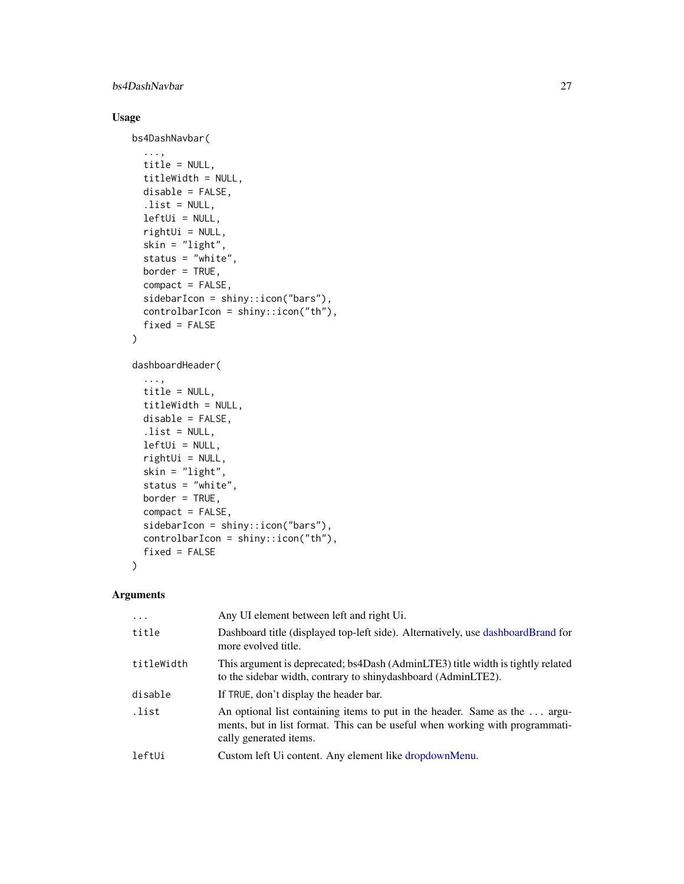### Usage

```
bs4DashNavbar(
  ...,
  title = NULL,
  titleWidth = NULL,
  disable = FALSE,
  .list = NULL,
  leftUi = NULL,
  rightUi = NULL,
  skin = "light",
  status = "white",
  border = TRUE,
  compact = FALSE,
  sidebarIcon = shiny::icon("bars"),
  controlbarIcon = shiny::icon("th"),
  fixed = FALSE
)

dashboardHeader(
  ...,
  title = NULL,
  titleWidth = NULL,
  disable = FALSE,
  .list = NULL,
  leftUi = NULL,
  rightUi = NULL,
  skin = "light",
  status = "white",
  border = TRUE,
  compact = FALSE,
  sidebarIcon = shiny::icon("bars"),
  controlbarIcon = shiny::icon("th"),
  fixed = FALSE
)
```

### Arguments

| | |
|---|---|
| `...` | Any UI element between left and right Ui. |
| `title` | Dashboard title (displayed top-left side). Alternatively, use dashboardBrand for more evolved title. |
| `titleWidth` | This argument is deprecated; bs4Dash (AdminLTE3) title width is tightly related to the sidebar width, contrary to shinydashboard (AdminLTE2). |
| `disable` | If `TRUE`, don't display the header bar. |
| `.list` | An optional list containing items to put in the header. Same as the ... arguments, but in list format. This can be useful when working with programmatically generated items. |
| `leftUi` | Custom left Ui content. Any element like dropdownMenu. |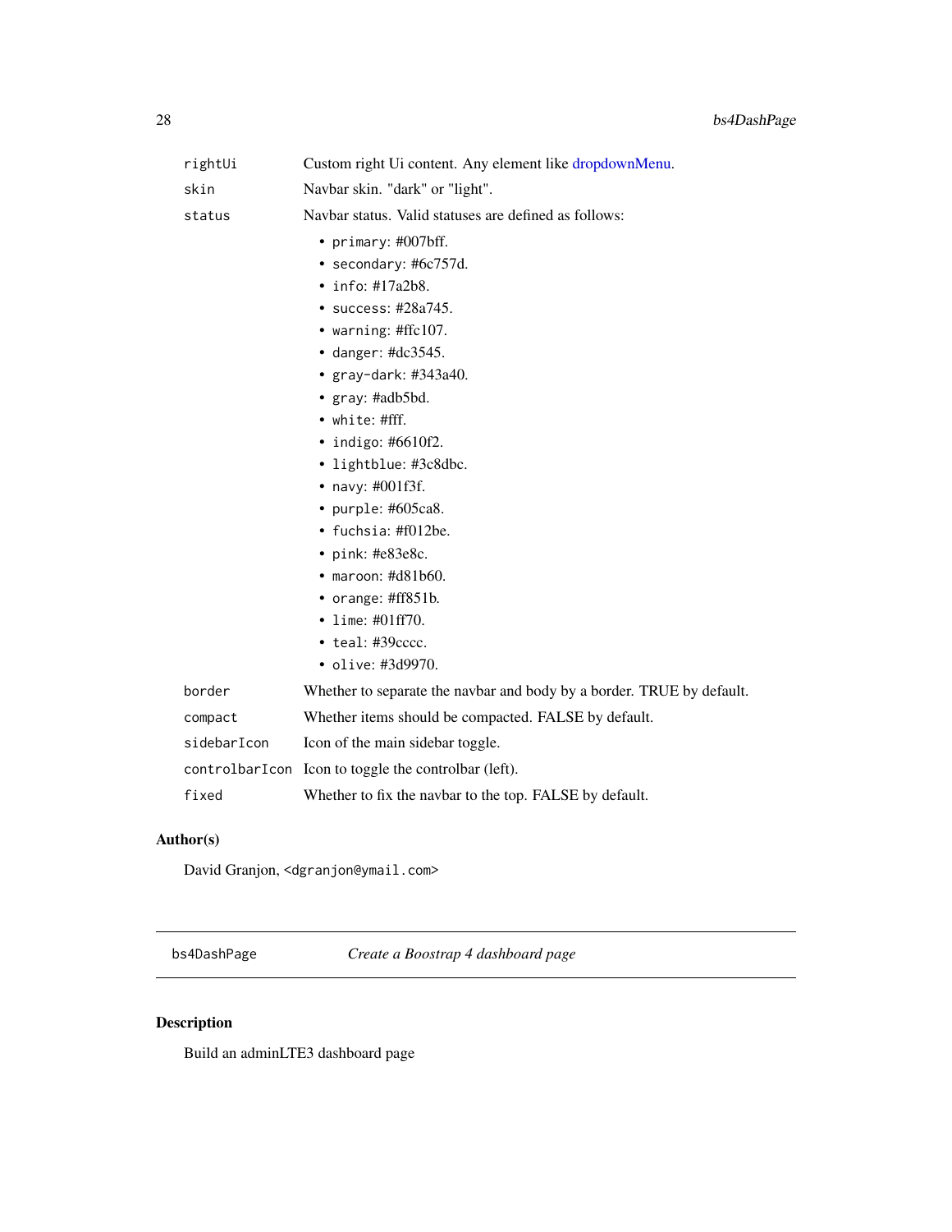| | |
|---|---|
| rightUi | Custom right Ui content. Any element like dropdownMenu. |
| skin | Navbar skin. "dark" or "light". |
| status | Navbar status. Valid statuses are defined as follows:<br>• primary: #007bff.<br>• secondary: #6c757d.<br>• info: #17a2b8.<br>• success: #28a745.<br>• warning: #ffc107.<br>• danger: #dc3545.<br>• gray-dark: #343a40.<br>• gray: #adb5bd.<br>• white: #fff.<br>• indigo: #6610f2.<br>• lightblue: #3c8dbc.<br>• navy: #001f3f.<br>• purple: #605ca8.<br>• fuchsia: #f012be.<br>• pink: #e83e8c.<br>• maroon: #d81b60.<br>• orange: #ff851b.<br>• lime: #01ff70.<br>• teal: #39cccc.<br>• olive: #3d9970. |
| border | Whether to separate the navbar and body by a border. TRUE by default. |
| compact | Whether items should be compacted. FALSE by default. |
| sidebarIcon | Icon of the main sidebar toggle. |
| controlbarIcon | Icon to toggle the controlbar (left). |
| fixed | Whether to fix the navbar to the top. FALSE by default. |

### Author(s)

David Granjon, <dgranjon@ymail.com>

---

## bs4DashPage — *Create a Boostrap 4 dashboard page*

### Description

Build an adminLTE3 dashboard page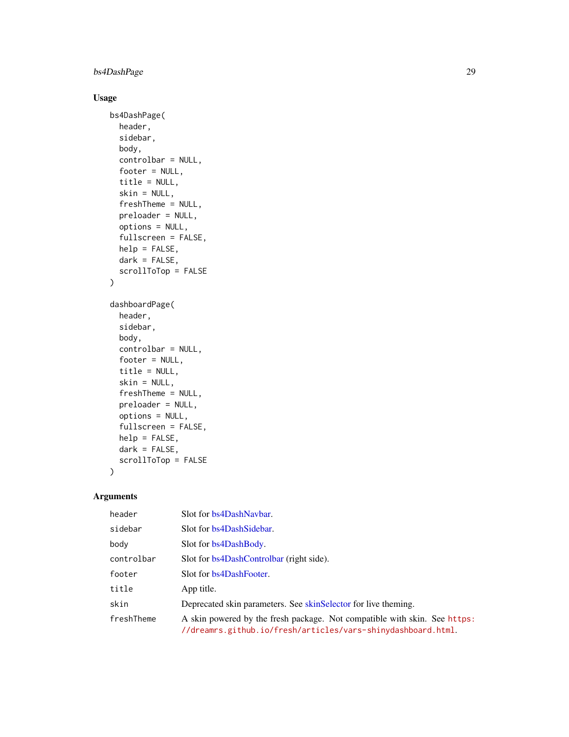### Usage

```
bs4DashPage(
  header,
  sidebar,
  body,
  controlbar = NULL,
  footer = NULL,
  title = NULL,
  skin = NULL,
  freshTheme = NULL,
  preloader = NULL,
  options = NULL,
  fullscreen = FALSE,
  help = FALSE,
  dark = FALSE,
  scrollToTop = FALSE
)

dashboardPage(
  header,
  sidebar,
  body,
  controlbar = NULL,
  footer = NULL,
  title = NULL,
  skin = NULL,
  freshTheme = NULL,
  preloader = NULL,
  options = NULL,
  fullscreen = FALSE,
  help = FALSE,
  dark = FALSE,
  scrollToTop = FALSE
)
```

### Arguments

| | |
|---|---|
| header | Slot for bs4DashNavbar. |
| sidebar | Slot for bs4DashSidebar. |
| body | Slot for bs4DashBody. |
| controlbar | Slot for bs4DashControlbar (right side). |
| footer | Slot for bs4DashFooter. |
| title | App title. |
| skin | Deprecated skin parameters. See skinSelector for live theming. |
| freshTheme | A skin powered by the fresh package. Not compatible with skin. See https://dreamrs.github.io/fresh/articles/vars-shinydashboard.html. |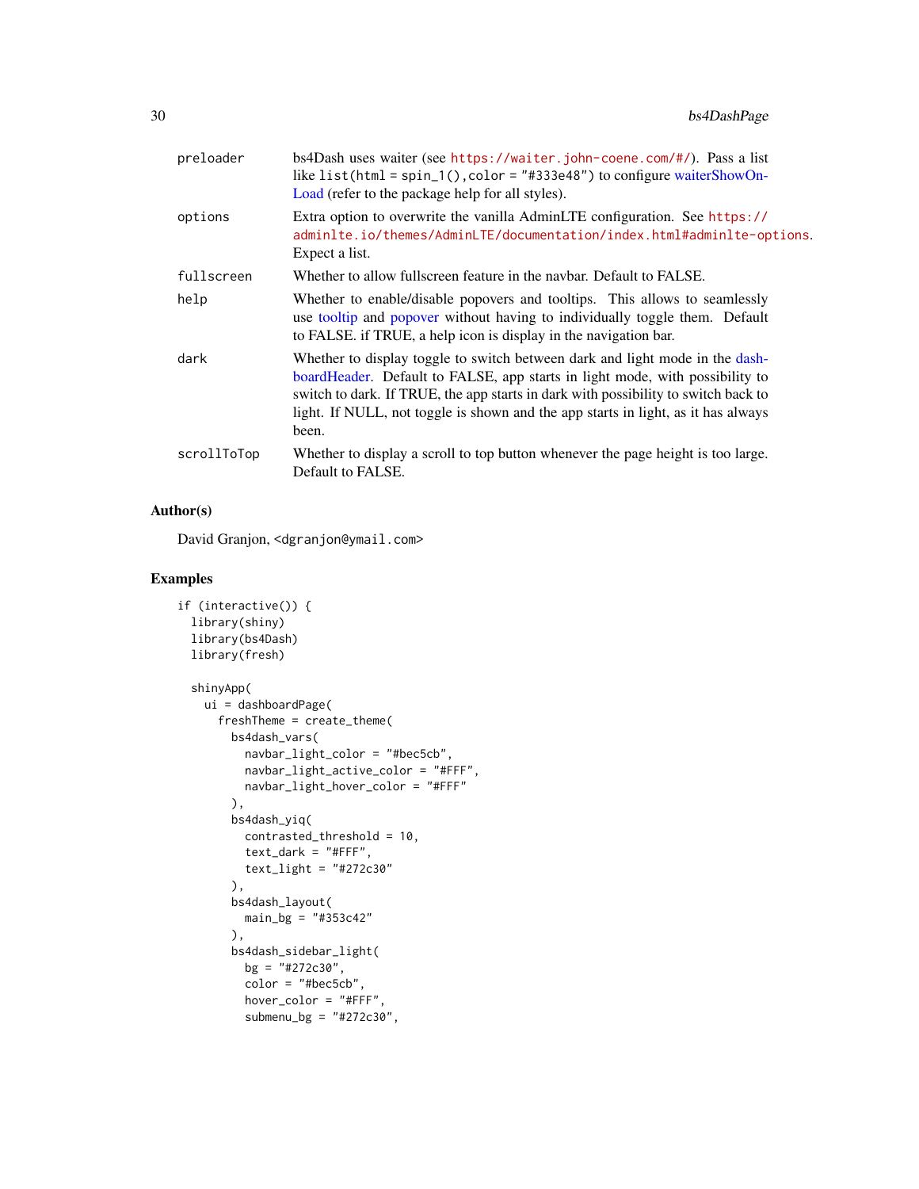| | |
|---|---|
| preloader | bs4Dash uses waiter (see https://waiter.john-coene.com/#/). Pass a list like list(html = spin_1(),color = "#333e48") to configure waiterShowOnLoad (refer to the package help for all styles). |
| options | Extra option to overwrite the vanilla AdminLTE configuration. See https://adminlte.io/themes/AdminLTE/documentation/index.html#adminlte-options. Expect a list. |
| fullscreen | Whether to allow fullscreen feature in the navbar. Default to FALSE. |
| help | Whether to enable/disable popovers and tooltips. This allows to seamlessly use tooltip and popover without having to individually toggle them. Default to FALSE. if TRUE, a help icon is display in the navigation bar. |
| dark | Whether to display toggle to switch between dark and light mode in the dashboardHeader. Default to FALSE, app starts in light mode, with possibility to switch to dark. If TRUE, the app starts in dark with possibility to switch back to light. If NULL, not toggle is shown and the app starts in light, as it has always been. |
| scrollToTop | Whether to display a scroll to top button whenever the page height is too large. Default to FALSE. |

## Author(s)

David Granjon, <dgranjon@ymail.com>

## Examples

```
if (interactive()) {
  library(shiny)
  library(bs4Dash)
  library(fresh)

  shinyApp(
    ui = dashboardPage(
      freshTheme = create_theme(
        bs4dash_vars(
          navbar_light_color = "#bec5cb",
          navbar_light_active_color = "#FFF",
          navbar_light_hover_color = "#FFF"
        ),
        bs4dash_yiq(
          contrasted_threshold = 10,
          text_dark = "#FFF",
          text_light = "#272c30"
        ),
        bs4dash_layout(
          main_bg = "#353c42"
        ),
        bs4dash_sidebar_light(
          bg = "#272c30",
          color = "#bec5cb",
          hover_color = "#FFF",
          submenu_bg = "#272c30",
```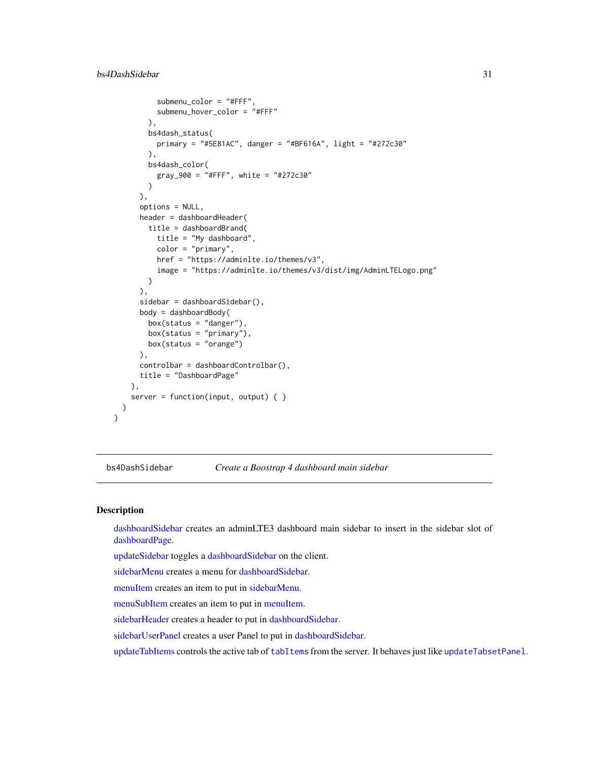```
          submenu_color = "#FFF",
          submenu_hover_color = "#FFF"
        ),
        bs4dash_status(
          primary = "#5E81AC", danger = "#BF616A", light = "#272c30"
        ),
        bs4dash_color(
          gray_900 = "#FFF", white = "#272c30"
        )
      ),
      options = NULL,
      header = dashboardHeader(
        title = dashboardBrand(
          title = "My dashboard",
          color = "primary",
          href = "https://adminlte.io/themes/v3",
          image = "https://adminlte.io/themes/v3/dist/img/AdminLTELogo.png"
        )
      ),
      sidebar = dashboardSidebar(),
      body = dashboardBody(
        box(status = "danger"),
        box(status = "primary"),
        box(status = "orange")
      ),
      controlbar = dashboardControlbar(),
      title = "DashboardPage"
    ),
    server = function(input, output) { }
  )
}
```

---

`bs4DashSidebar` *Create a Boostrap 4 dashboard main sidebar*

---

## Description

dashboardSidebar creates an adminLTE3 dashboard main sidebar to insert in the sidebar slot of dashboardPage.

updateSidebar toggles a dashboardSidebar on the client.

sidebarMenu creates a menu for dashboardSidebar.

menuItem creates an item to put in sidebarMenu.

menuSubItem creates an item to put in menuItem.

sidebarHeader creates a header to put in dashboardSidebar.

sidebarUserPanel creates a user Panel to put in dashboardSidebar.

updateTabItems controls the active tab of `tabItems` from the server. It behaves just like `updateTabsetPanel`.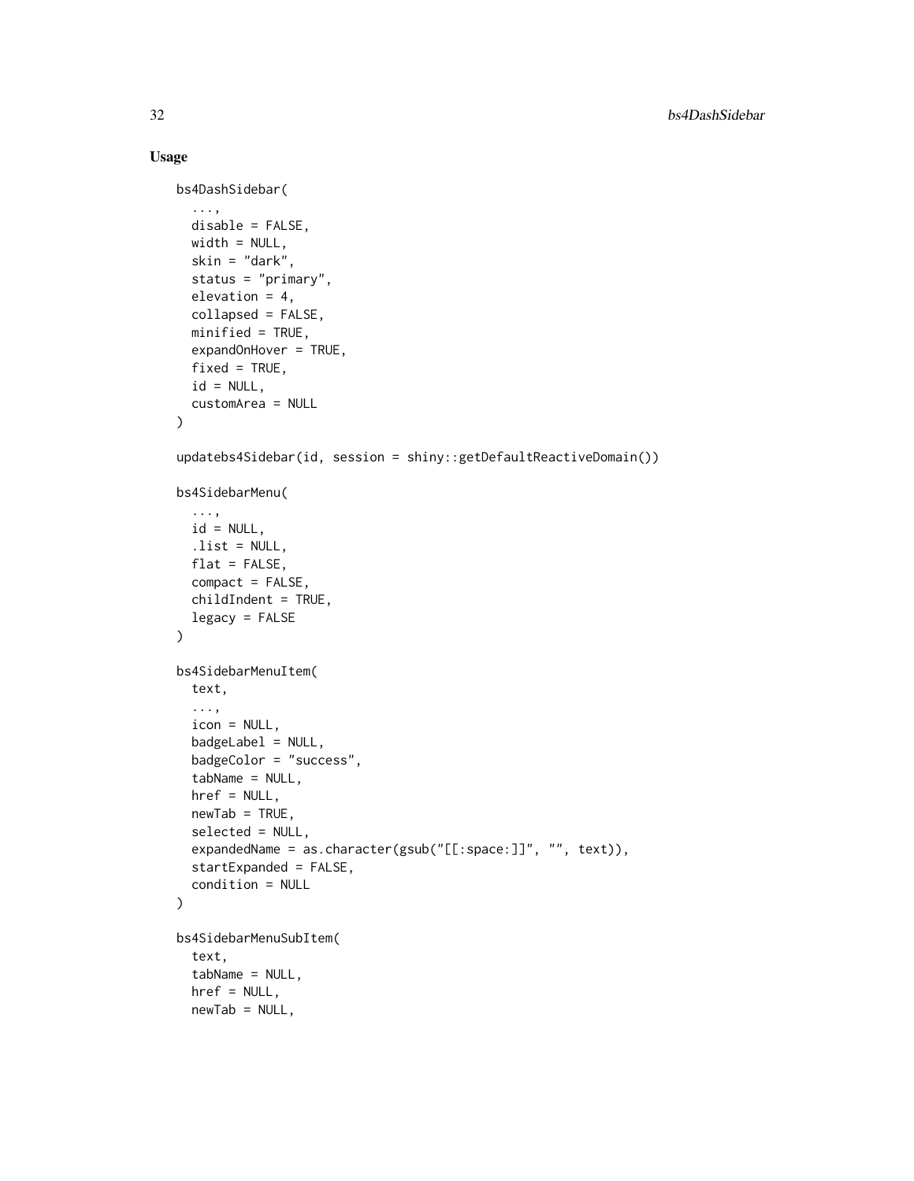## Usage

```
bs4DashSidebar(
  ...,
  disable = FALSE,
  width = NULL,
  skin = "dark",
  status = "primary",
  elevation = 4,
  collapsed = FALSE,
  minified = TRUE,
  expandOnHover = TRUE,
  fixed = TRUE,
  id = NULL,
  customArea = NULL
)

updatebs4Sidebar(id, session = shiny::getDefaultReactiveDomain())

bs4SidebarMenu(
  ...,
  id = NULL,
  .list = NULL,
  flat = FALSE,
  compact = FALSE,
  childIndent = TRUE,
  legacy = FALSE
)

bs4SidebarMenuItem(
  text,
  ...,
  icon = NULL,
  badgeLabel = NULL,
  badgeColor = "success",
  tabName = NULL,
  href = NULL,
  newTab = TRUE,
  selected = NULL,
  expandedName = as.character(gsub("[[:space:]]", "", text)),
  startExpanded = FALSE,
  condition = NULL
)

bs4SidebarMenuSubItem(
  text,
  tabName = NULL,
  href = NULL,
  newTab = NULL,
```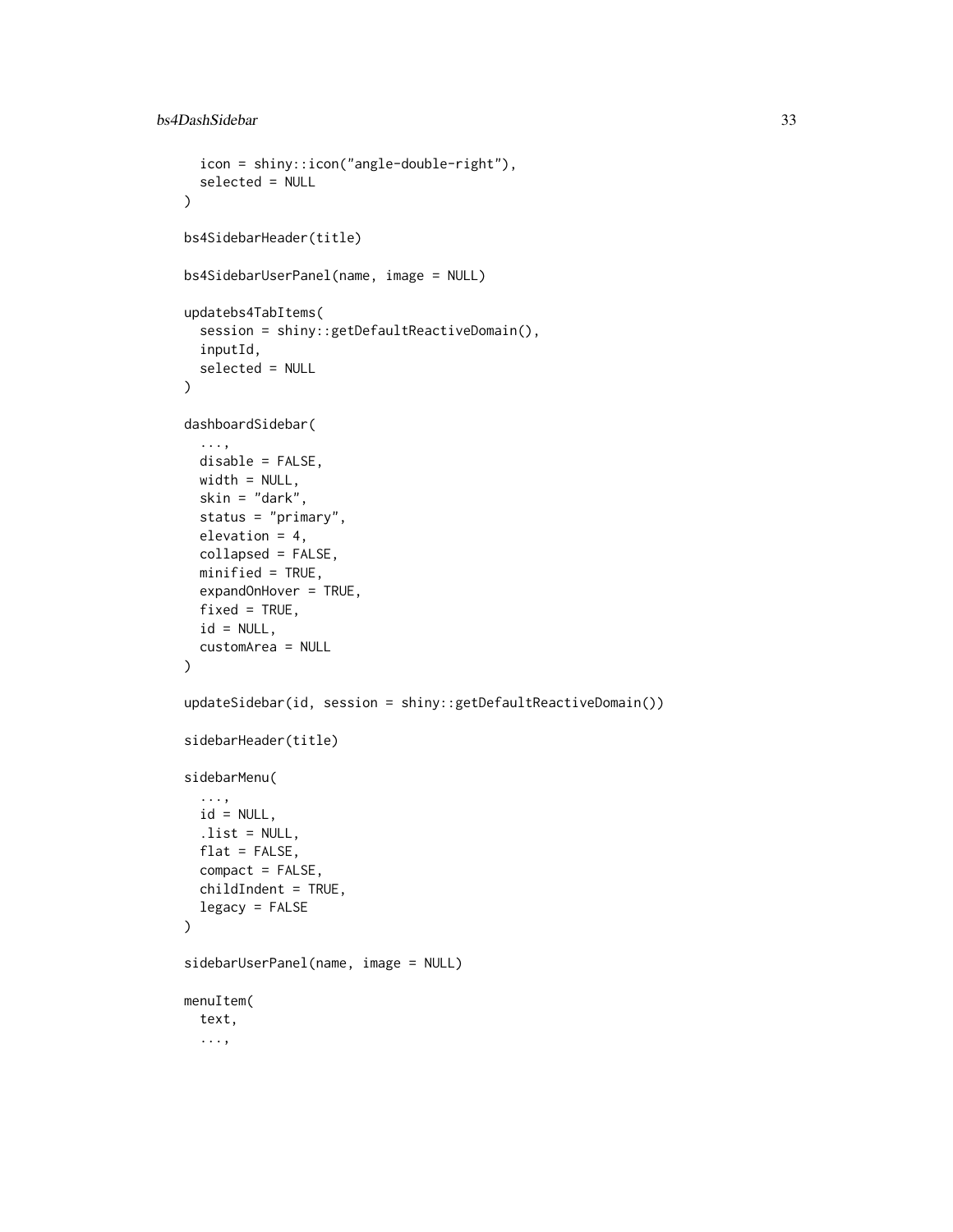```
  icon = shiny::icon("angle-double-right"),
  selected = NULL
)

bs4SidebarHeader(title)

bs4SidebarUserPanel(name, image = NULL)

updatebs4TabItems(
  session = shiny::getDefaultReactiveDomain(),
  inputId,
  selected = NULL
)

dashboardSidebar(
  ...,
  disable = FALSE,
  width = NULL,
  skin = "dark",
  status = "primary",
  elevation = 4,
  collapsed = FALSE,
  minified = TRUE,
  expandOnHover = TRUE,
  fixed = TRUE,
  id = NULL,
  customArea = NULL
)

updateSidebar(id, session = shiny::getDefaultReactiveDomain())

sidebarHeader(title)

sidebarMenu(
  ...,
  id = NULL,
  .list = NULL,
  flat = FALSE,
  compact = FALSE,
  childIndent = TRUE,
  legacy = FALSE
)

sidebarUserPanel(name, image = NULL)

menuItem(
  text,
  ...,
```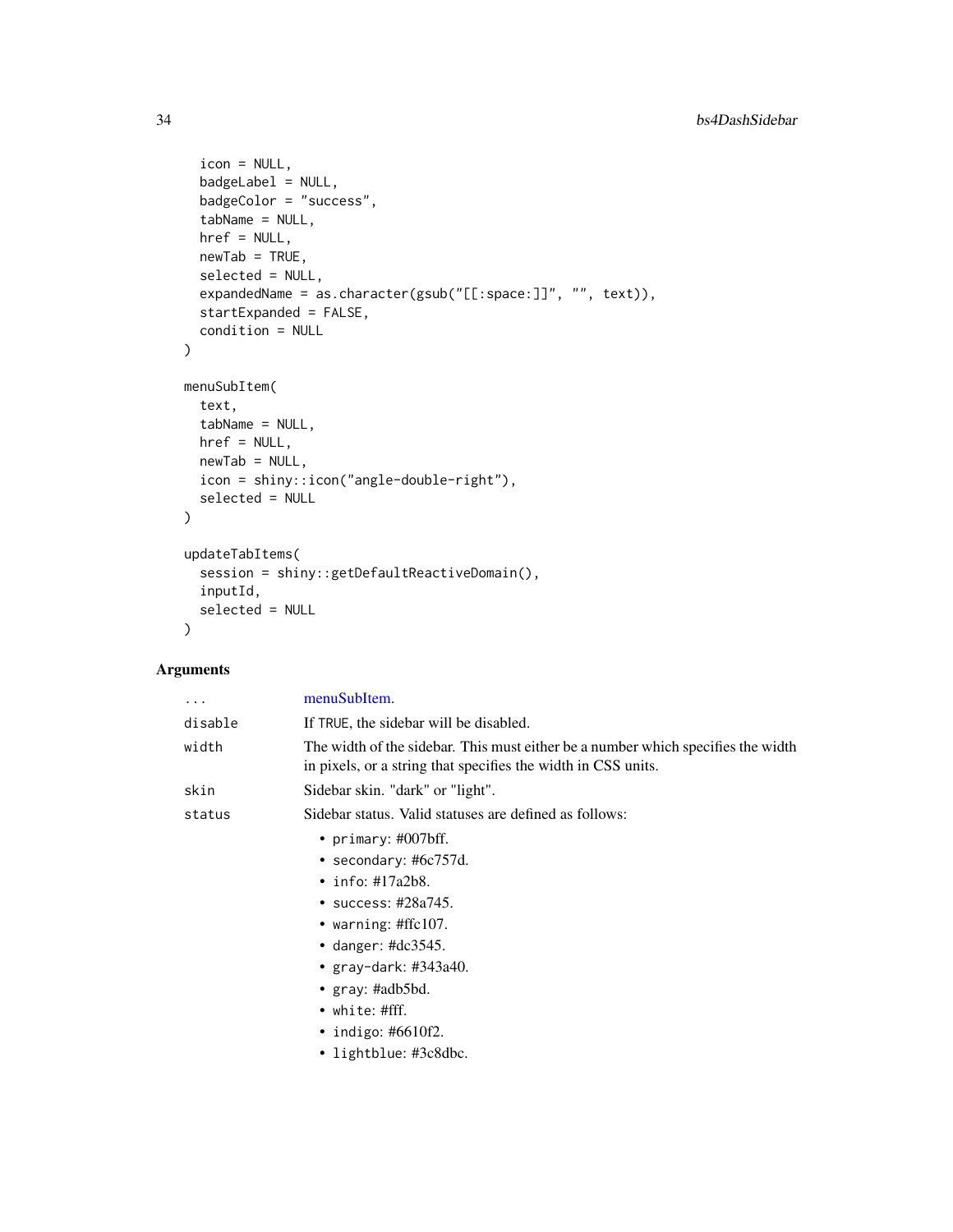```
  icon = NULL,
  badgeLabel = NULL,
  badgeColor = "success",
  tabName = NULL,
  href = NULL,
  newTab = TRUE,
  selected = NULL,
  expandedName = as.character(gsub("[[:space:]]", "", text)),
  startExpanded = FALSE,
  condition = NULL
)

menuSubItem(
  text,
  tabName = NULL,
  href = NULL,
  newTab = NULL,
  icon = shiny::icon("angle-double-right"),
  selected = NULL
)

updateTabItems(
  session = shiny::getDefaultReactiveDomain(),
  inputId,
  selected = NULL
)
```

## Arguments

| | |
|---|---|
| `...` | menuSubItem. |
| `disable` | If `TRUE`, the sidebar will be disabled. |
| `width` | The width of the sidebar. This must either be a number which specifies the width in pixels, or a string that specifies the width in CSS units. |
| `skin` | Sidebar skin. "dark" or "light". |
| `status` | Sidebar status. Valid statuses are defined as follows:<br>• `primary`: #007bff.<br>• `secondary`: #6c757d.<br>• `info`: #17a2b8.<br>• `success`: #28a745.<br>• `warning`: #ffc107.<br>• `danger`: #dc3545.<br>• `gray-dark`: #343a40.<br>• `gray`: #adb5bd.<br>• `white`: #fff.<br>• `indigo`: #6610f2.<br>• `lightblue`: #3c8dbc. |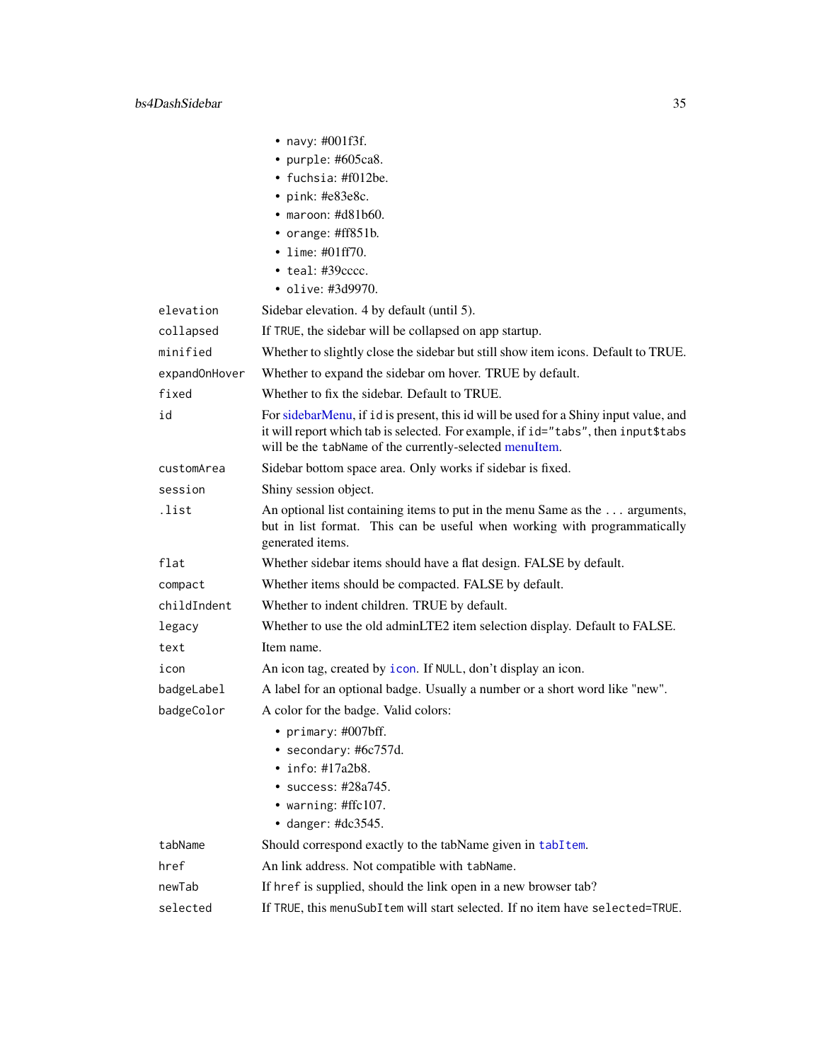- `navy`: #001f3f.
- `purple`: #605ca8.
- `fuchsia`: #f012be.
- `pink`: #e83e8c.
- `maroon`: #d81b60.
- `orange`: #ff851b.
- `lime`: #01ff70.
- `teal`: #39cccc.
- `olive`: #3d9970.

| | |
|---|---|
| `elevation` | Sidebar elevation. 4 by default (until 5). |
| `collapsed` | If `TRUE`, the sidebar will be collapsed on app startup. |
| `minified` | Whether to slightly close the sidebar but still show item icons. Default to TRUE. |
| `expandOnHover` | Whether to expand the sidebar om hover. TRUE by default. |
| `fixed` | Whether to fix the sidebar. Default to TRUE. |
| `id` | For sidebarMenu, if `id` is present, this id will be used for a Shiny input value, and it will report which tab is selected. For example, if `id="tabs"`, then `input$tabs` will be the `tabName` of the currently-selected menuItem. |
| `customArea` | Sidebar bottom space area. Only works if sidebar is fixed. |
| `session` | Shiny session object. |
| `.list` | An optional list containing items to put in the menu Same as the ... arguments, but in list format. This can be useful when working with programmatically generated items. |
| `flat` | Whether sidebar items should have a flat design. FALSE by default. |
| `compact` | Whether items should be compacted. FALSE by default. |
| `childIndent` | Whether to indent children. TRUE by default. |
| `legacy` | Whether to use the old adminLTE2 item selection display. Default to FALSE. |
| `text` | Item name. |
| `icon` | An icon tag, created by `icon`. If `NULL`, don't display an icon. |
| `badgeLabel` | A label for an optional badge. Usually a number or a short word like "new". |
| `badgeColor` | A color for the badge. Valid colors:<br>• `primary`: #007bff.<br>• `secondary`: #6c757d.<br>• `info`: #17a2b8.<br>• `success`: #28a745.<br>• `warning`: #ffc107.<br>• `danger`: #dc3545. |
| `tabName` | Should correspond exactly to the tabName given in `tabItem`. |
| `href` | An link address. Not compatible with `tabName`. |
| `newTab` | If `href` is supplied, should the link open in a new browser tab? |
| `selected` | If `TRUE`, this `menuSubItem` will start selected. If no item have `selected=TRUE`. |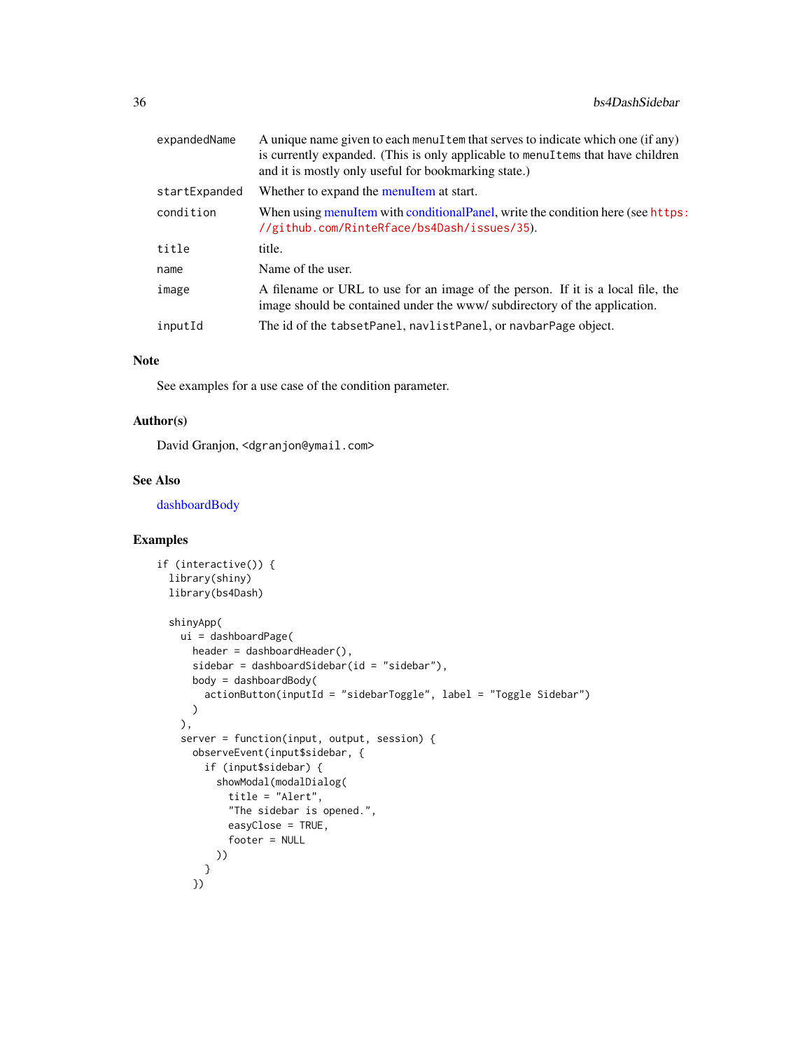| | |
|---|---|
| expandedName | A unique name given to each menuItem that serves to indicate which one (if any) is currently expanded. (This is only applicable to menuItems that have children and it is mostly only useful for bookmarking state.) |
| startExpanded | Whether to expand the menuItem at start. |
| condition | When using menuItem with conditionalPanel, write the condition here (see https://github.com/RinteRface/bs4Dash/issues/35). |
| title | title. |
| name | Name of the user. |
| image | A filename or URL to use for an image of the person. If it is a local file, the image should be contained under the www/ subdirectory of the application. |
| inputId | The id of the tabsetPanel, navlistPanel, or navbarPage object. |

## Note

See examples for a use case of the condition parameter.

## Author(s)

David Granjon, <dgranjon@ymail.com>

## See Also

dashboardBody

## Examples

```
if (interactive()) {
  library(shiny)
  library(bs4Dash)

  shinyApp(
    ui = dashboardPage(
      header = dashboardHeader(),
      sidebar = dashboardSidebar(id = "sidebar"),
      body = dashboardBody(
        actionButton(inputId = "sidebarToggle", label = "Toggle Sidebar")
      )
    ),
    server = function(input, output, session) {
      observeEvent(input$sidebar, {
        if (input$sidebar) {
          showModal(modalDialog(
            title = "Alert",
            "The sidebar is opened.",
            easyClose = TRUE,
            footer = NULL
          ))
        }
      })
```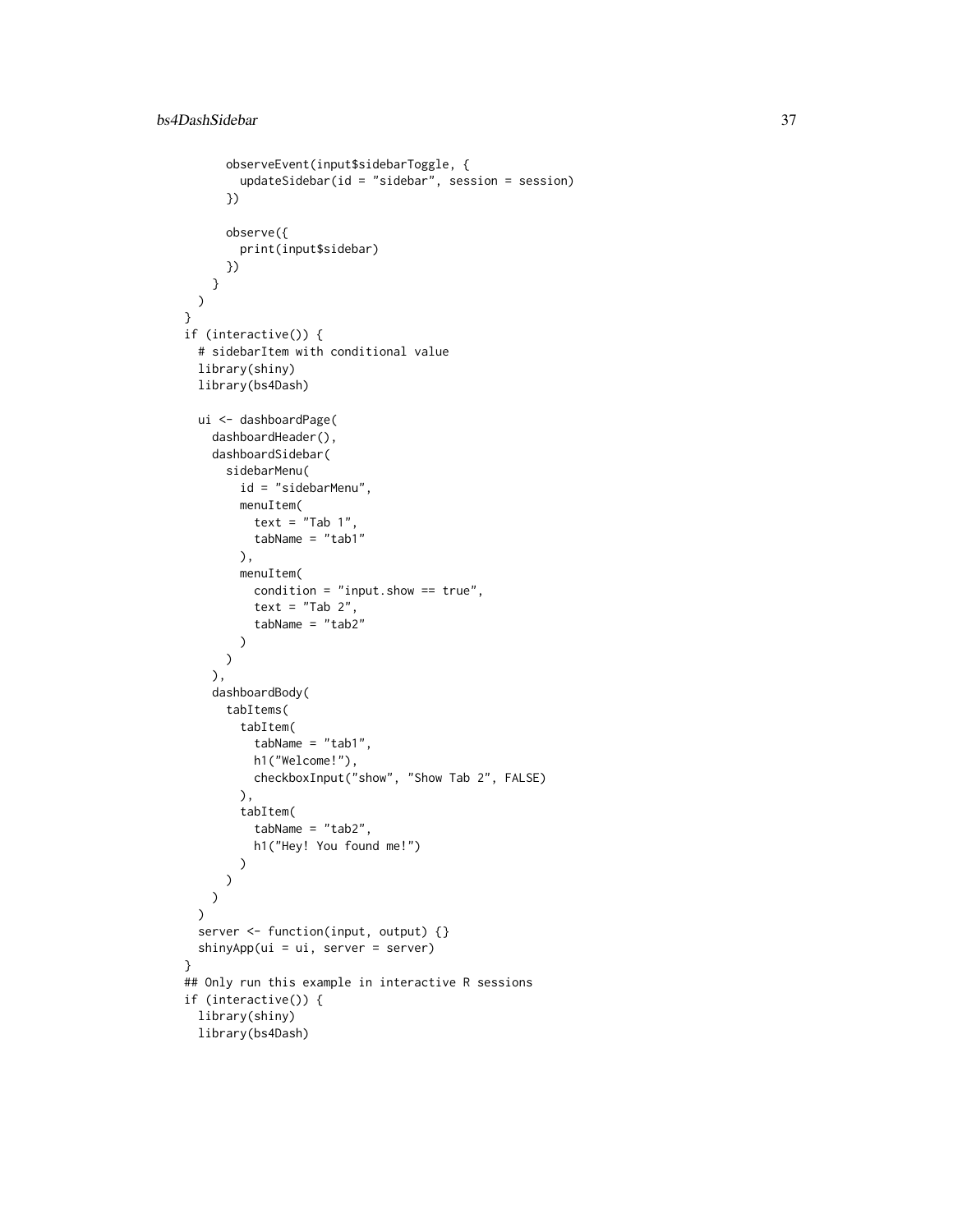```
    observeEvent(input$sidebarToggle, {
      updateSidebar(id = "sidebar", session = session)
    })

    observe({
      print(input$sidebar)
    })
  }
 )
}
if (interactive()) {
  # sidebarItem with conditional value
  library(shiny)
  library(bs4Dash)

  ui <- dashboardPage(
    dashboardHeader(),
    dashboardSidebar(
      sidebarMenu(
        id = "sidebarMenu",
        menuItem(
          text = "Tab 1",
          tabName = "tab1"
        ),
        menuItem(
          condition = "input.show == true",
          text = "Tab 2",
          tabName = "tab2"
        )
      )
    ),
    dashboardBody(
      tabItems(
        tabItem(
          tabName = "tab1",
          h1("Welcome!"),
          checkboxInput("show", "Show Tab 2", FALSE)
        ),
        tabItem(
          tabName = "tab2",
          h1("Hey! You found me!")
        )
      )
    )
  )
  server <- function(input, output) {}
  shinyApp(ui = ui, server = server)
}
## Only run this example in interactive R sessions
if (interactive()) {
  library(shiny)
  library(bs4Dash)
```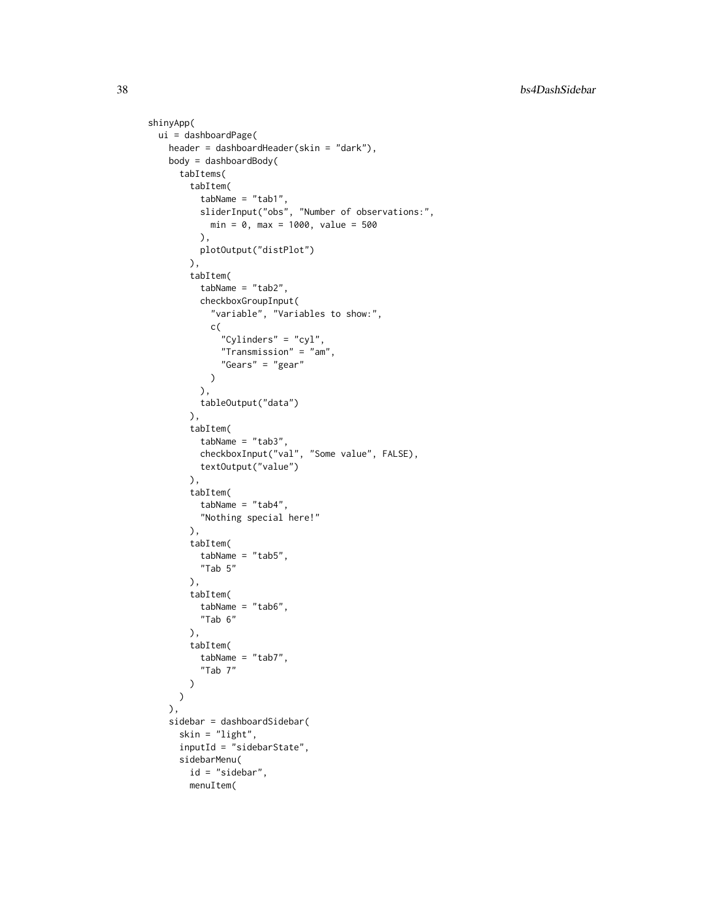```
shinyApp(
  ui = dashboardPage(
    header = dashboardHeader(skin = "dark"),
    body = dashboardBody(
      tabItems(
        tabItem(
          tabName = "tab1",
          sliderInput("obs", "Number of observations:",
            min = 0, max = 1000, value = 500
          ),
          plotOutput("distPlot")
        ),
        tabItem(
          tabName = "tab2",
          checkboxGroupInput(
            "variable", "Variables to show:",
            c(
              "Cylinders" = "cyl",
              "Transmission" = "am",
              "Gears" = "gear"
            )
          ),
          tableOutput("data")
        ),
        tabItem(
          tabName = "tab3",
          checkboxInput("val", "Some value", FALSE),
          textOutput("value")
        ),
        tabItem(
          tabName = "tab4",
          "Nothing special here!"
        ),
        tabItem(
          tabName = "tab5",
          "Tab 5"
        ),
        tabItem(
          tabName = "tab6",
          "Tab 6"
        ),
        tabItem(
          tabName = "tab7",
          "Tab 7"
        )
      )
    ),
    sidebar = dashboardSidebar(
      skin = "light",
      inputId = "sidebarState",
      sidebarMenu(
        id = "sidebar",
        menuItem(
```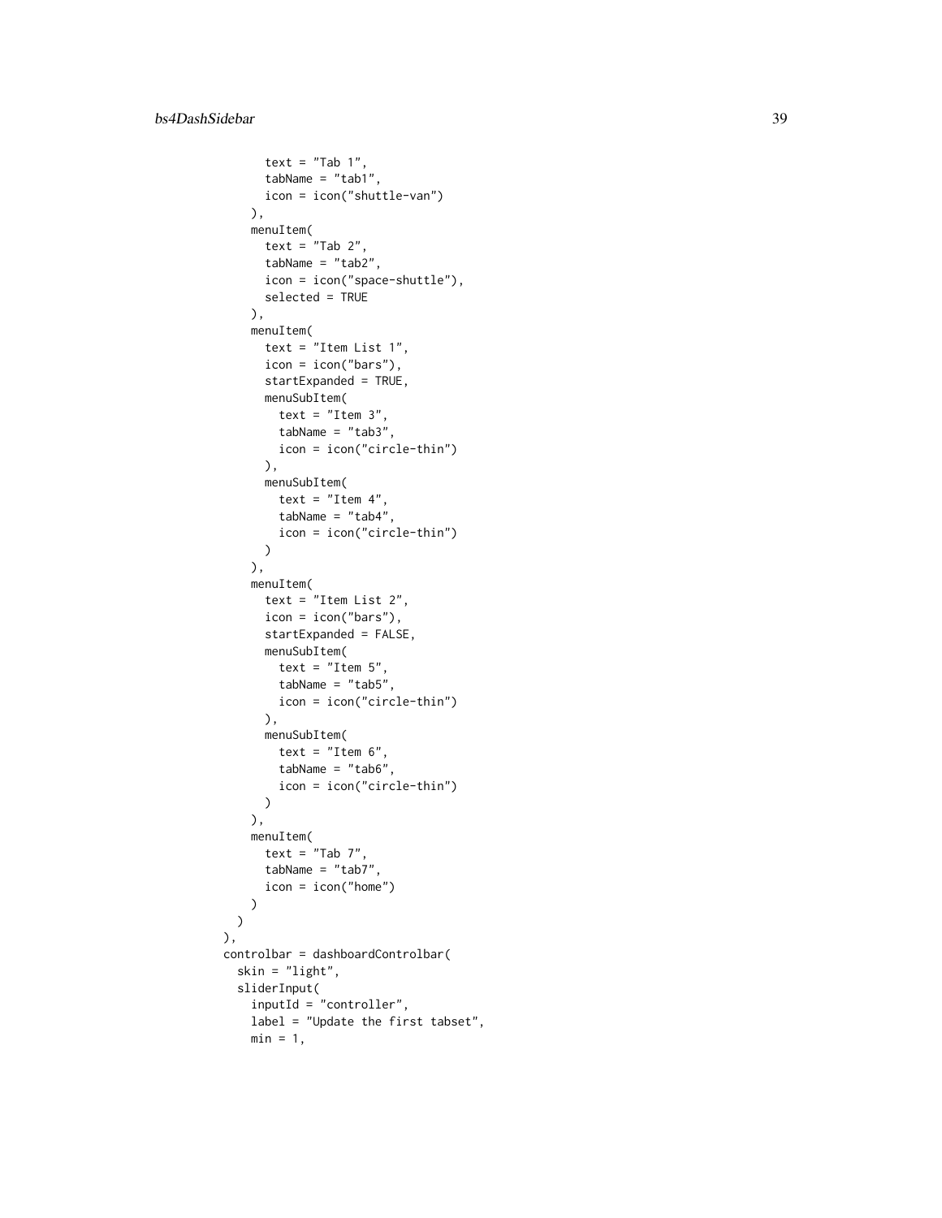```
        text = "Tab 1",
        tabName = "tab1",
        icon = icon("shuttle-van")
      ),
      menuItem(
        text = "Tab 2",
        tabName = "tab2",
        icon = icon("space-shuttle"),
        selected = TRUE
      ),
      menuItem(
        text = "Item List 1",
        icon = icon("bars"),
        startExpanded = TRUE,
        menuSubItem(
          text = "Item 3",
          tabName = "tab3",
          icon = icon("circle-thin")
        ),
        menuSubItem(
          text = "Item 4",
          tabName = "tab4",
          icon = icon("circle-thin")
        )
      ),
      menuItem(
        text = "Item List 2",
        icon = icon("bars"),
        startExpanded = FALSE,
        menuSubItem(
          text = "Item 5",
          tabName = "tab5",
          icon = icon("circle-thin")
        ),
        menuSubItem(
          text = "Item 6",
          tabName = "tab6",
          icon = icon("circle-thin")
        )
      ),
      menuItem(
        text = "Tab 7",
        tabName = "tab7",
        icon = icon("home")
      )
    )
  ),
  controlbar = dashboardControlbar(
    skin = "light",
    sliderInput(
      inputId = "controller",
      label = "Update the first tabset",
      min = 1,
```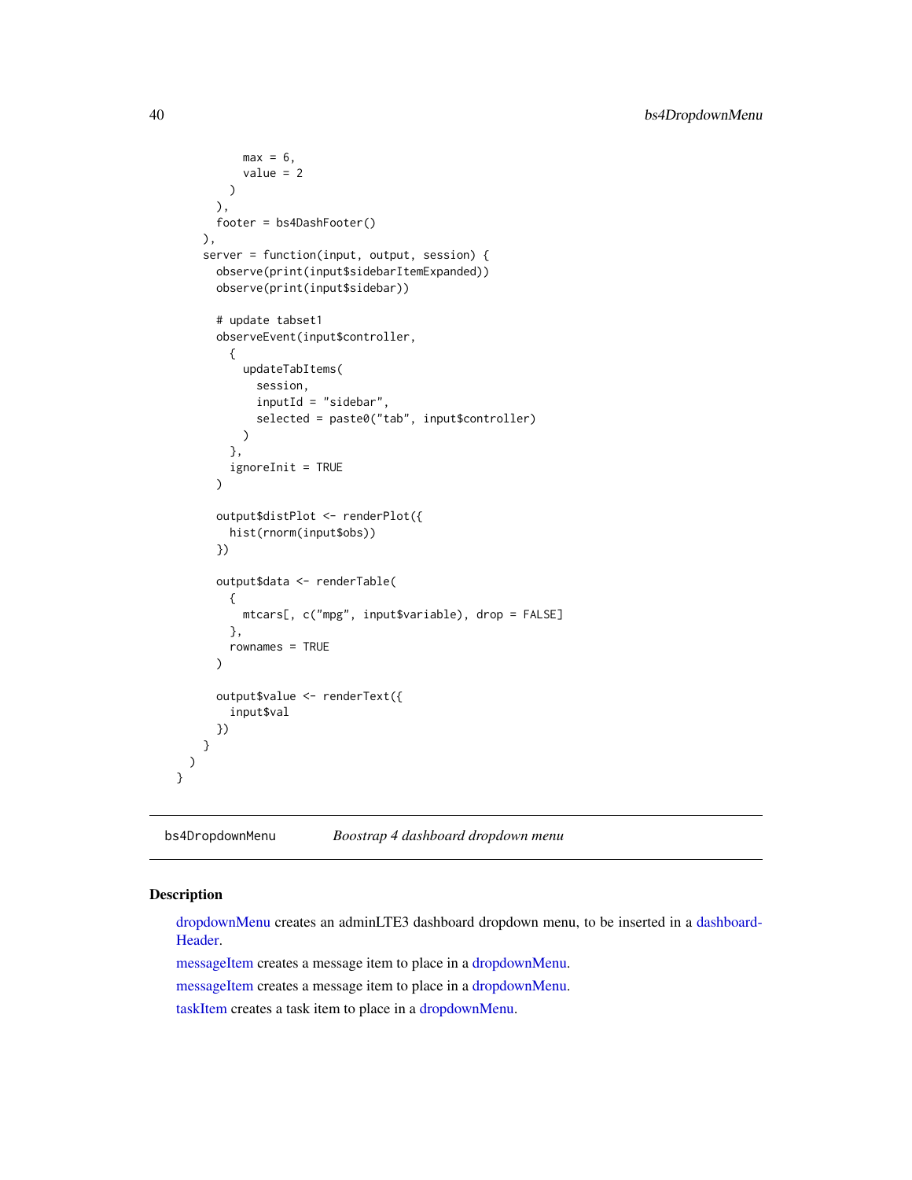```
        max = 6,
        value = 2
      )
    ),
    footer = bs4DashFooter()
  ),
  server = function(input, output, session) {
    observe(print(input$sidebarItemExpanded))
    observe(print(input$sidebar))

    # update tabset1
    observeEvent(input$controller,
      {
        updateTabItems(
          session,
          inputId = "sidebar",
          selected = paste0("tab", input$controller)
        )
      },
      ignoreInit = TRUE
    )

    output$distPlot <- renderPlot({
      hist(rnorm(input$obs))
    })

    output$data <- renderTable(
      {
        mtcars[, c("mpg", input$variable), drop = FALSE]
      },
      rownames = TRUE
    )

    output$value <- renderText({
      input$val
    })
  }
 )
}
```

---

## bs4DropdownMenu    *Boostrap 4 dashboard dropdown menu*

---

### Description

dropdownMenu creates an adminLTE3 dashboard dropdown menu, to be inserted in a dashboardHeader.

messageItem creates a message item to place in a dropdownMenu.

messageItem creates a message item to place in a dropdownMenu.

taskItem creates a task item to place in a dropdownMenu.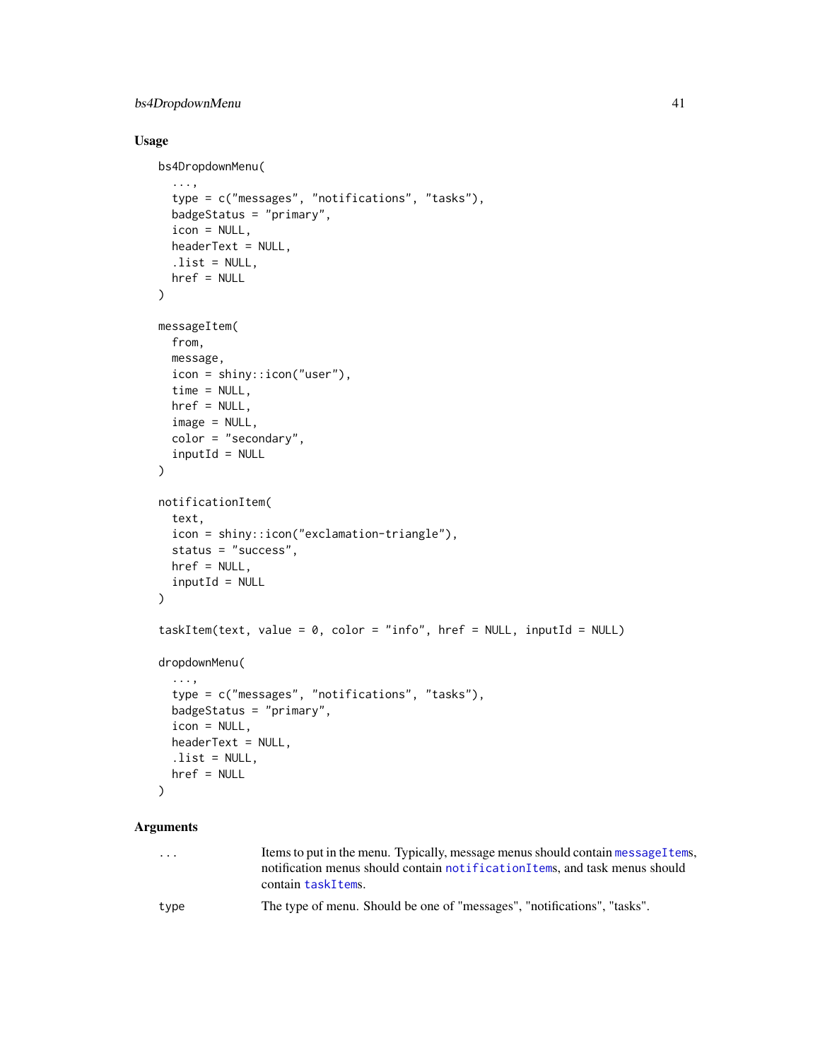## Usage

```
bs4DropdownMenu(
  ...,
  type = c("messages", "notifications", "tasks"),
  badgeStatus = "primary",
  icon = NULL,
  headerText = NULL,
  .list = NULL,
  href = NULL
)

messageItem(
  from,
  message,
  icon = shiny::icon("user"),
  time = NULL,
  href = NULL,
  image = NULL,
  color = "secondary",
  inputId = NULL
)

notificationItem(
  text,
  icon = shiny::icon("exclamation-triangle"),
  status = "success",
  href = NULL,
  inputId = NULL
)

taskItem(text, value = 0, color = "info", href = NULL, inputId = NULL)

dropdownMenu(
  ...,
  type = c("messages", "notifications", "tasks"),
  badgeStatus = "primary",
  icon = NULL,
  headerText = NULL,
  .list = NULL,
  href = NULL
)
```

## Arguments

| | |
|---|---|
| `...` | Items to put in the menu. Typically, message menus should contain `messageItem`s, notification menus should contain `notificationItem`s, and task menus should contain `taskItem`s. |
| `type` | The type of menu. Should be one of "messages", "notifications", "tasks". |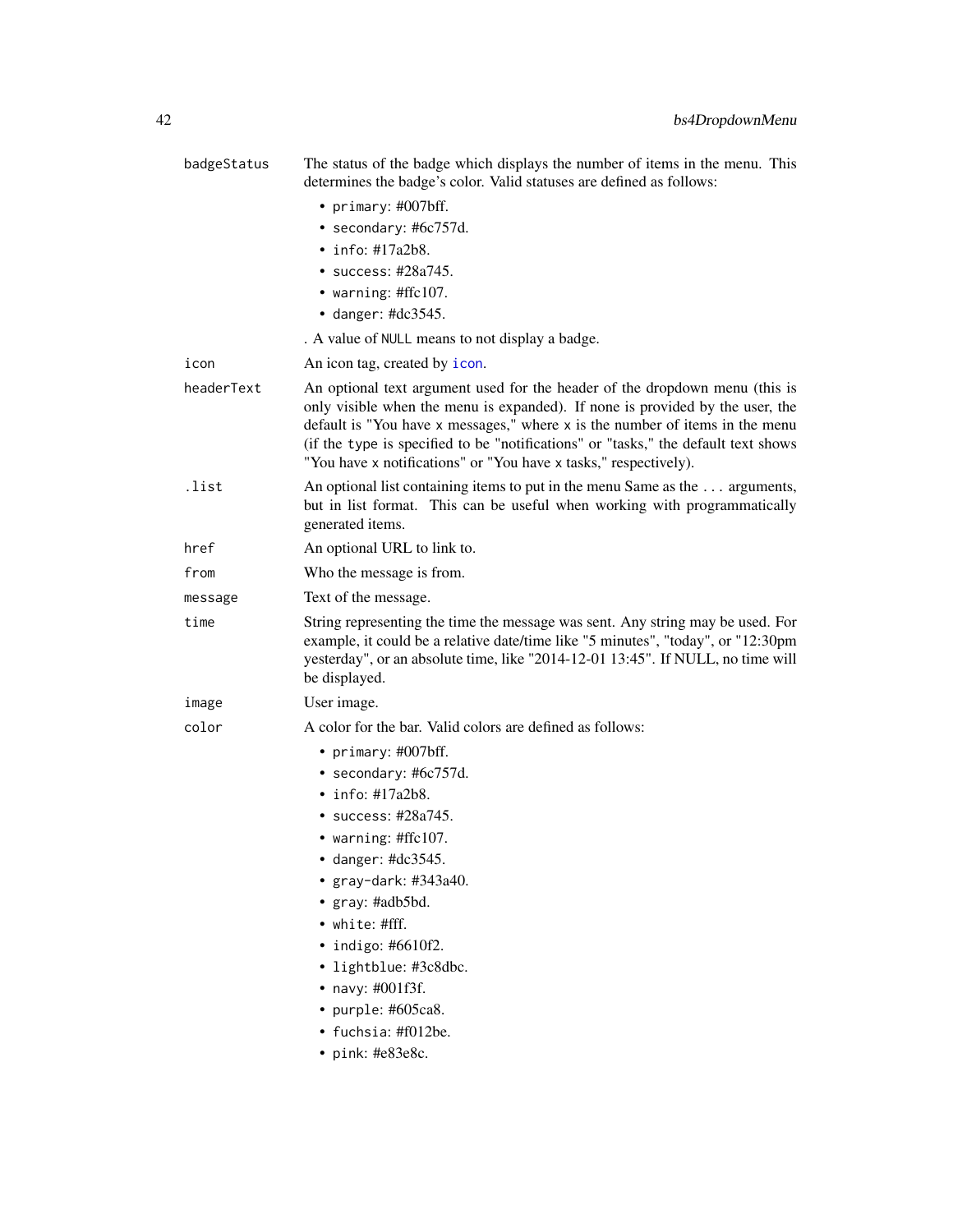badgeStatus
: The status of the badge which displays the number of items in the menu. This determines the badge's color. Valid statuses are defined as follows:

- `primary`: #007bff.
- `secondary`: #6c757d.
- `info`: #17a2b8.
- `success`: #28a745.
- `warning`: #ffc107.
- `danger`: #dc3545.

. A value of `NULL` means to not display a badge.

icon
: An icon tag, created by `icon`.

headerText
: An optional text argument used for the header of the dropdown menu (this is only visible when the menu is expanded). If none is provided by the user, the default is "You have `x` messages," where `x` is the number of items in the menu (if the `type` is specified to be "notifications" or "tasks," the default text shows "You have `x` notifications" or "You have `x` tasks," respectively).

.list
: An optional list containing items to put in the menu Same as the ... arguments, but in list format. This can be useful when working with programmatically generated items.

href
: An optional URL to link to.

from
: Who the message is from.

message
: Text of the message.

time
: String representing the time the message was sent. Any string may be used. For example, it could be a relative date/time like "5 minutes", "today", or "12:30pm yesterday", or an absolute time, like "2014-12-01 13:45". If NULL, no time will be displayed.

image
: User image.

color
: A color for the bar. Valid colors are defined as follows:

- `primary`: #007bff.
- `secondary`: #6c757d.
- `info`: #17a2b8.
- `success`: #28a745.
- `warning`: #ffc107.
- `danger`: #dc3545.
- `gray-dark`: #343a40.
- `gray`: #adb5bd.
- `white`: #fff.
- `indigo`: #6610f2.
- `lightblue`: #3c8dbc.
- `navy`: #001f3f.
- `purple`: #605ca8.
- `fuchsia`: #f012be.
- `pink`: #e83e8c.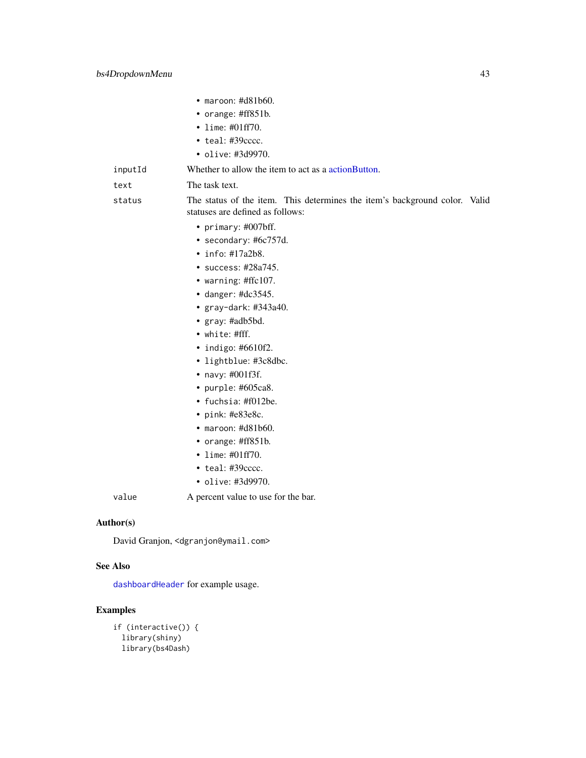- maroon: #d81b60.
- orange: #ff851b.
- lime: #01ff70.
- teal: #39cccc.
- olive: #3d9970.

| | |
|---|---|
| inputId | Whether to allow the item to act as a actionButton. |
| text | The task text. |
| status | The status of the item. This determines the item's background color. Valid statuses are defined as follows: |

- primary: #007bff.
- secondary: #6c757d.
- info: #17a2b8.
- success: #28a745.
- warning: #ffc107.
- danger: #dc3545.
- gray-dark: #343a40.
- gray: #adb5bd.
- white: #fff.
- indigo: #6610f2.
- lightblue: #3c8dbc.
- navy: #001f3f.
- purple: #605ca8.
- fuchsia: #f012be.
- pink: #e83e8c.
- maroon: #d81b60.
- orange: #ff851b.
- lime: #01ff70.
- teal: #39cccc.
- olive: #3d9970.

| | |
|---|---|
| value | A percent value to use for the bar. |

## Author(s)

David Granjon, <dgranjon@ymail.com>

## See Also

dashboardHeader for example usage.

## Examples

```
if (interactive()) {
  library(shiny)
  library(bs4Dash)
```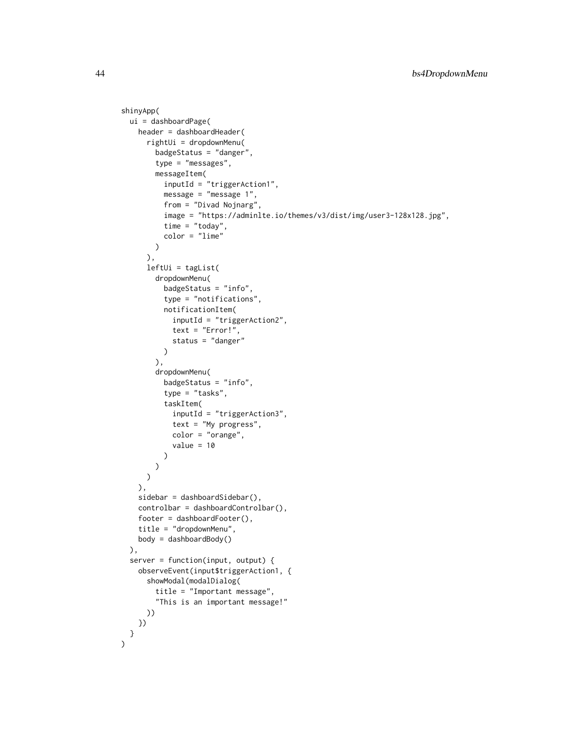```r
shinyApp(
  ui = dashboardPage(
    header = dashboardHeader(
      rightUi = dropdownMenu(
        badgeStatus = "danger",
        type = "messages",
        messageItem(
          inputId = "triggerAction1",
          message = "message 1",
          from = "Divad Nojnarg",
          image = "https://adminlte.io/themes/v3/dist/img/user3-128x128.jpg",
          time = "today",
          color = "lime"
        )
      ),
      leftUi = tagList(
        dropdownMenu(
          badgeStatus = "info",
          type = "notifications",
          notificationItem(
            inputId = "triggerAction2",
            text = "Error!",
            status = "danger"
          )
        ),
        dropdownMenu(
          badgeStatus = "info",
          type = "tasks",
          taskItem(
            inputId = "triggerAction3",
            text = "My progress",
            color = "orange",
            value = 10
          )
        )
      )
    ),
    sidebar = dashboardSidebar(),
    controlbar = dashboardControlbar(),
    footer = dashboardFooter(),
    title = "dropdownMenu",
    body = dashboardBody()
  ),
  server = function(input, output) {
    observeEvent(input$triggerAction1, {
      showModal(modalDialog(
        title = "Important message",
        "This is an important message!"
      ))
    })
  }
)
```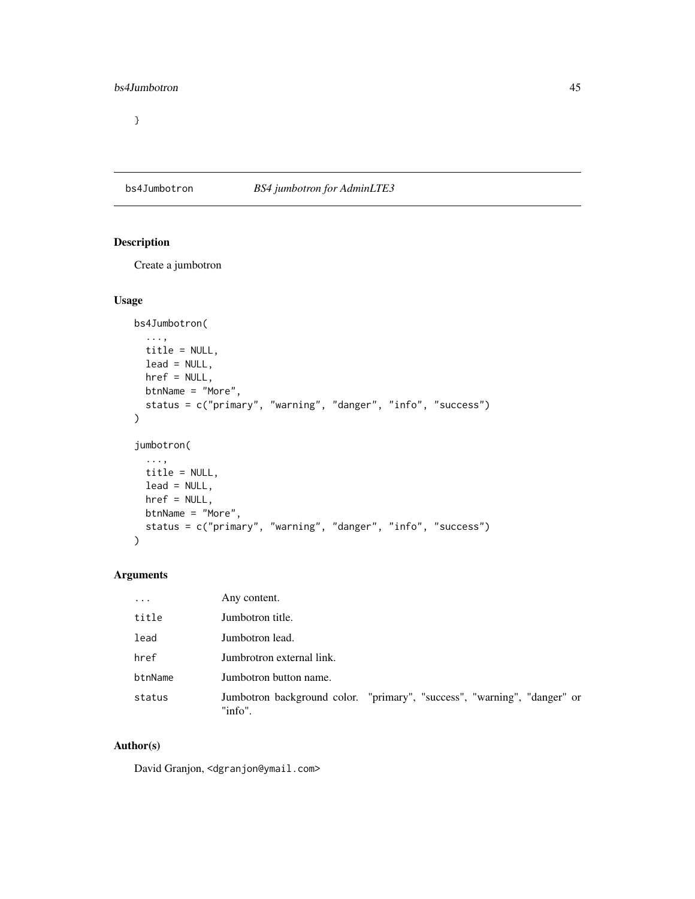}

## bs4Jumbotron *BS4 jumbotron for AdminLTE3*

### Description

Create a jumbotron

### Usage

```
bs4Jumbotron(
  ...,
  title = NULL,
  lead = NULL,
  href = NULL,
  btnName = "More",
  status = c("primary", "warning", "danger", "info", "success")
)

jumbotron(
  ...,
  title = NULL,
  lead = NULL,
  href = NULL,
  btnName = "More",
  status = c("primary", "warning", "danger", "info", "success")
)
```

### Arguments

| | |
|---|---|
| ... | Any content. |
| title | Jumbotron title. |
| lead | Jumbotron lead. |
| href | Jumbrotron external link. |
| btnName | Jumbotron button name. |
| status | Jumbotron background color. "primary", "success", "warning", "danger" or "info". |

### Author(s)

David Granjon, <dgranjon@ymail.com>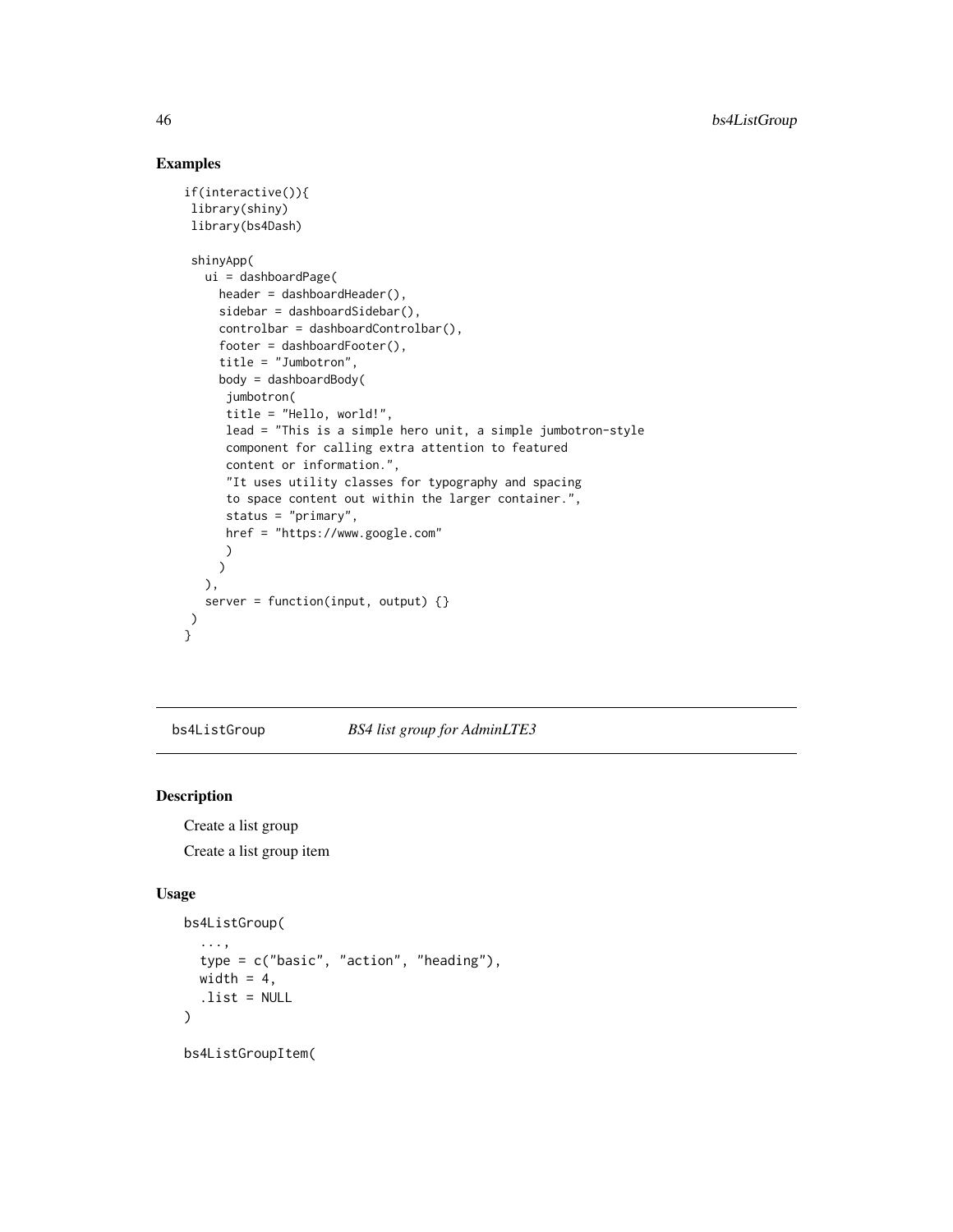## Examples

```
if(interactive()){
 library(shiny)
 library(bs4Dash)

 shinyApp(
   ui = dashboardPage(
     header = dashboardHeader(),
     sidebar = dashboardSidebar(),
     controlbar = dashboardControlbar(),
     footer = dashboardFooter(),
     title = "Jumbotron",
     body = dashboardBody(
      jumbotron(
      title = "Hello, world!",
      lead = "This is a simple hero unit, a simple jumbotron-style
      component for calling extra attention to featured
      content or information.",
      "It uses utility classes for typography and spacing
      to space content out within the larger container.",
      status = "primary",
      href = "https://www.google.com"
      )
     )
   ),
   server = function(input, output) {}
 )
}
```

---

`bs4ListGroup` *BS4 list group for AdminLTE3*

---

## Description

Create a list group

Create a list group item

## Usage

```
bs4ListGroup(
  ...,
  type = c("basic", "action", "heading"),
  width = 4,
  .list = NULL
)

bs4ListGroupItem(
```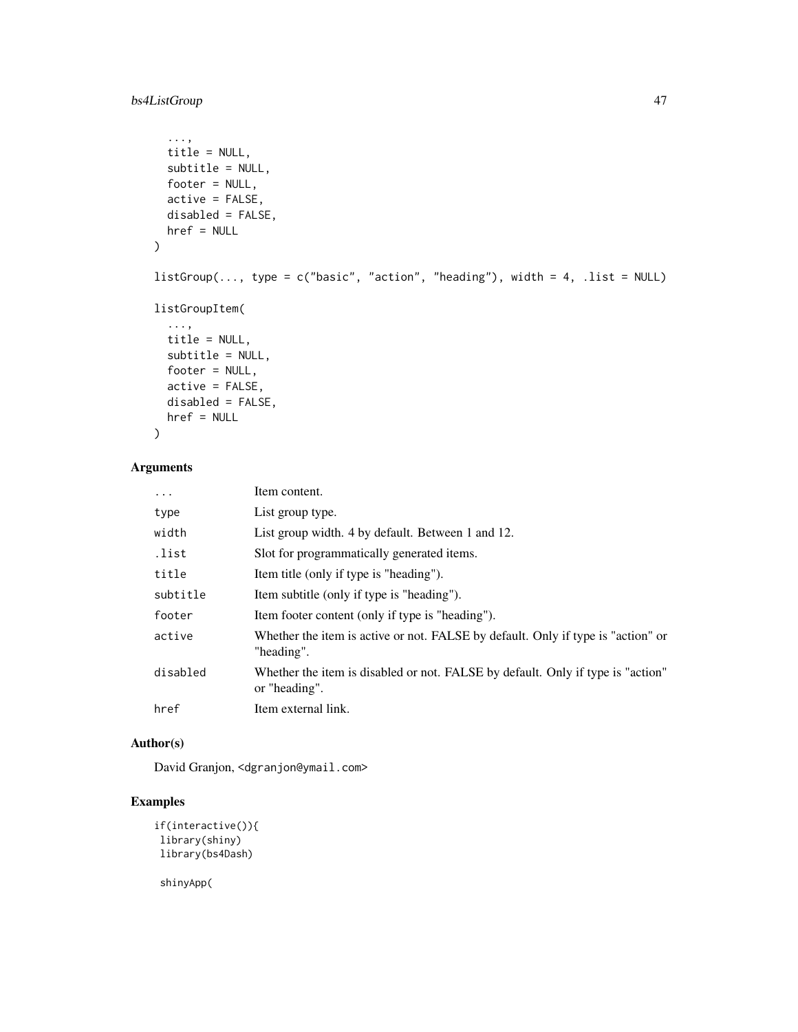```
  ...,
  title = NULL,
  subtitle = NULL,
  footer = NULL,
  active = FALSE,
  disabled = FALSE,
  href = NULL
)

listGroup(..., type = c("basic", "action", "heading"), width = 4, .list = NULL)

listGroupItem(
  ...,
  title = NULL,
  subtitle = NULL,
  footer = NULL,
  active = FALSE,
  disabled = FALSE,
  href = NULL
)
```

## Arguments

| | |
|---|---|
| `...` | Item content. |
| `type` | List group type. |
| `width` | List group width. 4 by default. Between 1 and 12. |
| `.list` | Slot for programmatically generated items. |
| `title` | Item title (only if type is "heading"). |
| `subtitle` | Item subtitle (only if type is "heading"). |
| `footer` | Item footer content (only if type is "heading"). |
| `active` | Whether the item is active or not. FALSE by default. Only if type is "action" or "heading". |
| `disabled` | Whether the item is disabled or not. FALSE by default. Only if type is "action" or "heading". |
| `href` | Item external link. |

## Author(s)

David Granjon, <dgranjon@ymail.com>

## Examples

```
if(interactive()){
 library(shiny)
 library(bs4Dash)

 shinyApp(
```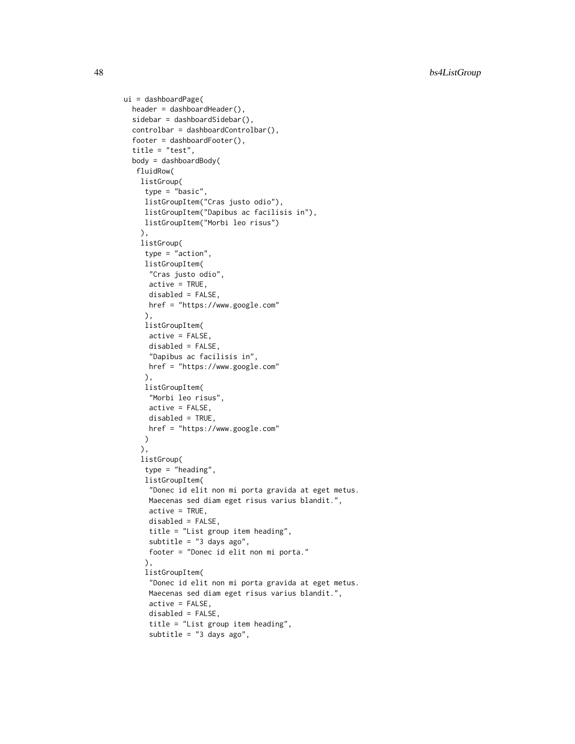```
ui = dashboardPage(
  header = dashboardHeader(),
  sidebar = dashboardSidebar(),
  controlbar = dashboardControlbar(),
  footer = dashboardFooter(),
  title = "test",
  body = dashboardBody(
   fluidRow(
    listGroup(
     type = "basic",
     listGroupItem("Cras justo odio"),
     listGroupItem("Dapibus ac facilisis in"),
     listGroupItem("Morbi leo risus")
    ),
    listGroup(
     type = "action",
     listGroupItem(
      "Cras justo odio",
      active = TRUE,
      disabled = FALSE,
      href = "https://www.google.com"
     ),
     listGroupItem(
      active = FALSE,
      disabled = FALSE,
      "Dapibus ac facilisis in",
      href = "https://www.google.com"
     ),
     listGroupItem(
      "Morbi leo risus",
      active = FALSE,
      disabled = TRUE,
      href = "https://www.google.com"
     )
    ),
    listGroup(
     type = "heading",
     listGroupItem(
      "Donec id elit non mi porta gravida at eget metus.
      Maecenas sed diam eget risus varius blandit.",
      active = TRUE,
      disabled = FALSE,
      title = "List group item heading",
      subtitle = "3 days ago",
      footer = "Donec id elit non mi porta."
     ),
     listGroupItem(
      "Donec id elit non mi porta gravida at eget metus.
      Maecenas sed diam eget risus varius blandit.",
      active = FALSE,
      disabled = FALSE,
      title = "List group item heading",
      subtitle = "3 days ago",
```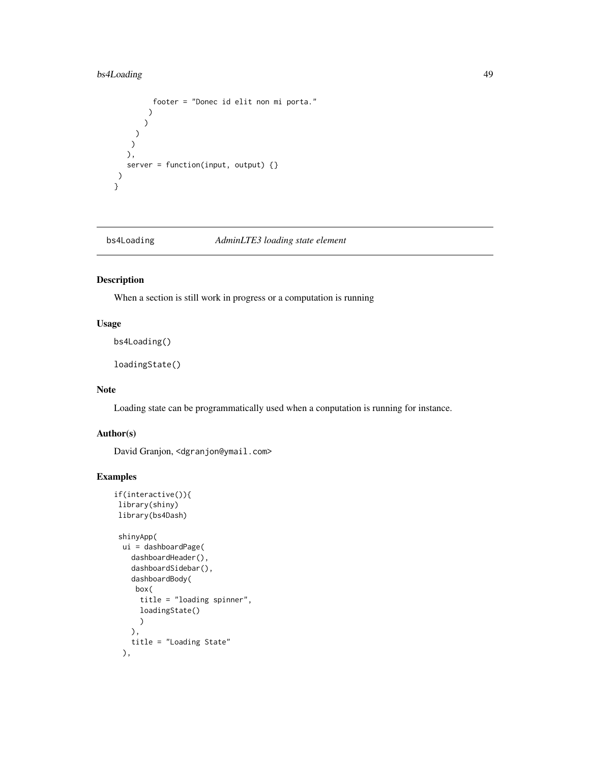```
          footer = "Donec id elit non mi porta."
         )
        )
      )
     )
    ),
    server = function(input, output) {}
 )
}
```

## bs4Loading — *AdminLTE3 loading state element*

### Description

When a section is still work in progress or a computation is running

### Usage

```
bs4Loading()

loadingState()
```

### Note

Loading state can be programmatically used when a conputation is running for instance.

### Author(s)

David Granjon, <dgranjon@ymail.com>

### Examples

```
if(interactive()){
 library(shiny)
 library(bs4Dash)

 shinyApp(
  ui = dashboardPage(
    dashboardHeader(),
    dashboardSidebar(),
    dashboardBody(
     box(
      title = "loading spinner",
      loadingState()
      )
    ),
    title = "Loading State"
  ),
```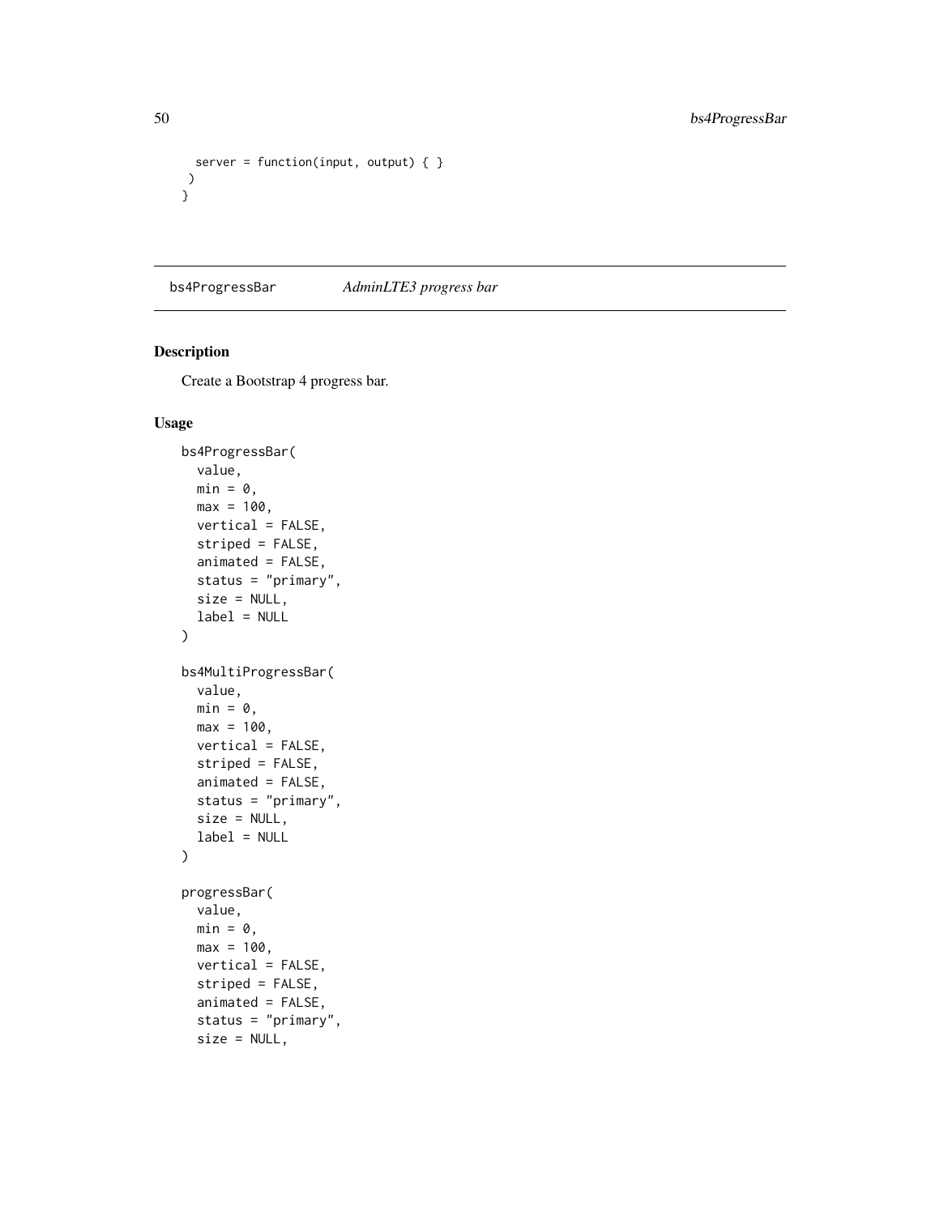```
  server = function(input, output) { }
 )
}
```

## bs4ProgressBar    *AdminLTE3 progress bar*

### Description

Create a Bootstrap 4 progress bar.

### Usage

```
bs4ProgressBar(
  value,
  min = 0,
  max = 100,
  vertical = FALSE,
  striped = FALSE,
  animated = FALSE,
  status = "primary",
  size = NULL,
  label = NULL
)

bs4MultiProgressBar(
  value,
  min = 0,
  max = 100,
  vertical = FALSE,
  striped = FALSE,
  animated = FALSE,
  status = "primary",
  size = NULL,
  label = NULL
)

progressBar(
  value,
  min = 0,
  max = 100,
  vertical = FALSE,
  striped = FALSE,
  animated = FALSE,
  status = "primary",
  size = NULL,
```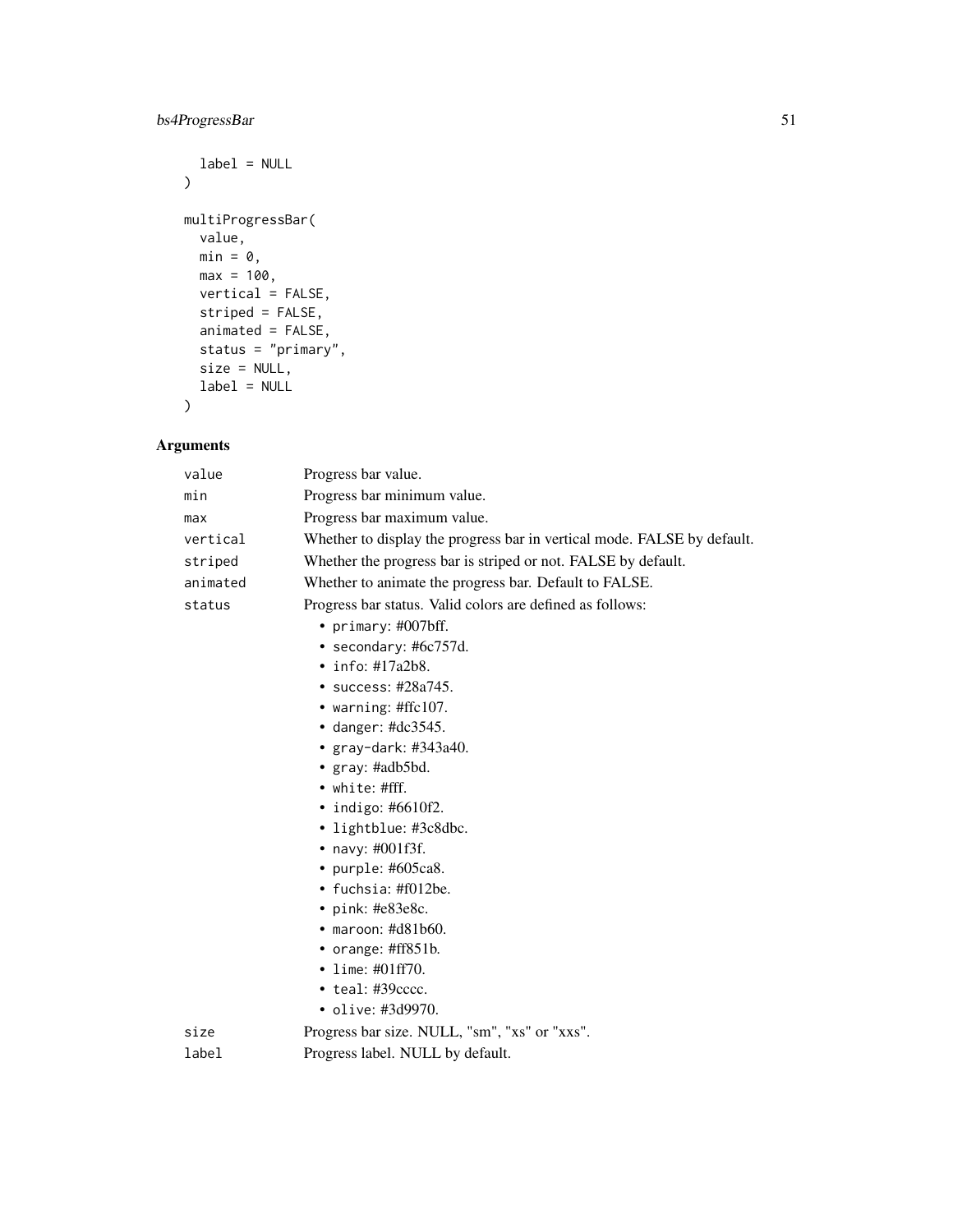```
  label = NULL
)

multiProgressBar(
  value,
  min = 0,
  max = 100,
  vertical = FALSE,
  striped = FALSE,
  animated = FALSE,
  status = "primary",
  size = NULL,
  label = NULL
)
```

## Arguments

| | |
|---|---|
| `value` | Progress bar value. |
| `min` | Progress bar minimum value. |
| `max` | Progress bar maximum value. |
| `vertical` | Whether to display the progress bar in vertical mode. FALSE by default. |
| `striped` | Whether the progress bar is striped or not. FALSE by default. |
| `animated` | Whether to animate the progress bar. Default to FALSE. |
| `status` | Progress bar status. Valid colors are defined as follows: <ul><li>`primary`: #007bff.</li><li>`secondary`: #6c757d.</li><li>`info`: #17a2b8.</li><li>`success`: #28a745.</li><li>`warning`: #ffc107.</li><li>`danger`: #dc3545.</li><li>`gray-dark`: #343a40.</li><li>`gray`: #adb5bd.</li><li>`white`: #fff.</li><li>`indigo`: #6610f2.</li><li>`lightblue`: #3c8dbc.</li><li>`navy`: #001f3f.</li><li>`purple`: #605ca8.</li><li>`fuchsia`: #f012be.</li><li>`pink`: #e83e8c.</li><li>`maroon`: #d81b60.</li><li>`orange`: #ff851b.</li><li>`lime`: #01ff70.</li><li>`teal`: #39cccc.</li><li>`olive`: #3d9970.</li></ul> |
| `size` | Progress bar size. NULL, "sm", "xs" or "xxs". |
| `label` | Progress label. NULL by default. |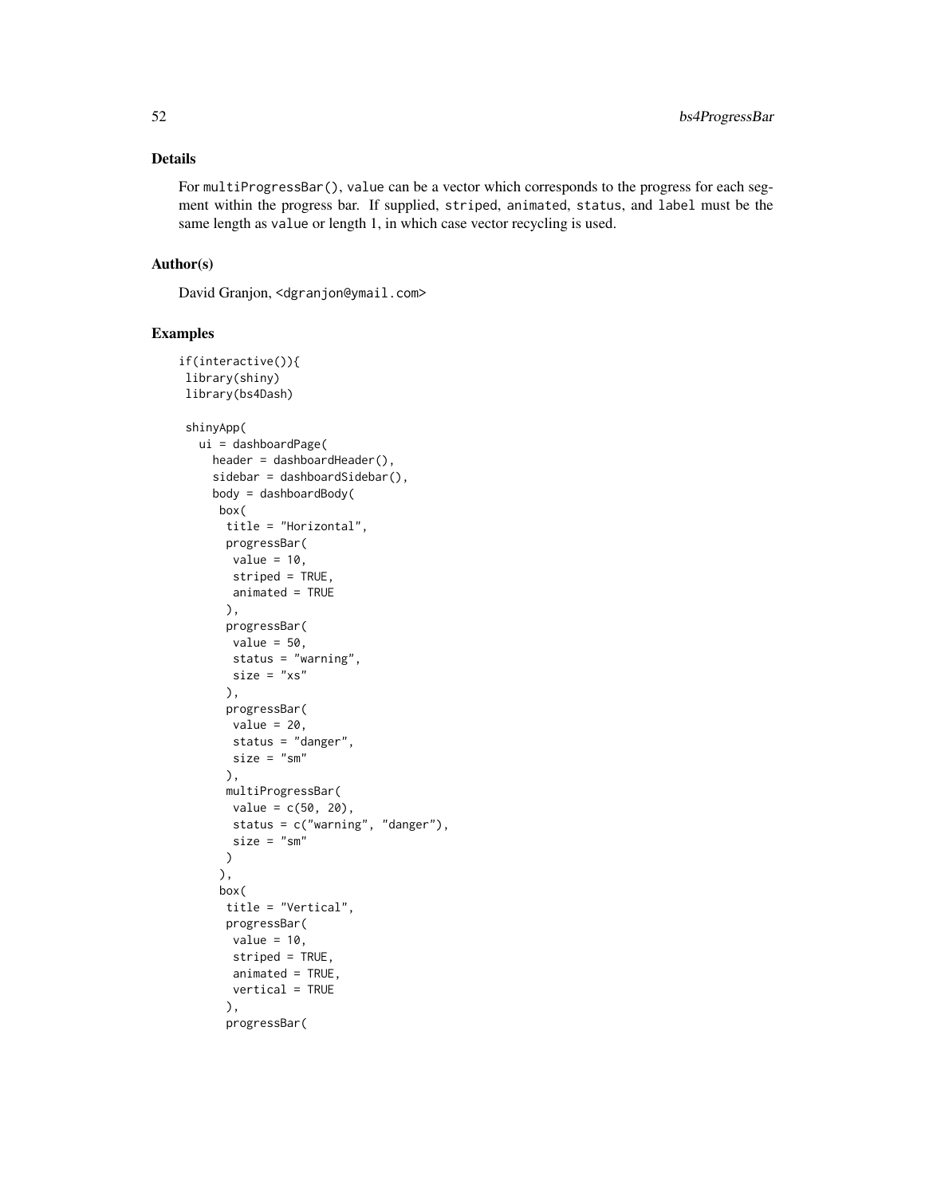## Details

For `multiProgressBar()`, `value` can be a vector which corresponds to the progress for each segment within the progress bar. If supplied, `striped`, `animated`, `status`, and `label` must be the same length as `value` or length 1, in which case vector recycling is used.

## Author(s)

David Granjon, <dgranjon@ymail.com>

## Examples

```
if(interactive()){
 library(shiny)
 library(bs4Dash)

 shinyApp(
   ui = dashboardPage(
     header = dashboardHeader(),
     sidebar = dashboardSidebar(),
     body = dashboardBody(
      box(
       title = "Horizontal",
       progressBar(
        value = 10,
        striped = TRUE,
        animated = TRUE
       ),
       progressBar(
        value = 50,
        status = "warning",
        size = "xs"
       ),
       progressBar(
        value = 20,
        status = "danger",
        size = "sm"
       ),
       multiProgressBar(
        value = c(50, 20),
        status = c("warning", "danger"),
        size = "sm"
       )
      ),
      box(
       title = "Vertical",
       progressBar(
        value = 10,
        striped = TRUE,
        animated = TRUE,
        vertical = TRUE
       ),
       progressBar(
```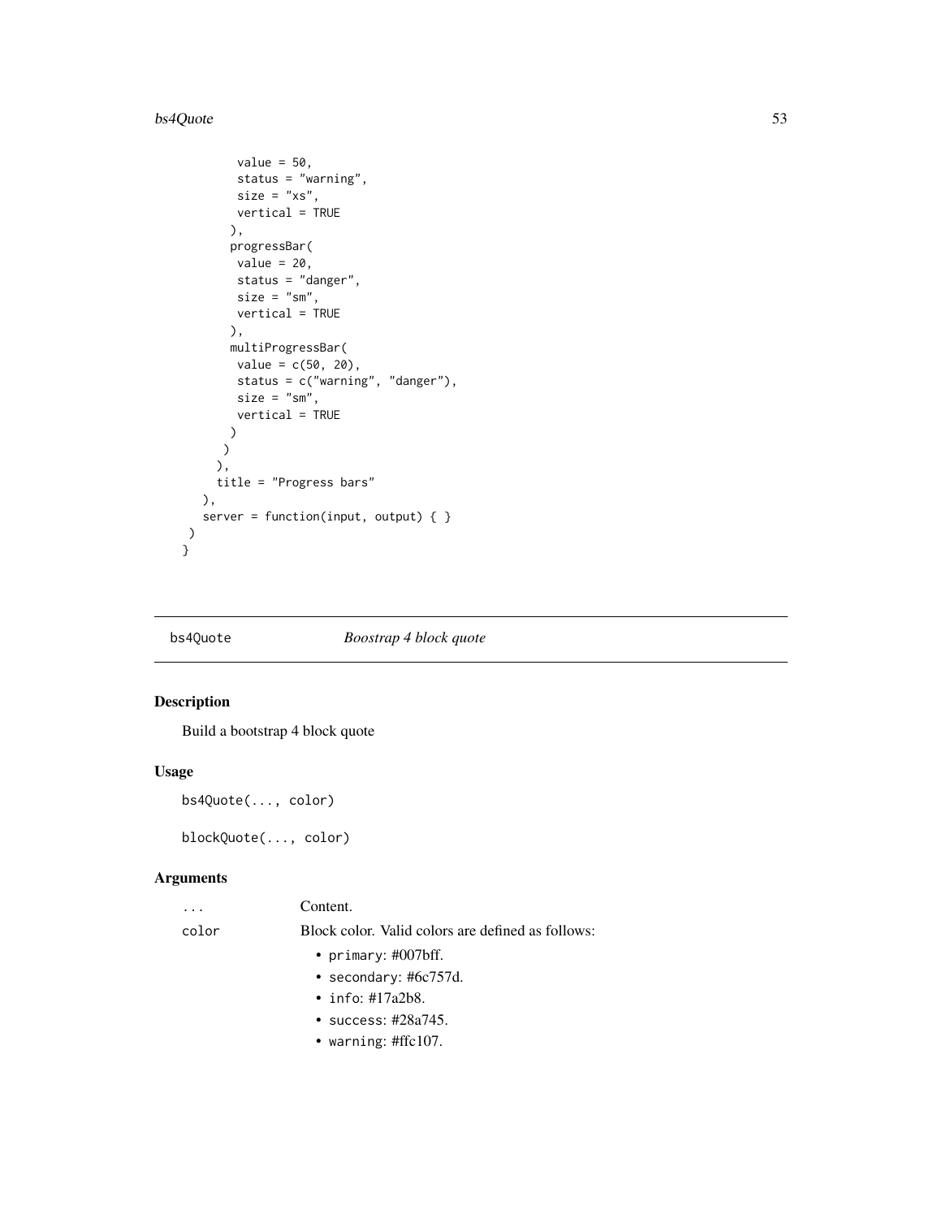```
      value = 50,
      status = "warning",
      size = "xs",
      vertical = TRUE
     ),
     progressBar(
      value = 20,
      status = "danger",
      size = "sm",
      vertical = TRUE
     ),
     multiProgressBar(
      value = c(50, 20),
      status = c("warning", "danger"),
      size = "sm",
      vertical = TRUE
     )
    )
   ),
   title = "Progress bars"
  ),
  server = function(input, output) { }
 )
}
```

---

## bs4Quote *Boostrap 4 block quote*

### Description

Build a bootstrap 4 block quote

### Usage

```
bs4Quote(..., color)

blockQuote(..., color)
```

### Arguments

| | |
|---|---|
| `...` | Content. |
| `color` | Block color. Valid colors are defined as follows:<br>• `primary`: #007bff.<br>• `secondary`: #6c757d.<br>• `info`: #17a2b8.<br>• `success`: #28a745.<br>• `warning`: #ffc107. |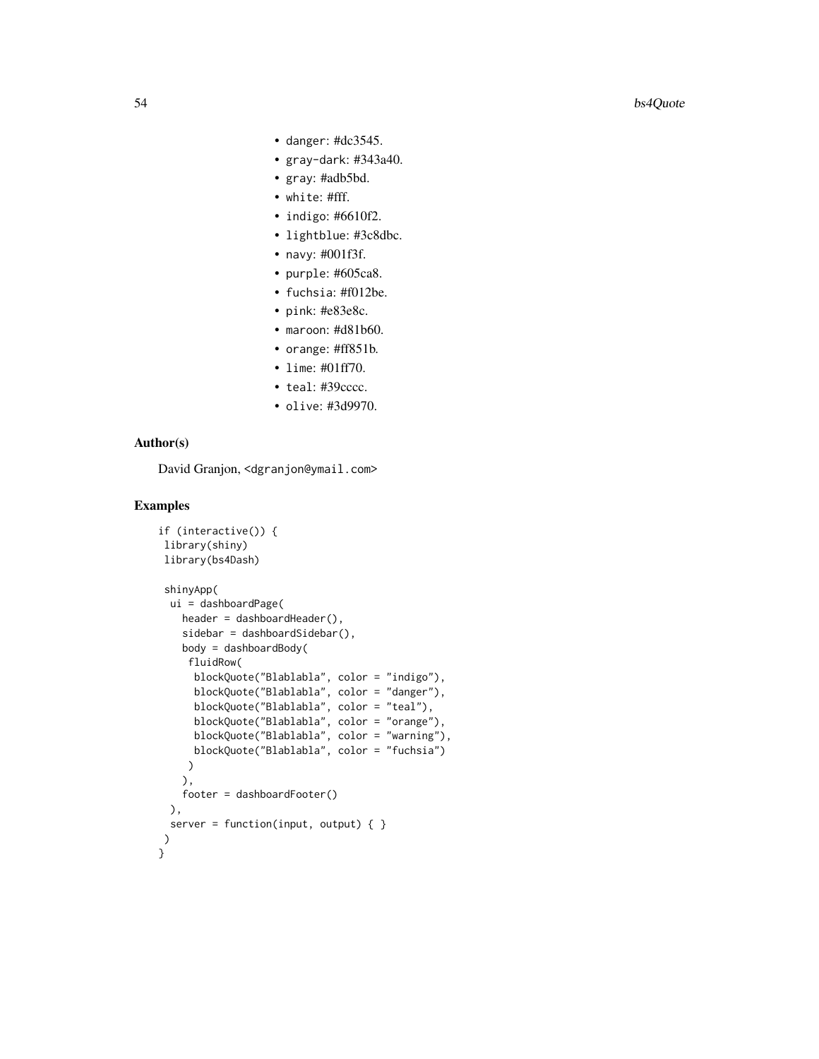- `danger`: #dc3545.
- `gray-dark`: #343a40.
- `gray`: #adb5bd.
- `white`: #fff.
- `indigo`: #6610f2.
- `lightblue`: #3c8dbc.
- `navy`: #001f3f.
- `purple`: #605ca8.
- `fuchsia`: #f012be.
- `pink`: #e83e8c.
- `maroon`: #d81b60.
- `orange`: #ff851b.
- `lime`: #01ff70.
- `teal`: #39cccc.
- `olive`: #3d9970.

## Author(s)

David Granjon, <dgranjon@ymail.com>

## Examples

```
if (interactive()) {
 library(shiny)
 library(bs4Dash)

 shinyApp(
  ui = dashboardPage(
    header = dashboardHeader(),
    sidebar = dashboardSidebar(),
    body = dashboardBody(
     fluidRow(
      blockQuote("Blablabla", color = "indigo"),
      blockQuote("Blablabla", color = "danger"),
      blockQuote("Blablabla", color = "teal"),
      blockQuote("Blablabla", color = "orange"),
      blockQuote("Blablabla", color = "warning"),
      blockQuote("Blablabla", color = "fuchsia")
     )
    ),
    footer = dashboardFooter()
  ),
  server = function(input, output) { }
 )
}
```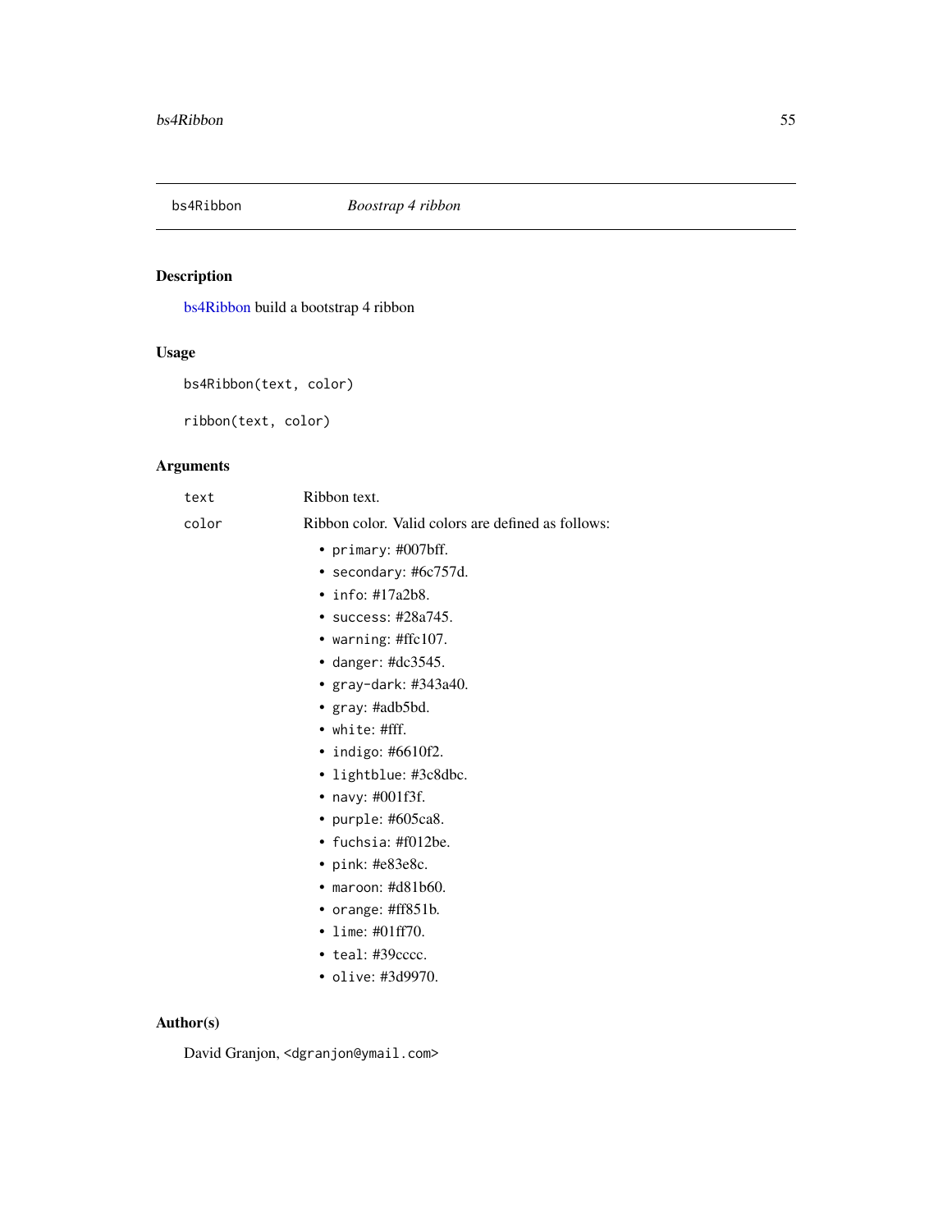## bs4Ribbon — *Boostrap 4 ribbon*

### Description

bs4Ribbon build a bootstrap 4 ribbon

### Usage

```
bs4Ribbon(text, color)

ribbon(text, color)
```

### Arguments

| | |
|---|---|
| `text` | Ribbon text. |
| `color` | Ribbon color. Valid colors are defined as follows: |

- `primary`: #007bff.
- `secondary`: #6c757d.
- `info`: #17a2b8.
- `success`: #28a745.
- `warning`: #ffc107.
- `danger`: #dc3545.
- `gray-dark`: #343a40.
- `gray`: #adb5bd.
- `white`: #fff.
- `indigo`: #6610f2.
- `lightblue`: #3c8dbc.
- `navy`: #001f3f.
- `purple`: #605ca8.
- `fuchsia`: #f012be.
- `pink`: #e83e8c.
- `maroon`: #d81b60.
- `orange`: #ff851b.
- `lime`: #01ff70.
- `teal`: #39cccc.
- `olive`: #3d9970.

### Author(s)

David Granjon, <dgranjon@ymail.com>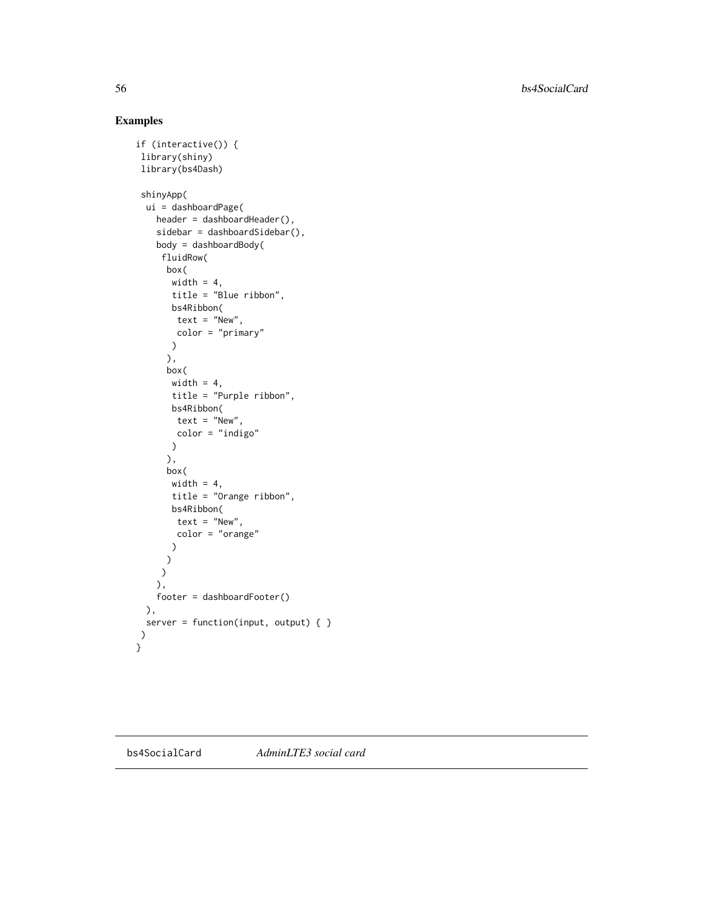## Examples

```
if (interactive()) {
 library(shiny)
 library(bs4Dash)

 shinyApp(
  ui = dashboardPage(
    header = dashboardHeader(),
    sidebar = dashboardSidebar(),
    body = dashboardBody(
     fluidRow(
      box(
       width = 4,
       title = "Blue ribbon",
       bs4Ribbon(
        text = "New",
        color = "primary"
       )
      ),
      box(
       width = 4,
       title = "Purple ribbon",
       bs4Ribbon(
        text = "New",
        color = "indigo"
       )
      ),
      box(
       width = 4,
       title = "Orange ribbon",
       bs4Ribbon(
        text = "New",
        color = "orange"
       )
      )
     )
    ),
    footer = dashboardFooter()
  ),
  server = function(input, output) { }
 )
}
```

---

bs4SocialCard &nbsp;&nbsp;&nbsp;&nbsp;&nbsp;&nbsp;&nbsp;&nbsp; *AdminLTE3 social card*

---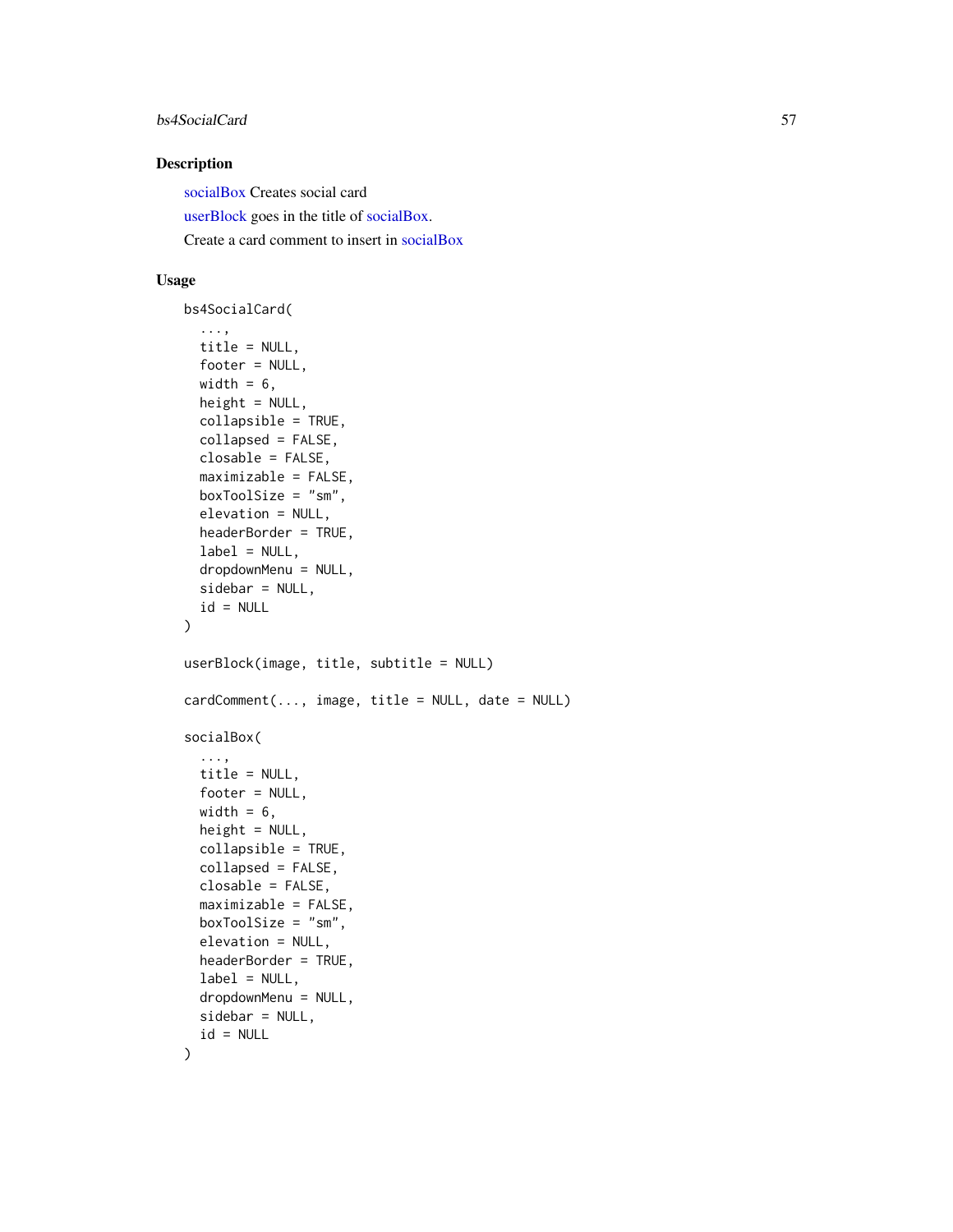## Description

socialBox Creates social card

userBlock goes in the title of socialBox.

Create a card comment to insert in socialBox

## Usage

```
bs4SocialCard(
  ...,
  title = NULL,
  footer = NULL,
  width = 6,
  height = NULL,
  collapsible = TRUE,
  collapsed = FALSE,
  closable = FALSE,
  maximizable = FALSE,
  boxToolSize = "sm",
  elevation = NULL,
  headerBorder = TRUE,
  label = NULL,
  dropdownMenu = NULL,
  sidebar = NULL,
  id = NULL
)

userBlock(image, title, subtitle = NULL)

cardComment(..., image, title = NULL, date = NULL)

socialBox(
  ...,
  title = NULL,
  footer = NULL,
  width = 6,
  height = NULL,
  collapsible = TRUE,
  collapsed = FALSE,
  closable = FALSE,
  maximizable = FALSE,
  boxToolSize = "sm",
  elevation = NULL,
  headerBorder = TRUE,
  label = NULL,
  dropdownMenu = NULL,
  sidebar = NULL,
  id = NULL
)
```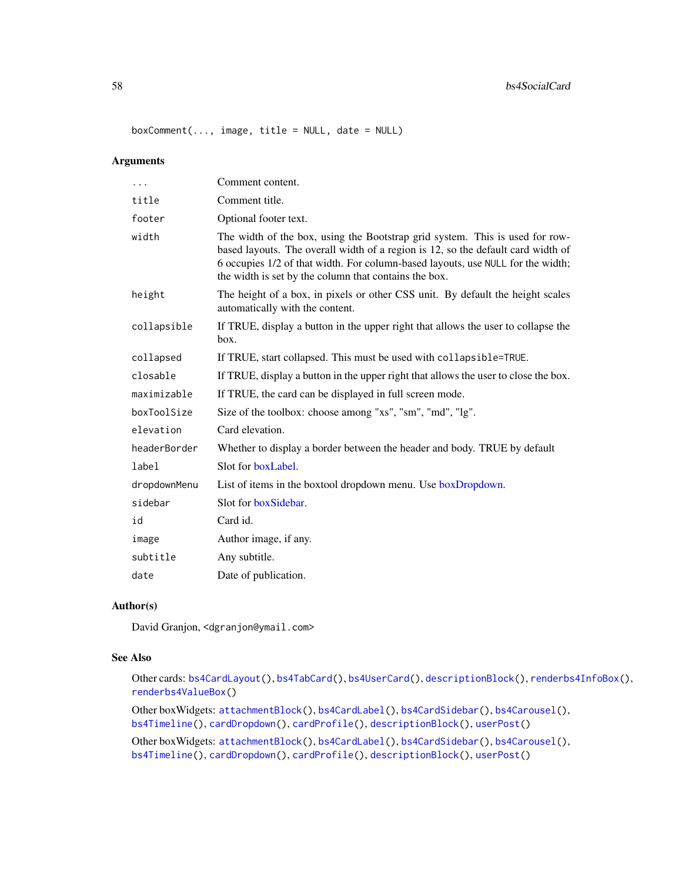```
boxComment(..., image, title = NULL, date = NULL)
```

### Arguments

| | |
|---|---|
| ... | Comment content. |
| title | Comment title. |
| footer | Optional footer text. |
| width | The width of the box, using the Bootstrap grid system. This is used for row-based layouts. The overall width of a region is 12, so the default card width of 6 occupies 1/2 of that width. For column-based layouts, use NULL for the width; the width is set by the column that contains the box. |
| height | The height of a box, in pixels or other CSS unit. By default the height scales automatically with the content. |
| collapsible | If TRUE, display a button in the upper right that allows the user to collapse the box. |
| collapsed | If TRUE, start collapsed. This must be used with collapsible=TRUE. |
| closable | If TRUE, display a button in the upper right that allows the user to close the box. |
| maximizable | If TRUE, the card can be displayed in full screen mode. |
| boxToolSize | Size of the toolbox: choose among "xs", "sm", "md", "lg". |
| elevation | Card elevation. |
| headerBorder | Whether to display a border between the header and body. TRUE by default |
| label | Slot for boxLabel. |
| dropdownMenu | List of items in the boxtool dropdown menu. Use boxDropdown. |
| sidebar | Slot for boxSidebar. |
| id | Card id. |
| image | Author image, if any. |
| subtitle | Any subtitle. |
| date | Date of publication. |

### Author(s)

David Granjon, <dgranjon@ymail.com>

### See Also

Other cards: bs4CardLayout(), bs4TabCard(), bs4UserCard(), descriptionBlock(), renderbs4InfoBox(), renderbs4ValueBox()

Other boxWidgets: attachmentBlock(), bs4CardLabel(), bs4CardSidebar(), bs4Carousel(), bs4Timeline(), cardDropdown(), cardProfile(), descriptionBlock(), userPost()

Other boxWidgets: attachmentBlock(), bs4CardLabel(), bs4CardSidebar(), bs4Carousel(), bs4Timeline(), cardDropdown(), cardProfile(), descriptionBlock(), userPost()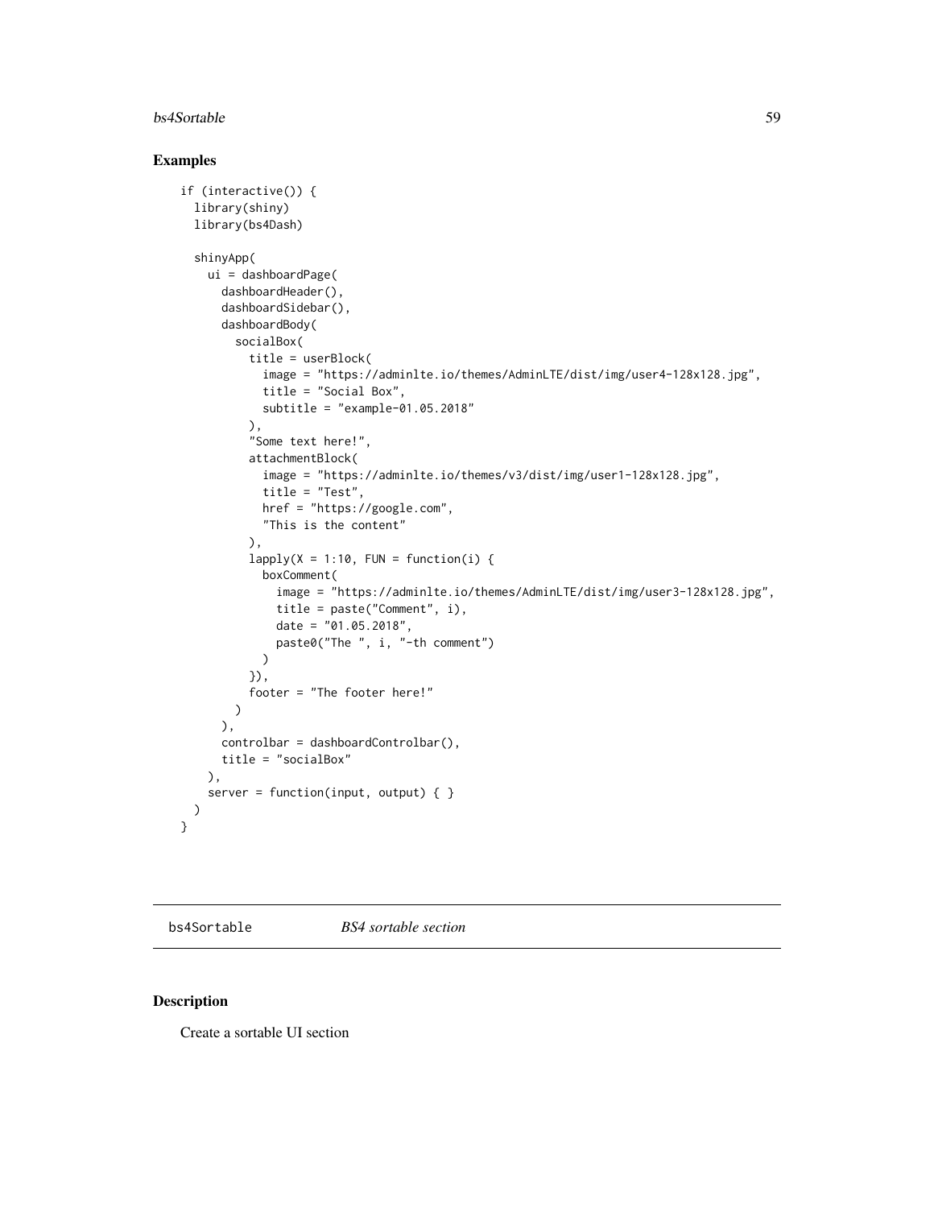## Examples

```
if (interactive()) {
  library(shiny)
  library(bs4Dash)

  shinyApp(
    ui = dashboardPage(
      dashboardHeader(),
      dashboardSidebar(),
      dashboardBody(
        socialBox(
          title = userBlock(
            image = "https://adminlte.io/themes/AdminLTE/dist/img/user4-128x128.jpg",
            title = "Social Box",
            subtitle = "example-01.05.2018"
          ),
          "Some text here!",
          attachmentBlock(
            image = "https://adminlte.io/themes/v3/dist/img/user1-128x128.jpg",
            title = "Test",
            href = "https://google.com",
            "This is the content"
          ),
          lapply(X = 1:10, FUN = function(i) {
            boxComment(
              image = "https://adminlte.io/themes/AdminLTE/dist/img/user3-128x128.jpg",
              title = paste("Comment", i),
              date = "01.05.2018",
              paste0("The ", i, "-th comment")
            )
          }),
          footer = "The footer here!"
        )
      ),
      controlbar = dashboardControlbar(),
      title = "socialBox"
    ),
    server = function(input, output) { }
  )
}
```

# bs4Sortable *BS4 sortable section*

## Description

Create a sortable UI section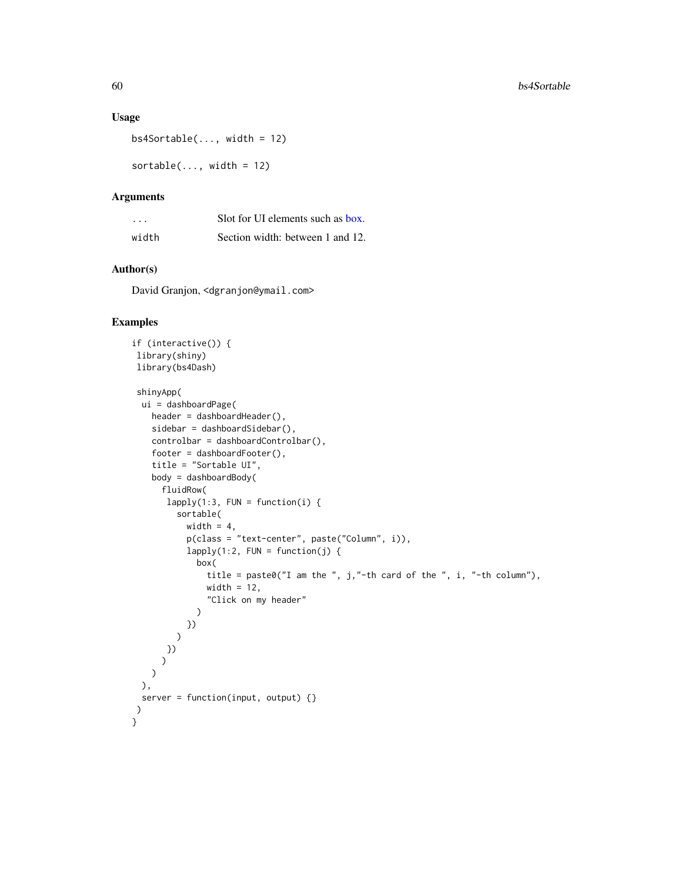## Usage

```
bs4Sortable(..., width = 12)

sortable(..., width = 12)
```

## Arguments

| | |
|---|---|
| `...` | Slot for UI elements such as box. |
| `width` | Section width: between 1 and 12. |

## Author(s)

David Granjon, <dgranjon@ymail.com>

## Examples

```
if (interactive()) {
 library(shiny)
 library(bs4Dash)

 shinyApp(
  ui = dashboardPage(
    header = dashboardHeader(),
    sidebar = dashboardSidebar(),
    controlbar = dashboardControlbar(),
    footer = dashboardFooter(),
    title = "Sortable UI",
    body = dashboardBody(
      fluidRow(
       lapply(1:3, FUN = function(i) {
         sortable(
           width = 4,
           p(class = "text-center", paste("Column", i)),
           lapply(1:2, FUN = function(j) {
             box(
               title = paste0("I am the ", j,"-th card of the ", i, "-th column"),
               width = 12,
               "Click on my header"
             )
           })
         )
       })
      )
    )
  ),
  server = function(input, output) {}
 )
}
```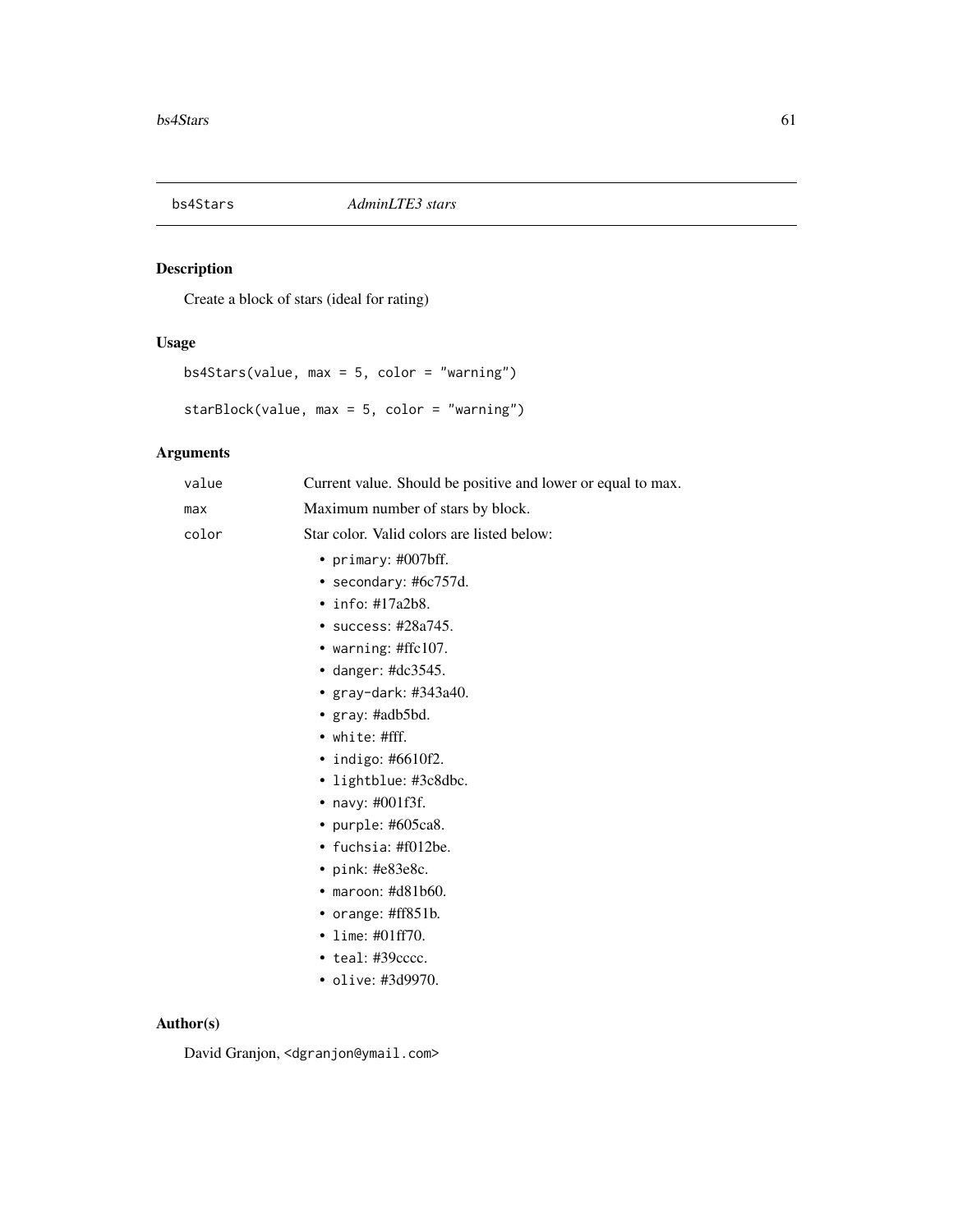## bs4Stars — *AdminLTE3 stars*

### Description

Create a block of stars (ideal for rating)

### Usage

```
bs4Stars(value, max = 5, color = "warning")

starBlock(value, max = 5, color = "warning")
```

### Arguments

| | |
|---|---|
| `value` | Current value. Should be positive and lower or equal to max. |
| `max` | Maximum number of stars by block. |
| `color` | Star color. Valid colors are listed below: |

- `primary`: #007bff.
- `secondary`: #6c757d.
- `info`: #17a2b8.
- `success`: #28a745.
- `warning`: #ffc107.
- `danger`: #dc3545.
- `gray-dark`: #343a40.
- `gray`: #adb5bd.
- `white`: #fff.
- `indigo`: #6610f2.
- `lightblue`: #3c8dbc.
- `navy`: #001f3f.
- `purple`: #605ca8.
- `fuchsia`: #f012be.
- `pink`: #e83e8c.
- `maroon`: #d81b60.
- `orange`: #ff851b.
- `lime`: #01ff70.
- `teal`: #39cccc.
- `olive`: #3d9970.

### Author(s)

David Granjon, <dgranjon@ymail.com>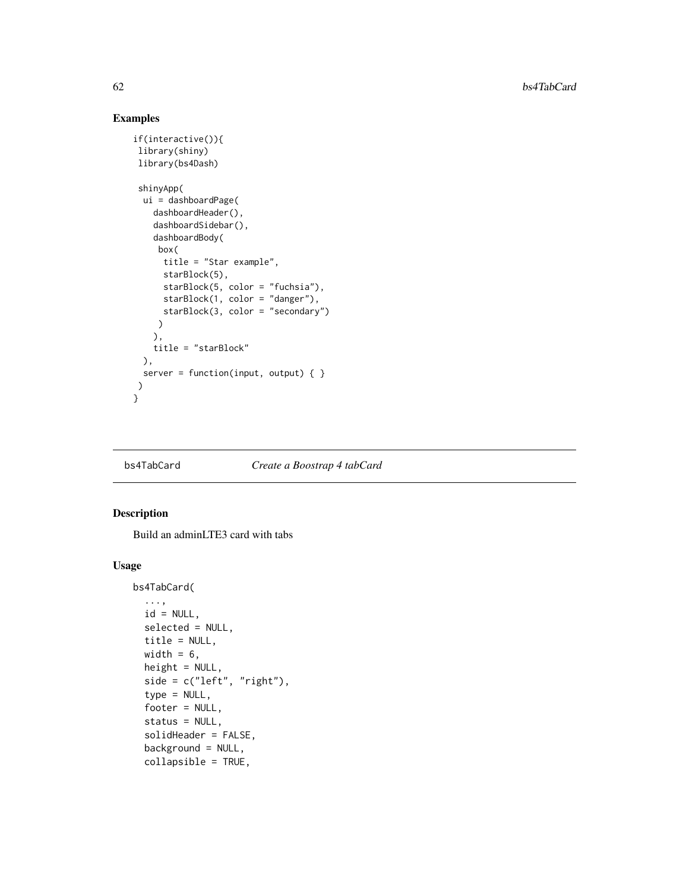## Examples

```
if(interactive()){
 library(shiny)
 library(bs4Dash)

 shinyApp(
  ui = dashboardPage(
    dashboardHeader(),
    dashboardSidebar(),
    dashboardBody(
     box(
      title = "Star example",
      starBlock(5),
      starBlock(5, color = "fuchsia"),
      starBlock(1, color = "danger"),
      starBlock(3, color = "secondary")
     )
    ),
    title = "starBlock"
  ),
  server = function(input, output) { }
 )
}
```

---

bs4TabCard *Create a Boostrap 4 tabCard*

---

## Description

Build an adminLTE3 card with tabs

## Usage

```
bs4TabCard(
  ...,
  id = NULL,
  selected = NULL,
  title = NULL,
  width = 6,
  height = NULL,
  side = c("left", "right"),
  type = NULL,
  footer = NULL,
  status = NULL,
  solidHeader = FALSE,
  background = NULL,
  collapsible = TRUE,
```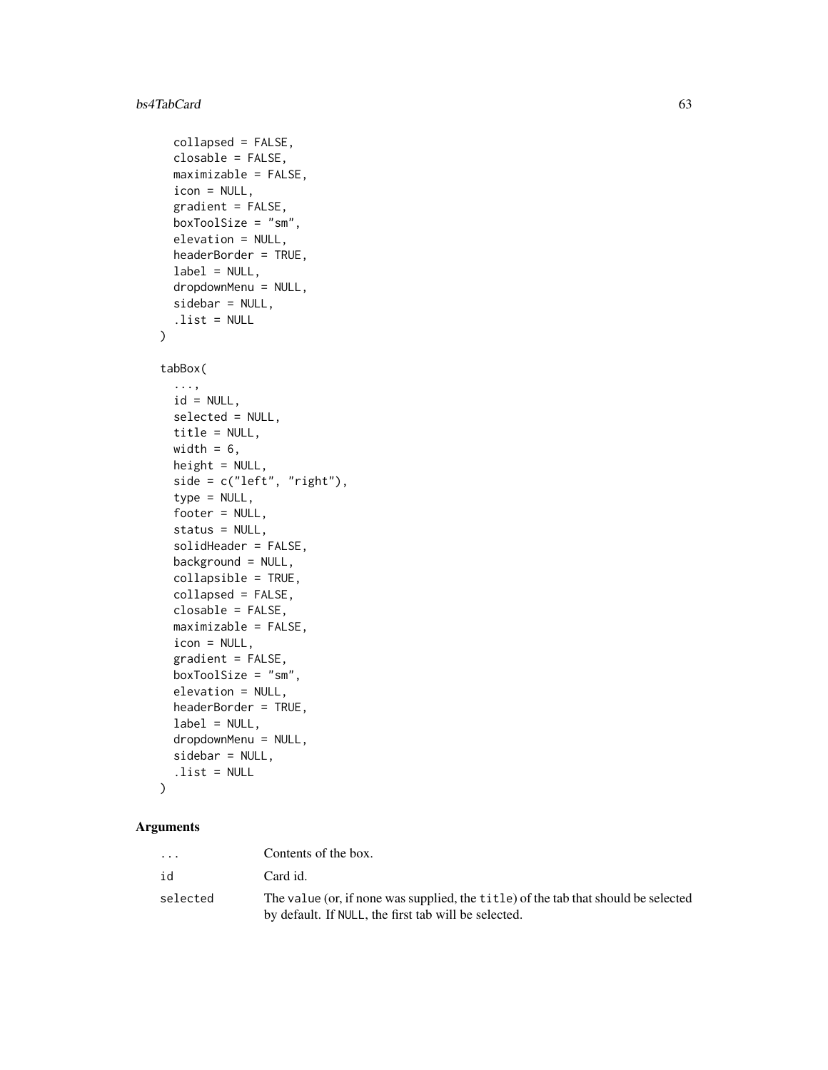```
  collapsed = FALSE,
  closable = FALSE,
  maximizable = FALSE,
  icon = NULL,
  gradient = FALSE,
  boxToolSize = "sm",
  elevation = NULL,
  headerBorder = TRUE,
  label = NULL,
  dropdownMenu = NULL,
  sidebar = NULL,
  .list = NULL
)

tabBox(
  ...,
  id = NULL,
  selected = NULL,
  title = NULL,
  width = 6,
  height = NULL,
  side = c("left", "right"),
  type = NULL,
  footer = NULL,
  status = NULL,
  solidHeader = FALSE,
  background = NULL,
  collapsible = TRUE,
  collapsed = FALSE,
  closable = FALSE,
  maximizable = FALSE,
  icon = NULL,
  gradient = FALSE,
  boxToolSize = "sm",
  elevation = NULL,
  headerBorder = TRUE,
  label = NULL,
  dropdownMenu = NULL,
  sidebar = NULL,
  .list = NULL
)
```

## Arguments

| | |
|---|---|
| `...` | Contents of the box. |
| `id` | Card id. |
| `selected` | The `value` (or, if none was supplied, the `title`) of the tab that should be selected by default. If `NULL`, the first tab will be selected. |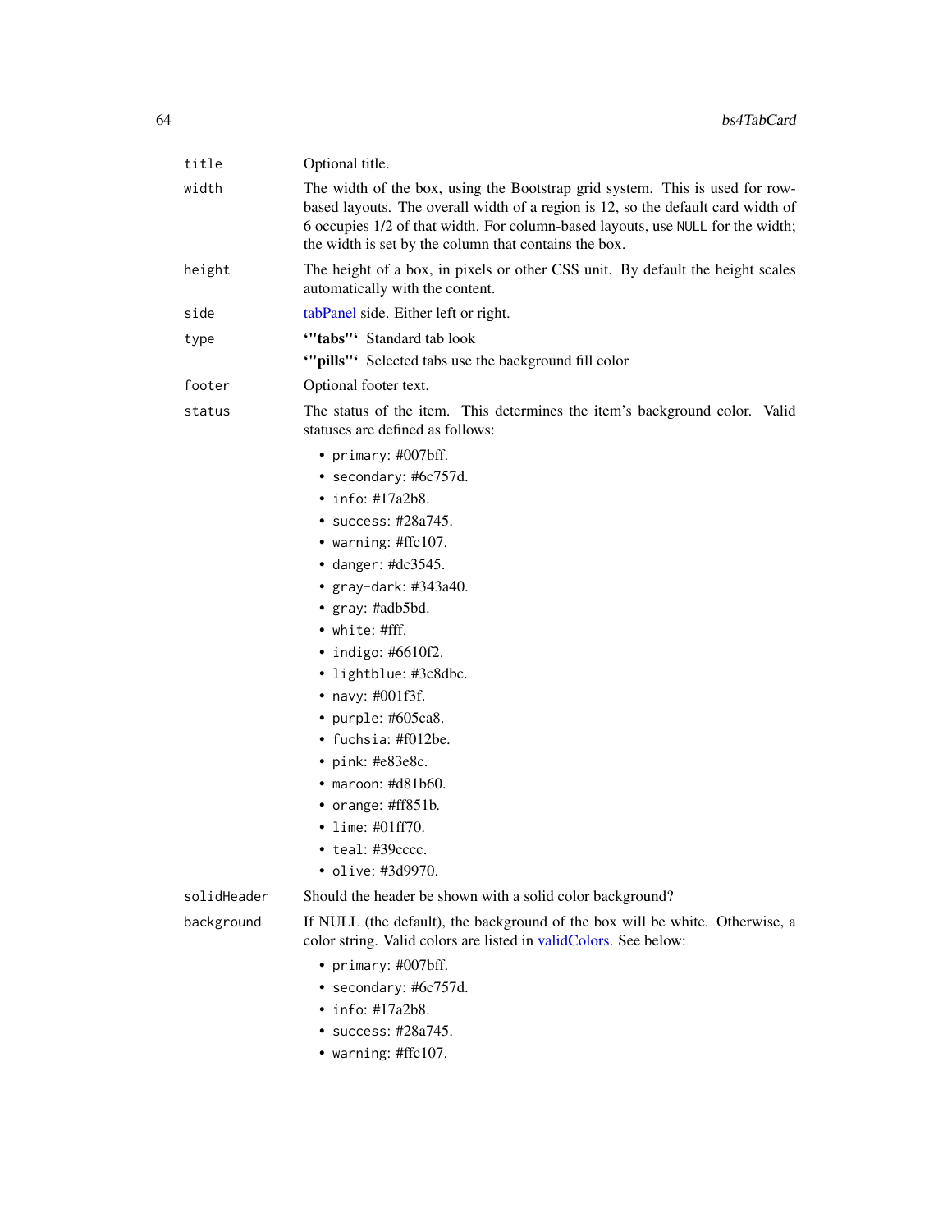| | |
|---|---|
| title | Optional title. |
| width | The width of the box, using the Bootstrap grid system. This is used for row-based layouts. The overall width of a region is 12, so the default card width of 6 occupies 1/2 of that width. For column-based layouts, use NULL for the width; the width is set by the column that contains the box. |
| height | The height of a box, in pixels or other CSS unit. By default the height scales automatically with the content. |
| side | tabPanel side. Either left or right. |
| type | **'"tabs"'** Standard tab look<br>**'"pills"'** Selected tabs use the background fill color |
| footer | Optional footer text. |
| status | The status of the item. This determines the item's background color. Valid statuses are defined as follows:<br>• `primary`: #007bff.<br>• `secondary`: #6c757d.<br>• `info`: #17a2b8.<br>• `success`: #28a745.<br>• `warning`: #ffc107.<br>• `danger`: #dc3545.<br>• `gray-dark`: #343a40.<br>• `gray`: #adb5bd.<br>• `white`: #fff.<br>• `indigo`: #6610f2.<br>• `lightblue`: #3c8dbc.<br>• `navy`: #001f3f.<br>• `purple`: #605ca8.<br>• `fuchsia`: #f012be.<br>• `pink`: #e83e8c.<br>• `maroon`: #d81b60.<br>• `orange`: #ff851b.<br>• `lime`: #01ff70.<br>• `teal`: #39cccc.<br>• `olive`: #3d9970. |
| solidHeader | Should the header be shown with a solid color background? |
| background | If NULL (the default), the background of the box will be white. Otherwise, a color string. Valid colors are listed in validColors. See below:<br>• `primary`: #007bff.<br>• `secondary`: #6c757d.<br>• `info`: #17a2b8.<br>• `success`: #28a745.<br>• `warning`: #ffc107. |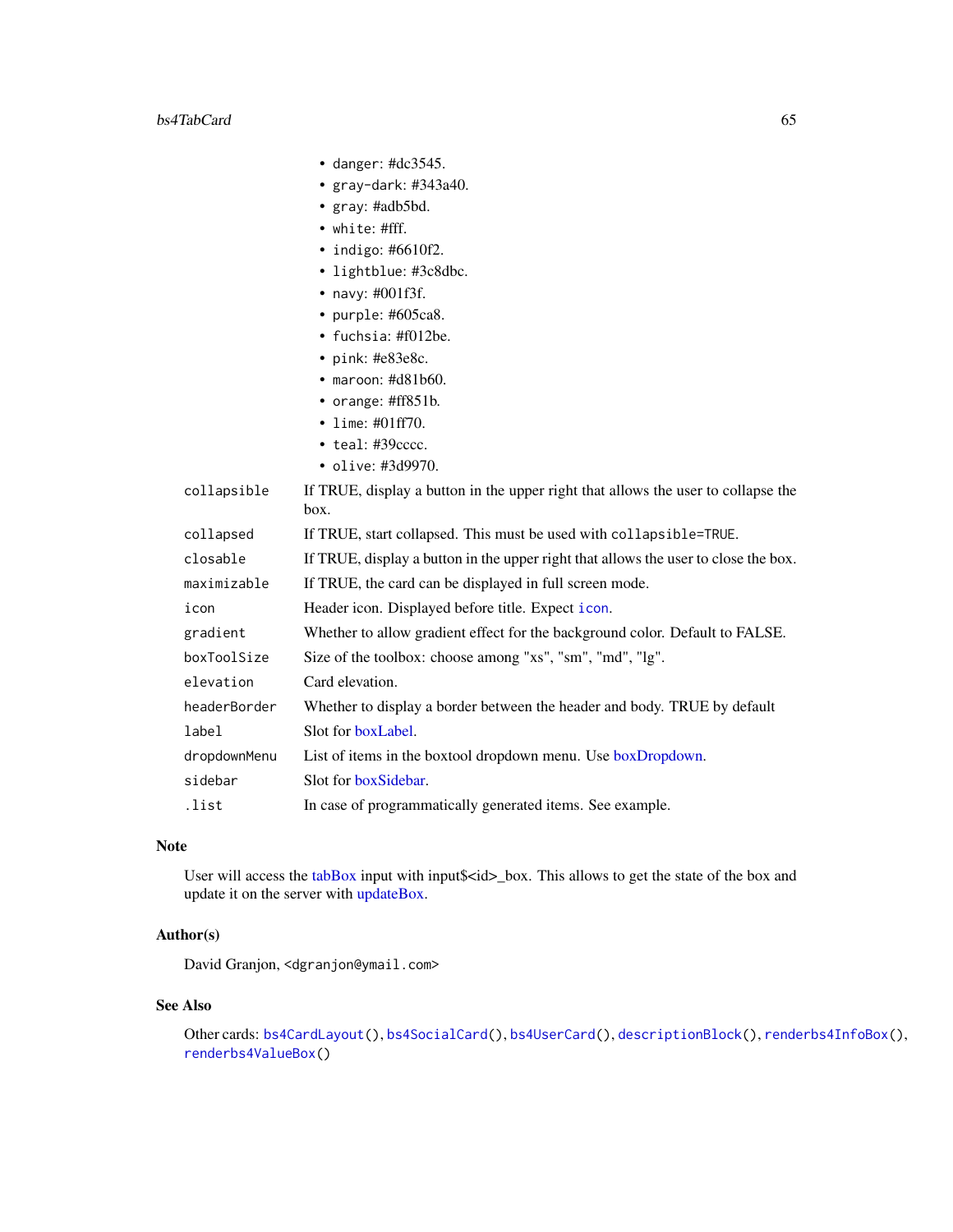- `danger`: #dc3545.
- `gray-dark`: #343a40.
- `gray`: #adb5bd.
- `white`: #fff.
- `indigo`: #6610f2.
- `lightblue`: #3c8dbc.
- `navy`: #001f3f.
- `purple`: #605ca8.
- `fuchsia`: #f012be.
- `pink`: #e83e8c.
- `maroon`: #d81b60.
- `orange`: #ff851b.
- `lime`: #01ff70.
- `teal`: #39cccc.
- `olive`: #3d9970.

| | |
|---|---|
| `collapsible` | If TRUE, display a button in the upper right that allows the user to collapse the box. |
| `collapsed` | If TRUE, start collapsed. This must be used with `collapsible=TRUE`. |
| `closable` | If TRUE, display a button in the upper right that allows the user to close the box. |
| `maximizable` | If TRUE, the card can be displayed in full screen mode. |
| `icon` | Header icon. Displayed before title. Expect `icon`. |
| `gradient` | Whether to allow gradient effect for the background color. Default to FALSE. |
| `boxToolSize` | Size of the toolbox: choose among "xs", "sm", "md", "lg". |
| `elevation` | Card elevation. |
| `headerBorder` | Whether to display a border between the header and body. TRUE by default |
| `label` | Slot for boxLabel. |
| `dropdownMenu` | List of items in the boxtool dropdown menu. Use boxDropdown. |
| `sidebar` | Slot for boxSidebar. |
| `.list` | In case of programmatically generated items. See example. |

## Note

User will access the tabBox input with input$<id>_box. This allows to get the state of the box and update it on the server with updateBox.

## Author(s)

David Granjon, <dgranjon@ymail.com>

## See Also

Other cards: `bs4CardLayout()`, `bs4SocialCard()`, `bs4UserCard()`, `descriptionBlock()`, `renderbs4InfoBox()`, `renderbs4ValueBox()`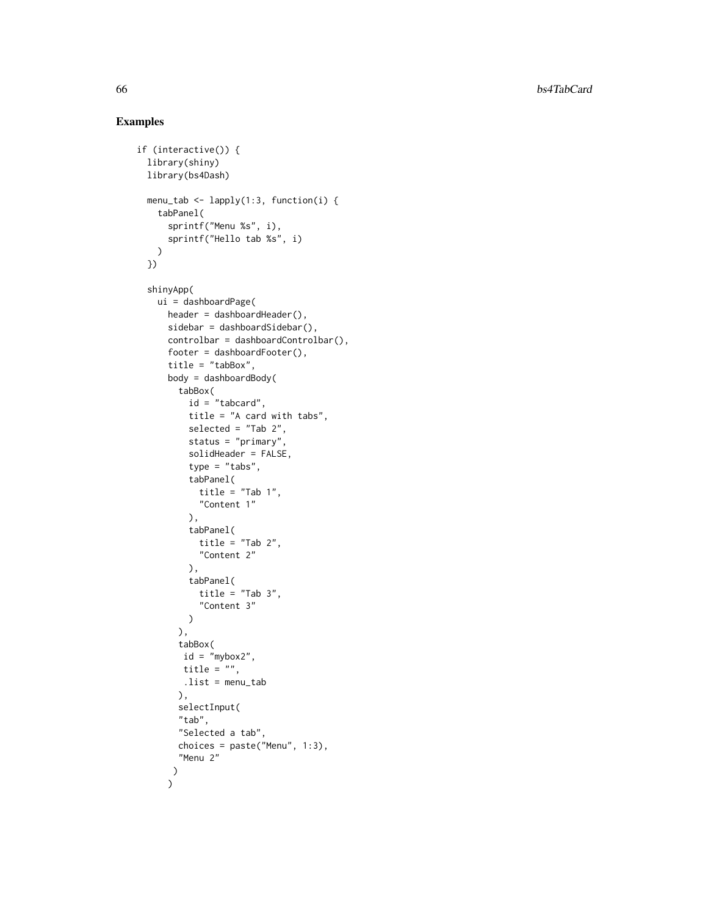## Examples

```
if (interactive()) {
  library(shiny)
  library(bs4Dash)

  menu_tab <- lapply(1:3, function(i) {
    tabPanel(
      sprintf("Menu %s", i),
      sprintf("Hello tab %s", i)
    )
  })

  shinyApp(
    ui = dashboardPage(
      header = dashboardHeader(),
      sidebar = dashboardSidebar(),
      controlbar = dashboardControlbar(),
      footer = dashboardFooter(),
      title = "tabBox",
      body = dashboardBody(
        tabBox(
          id = "tabcard",
          title = "A card with tabs",
          selected = "Tab 2",
          status = "primary",
          solidHeader = FALSE,
          type = "tabs",
          tabPanel(
            title = "Tab 1",
            "Content 1"
          ),
          tabPanel(
            title = "Tab 2",
            "Content 2"
          ),
          tabPanel(
            title = "Tab 3",
            "Content 3"
          )
        ),
        tabBox(
         id = "mybox2",
         title = "",
         .list = menu_tab
        ),
        selectInput(
        "tab",
        "Selected a tab",
        choices = paste("Menu", 1:3),
        "Menu 2"
       )
      )
```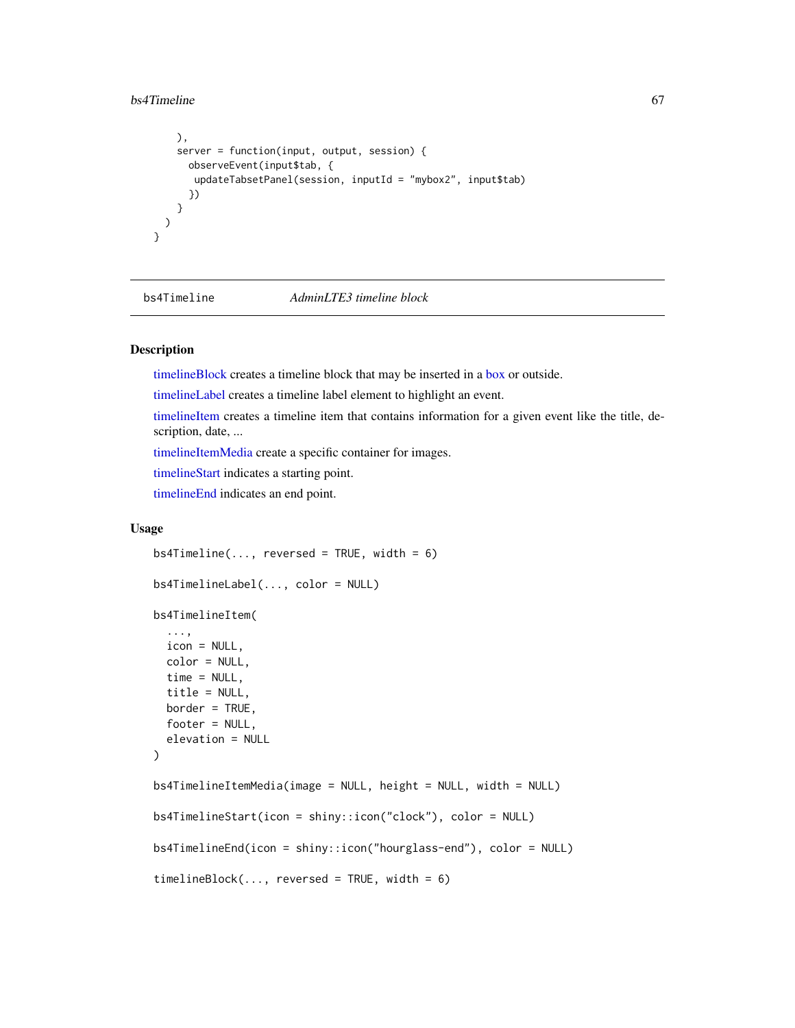```
    ),
    server = function(input, output, session) {
      observeEvent(input$tab, {
       updateTabsetPanel(session, inputId = "mybox2", input$tab)
      })
    }
  )
}
```

## bs4Timeline *AdminLTE3 timeline block*

### Description

timelineBlock creates a timeline block that may be inserted in a box or outside.

timelineLabel creates a timeline label element to highlight an event.

timelineItem creates a timeline item that contains information for a given event like the title, description, date, ...

timelineItemMedia create a specific container for images.

timelineStart indicates a starting point.

timelineEnd indicates an end point.

### Usage

```
bs4Timeline(..., reversed = TRUE, width = 6)

bs4TimelineLabel(..., color = NULL)

bs4TimelineItem(
  ...,
  icon = NULL,
  color = NULL,
  time = NULL,
  title = NULL,
  border = TRUE,
  footer = NULL,
  elevation = NULL
)

bs4TimelineItemMedia(image = NULL, height = NULL, width = NULL)

bs4TimelineStart(icon = shiny::icon("clock"), color = NULL)

bs4TimelineEnd(icon = shiny::icon("hourglass-end"), color = NULL)

timelineBlock(..., reversed = TRUE, width = 6)
```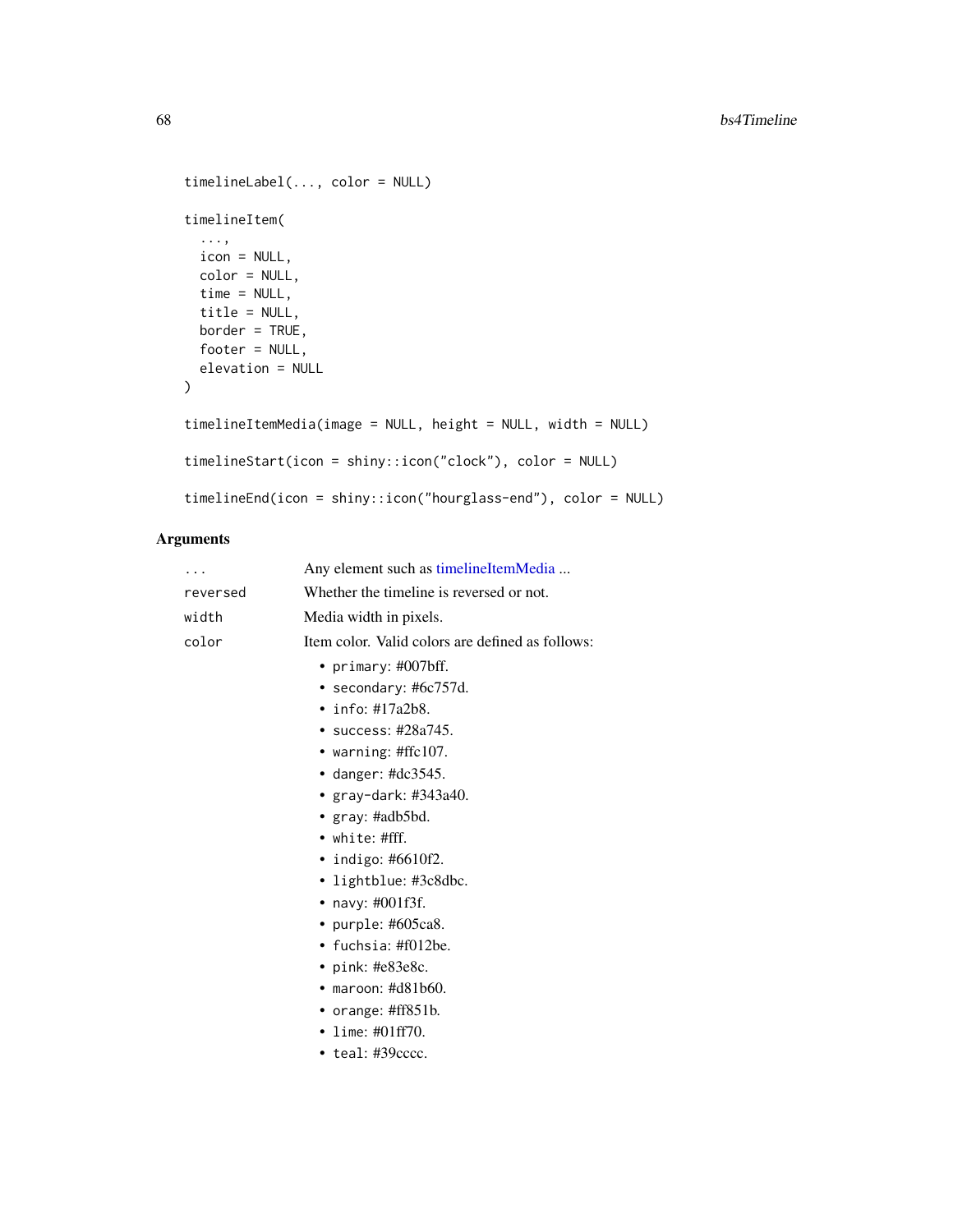```
timelineLabel(..., color = NULL)

timelineItem(
  ...,
  icon = NULL,
  color = NULL,
  time = NULL,
  title = NULL,
  border = TRUE,
  footer = NULL,
  elevation = NULL
)

timelineItemMedia(image = NULL, height = NULL, width = NULL)

timelineStart(icon = shiny::icon("clock"), color = NULL)

timelineEnd(icon = shiny::icon("hourglass-end"), color = NULL)
```

## Arguments

| | |
|---|---|
| `...` | Any element such as timelineItemMedia ... |
| `reversed` | Whether the timeline is reversed or not. |
| `width` | Media width in pixels. |
| `color` | Item color. Valid colors are defined as follows:<br>• `primary`: #007bff.<br>• `secondary`: #6c757d.<br>• `info`: #17a2b8.<br>• `success`: #28a745.<br>• `warning`: #ffc107.<br>• `danger`: #dc3545.<br>• `gray-dark`: #343a40.<br>• `gray`: #adb5bd.<br>• `white`: #fff.<br>• `indigo`: #6610f2.<br>• `lightblue`: #3c8dbc.<br>• `navy`: #001f3f.<br>• `purple`: #605ca8.<br>• `fuchsia`: #f012be.<br>• `pink`: #e83e8c.<br>• `maroon`: #d81b60.<br>• `orange`: #ff851b.<br>• `lime`: #01ff70.<br>• `teal`: #39cccc. |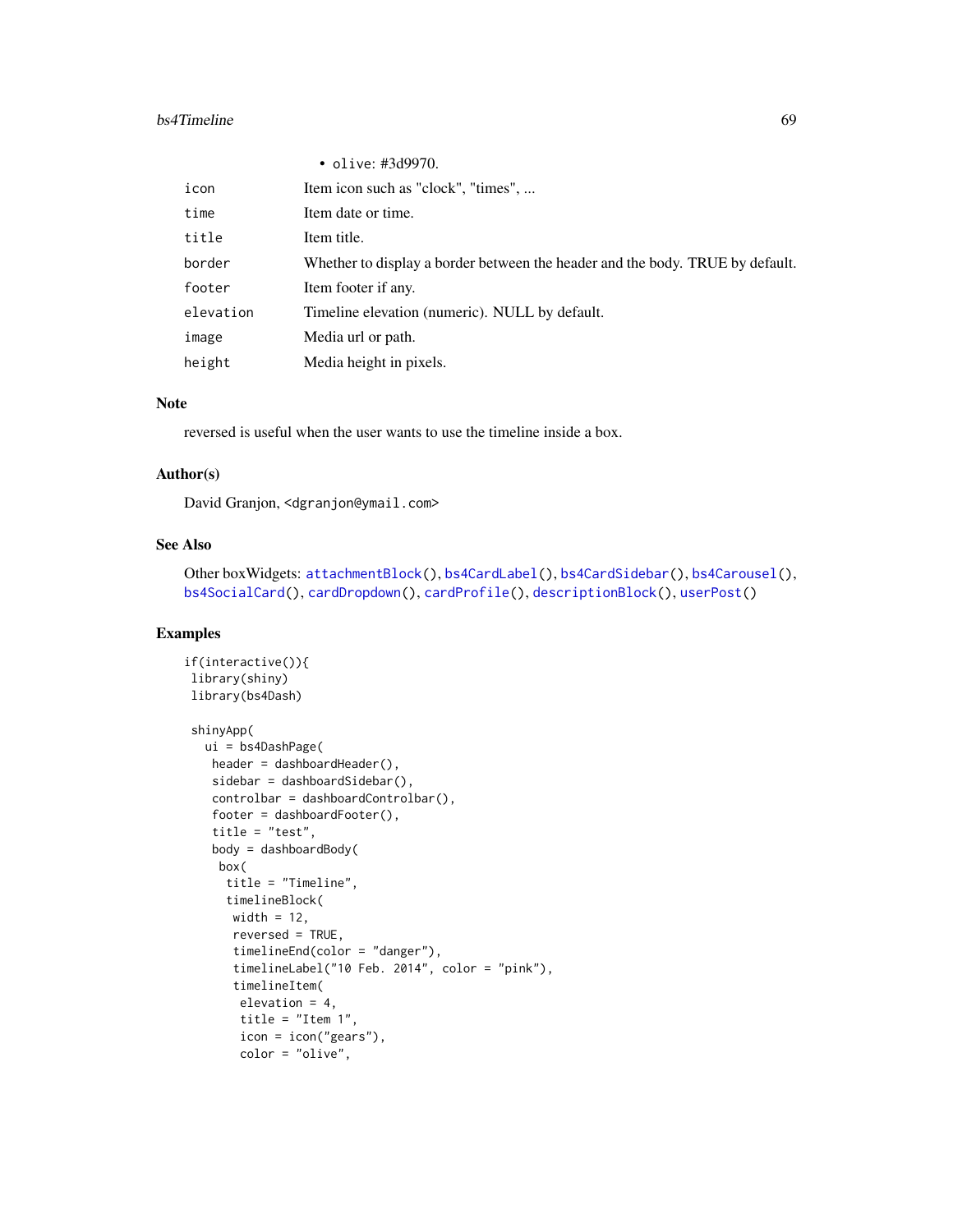- `olive`: #3d9970.

| | |
|---|---|
| `icon` | Item icon such as "clock", "times", ... |
| `time` | Item date or time. |
| `title` | Item title. |
| `border` | Whether to display a border between the header and the body. TRUE by default. |
| `footer` | Item footer if any. |
| `elevation` | Timeline elevation (numeric). NULL by default. |
| `image` | Media url or path. |
| `height` | Media height in pixels. |

## Note

reversed is useful when the user wants to use the timeline inside a box.

## Author(s)

David Granjon, <dgranjon@ymail.com>

## See Also

Other boxWidgets: `attachmentBlock()`, `bs4CardLabel()`, `bs4CardSidebar()`, `bs4Carousel()`, `bs4SocialCard()`, `cardDropdown()`, `cardProfile()`, `descriptionBlock()`, `userPost()`

## Examples

```
if(interactive()){
 library(shiny)
 library(bs4Dash)

 shinyApp(
   ui = bs4DashPage(
    header = dashboardHeader(),
    sidebar = dashboardSidebar(),
    controlbar = dashboardControlbar(),
    footer = dashboardFooter(),
    title = "test",
    body = dashboardBody(
     box(
      title = "Timeline",
      timelineBlock(
       width = 12,
       reversed = TRUE,
       timelineEnd(color = "danger"),
       timelineLabel("10 Feb. 2014", color = "pink"),
       timelineItem(
        elevation = 4,
        title = "Item 1",
        icon = icon("gears"),
        color = "olive",
```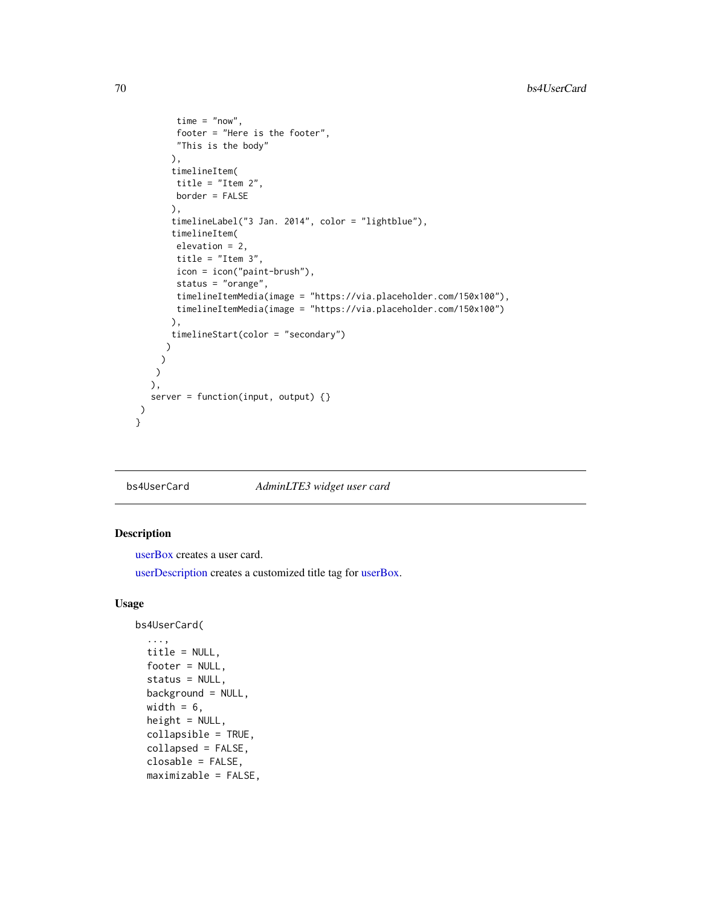```
            time = "now",
            footer = "Here is the footer",
            "This is the body"
          ),
          timelineItem(
            title = "Item 2",
            border = FALSE
          ),
          timelineLabel("3 Jan. 2014", color = "lightblue"),
          timelineItem(
            elevation = 2,
            title = "Item 3",
            icon = icon("paint-brush"),
            status = "orange",
            timelineItemMedia(image = "https://via.placeholder.com/150x100"),
            timelineItemMedia(image = "https://via.placeholder.com/150x100")
          ),
          timelineStart(color = "secondary")
        )
      )
    )
  ),
  server = function(input, output) {}
 )
}
```

---

bs4UserCard *AdminLTE3 widget user card*

---

## Description

userBox creates a user card.

userDescription creates a customized title tag for userBox.

## Usage

```
bs4UserCard(
  ...,
  title = NULL,
  footer = NULL,
  status = NULL,
  background = NULL,
  width = 6,
  height = NULL,
  collapsible = TRUE,
  collapsed = FALSE,
  closable = FALSE,
  maximizable = FALSE,
```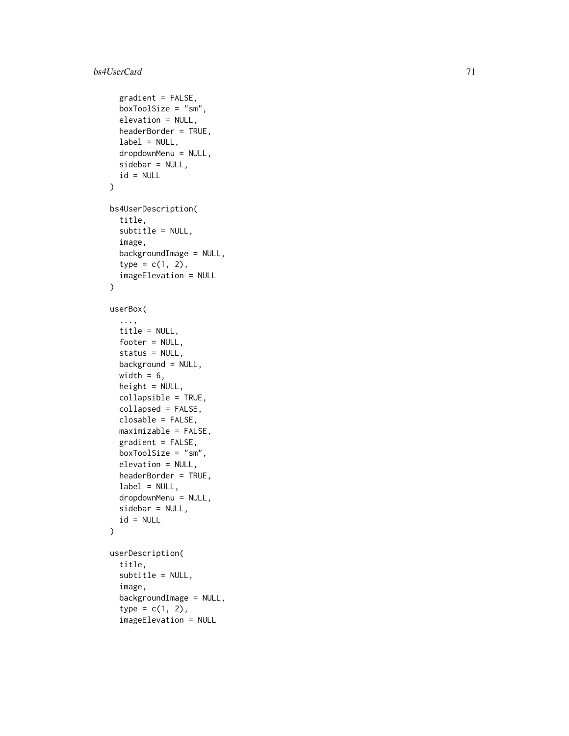```
  gradient = FALSE,
  boxToolSize = "sm",
  elevation = NULL,
  headerBorder = TRUE,
  label = NULL,
  dropdownMenu = NULL,
  sidebar = NULL,
  id = NULL
)

bs4UserDescription(
  title,
  subtitle = NULL,
  image,
  backgroundImage = NULL,
  type = c(1, 2),
  imageElevation = NULL
)

userBox(
  ...,
  title = NULL,
  footer = NULL,
  status = NULL,
  background = NULL,
  width = 6,
  height = NULL,
  collapsible = TRUE,
  collapsed = FALSE,
  closable = FALSE,
  maximizable = FALSE,
  gradient = FALSE,
  boxToolSize = "sm",
  elevation = NULL,
  headerBorder = TRUE,
  label = NULL,
  dropdownMenu = NULL,
  sidebar = NULL,
  id = NULL
)

userDescription(
  title,
  subtitle = NULL,
  image,
  backgroundImage = NULL,
  type = c(1, 2),
  imageElevation = NULL
```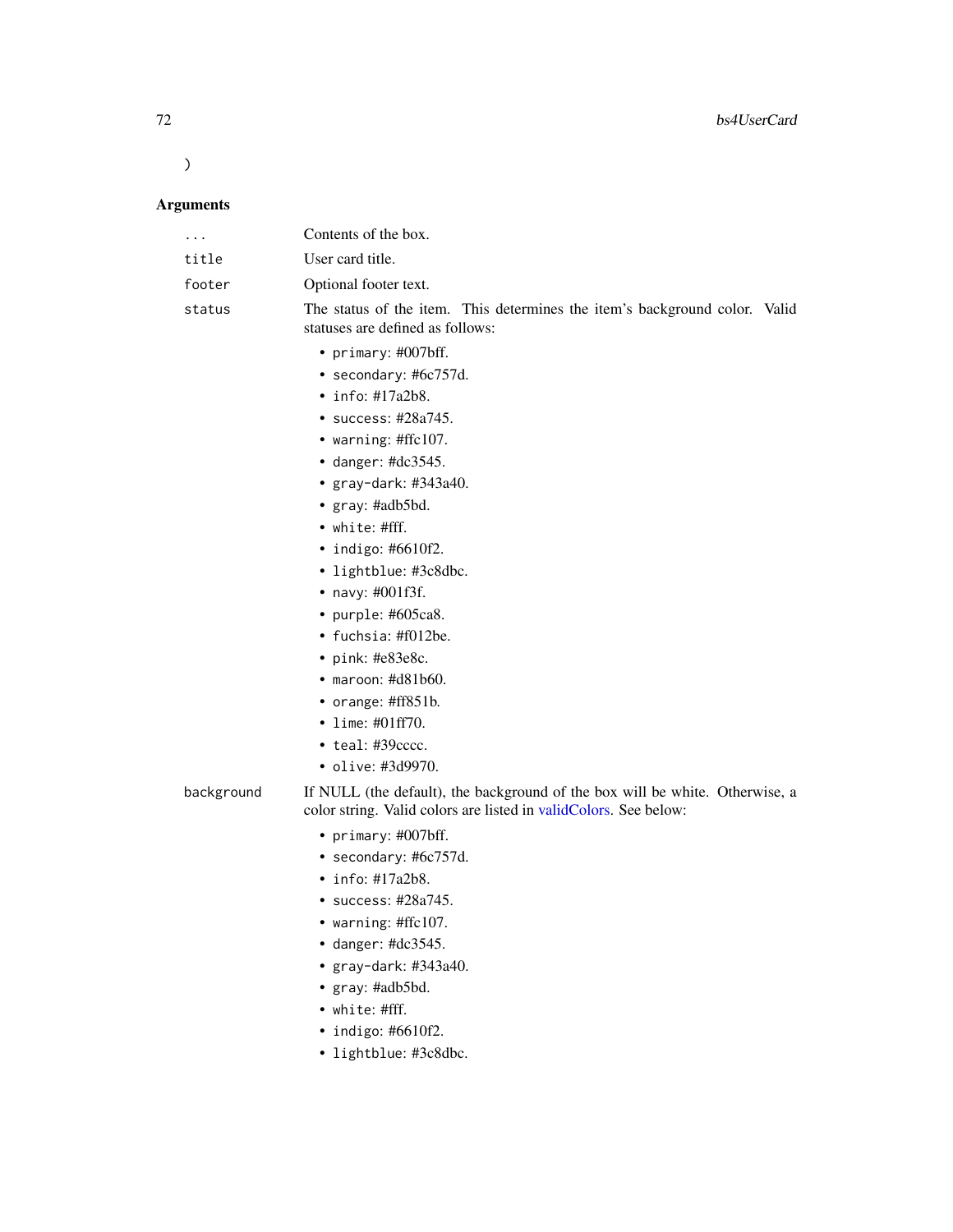```
)
```

## Arguments

| | |
|---|---|
| `...` | Contents of the box. |
| `title` | User card title. |
| `footer` | Optional footer text. |
| `status` | The status of the item. This determines the item's background color. Valid statuses are defined as follows: <br>• `primary`: #007bff.<br>• `secondary`: #6c757d.<br>• `info`: #17a2b8.<br>• `success`: #28a745.<br>• `warning`: #ffc107.<br>• `danger`: #dc3545.<br>• `gray-dark`: #343a40.<br>• `gray`: #adb5bd.<br>• `white`: #fff.<br>• `indigo`: #6610f2.<br>• `lightblue`: #3c8dbc.<br>• `navy`: #001f3f.<br>• `purple`: #605ca8.<br>• `fuchsia`: #f012be.<br>• `pink`: #e83e8c.<br>• `maroon`: #d81b60.<br>• `orange`: #ff851b.<br>• `lime`: #01ff70.<br>• `teal`: #39cccc.<br>• `olive`: #3d9970. |
| `background` | If NULL (the default), the background of the box will be white. Otherwise, a color string. Valid colors are listed in validColors. See below: <br>• `primary`: #007bff.<br>• `secondary`: #6c757d.<br>• `info`: #17a2b8.<br>• `success`: #28a745.<br>• `warning`: #ffc107.<br>• `danger`: #dc3545.<br>• `gray-dark`: #343a40.<br>• `gray`: #adb5bd.<br>• `white`: #fff.<br>• `indigo`: #6610f2.<br>• `lightblue`: #3c8dbc. |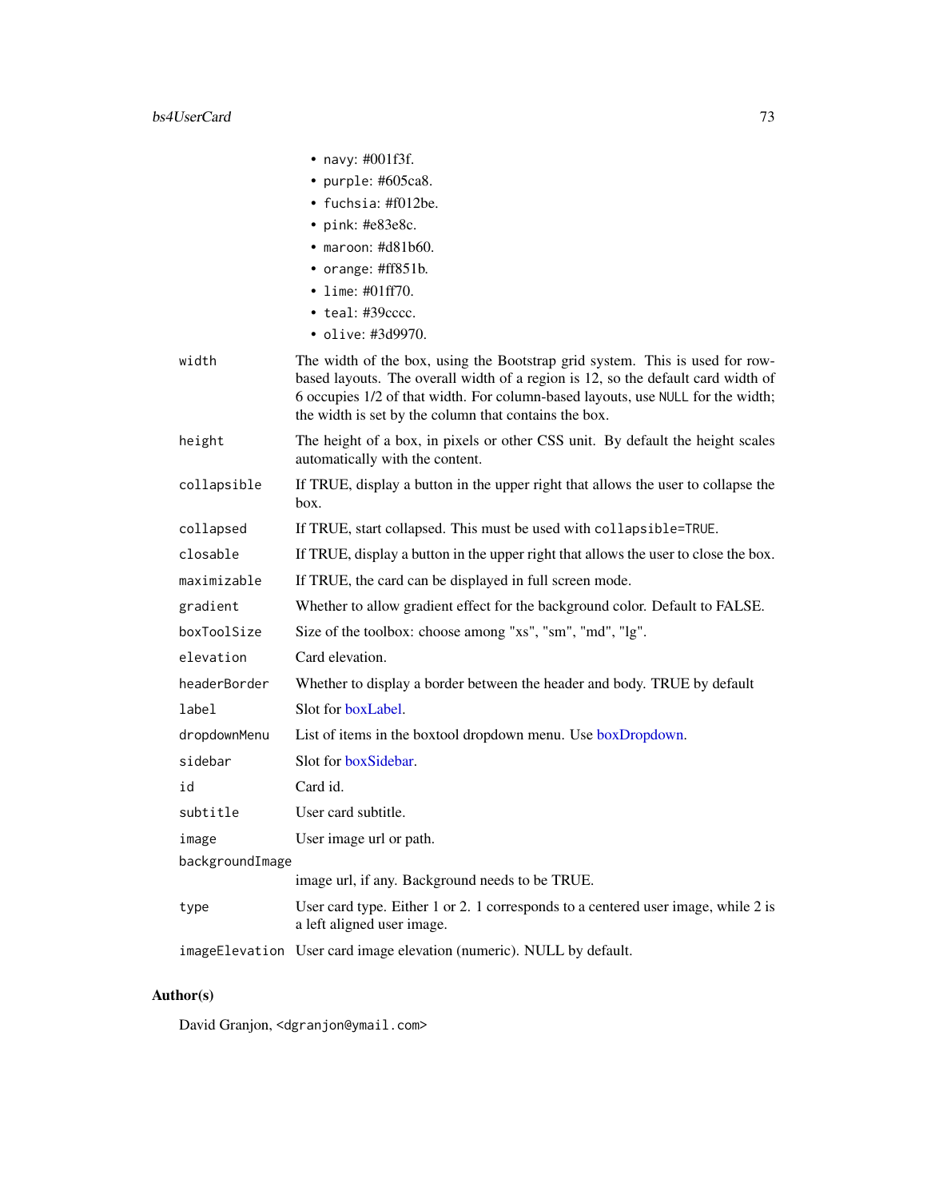- `navy`: #001f3f.
- `purple`: #605ca8.
- `fuchsia`: #f012be.
- `pink`: #e83e8c.
- `maroon`: #d81b60.
- `orange`: #ff851b.
- `lime`: #01ff70.
- `teal`: #39cccc.
- `olive`: #3d9970.

| | |
|---|---|
| `width` | The width of the box, using the Bootstrap grid system. This is used for row-based layouts. The overall width of a region is 12, so the default card width of 6 occupies 1/2 of that width. For column-based layouts, use `NULL` for the width; the width is set by the column that contains the box. |
| `height` | The height of a box, in pixels or other CSS unit. By default the height scales automatically with the content. |
| `collapsible` | If TRUE, display a button in the upper right that allows the user to collapse the box. |
| `collapsed` | If TRUE, start collapsed. This must be used with `collapsible=TRUE`. |
| `closable` | If TRUE, display a button in the upper right that allows the user to close the box. |
| `maximizable` | If TRUE, the card can be displayed in full screen mode. |
| `gradient` | Whether to allow gradient effect for the background color. Default to FALSE. |
| `boxToolSize` | Size of the toolbox: choose among "xs", "sm", "md", "lg". |
| `elevation` | Card elevation. |
| `headerBorder` | Whether to display a border between the header and body. TRUE by default |
| `label` | Slot for boxLabel. |
| `dropdownMenu` | List of items in the boxtool dropdown menu. Use boxDropdown. |
| `sidebar` | Slot for boxSidebar. |
| `id` | Card id. |
| `subtitle` | User card subtitle. |
| `image` | User image url or path. |
| `backgroundImage` | image url, if any. Background needs to be TRUE. |
| `type` | User card type. Either 1 or 2. 1 corresponds to a centered user image, while 2 is a left aligned user image. |
| `imageElevation` | User card image elevation (numeric). NULL by default. |

## Author(s)

David Granjon, <dgranjon@ymail.com>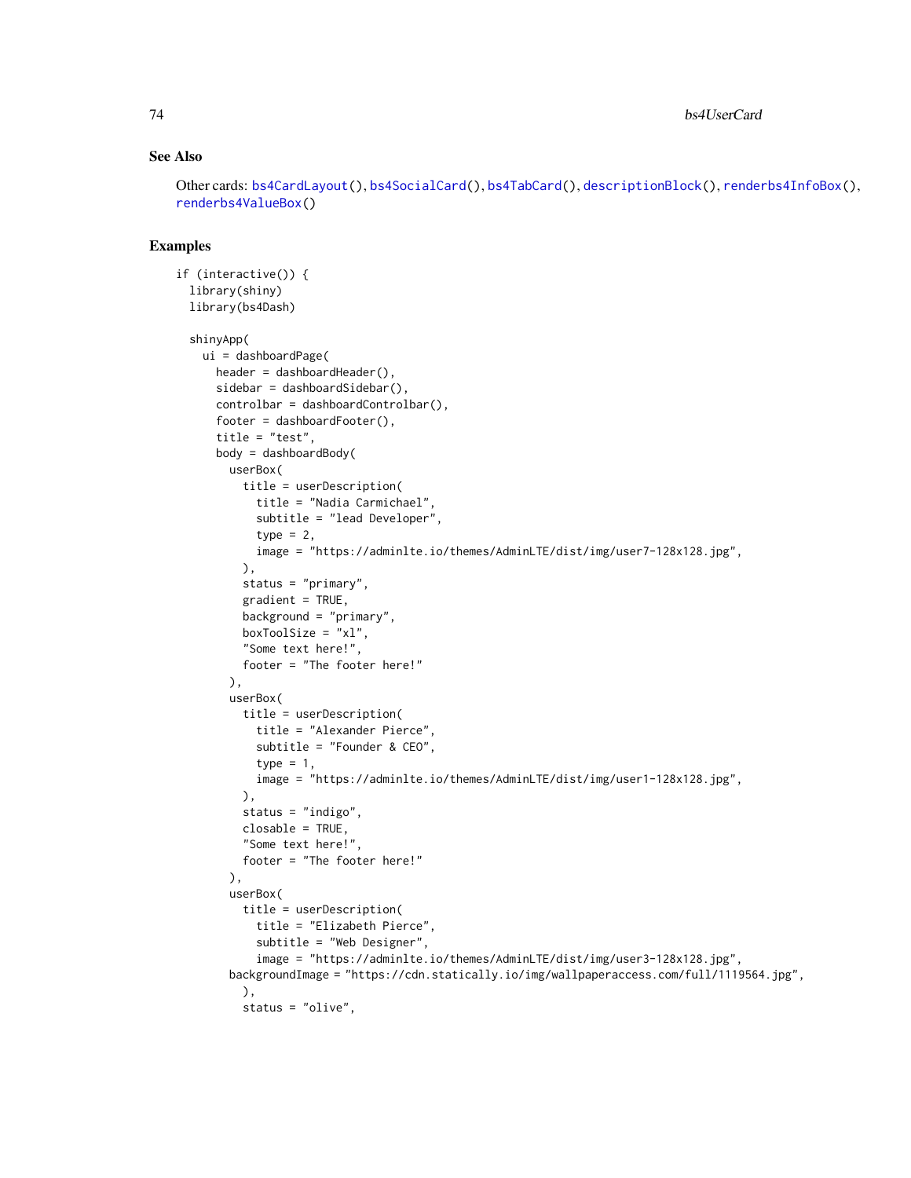## See Also

Other cards: bs4CardLayout(), bs4SocialCard(), bs4TabCard(), descriptionBlock(), renderbs4InfoBox(), renderbs4ValueBox()

## Examples

```
if (interactive()) {
  library(shiny)
  library(bs4Dash)

  shinyApp(
    ui = dashboardPage(
      header = dashboardHeader(),
      sidebar = dashboardSidebar(),
      controlbar = dashboardControlbar(),
      footer = dashboardFooter(),
      title = "test",
      body = dashboardBody(
        userBox(
          title = userDescription(
            title = "Nadia Carmichael",
            subtitle = "lead Developer",
            type = 2,
            image = "https://adminlte.io/themes/AdminLTE/dist/img/user7-128x128.jpg",
          ),
          status = "primary",
          gradient = TRUE,
          background = "primary",
          boxToolSize = "xl",
          "Some text here!",
          footer = "The footer here!"
        ),
        userBox(
          title = userDescription(
            title = "Alexander Pierce",
            subtitle = "Founder & CEO",
            type = 1,
            image = "https://adminlte.io/themes/AdminLTE/dist/img/user1-128x128.jpg",
          ),
          status = "indigo",
          closable = TRUE,
          "Some text here!",
          footer = "The footer here!"
        ),
        userBox(
          title = userDescription(
            title = "Elizabeth Pierce",
            subtitle = "Web Designer",
            image = "https://adminlte.io/themes/AdminLTE/dist/img/user3-128x128.jpg",
        backgroundImage = "https://cdn.statically.io/img/wallpaperaccess.com/full/1119564.jpg",
          ),
          status = "olive",
```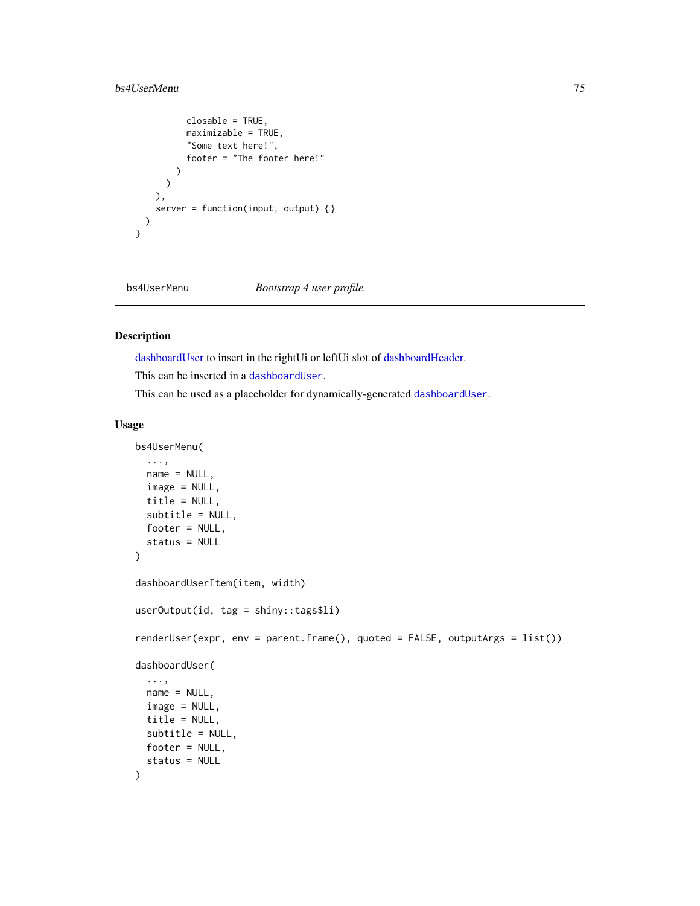```
          closable = TRUE,
          maximizable = TRUE,
          "Some text here!",
          footer = "The footer here!"
        )
      )
    ),
    server = function(input, output) {}
  )
}
```

## bs4UserMenu — *Bootstrap 4 user profile.*

### Description

dashboardUser to insert in the rightUi or leftUi slot of dashboardHeader.

This can be inserted in a `dashboardUser`.

This can be used as a placeholder for dynamically-generated `dashboardUser`.

### Usage

```
bs4UserMenu(
  ...,
  name = NULL,
  image = NULL,
  title = NULL,
  subtitle = NULL,
  footer = NULL,
  status = NULL
)

dashboardUserItem(item, width)

userOutput(id, tag = shiny::tags$li)

renderUser(expr, env = parent.frame(), quoted = FALSE, outputArgs = list())

dashboardUser(
  ...,
  name = NULL,
  image = NULL,
  title = NULL,
  subtitle = NULL,
  footer = NULL,
  status = NULL
)
```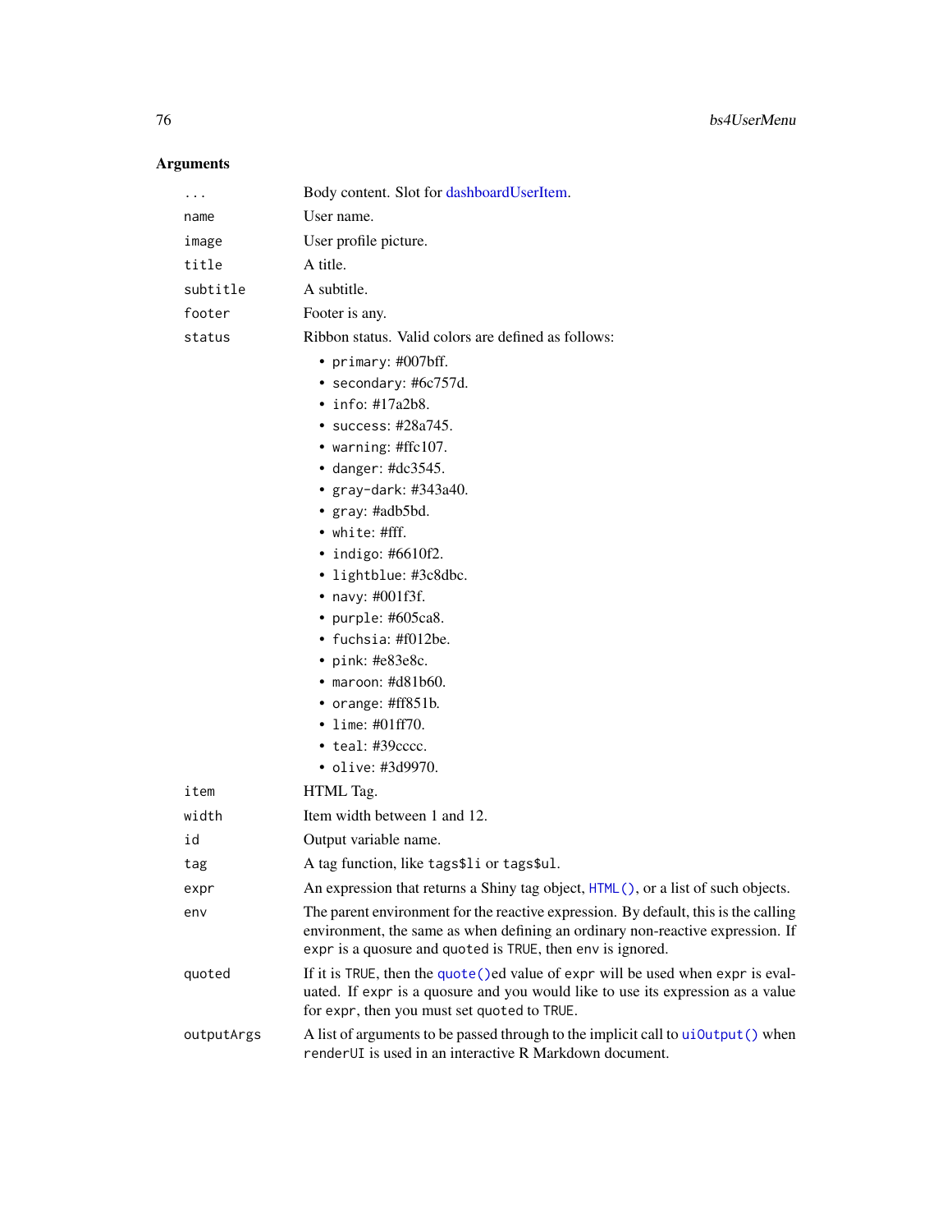## Arguments

| | |
|---|---|
| `...` | Body content. Slot for dashboardUserItem. |
| `name` | User name. |
| `image` | User profile picture. |
| `title` | A title. |
| `subtitle` | A subtitle. |
| `footer` | Footer is any. |
| `status` | Ribbon status. Valid colors are defined as follows:<br>• `primary`: #007bff.<br>• `secondary`: #6c757d.<br>• `info`: #17a2b8.<br>• `success`: #28a745.<br>• `warning`: #ffc107.<br>• `danger`: #dc3545.<br>• `gray-dark`: #343a40.<br>• `gray`: #adb5bd.<br>• `white`: #fff.<br>• `indigo`: #6610f2.<br>• `lightblue`: #3c8dbc.<br>• `navy`: #001f3f.<br>• `purple`: #605ca8.<br>• `fuchsia`: #f012be.<br>• `pink`: #e83e8c.<br>• `maroon`: #d81b60.<br>• `orange`: #ff851b.<br>• `lime`: #01ff70.<br>• `teal`: #39cccc.<br>• `olive`: #3d9970. |
| `item` | HTML Tag. |
| `width` | Item width between 1 and 12. |
| `id` | Output variable name. |
| `tag` | A tag function, like `tags$li` or `tags$ul`. |
| `expr` | An expression that returns a Shiny tag object, `HTML()`, or a list of such objects. |
| `env` | The parent environment for the reactive expression. By default, this is the calling environment, the same as when defining an ordinary non-reactive expression. If `expr` is a quosure and `quoted` is `TRUE`, then `env` is ignored. |
| `quoted` | If it is `TRUE`, then the `quote()`ed value of `expr` will be used when `expr` is evaluated. If `expr` is a quosure and you would like to use its expression as a value for `expr`, then you must set `quoted` to `TRUE`. |
| `outputArgs` | A list of arguments to be passed through to the implicit call to `uiOutput()` when `renderUI` is used in an interactive R Markdown document. |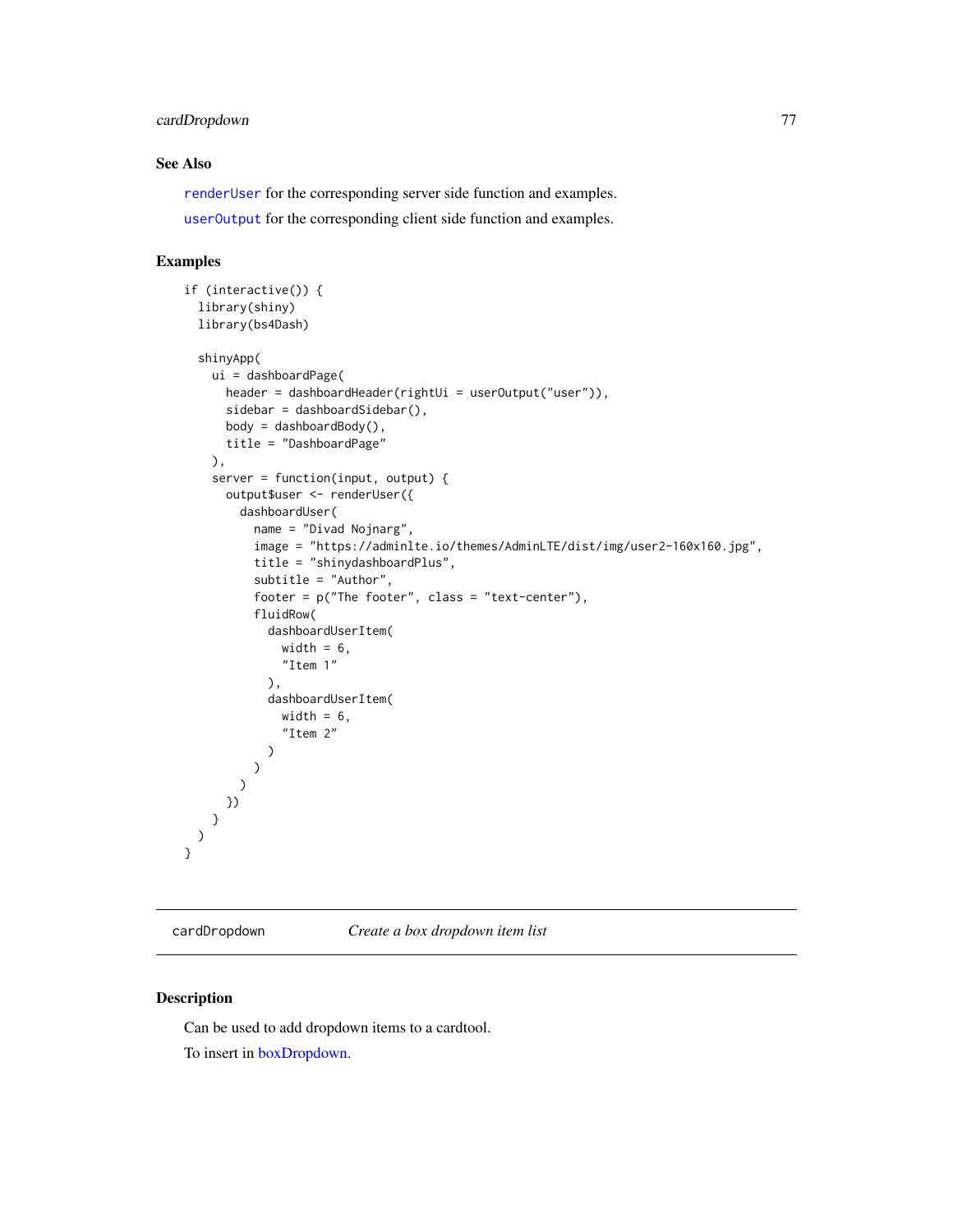### See Also

`renderUser` for the corresponding server side function and examples.

`userOutput` for the corresponding client side function and examples.

### Examples

```
if (interactive()) {
  library(shiny)
  library(bs4Dash)

  shinyApp(
    ui = dashboardPage(
      header = dashboardHeader(rightUi = userOutput("user")),
      sidebar = dashboardSidebar(),
      body = dashboardBody(),
      title = "DashboardPage"
    ),
    server = function(input, output) {
      output$user <- renderUser({
        dashboardUser(
          name = "Divad Nojnarg",
          image = "https://adminlte.io/themes/AdminLTE/dist/img/user2-160x160.jpg",
          title = "shinydashboardPlus",
          subtitle = "Author",
          footer = p("The footer", class = "text-center"),
          fluidRow(
            dashboardUserItem(
              width = 6,
              "Item 1"
            ),
            dashboardUserItem(
              width = 6,
              "Item 2"
            )
          )
        )
      })
    }
  )
}
```

---

## cardDropdown    *Create a box dropdown item list*

### Description

Can be used to add dropdown items to a cardtool.

To insert in boxDropdown.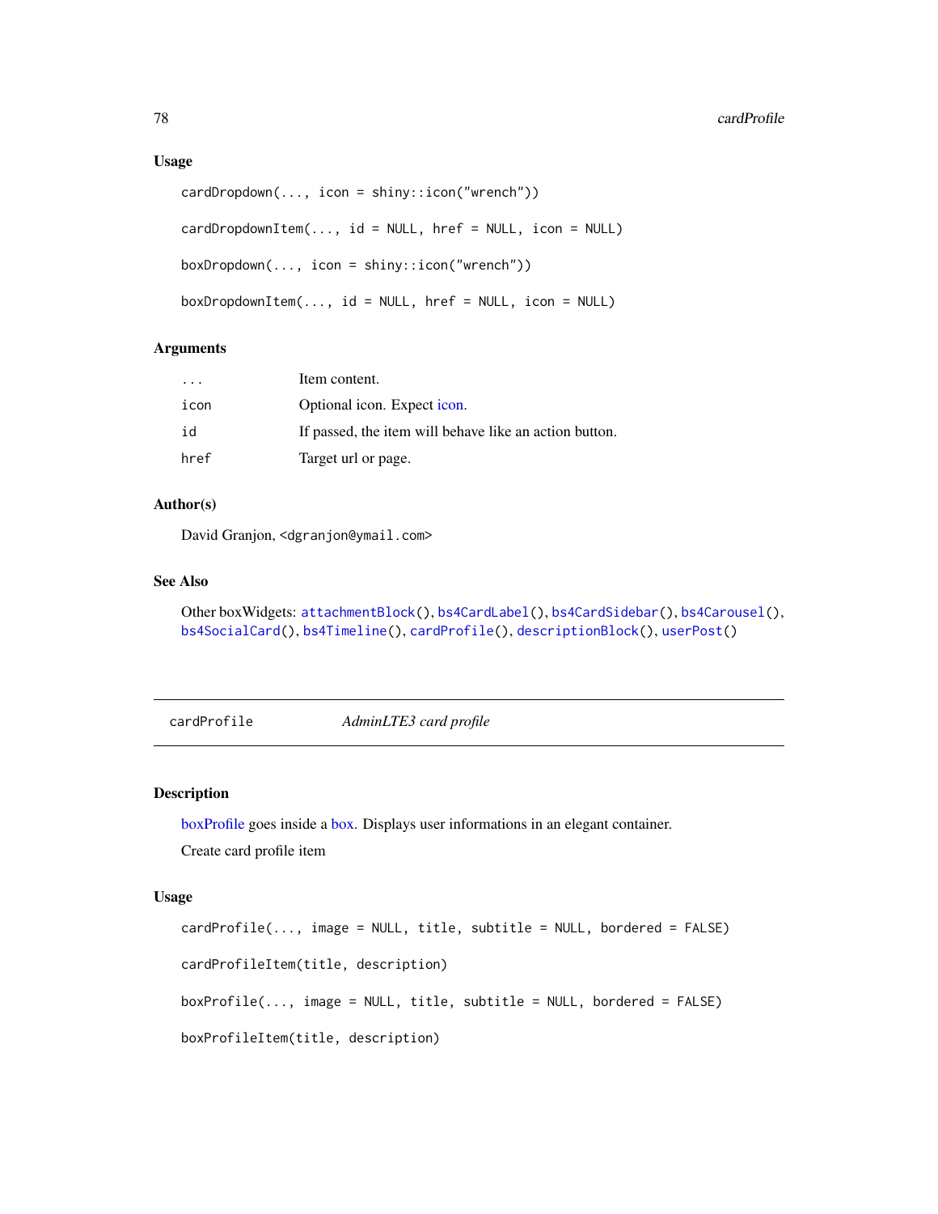### Usage

```
cardDropdown(..., icon = shiny::icon("wrench"))

cardDropdownItem(..., id = NULL, href = NULL, icon = NULL)

boxDropdown(..., icon = shiny::icon("wrench"))

boxDropdownItem(..., id = NULL, href = NULL, icon = NULL)
```

### Arguments

| | |
|---|---|
| ... | Item content. |
| icon | Optional icon. Expect icon. |
| id | If passed, the item will behave like an action button. |
| href | Target url or page. |

### Author(s)

David Granjon, <dgranjon@ymail.com>

### See Also

Other boxWidgets: attachmentBlock(), bs4CardLabel(), bs4CardSidebar(), bs4Carousel(), bs4SocialCard(), bs4Timeline(), cardProfile(), descriptionBlock(), userPost()

---

## cardProfile *AdminLTE3 card profile*

---

### Description

boxProfile goes inside a box. Displays user informations in an elegant container.

Create card profile item

### Usage

```
cardProfile(..., image = NULL, title, subtitle = NULL, bordered = FALSE)

cardProfileItem(title, description)

boxProfile(..., image = NULL, title, subtitle = NULL, bordered = FALSE)

boxProfileItem(title, description)
```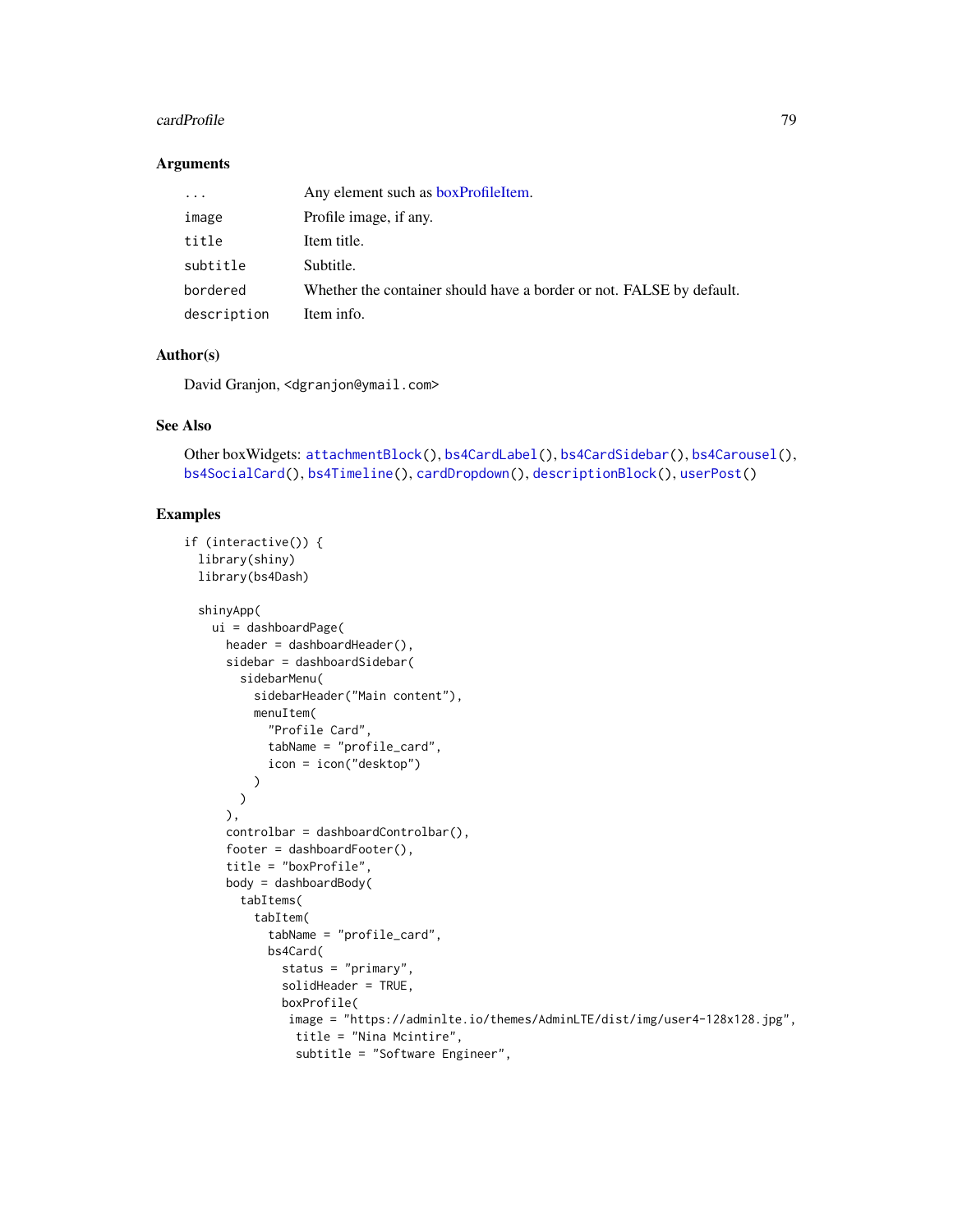## Arguments

| | |
|---|---|
| ... | Any element such as boxProfileItem. |
| image | Profile image, if any. |
| title | Item title. |
| subtitle | Subtitle. |
| bordered | Whether the container should have a border or not. FALSE by default. |
| description | Item info. |

## Author(s)

David Granjon, <dgranjon@ymail.com>

## See Also

Other boxWidgets: attachmentBlock(), bs4CardLabel(), bs4CardSidebar(), bs4Carousel(), bs4SocialCard(), bs4Timeline(), cardDropdown(), descriptionBlock(), userPost()

## Examples

```
if (interactive()) {
  library(shiny)
  library(bs4Dash)

  shinyApp(
    ui = dashboardPage(
      header = dashboardHeader(),
      sidebar = dashboardSidebar(
        sidebarMenu(
          sidebarHeader("Main content"),
          menuItem(
            "Profile Card",
            tabName = "profile_card",
            icon = icon("desktop")
          )
        )
      ),
      controlbar = dashboardControlbar(),
      footer = dashboardFooter(),
      title = "boxProfile",
      body = dashboardBody(
        tabItems(
          tabItem(
            tabName = "profile_card",
            bs4Card(
              status = "primary",
              solidHeader = TRUE,
              boxProfile(
               image = "https://adminlte.io/themes/AdminLTE/dist/img/user4-128x128.jpg",
                title = "Nina Mcintire",
                subtitle = "Software Engineer",
```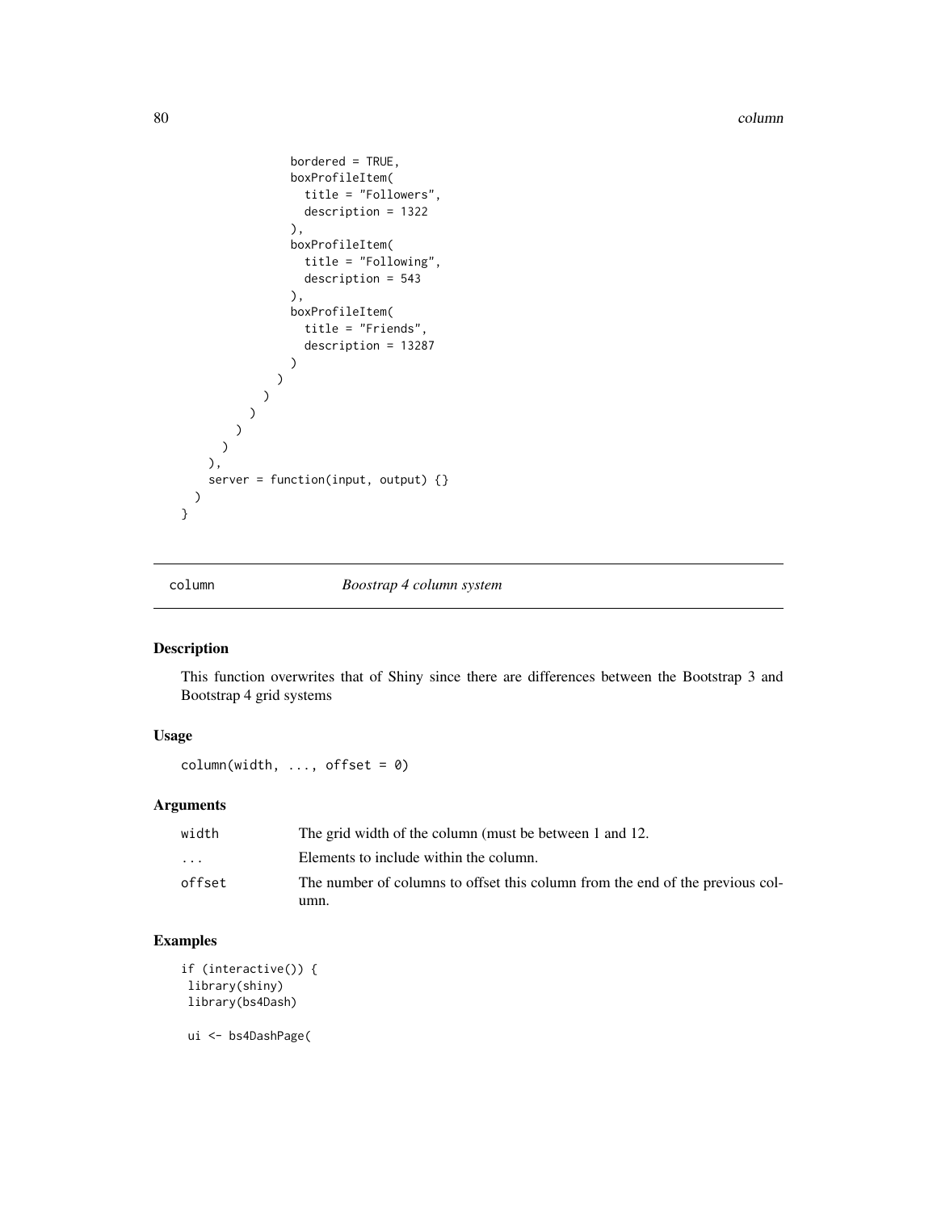```
              bordered = TRUE,
              boxProfileItem(
                title = "Followers",
                description = 1322
              ),
              boxProfileItem(
                title = "Following",
                description = 543
              ),
              boxProfileItem(
                title = "Friends",
                description = 13287
              )
            )
          )
        )
      )
    )
  ),
  server = function(input, output) {}
 )
}
```

## column — *Boostrap 4 column system*

### Description

This function overwrites that of Shiny since there are differences between the Bootstrap 3 and Bootstrap 4 grid systems

### Usage

```
column(width, ..., offset = 0)
```

### Arguments

| | |
|---|---|
| width | The grid width of the column (must be between 1 and 12. |
| ... | Elements to include within the column. |
| offset | The number of columns to offset this column from the end of the previous column. |

### Examples

```
if (interactive()) {
 library(shiny)
 library(bs4Dash)

 ui <- bs4DashPage(
```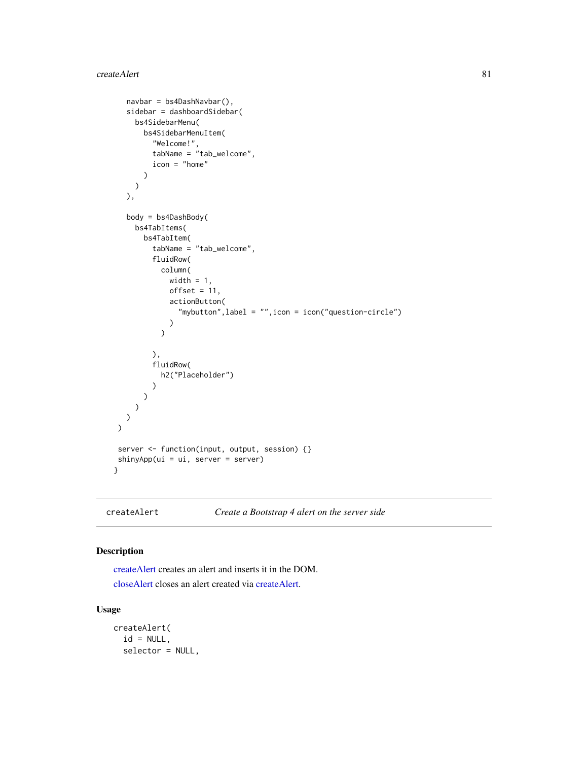```
    navbar = bs4DashNavbar(),
    sidebar = dashboardSidebar(
      bs4SidebarMenu(
        bs4SidebarMenuItem(
          "Welcome!",
          tabName = "tab_welcome",
          icon = "home"
        )
      )
    ),

    body = bs4DashBody(
      bs4TabItems(
        bs4TabItem(
          tabName = "tab_welcome",
          fluidRow(
            column(
              width = 1,
              offset = 11,
              actionButton(
                "mybutton",label = "",icon = icon("question-circle")
              )
            )

          ),
          fluidRow(
            h2("Placeholder")
          )
        )
      )
    )
  )

  server <- function(input, output, session) {}
  shinyApp(ui = ui, server = server)
}
```

---

createAlert    *Create a Bootstrap 4 alert on the server side*

---

## Description

createAlert creates an alert and inserts it in the DOM.

closeAlert closes an alert created via createAlert.

## Usage

```
createAlert(
  id = NULL,
  selector = NULL,
```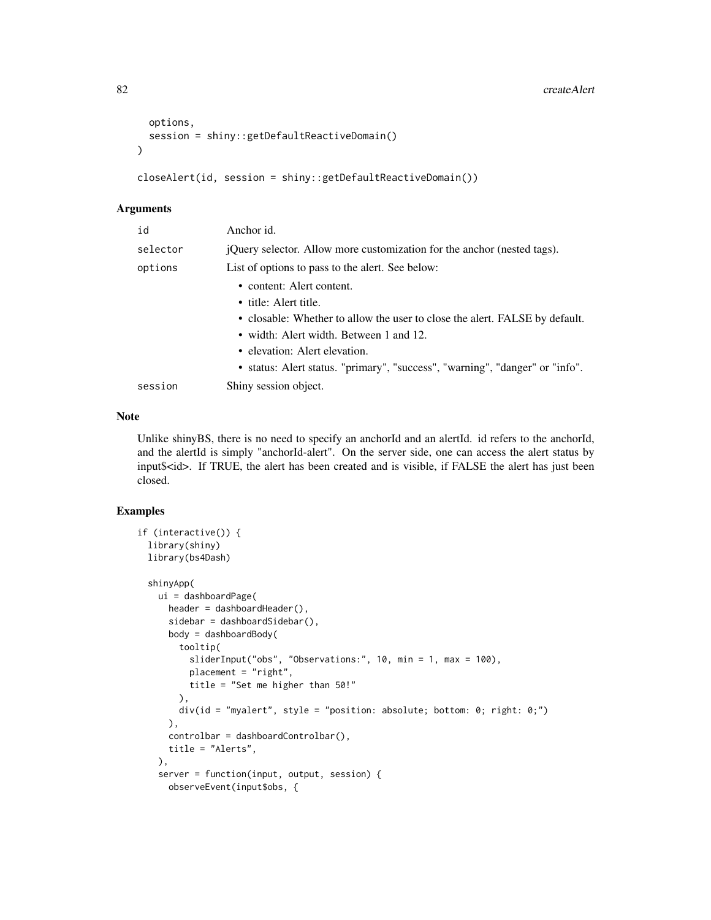```
  options,
  session = shiny::getDefaultReactiveDomain()
)

closeAlert(id, session = shiny::getDefaultReactiveDomain())
```

### Arguments

| | |
|---|---|
| id | Anchor id. |
| selector | jQuery selector. Allow more customization for the anchor (nested tags). |
| options | List of options to pass to the alert. See below:<br>• content: Alert content.<br>• title: Alert title.<br>• closable: Whether to allow the user to close the alert. FALSE by default.<br>• width: Alert width. Between 1 and 12.<br>• elevation: Alert elevation.<br>• status: Alert status. "primary", "success", "warning", "danger" or "info". |
| session | Shiny session object. |

### Note

Unlike shinyBS, there is no need to specify an anchorId and an alertId. id refers to the anchorId, and the alertId is simply "anchorId-alert". On the server side, one can access the alert status by input$<id>. If TRUE, the alert has been created and is visible, if FALSE the alert has just been closed.

### Examples

```
if (interactive()) {
  library(shiny)
  library(bs4Dash)

  shinyApp(
    ui = dashboardPage(
      header = dashboardHeader(),
      sidebar = dashboardSidebar(),
      body = dashboardBody(
        tooltip(
          sliderInput("obs", "Observations:", 10, min = 1, max = 100),
          placement = "right",
          title = "Set me higher than 50!"
        ),
        div(id = "myalert", style = "position: absolute; bottom: 0; right: 0;")
      ),
      controlbar = dashboardControlbar(),
      title = "Alerts",
    ),
    server = function(input, output, session) {
      observeEvent(input$obs, {
```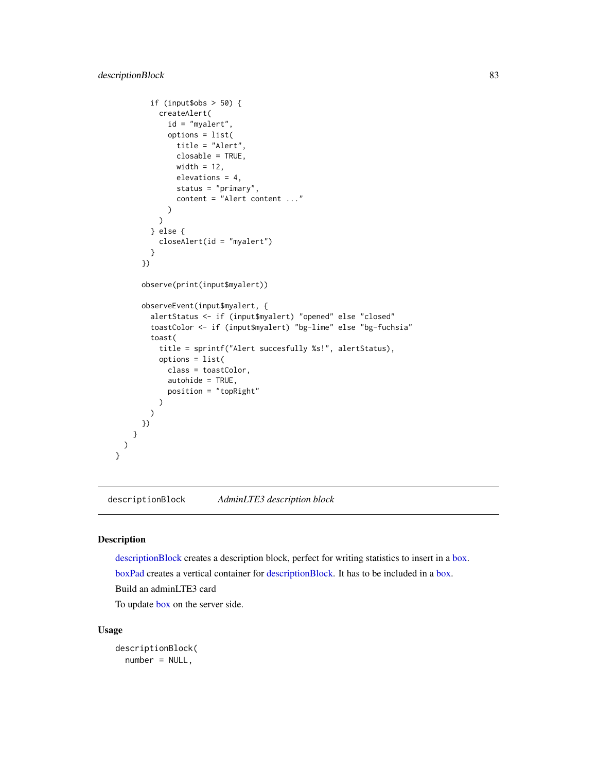```
      if (input$obs > 50) {
        createAlert(
          id = "myalert",
          options = list(
            title = "Alert",
            closable = TRUE,
            width = 12,
            elevations = 4,
            status = "primary",
            content = "Alert content ..."
          )
        )
      } else {
        closeAlert(id = "myalert")
      }
    })

    observe(print(input$myalert))

    observeEvent(input$myalert, {
      alertStatus <- if (input$myalert) "opened" else "closed"
      toastColor <- if (input$myalert) "bg-lime" else "bg-fuchsia"
      toast(
        title = sprintf("Alert succesfully %s!", alertStatus),
        options = list(
          class = toastColor,
          autohide = TRUE,
          position = "topRight"
        )
      )
    })
  }
 )
}
```

## descriptionBlock *AdminLTE3 description block*

### Description

descriptionBlock creates a description block, perfect for writing statistics to insert in a box.

boxPad creates a vertical container for descriptionBlock. It has to be included in a box.

Build an adminLTE3 card

To update box on the server side.

### Usage

```
descriptionBlock(
  number = NULL,
```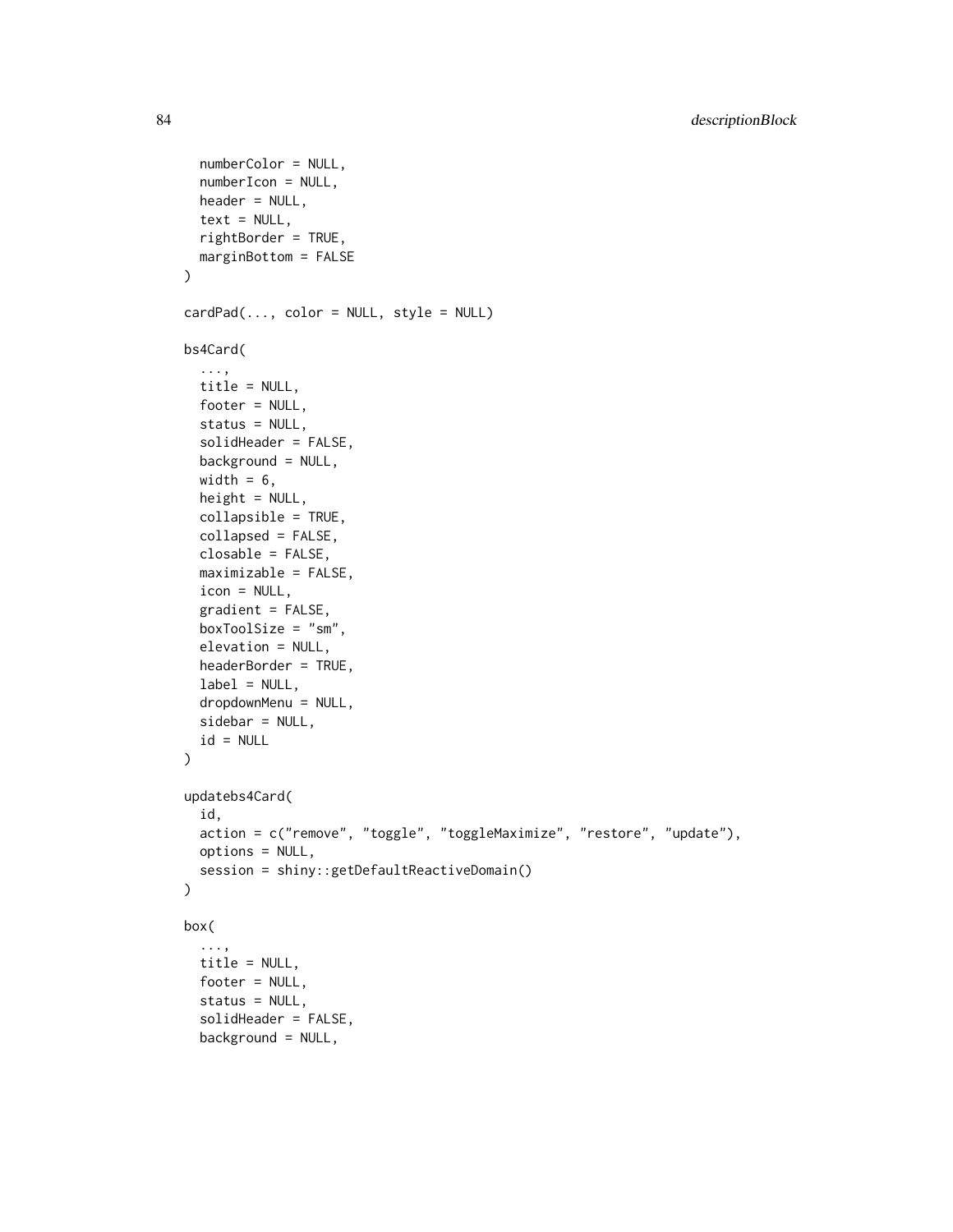```
  numberColor = NULL,
  numberIcon = NULL,
  header = NULL,
  text = NULL,
  rightBorder = TRUE,
  marginBottom = FALSE
)

cardPad(..., color = NULL, style = NULL)

bs4Card(
  ...,
  title = NULL,
  footer = NULL,
  status = NULL,
  solidHeader = FALSE,
  background = NULL,
  width = 6,
  height = NULL,
  collapsible = TRUE,
  collapsed = FALSE,
  closable = FALSE,
  maximizable = FALSE,
  icon = NULL,
  gradient = FALSE,
  boxToolSize = "sm",
  elevation = NULL,
  headerBorder = TRUE,
  label = NULL,
  dropdownMenu = NULL,
  sidebar = NULL,
  id = NULL
)

updatebs4Card(
  id,
  action = c("remove", "toggle", "toggleMaximize", "restore", "update"),
  options = NULL,
  session = shiny::getDefaultReactiveDomain()
)

box(
  ...,
  title = NULL,
  footer = NULL,
  status = NULL,
  solidHeader = FALSE,
  background = NULL,
```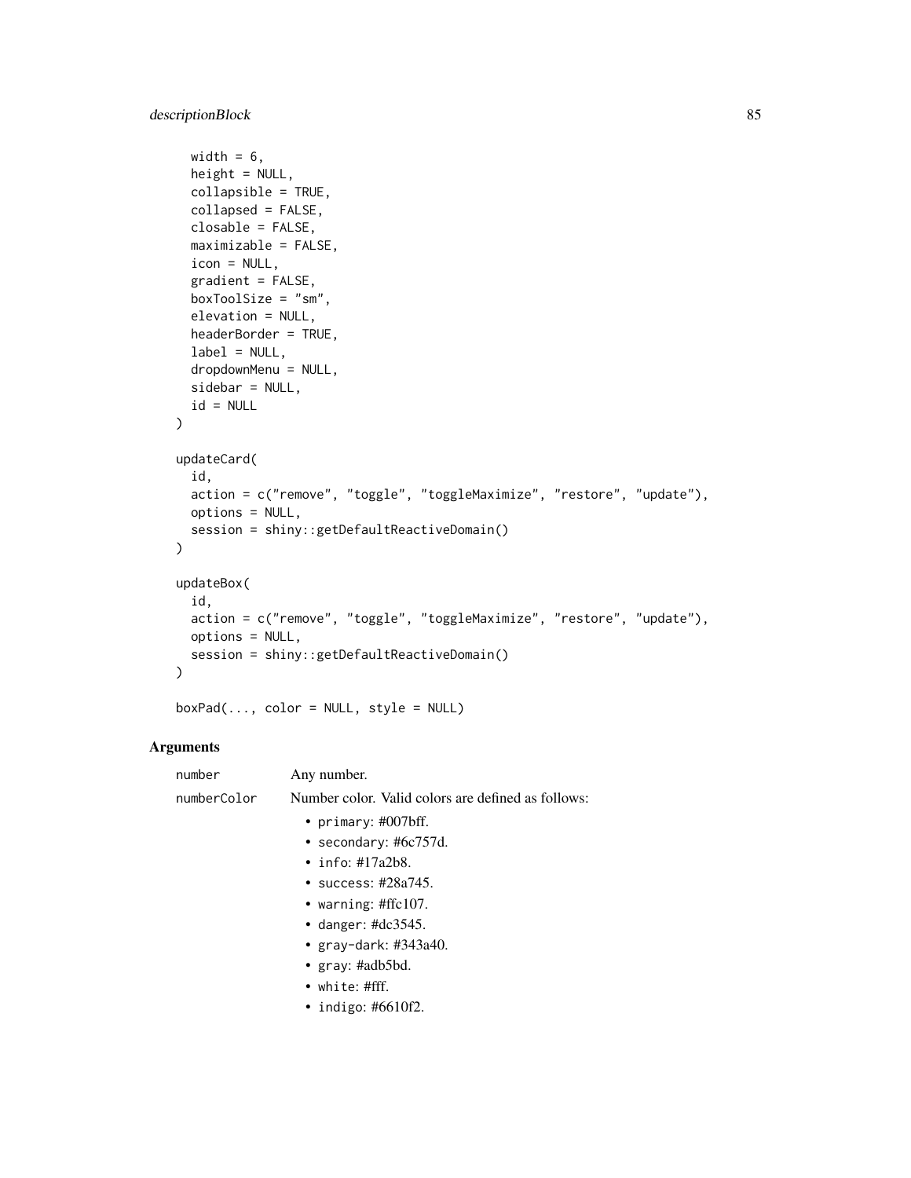```
  width = 6,
  height = NULL,
  collapsible = TRUE,
  collapsed = FALSE,
  closable = FALSE,
  maximizable = FALSE,
  icon = NULL,
  gradient = FALSE,
  boxToolSize = "sm",
  elevation = NULL,
  headerBorder = TRUE,
  label = NULL,
  dropdownMenu = NULL,
  sidebar = NULL,
  id = NULL
)

updateCard(
  id,
  action = c("remove", "toggle", "toggleMaximize", "restore", "update"),
  options = NULL,
  session = shiny::getDefaultReactiveDomain()
)

updateBox(
  id,
  action = c("remove", "toggle", "toggleMaximize", "restore", "update"),
  options = NULL,
  session = shiny::getDefaultReactiveDomain()
)

boxPad(..., color = NULL, style = NULL)
```

## Arguments

`number` Any number.

`numberColor` Number color. Valid colors are defined as follows:

- `primary`: #007bff.
- `secondary`: #6c757d.
- `info`: #17a2b8.
- `success`: #28a745.
- `warning`: #ffc107.
- `danger`: #dc3545.
- `gray-dark`: #343a40.
- `gray`: #adb5bd.
- `white`: #fff.
- `indigo`: #6610f2.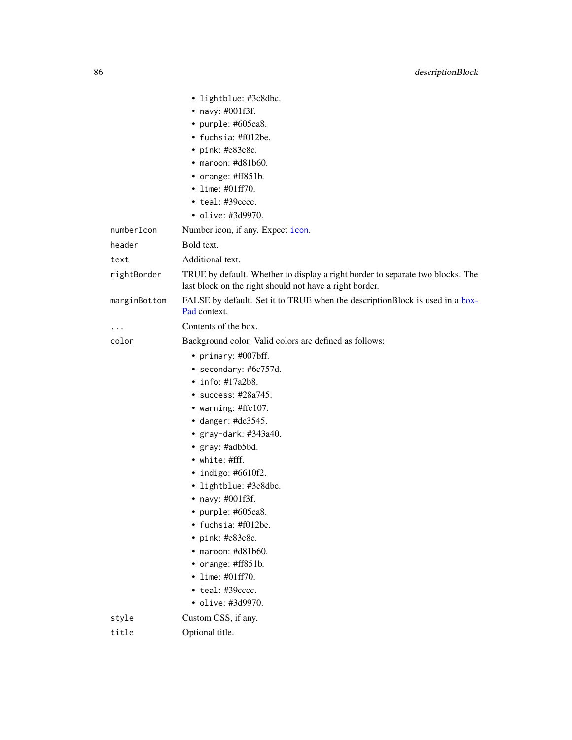- `lightblue`: #3c8dbc.
- `navy`: #001f3f.
- `purple`: #605ca8.
- `fuchsia`: #f012be.
- `pink`: #e83e8c.
- `maroon`: #d81b60.
- `orange`: #ff851b.
- `lime`: #01ff70.
- `teal`: #39cccc.
- `olive`: #3d9970.

| | |
|---|---|
| `numberIcon` | Number icon, if any. Expect `icon`. |
| `header` | Bold text. |
| `text` | Additional text. |
| `rightBorder` | TRUE by default. Whether to display a right border to separate two blocks. The last block on the right should not have a right border. |
| `marginBottom` | FALSE by default. Set it to TRUE when the descriptionBlock is used in a boxPad context. |
| `...` | Contents of the box. |
| `color` | Background color. Valid colors are defined as follows: |

- `primary`: #007bff.
- `secondary`: #6c757d.
- `info`: #17a2b8.
- `success`: #28a745.
- `warning`: #ffc107.
- `danger`: #dc3545.
- `gray-dark`: #343a40.
- `gray`: #adb5bd.
- `white`: #fff.
- `indigo`: #6610f2.
- `lightblue`: #3c8dbc.
- `navy`: #001f3f.
- `purple`: #605ca8.
- `fuchsia`: #f012be.
- `pink`: #e83e8c.
- `maroon`: #d81b60.
- `orange`: #ff851b.
- `lime`: #01ff70.
- `teal`: #39cccc.
- `olive`: #3d9970.

| | |
|---|---|
| `style` | Custom CSS, if any. |
| `title` | Optional title. |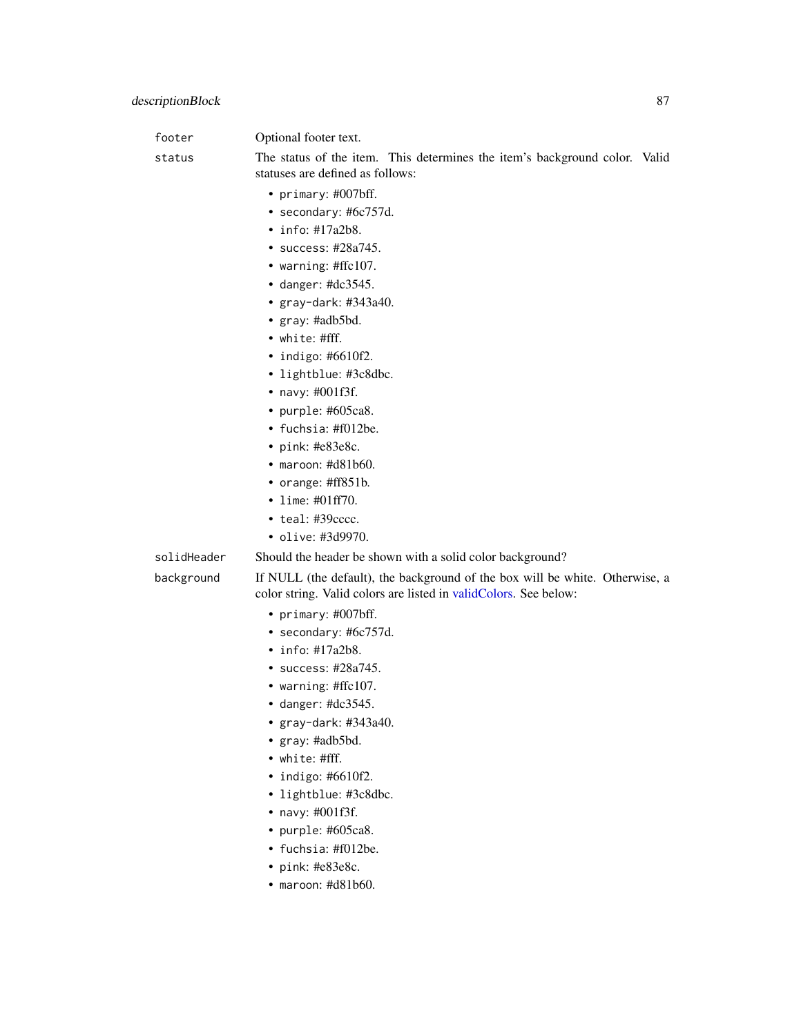footer
: Optional footer text.

status
: The status of the item. This determines the item's background color. Valid statuses are defined as follows:

- `primary`: #007bff.
- `secondary`: #6c757d.
- `info`: #17a2b8.
- `success`: #28a745.
- `warning`: #ffc107.
- `danger`: #dc3545.
- `gray-dark`: #343a40.
- `gray`: #adb5bd.
- `white`: #fff.
- `indigo`: #6610f2.
- `lightblue`: #3c8dbc.
- `navy`: #001f3f.
- `purple`: #605ca8.
- `fuchsia`: #f012be.
- `pink`: #e83e8c.
- `maroon`: #d81b60.
- `orange`: #ff851b.
- `lime`: #01ff70.
- `teal`: #39cccc.
- `olive`: #3d9970.

solidHeader
: Should the header be shown with a solid color background?

background
: If NULL (the default), the background of the box will be white. Otherwise, a color string. Valid colors are listed in validColors. See below:

- `primary`: #007bff.
- `secondary`: #6c757d.
- `info`: #17a2b8.
- `success`: #28a745.
- `warning`: #ffc107.
- `danger`: #dc3545.
- `gray-dark`: #343a40.
- `gray`: #adb5bd.
- `white`: #fff.
- `indigo`: #6610f2.
- `lightblue`: #3c8dbc.
- `navy`: #001f3f.
- `purple`: #605ca8.
- `fuchsia`: #f012be.
- `pink`: #e83e8c.
- `maroon`: #d81b60.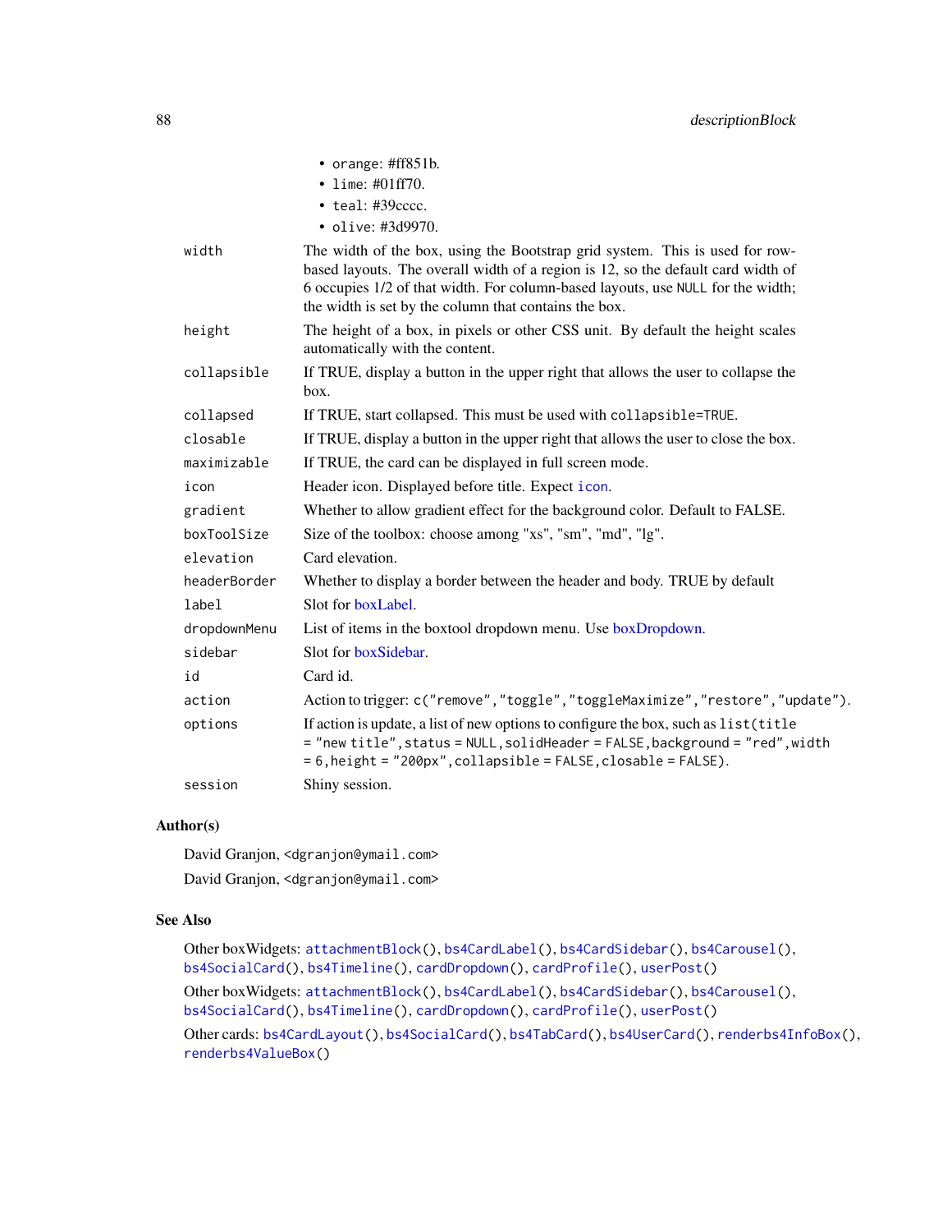- orange: #ff851b.
- lime: #01ff70.
- teal: #39cccc.
- olive: #3d9970.

| | |
|---|---|
| width | The width of the box, using the Bootstrap grid system. This is used for row-based layouts. The overall width of a region is 12, so the default card width of 6 occupies 1/2 of that width. For column-based layouts, use NULL for the width; the width is set by the column that contains the box. |
| height | The height of a box, in pixels or other CSS unit. By default the height scales automatically with the content. |
| collapsible | If TRUE, display a button in the upper right that allows the user to collapse the box. |
| collapsed | If TRUE, start collapsed. This must be used with collapsible=TRUE. |
| closable | If TRUE, display a button in the upper right that allows the user to close the box. |
| maximizable | If TRUE, the card can be displayed in full screen mode. |
| icon | Header icon. Displayed before title. Expect icon. |
| gradient | Whether to allow gradient effect for the background color. Default to FALSE. |
| boxToolSize | Size of the toolbox: choose among "xs", "sm", "md", "lg". |
| elevation | Card elevation. |
| headerBorder | Whether to display a border between the header and body. TRUE by default |
| label | Slot for boxLabel. |
| dropdownMenu | List of items in the boxtool dropdown menu. Use boxDropdown. |
| sidebar | Slot for boxSidebar. |
| id | Card id. |
| action | Action to trigger: c("remove","toggle","toggleMaximize","restore","update"). |
| options | If action is update, a list of new options to configure the box, such as list(title = "new title",status = NULL,solidHeader = FALSE,background = "red",width = 6,height = "200px",collapsible = FALSE,closable = FALSE). |
| session | Shiny session. |

## Author(s)

David Granjon, <dgranjon@ymail.com>

David Granjon, <dgranjon@ymail.com>

## See Also

Other boxWidgets: attachmentBlock(), bs4CardLabel(), bs4CardSidebar(), bs4Carousel(), bs4SocialCard(), bs4Timeline(), cardDropdown(), cardProfile(), userPost()

Other boxWidgets: attachmentBlock(), bs4CardLabel(), bs4CardSidebar(), bs4Carousel(), bs4SocialCard(), bs4Timeline(), cardDropdown(), cardProfile(), userPost()

Other cards: bs4CardLayout(), bs4SocialCard(), bs4TabCard(), bs4UserCard(), renderbs4InfoBox(), renderbs4ValueBox()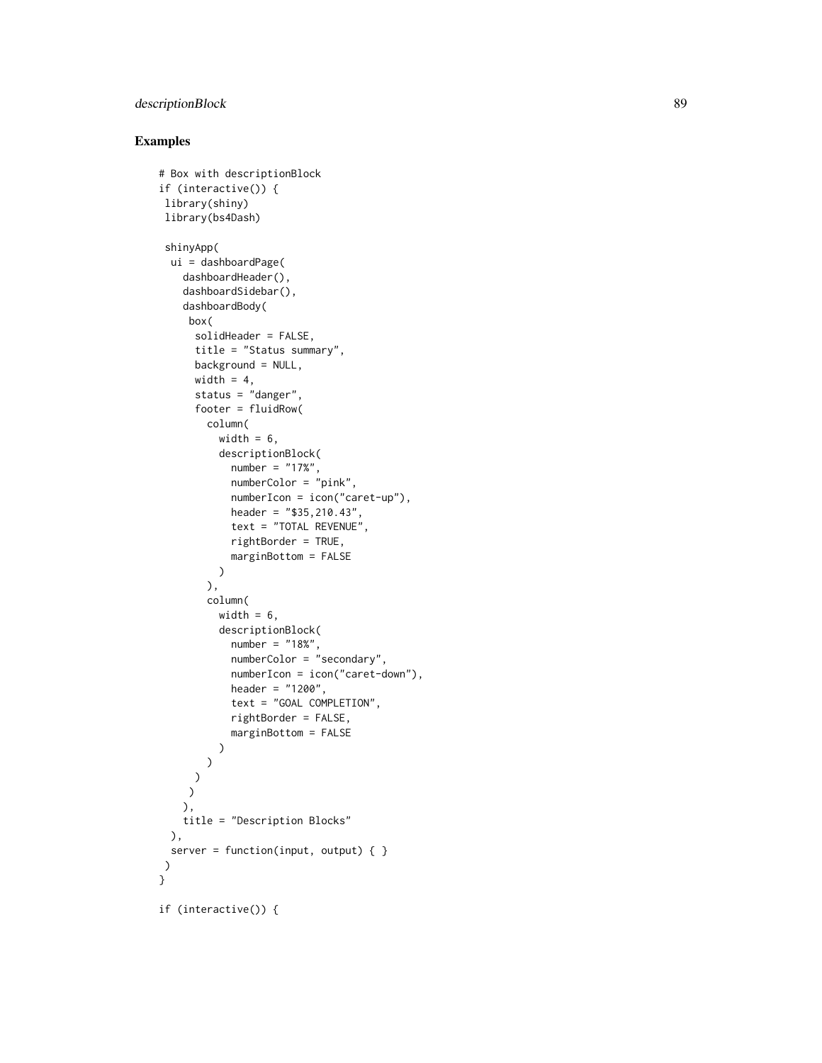## Examples

```
# Box with descriptionBlock
if (interactive()) {
 library(shiny)
 library(bs4Dash)

 shinyApp(
  ui = dashboardPage(
    dashboardHeader(),
    dashboardSidebar(),
    dashboardBody(
     box(
      solidHeader = FALSE,
      title = "Status summary",
      background = NULL,
      width = 4,
      status = "danger",
      footer = fluidRow(
        column(
          width = 6,
          descriptionBlock(
            number = "17%",
            numberColor = "pink",
            numberIcon = icon("caret-up"),
            header = "$35,210.43",
            text = "TOTAL REVENUE",
            rightBorder = TRUE,
            marginBottom = FALSE
          )
        ),
        column(
          width = 6,
          descriptionBlock(
            number = "18%",
            numberColor = "secondary",
            numberIcon = icon("caret-down"),
            header = "1200",
            text = "GOAL COMPLETION",
            rightBorder = FALSE,
            marginBottom = FALSE
          )
        )
      )
     )
    ),
    title = "Description Blocks"
  ),
  server = function(input, output) { }
 )
}

if (interactive()) {
```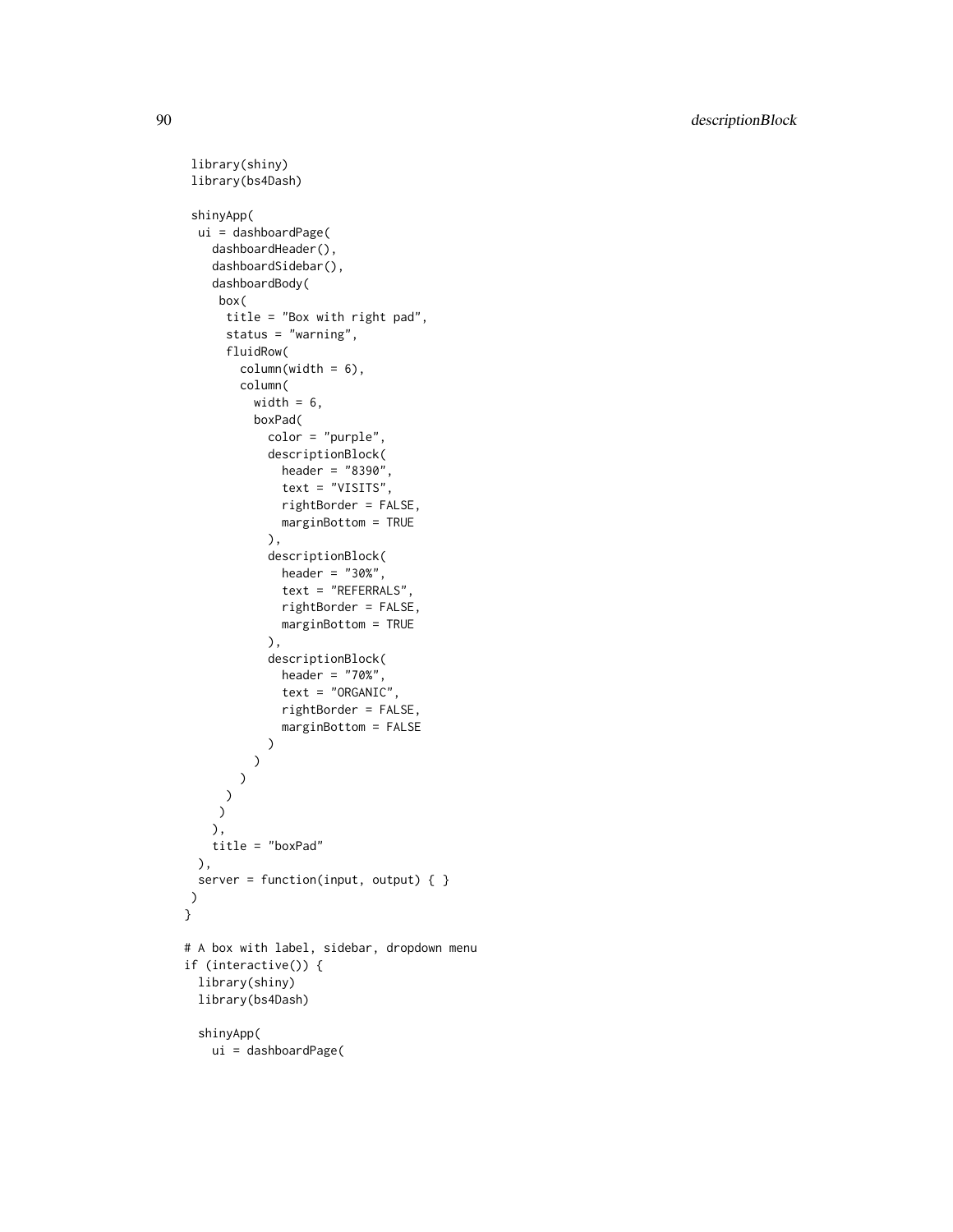```
 library(shiny)
 library(bs4Dash)

 shinyApp(
  ui = dashboardPage(
    dashboardHeader(),
    dashboardSidebar(),
    dashboardBody(
     box(
      title = "Box with right pad",
      status = "warning",
      fluidRow(
        column(width = 6),
        column(
          width = 6,
          boxPad(
            color = "purple",
            descriptionBlock(
              header = "8390",
              text = "VISITS",
              rightBorder = FALSE,
              marginBottom = TRUE
            ),
            descriptionBlock(
              header = "30%",
              text = "REFERRALS",
              rightBorder = FALSE,
              marginBottom = TRUE
            ),
            descriptionBlock(
              header = "70%",
              text = "ORGANIC",
              rightBorder = FALSE,
              marginBottom = FALSE
            )
          )
        )
      )
     )
    ),
    title = "boxPad"
  ),
  server = function(input, output) { }
 )
}

# A box with label, sidebar, dropdown menu
if (interactive()) {
  library(shiny)
  library(bs4Dash)

  shinyApp(
    ui = dashboardPage(
```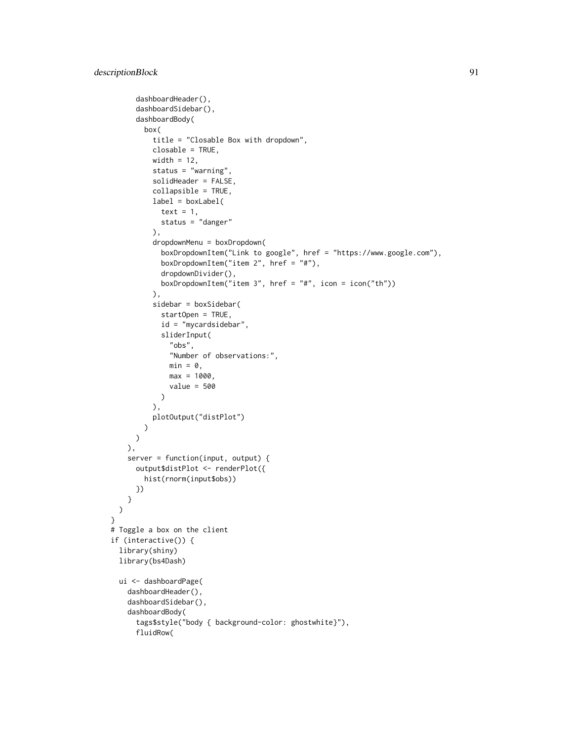```r
    dashboardHeader(),
    dashboardSidebar(),
    dashboardBody(
      box(
        title = "Closable Box with dropdown",
        closable = TRUE,
        width = 12,
        status = "warning",
        solidHeader = FALSE,
        collapsible = TRUE,
        label = boxLabel(
          text = 1,
          status = "danger"
        ),
        dropdownMenu = boxDropdown(
          boxDropdownItem("Link to google", href = "https://www.google.com"),
          boxDropdownItem("item 2", href = "#"),
          dropdownDivider(),
          boxDropdownItem("item 3", href = "#", icon = icon("th"))
        ),
        sidebar = boxSidebar(
          startOpen = TRUE,
          id = "mycardsidebar",
          sliderInput(
            "obs",
            "Number of observations:",
            min = 0,
            max = 1000,
            value = 500
          )
        ),
        plotOutput("distPlot")
      )
    )
  ),
  server = function(input, output) {
    output$distPlot <- renderPlot({
      hist(rnorm(input$obs))
    })
  }
)
}
# Toggle a box on the client
if (interactive()) {
  library(shiny)
  library(bs4Dash)

  ui <- dashboardPage(
    dashboardHeader(),
    dashboardSidebar(),
    dashboardBody(
      tags$style("body { background-color: ghostwhite}"),
      fluidRow(
```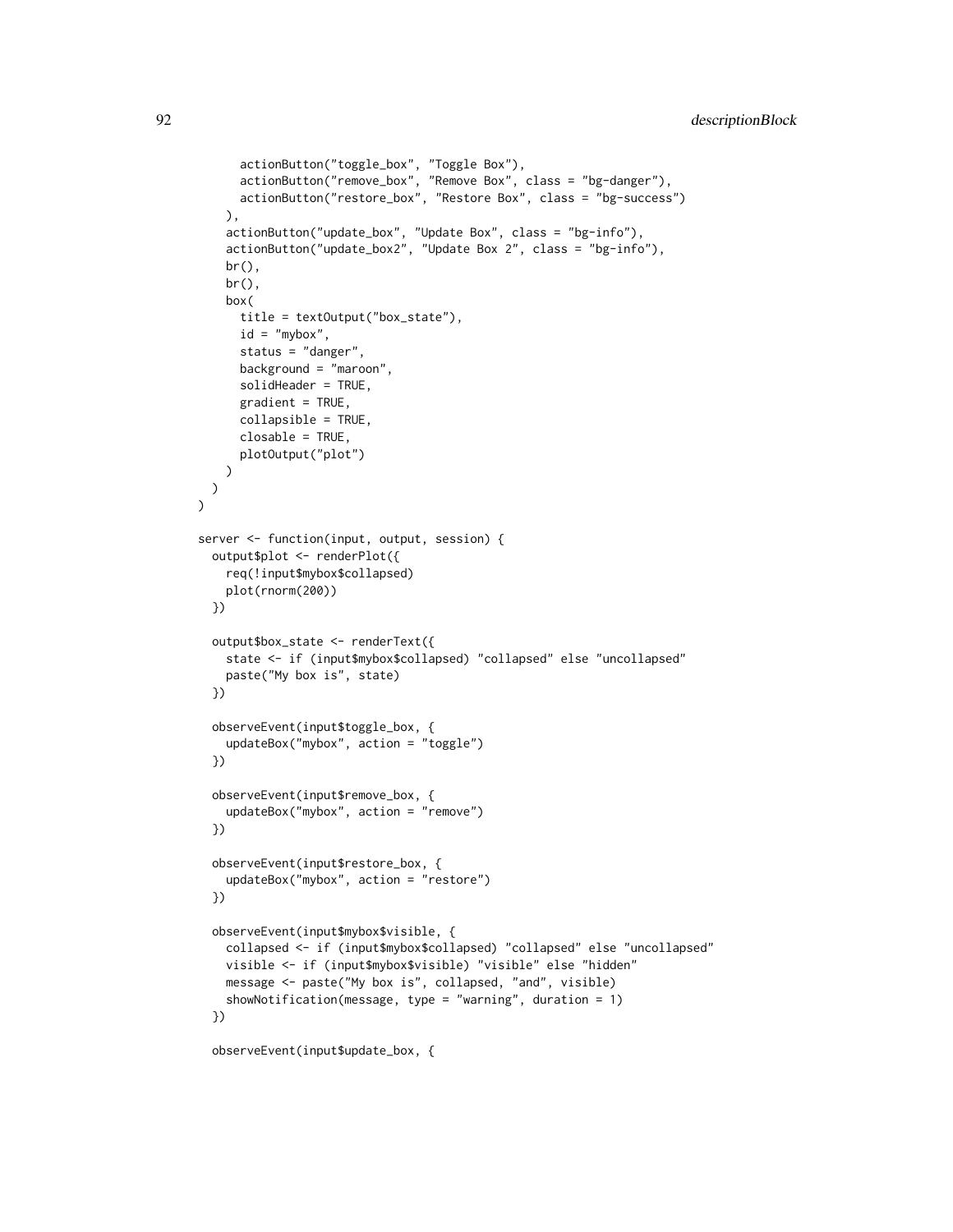```
      actionButton("toggle_box", "Toggle Box"),
      actionButton("remove_box", "Remove Box", class = "bg-danger"),
      actionButton("restore_box", "Restore Box", class = "bg-success")
    ),
    actionButton("update_box", "Update Box", class = "bg-info"),
    actionButton("update_box2", "Update Box 2", class = "bg-info"),
    br(),
    br(),
    box(
      title = textOutput("box_state"),
      id = "mybox",
      status = "danger",
      background = "maroon",
      solidHeader = TRUE,
      gradient = TRUE,
      collapsible = TRUE,
      closable = TRUE,
      plotOutput("plot")
    )
  )
)

server <- function(input, output, session) {
  output$plot <- renderPlot({
    req(!input$mybox$collapsed)
    plot(rnorm(200))
  })

  output$box_state <- renderText({
    state <- if (input$mybox$collapsed) "collapsed" else "uncollapsed"
    paste("My box is", state)
  })

  observeEvent(input$toggle_box, {
    updateBox("mybox", action = "toggle")
  })

  observeEvent(input$remove_box, {
    updateBox("mybox", action = "remove")
  })

  observeEvent(input$restore_box, {
    updateBox("mybox", action = "restore")
  })

  observeEvent(input$mybox$visible, {
    collapsed <- if (input$mybox$collapsed) "collapsed" else "uncollapsed"
    visible <- if (input$mybox$visible) "visible" else "hidden"
    message <- paste("My box is", collapsed, "and", visible)
    showNotification(message, type = "warning", duration = 1)
  })

  observeEvent(input$update_box, {
```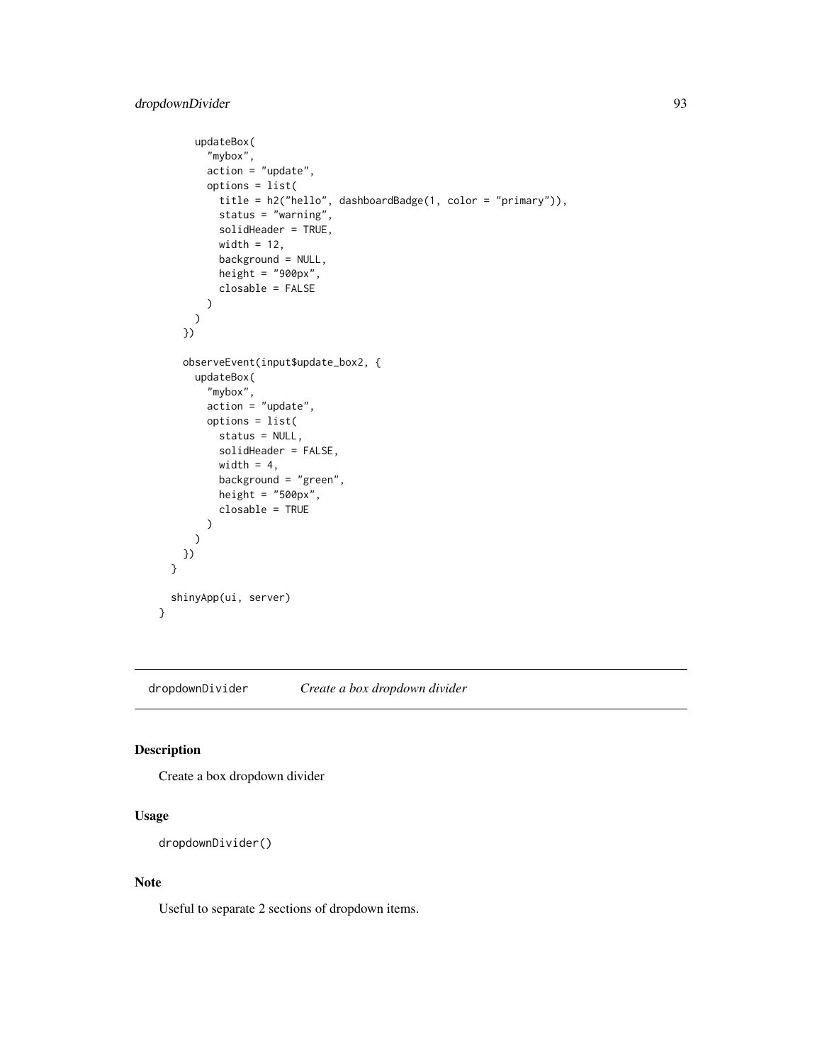```
      updateBox(
        "mybox",
        action = "update",
        options = list(
          title = h2("hello", dashboardBadge(1, color = "primary")),
          status = "warning",
          solidHeader = TRUE,
          width = 12,
          background = NULL,
          height = "900px",
          closable = FALSE
        )
      )
    })

    observeEvent(input$update_box2, {
      updateBox(
        "mybox",
        action = "update",
        options = list(
          status = NULL,
          solidHeader = FALSE,
          width = 4,
          background = "green",
          height = "500px",
          closable = TRUE
        )
      )
    })
  }

  shinyApp(ui, server)
}
```

## dropdownDivider — *Create a box dropdown divider*

### Description

Create a box dropdown divider

### Usage

```
dropdownDivider()
```

### Note

Useful to separate 2 sections of dropdown items.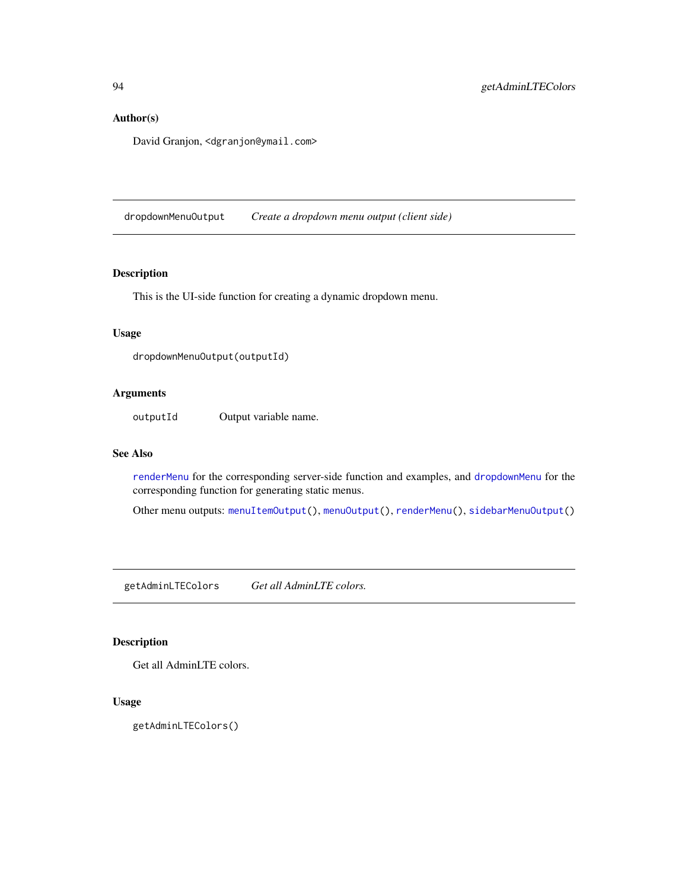## Author(s)

David Granjon, <dgranjon@ymail.com>

---

## dropdownMenuOutput *Create a dropdown menu output (client side)*

### Description

This is the UI-side function for creating a dynamic dropdown menu.

### Usage

```
dropdownMenuOutput(outputId)
```

### Arguments

| | |
|---|---|
| outputId | Output variable name. |

### See Also

renderMenu for the corresponding server-side function and examples, and dropdownMenu for the corresponding function for generating static menus.

Other menu outputs: menuItemOutput(), menuOutput(), renderMenu(), sidebarMenuOutput()

---

## getAdminLTEColors *Get all AdminLTE colors.*

### Description

Get all AdminLTE colors.

### Usage

```
getAdminLTEColors()
```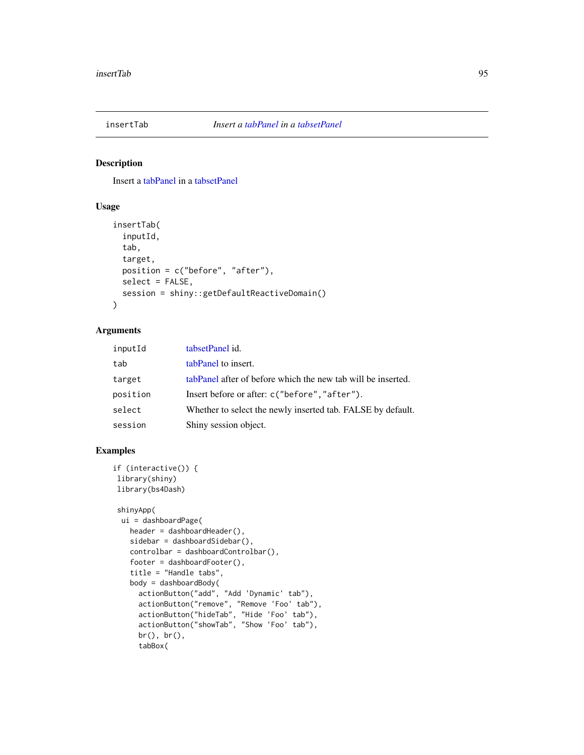insertTab — *Insert a tabPanel in a tabsetPanel*

## Description

Insert a tabPanel in a tabsetPanel

## Usage

```
insertTab(
  inputId,
  tab,
  target,
  position = c("before", "after"),
  select = FALSE,
  session = shiny::getDefaultReactiveDomain()
)
```

## Arguments

| | |
|---|---|
| inputId | tabsetPanel id. |
| tab | tabPanel to insert. |
| target | tabPanel after of before which the new tab will be inserted. |
| position | Insert before or after: `c("before","after")`. |
| select | Whether to select the newly inserted tab. FALSE by default. |
| session | Shiny session object. |

## Examples

```
if (interactive()) {
 library(shiny)
 library(bs4Dash)

 shinyApp(
  ui = dashboardPage(
    header = dashboardHeader(),
    sidebar = dashboardSidebar(),
    controlbar = dashboardControlbar(),
    footer = dashboardFooter(),
    title = "Handle tabs",
    body = dashboardBody(
      actionButton("add", "Add 'Dynamic' tab"),
      actionButton("remove", "Remove 'Foo' tab"),
      actionButton("hideTab", "Hide 'Foo' tab"),
      actionButton("showTab", "Show 'Foo' tab"),
      br(), br(),
      tabBox(
```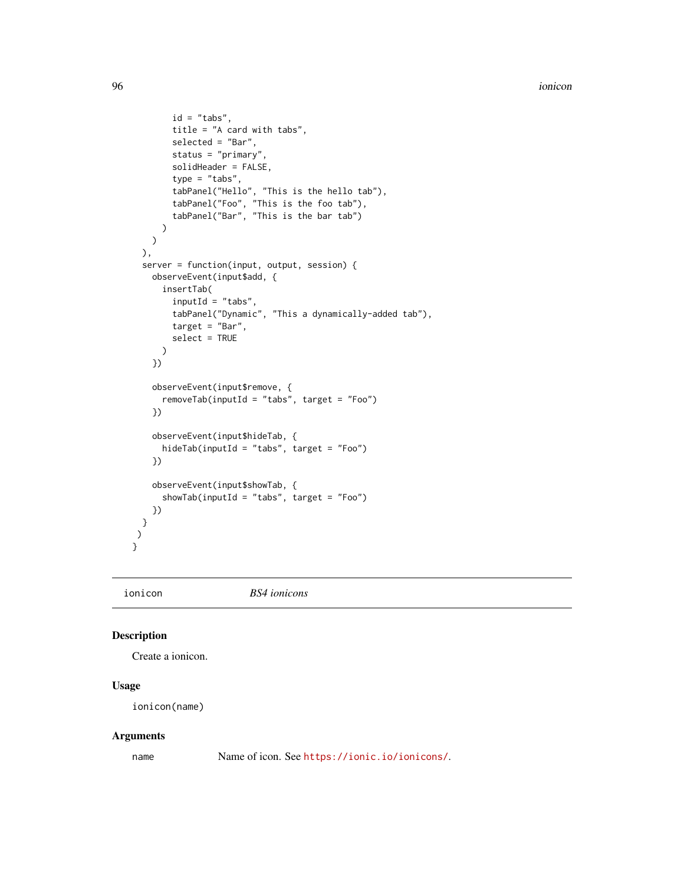```
        id = "tabs",
        title = "A card with tabs",
        selected = "Bar",
        status = "primary",
        solidHeader = FALSE,
        type = "tabs",
        tabPanel("Hello", "This is the hello tab"),
        tabPanel("Foo", "This is the foo tab"),
        tabPanel("Bar", "This is the bar tab")
      )
    )
  ),
  server = function(input, output, session) {
    observeEvent(input$add, {
      insertTab(
        inputId = "tabs",
        tabPanel("Dynamic", "This a dynamically-added tab"),
        target = "Bar",
        select = TRUE
      )
    })

    observeEvent(input$remove, {
      removeTab(inputId = "tabs", target = "Foo")
    })

    observeEvent(input$hideTab, {
      hideTab(inputId = "tabs", target = "Foo")
    })

    observeEvent(input$showTab, {
      showTab(inputId = "tabs", target = "Foo")
    })
  }
 )
}
```

---

## ionicon — *BS4 ionicons*

### Description

Create a ionicon.

### Usage

```
ionicon(name)
```

### Arguments

| | |
|---|---|
| name | Name of icon. See https://ionic.io/ionicons/. |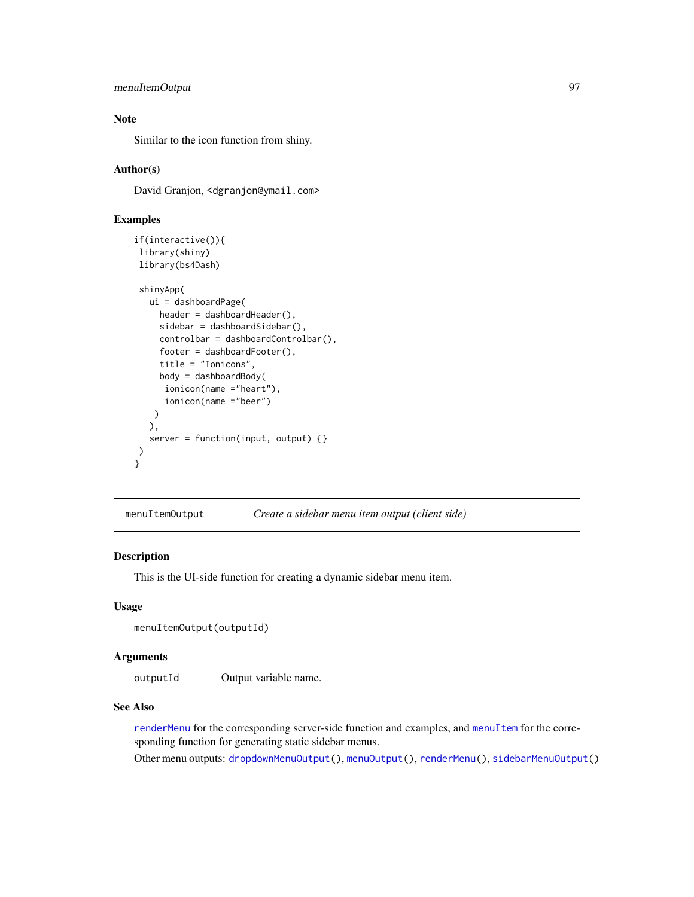### Note

Similar to the icon function from shiny.

### Author(s)

David Granjon, <dgranjon@ymail.com>

### Examples

```
if(interactive()){
 library(shiny)
 library(bs4Dash)

 shinyApp(
   ui = dashboardPage(
     header = dashboardHeader(),
     sidebar = dashboardSidebar(),
     controlbar = dashboardControlbar(),
     footer = dashboardFooter(),
     title = "Ionicons",
     body = dashboardBody(
      ionicon(name ="heart"),
      ionicon(name ="beer")
    )
   ),
   server = function(input, output) {}
 )
}
```

---

## menuItemOutput — *Create a sidebar menu item output (client side)*

### Description

This is the UI-side function for creating a dynamic sidebar menu item.

### Usage

```
menuItemOutput(outputId)
```

### Arguments

| | |
|---|---|
| outputId | Output variable name. |

### See Also

renderMenu for the corresponding server-side function and examples, and menuItem for the corresponding function for generating static sidebar menus.

Other menu outputs: dropdownMenuOutput(), menuOutput(), renderMenu(), sidebarMenuOutput()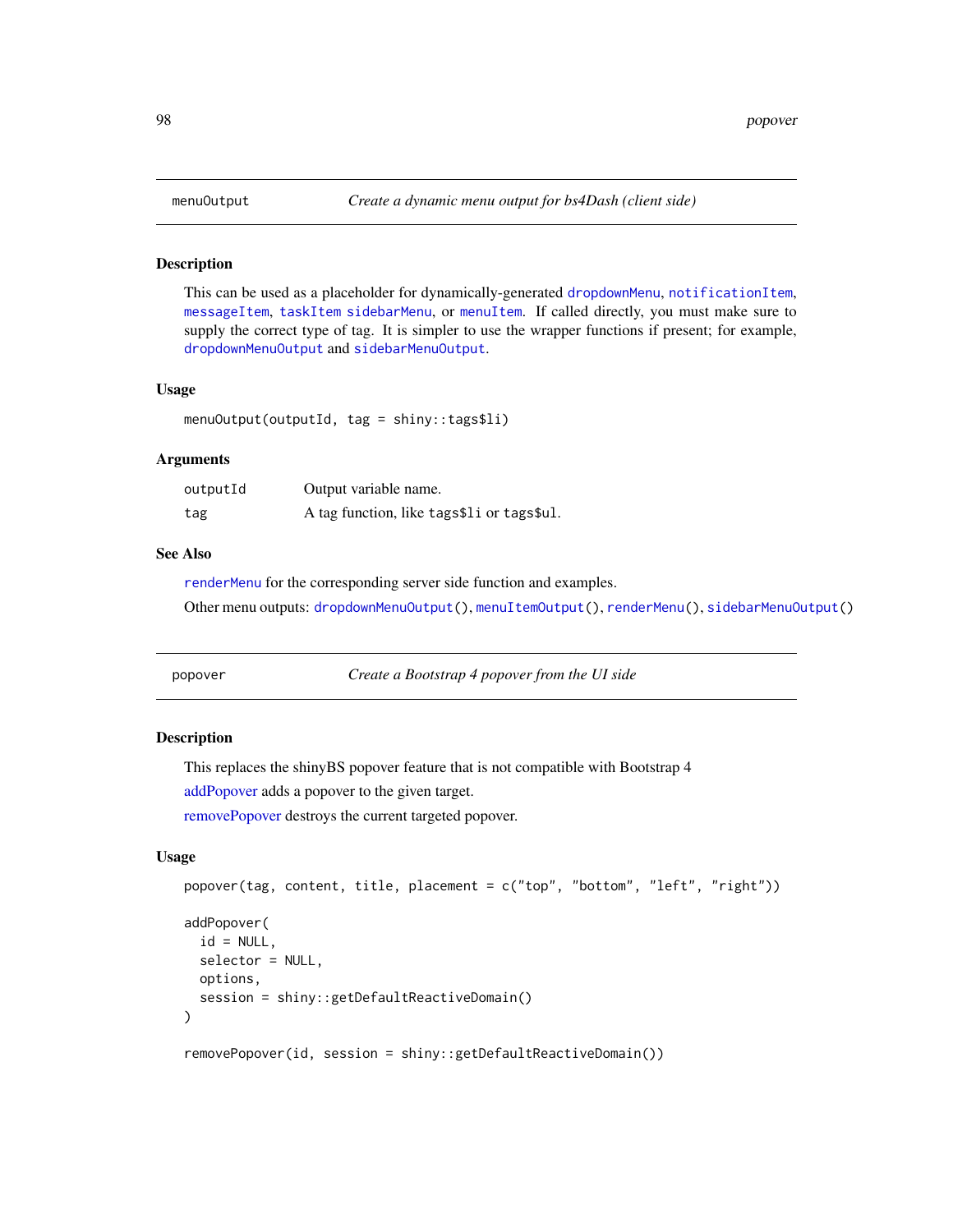## menuOutput — *Create a dynamic menu output for bs4Dash (client side)*

### Description

This can be used as a placeholder for dynamically-generated `dropdownMenu`, `notificationItem`, `messageItem`, `taskItem` `sidebarMenu`, or `menuItem`. If called directly, you must make sure to supply the correct type of tag. It is simpler to use the wrapper functions if present; for example, `dropdownMenuOutput` and `sidebarMenuOutput`.

### Usage

```
menuOutput(outputId, tag = shiny::tags$li)
```

### Arguments

| | |
|---|---|
| `outputId` | Output variable name. |
| `tag` | A tag function, like `tags$li` or `tags$ul`. |

### See Also

`renderMenu` for the corresponding server side function and examples.

Other menu outputs: `dropdownMenuOutput()`, `menuItemOutput()`, `renderMenu()`, `sidebarMenuOutput()`

## popover — *Create a Bootstrap 4 popover from the UI side*

### Description

This replaces the shinyBS popover feature that is not compatible with Bootstrap 4

addPopover adds a popover to the given target.

removePopover destroys the current targeted popover.

### Usage

```
popover(tag, content, title, placement = c("top", "bottom", "left", "right"))

addPopover(
  id = NULL,
  selector = NULL,
  options,
  session = shiny::getDefaultReactiveDomain()
)

removePopover(id, session = shiny::getDefaultReactiveDomain())
```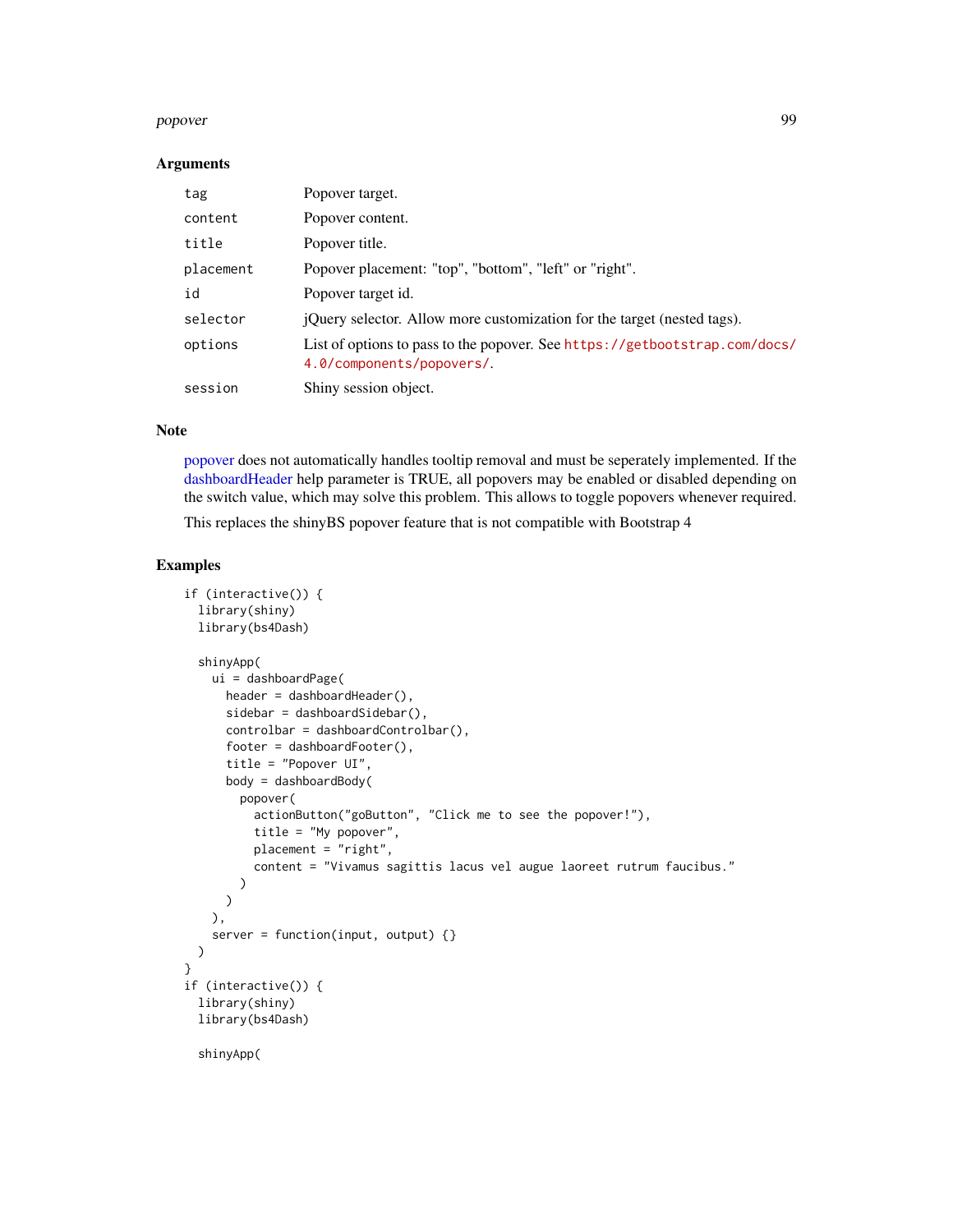## Arguments

| | |
|---|---|
| tag | Popover target. |
| content | Popover content. |
| title | Popover title. |
| placement | Popover placement: "top", "bottom", "left" or "right". |
| id | Popover target id. |
| selector | jQuery selector. Allow more customization for the target (nested tags). |
| options | List of options to pass to the popover. See https://getbootstrap.com/docs/4.0/components/popovers/. |
| session | Shiny session object. |

## Note

popover does not automatically handles tooltip removal and must be seperately implemented. If the dashboardHeader help parameter is TRUE, all popovers may be enabled or disabled depending on the switch value, which may solve this problem. This allows to toggle popovers whenever required.

This replaces the shinyBS popover feature that is not compatible with Bootstrap 4

## Examples

```
if (interactive()) {
  library(shiny)
  library(bs4Dash)

  shinyApp(
    ui = dashboardPage(
      header = dashboardHeader(),
      sidebar = dashboardSidebar(),
      controlbar = dashboardControlbar(),
      footer = dashboardFooter(),
      title = "Popover UI",
      body = dashboardBody(
        popover(
          actionButton("goButton", "Click me to see the popover!"),
          title = "My popover",
          placement = "right",
          content = "Vivamus sagittis lacus vel augue laoreet rutrum faucibus."
        )
      )
    ),
    server = function(input, output) {}
  )
}
if (interactive()) {
  library(shiny)
  library(bs4Dash)

  shinyApp(
```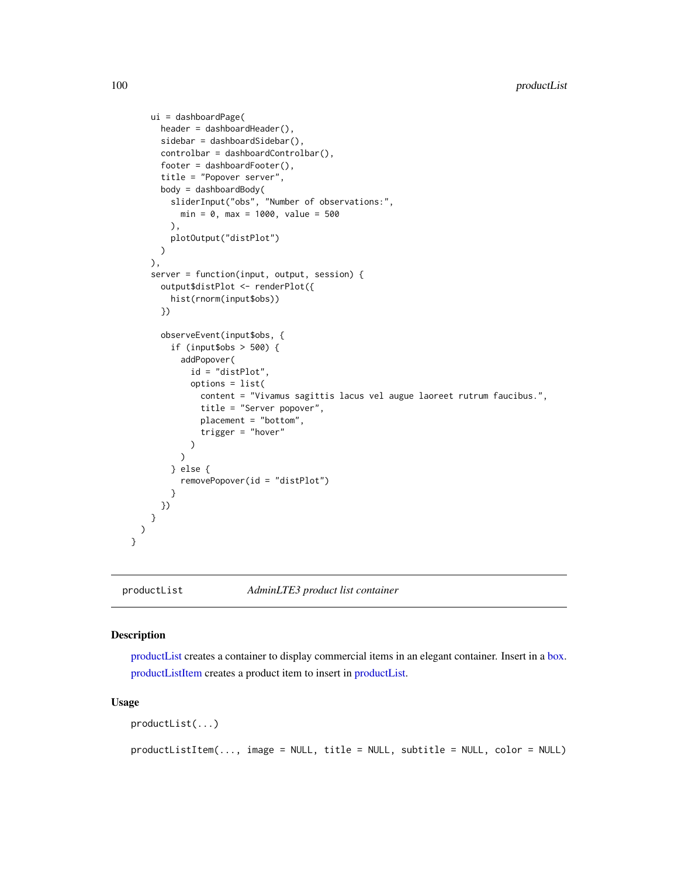```r
    ui = dashboardPage(
      header = dashboardHeader(),
      sidebar = dashboardSidebar(),
      controlbar = dashboardControlbar(),
      footer = dashboardFooter(),
      title = "Popover server",
      body = dashboardBody(
        sliderInput("obs", "Number of observations:",
          min = 0, max = 1000, value = 500
        ),
        plotOutput("distPlot")
      )
    ),
    server = function(input, output, session) {
      output$distPlot <- renderPlot({
        hist(rnorm(input$obs))
      })

      observeEvent(input$obs, {
        if (input$obs > 500) {
          addPopover(
            id = "distPlot",
            options = list(
              content = "Vivamus sagittis lacus vel augue laoreet rutrum faucibus.",
              title = "Server popover",
              placement = "bottom",
              trigger = "hover"
            )
          )
        } else {
          removePopover(id = "distPlot")
        }
      })
    }
  )
}
```

## productList — *AdminLTE3 product list container*

### Description

productList creates a container to display commercial items in an elegant container. Insert in a box.

productListItem creates a product item to insert in productList.

### Usage

```r
productList(...)

productListItem(..., image = NULL, title = NULL, subtitle = NULL, color = NULL)
```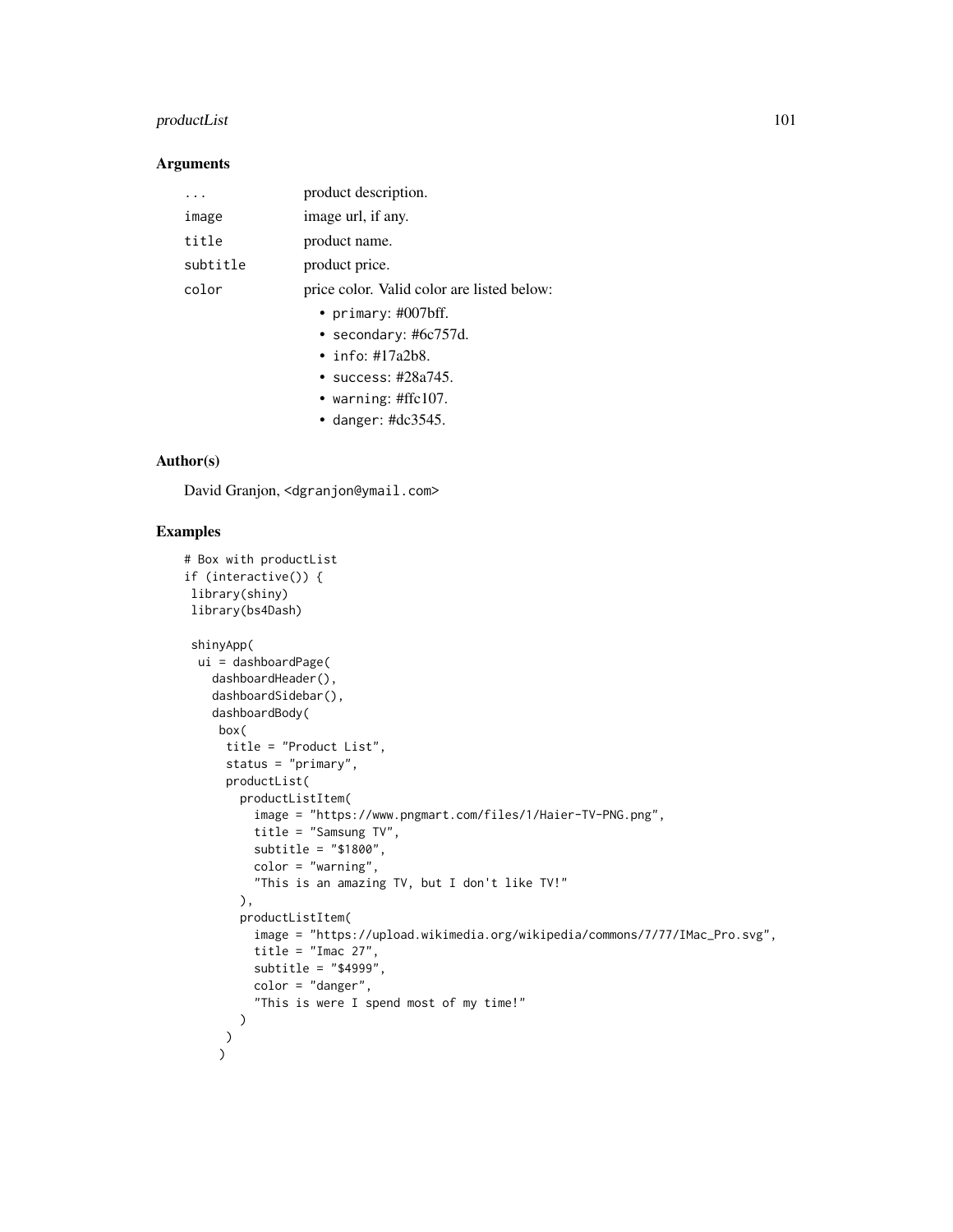## Arguments

| | |
|---|---|
| `...` | product description. |
| `image` | image url, if any. |
| `title` | product name. |
| `subtitle` | product price. |
| `color` | price color. Valid color are listed below: <br>• `primary`: #007bff. <br>• `secondary`: #6c757d. <br>• `info`: #17a2b8. <br>• `success`: #28a745. <br>• `warning`: #ffc107. <br>• `danger`: #dc3545. |

## Author(s)

David Granjon, <dgranjon@ymail.com>

## Examples

```
# Box with productList
if (interactive()) {
 library(shiny)
 library(bs4Dash)

 shinyApp(
  ui = dashboardPage(
    dashboardHeader(),
    dashboardSidebar(),
    dashboardBody(
     box(
      title = "Product List",
      status = "primary",
      productList(
        productListItem(
          image = "https://www.pngmart.com/files/1/Haier-TV-PNG.png",
          title = "Samsung TV",
          subtitle = "$1800",
          color = "warning",
          "This is an amazing TV, but I don't like TV!"
        ),
        productListItem(
          image = "https://upload.wikimedia.org/wikipedia/commons/7/77/IMac_Pro.svg",
          title = "Imac 27",
          subtitle = "$4999",
          color = "danger",
          "This is were I spend most of my time!"
        )
       )
      )
```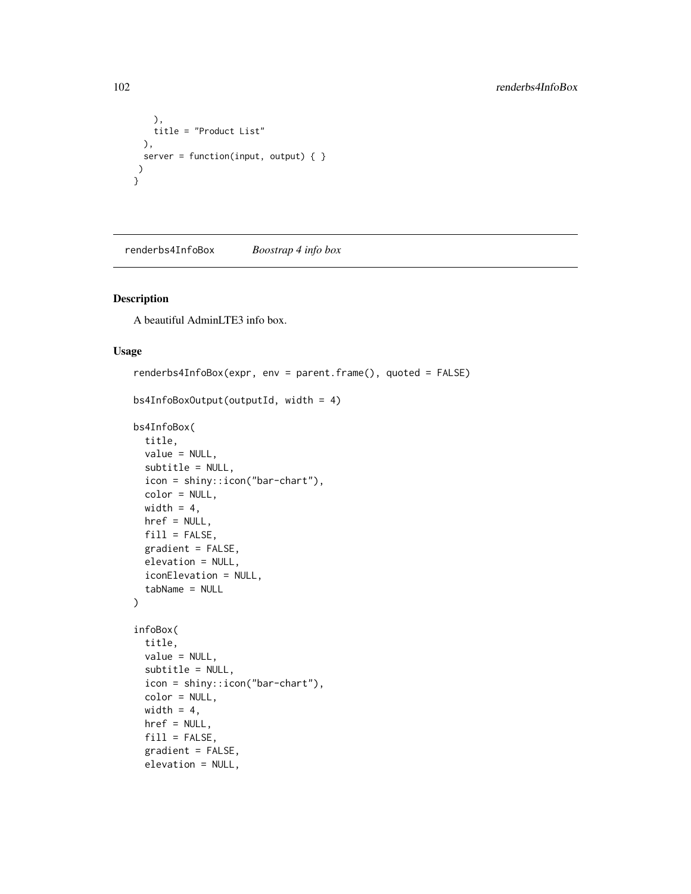```
    ),
    title = "Product List"
  ),
  server = function(input, output) { }
 )
}
```

## renderbs4InfoBox *Boostrap 4 info box*

### Description

A beautiful AdminLTE3 info box.

### Usage

```
renderbs4InfoBox(expr, env = parent.frame(), quoted = FALSE)

bs4InfoBoxOutput(outputId, width = 4)

bs4InfoBox(
  title,
  value = NULL,
  subtitle = NULL,
  icon = shiny::icon("bar-chart"),
  color = NULL,
  width = 4,
  href = NULL,
  fill = FALSE,
  gradient = FALSE,
  elevation = NULL,
  iconElevation = NULL,
  tabName = NULL
)

infoBox(
  title,
  value = NULL,
  subtitle = NULL,
  icon = shiny::icon("bar-chart"),
  color = NULL,
  width = 4,
  href = NULL,
  fill = FALSE,
  gradient = FALSE,
  elevation = NULL,
```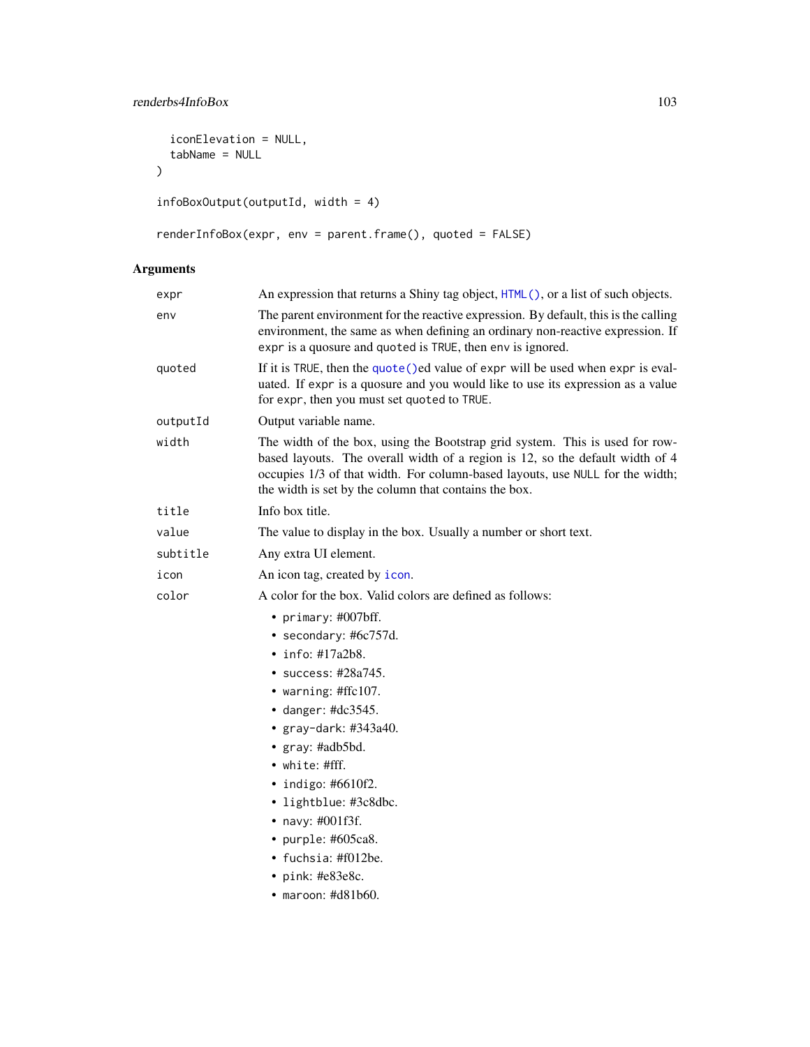```
  iconElevation = NULL,
  tabName = NULL
)

infoBoxOutput(outputId, width = 4)

renderInfoBox(expr, env = parent.frame(), quoted = FALSE)
```

### Arguments

| Argument | Description |
|---|---|
| expr | An expression that returns a Shiny tag object, HTML(), or a list of such objects. |
| env | The parent environment for the reactive expression. By default, this is the calling environment, the same as when defining an ordinary non-reactive expression. If expr is a quosure and quoted is TRUE, then env is ignored. |
| quoted | If it is TRUE, then the quote()ed value of expr will be used when expr is evaluated. If expr is a quosure and you would like to use its expression as a value for expr, then you must set quoted to TRUE. |
| outputId | Output variable name. |
| width | The width of the box, using the Bootstrap grid system. This is used for row-based layouts. The overall width of a region is 12, so the default width of 4 occupies 1/3 of that width. For column-based layouts, use NULL for the width; the width is set by the column that contains the box. |
| title | Info box title. |
| value | The value to display in the box. Usually a number or short text. |
| subtitle | Any extra UI element. |
| icon | An icon tag, created by icon. |
| color | A color for the box. Valid colors are defined as follows:<br>• primary: #007bff.<br>• secondary: #6c757d.<br>• info: #17a2b8.<br>• success: #28a745.<br>• warning: #ffc107.<br>• danger: #dc3545.<br>• gray-dark: #343a40.<br>• gray: #adb5bd.<br>• white: #fff.<br>• indigo: #6610f2.<br>• lightblue: #3c8dbc.<br>• navy: #001f3f.<br>• purple: #605ca8.<br>• fuchsia: #f012be.<br>• pink: #e83e8c.<br>• maroon: #d81b60. |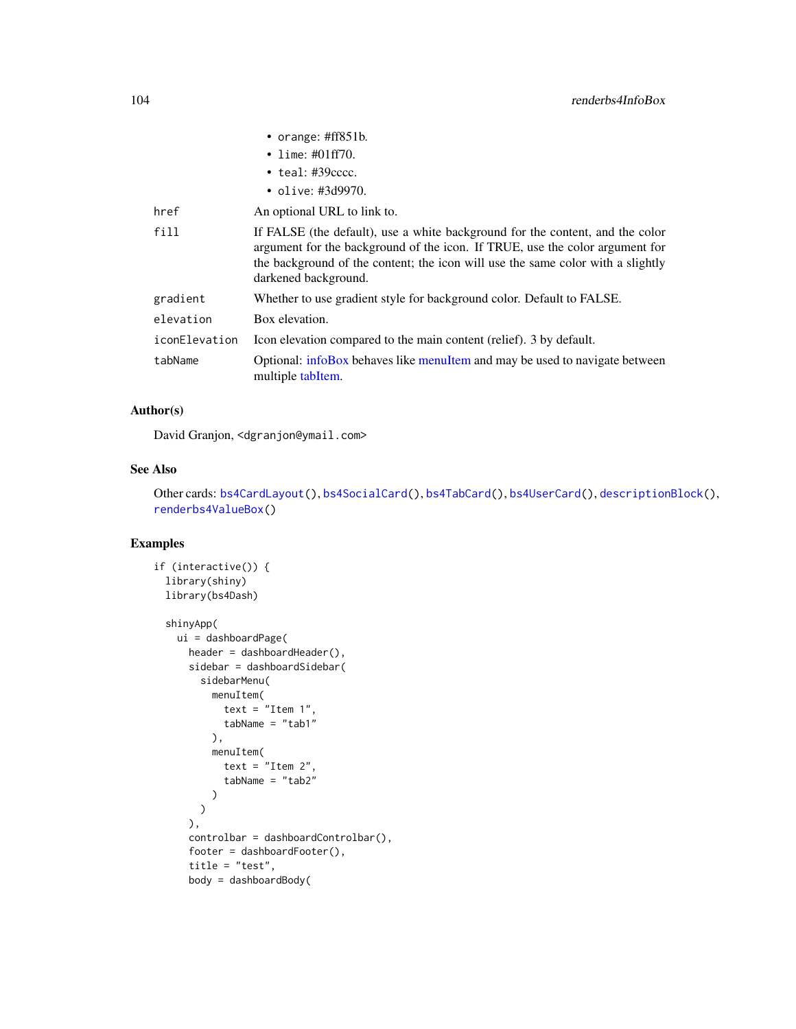- orange: #ff851b.
- lime: #01ff70.
- teal: #39cccc.
- olive: #3d9970.

| | |
|---|---|
| href | An optional URL to link to. |
| fill | If FALSE (the default), use a white background for the content, and the color argument for the background of the icon. If TRUE, use the color argument for the background of the content; the icon will use the same color with a slightly darkened background. |
| gradient | Whether to use gradient style for background color. Default to FALSE. |
| elevation | Box elevation. |
| iconElevation | Icon elevation compared to the main content (relief). 3 by default. |
| tabName | Optional: infoBox behaves like menuItem and may be used to navigate between multiple tabItem. |

### Author(s)

David Granjon, <dgranjon@ymail.com>

### See Also

Other cards: bs4CardLayout(), bs4SocialCard(), bs4TabCard(), bs4UserCard(), descriptionBlock(), renderbs4ValueBox()

### Examples

```
if (interactive()) {
  library(shiny)
  library(bs4Dash)

  shinyApp(
    ui = dashboardPage(
      header = dashboardHeader(),
      sidebar = dashboardSidebar(
        sidebarMenu(
          menuItem(
            text = "Item 1",
            tabName = "tab1"
          ),
          menuItem(
            text = "Item 2",
            tabName = "tab2"
          )
        )
      ),
      controlbar = dashboardControlbar(),
      footer = dashboardFooter(),
      title = "test",
      body = dashboardBody(
```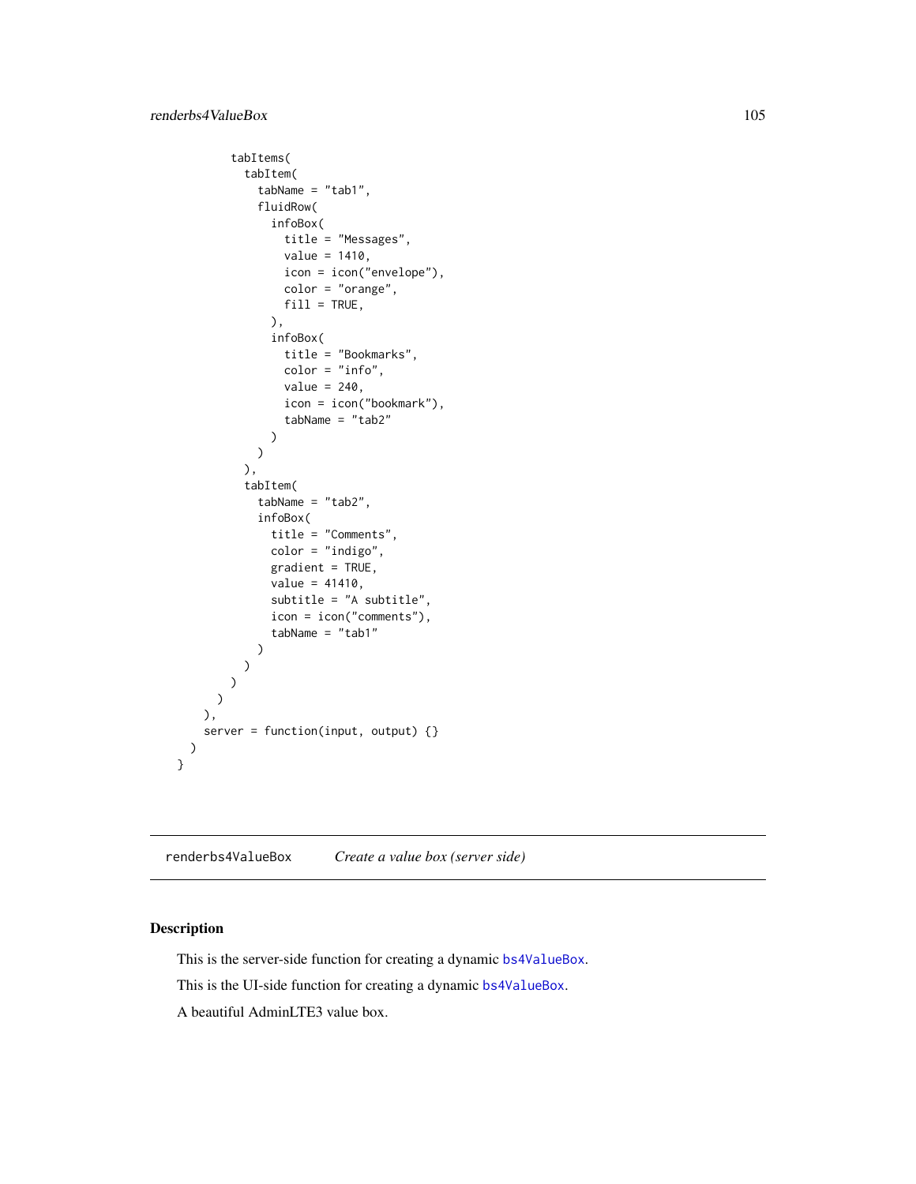```
        tabItems(
          tabItem(
            tabName = "tab1",
            fluidRow(
              infoBox(
                title = "Messages",
                value = 1410,
                icon = icon("envelope"),
                color = "orange",
                fill = TRUE,
              ),
              infoBox(
                title = "Bookmarks",
                color = "info",
                value = 240,
                icon = icon("bookmark"),
                tabName = "tab2"
              )
            )
          ),
          tabItem(
            tabName = "tab2",
            infoBox(
              title = "Comments",
              color = "indigo",
              gradient = TRUE,
              value = 41410,
              subtitle = "A subtitle",
              icon = icon("comments"),
              tabName = "tab1"
            )
          )
        )
      )
    ),
    server = function(input, output) {}
  )
}
```

---

## renderbs4ValueBox *Create a value box (server side)*

---

### Description

This is the server-side function for creating a dynamic bs4ValueBox.

This is the UI-side function for creating a dynamic bs4ValueBox.

A beautiful AdminLTE3 value box.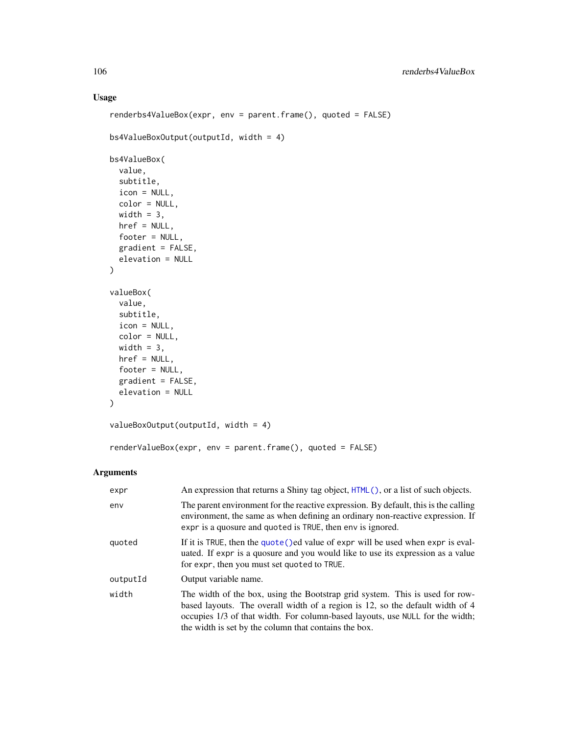## Usage

```
renderbs4ValueBox(expr, env = parent.frame(), quoted = FALSE)

bs4ValueBoxOutput(outputId, width = 4)

bs4ValueBox(
  value,
  subtitle,
  icon = NULL,
  color = NULL,
  width = 3,
  href = NULL,
  footer = NULL,
  gradient = FALSE,
  elevation = NULL
)

valueBox(
  value,
  subtitle,
  icon = NULL,
  color = NULL,
  width = 3,
  href = NULL,
  footer = NULL,
  gradient = FALSE,
  elevation = NULL
)

valueBoxOutput(outputId, width = 4)

renderValueBox(expr, env = parent.frame(), quoted = FALSE)
```

## Arguments

| | |
|---|---|
| `expr` | An expression that returns a Shiny tag object, `HTML()`, or a list of such objects. |
| `env` | The parent environment for the reactive expression. By default, this is the calling environment, the same as when defining an ordinary non-reactive expression. If `expr` is a quosure and `quoted` is `TRUE`, then `env` is ignored. |
| `quoted` | If it is `TRUE`, then the `quote()`ed value of `expr` will be used when `expr` is evaluated. If `expr` is a quosure and you would like to use its expression as a value for `expr`, then you must set `quoted` to `TRUE`. |
| `outputId` | Output variable name. |
| `width` | The width of the box, using the Bootstrap grid system. This is used for row-based layouts. The overall width of a region is 12, so the default width of 4 occupies 1/3 of that width. For column-based layouts, use `NULL` for the width; the width is set by the column that contains the box. |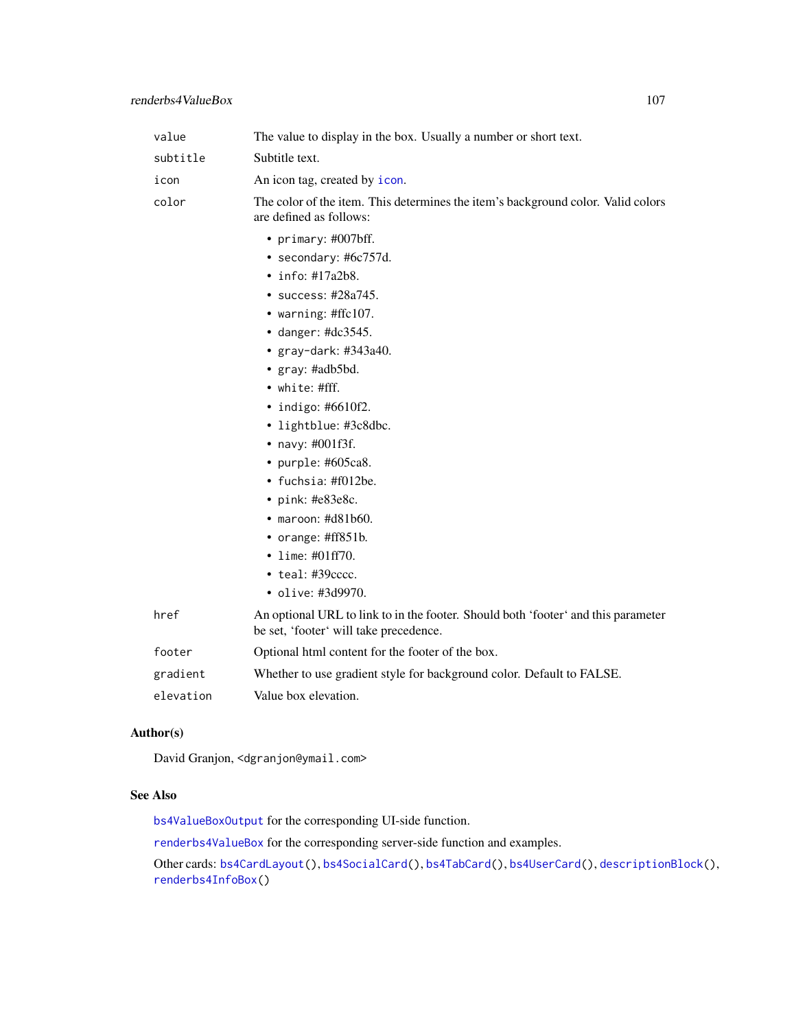| | |
|---|---|
| value | The value to display in the box. Usually a number or short text. |
| subtitle | Subtitle text. |
| icon | An icon tag, created by icon. |
| color | The color of the item. This determines the item's background color. Valid colors are defined as follows: <br>• primary: #007bff.<br>• secondary: #6c757d.<br>• info: #17a2b8.<br>• success: #28a745.<br>• warning: #ffc107.<br>• danger: #dc3545.<br>• gray-dark: #343a40.<br>• gray: #adb5bd.<br>• white: #fff.<br>• indigo: #6610f2.<br>• lightblue: #3c8dbc.<br>• navy: #001f3f.<br>• purple: #605ca8.<br>• fuchsia: #f012be.<br>• pink: #e83e8c.<br>• maroon: #d81b60.<br>• orange: #ff851b.<br>• lime: #01ff70.<br>• teal: #39cccc.<br>• olive: #3d9970. |
| href | An optional URL to link to in the footer. Should both 'footer' and this parameter be set, 'footer' will take precedence. |
| footer | Optional html content for the footer of the box. |
| gradient | Whether to use gradient style for background color. Default to FALSE. |
| elevation | Value box elevation. |

## Author(s)

David Granjon, <dgranjon@ymail.com>

## See Also

bs4ValueBoxOutput for the corresponding UI-side function.

renderbs4ValueBox for the corresponding server-side function and examples.

Other cards: bs4CardLayout(), bs4SocialCard(), bs4TabCard(), bs4UserCard(), descriptionBlock(), renderbs4InfoBox()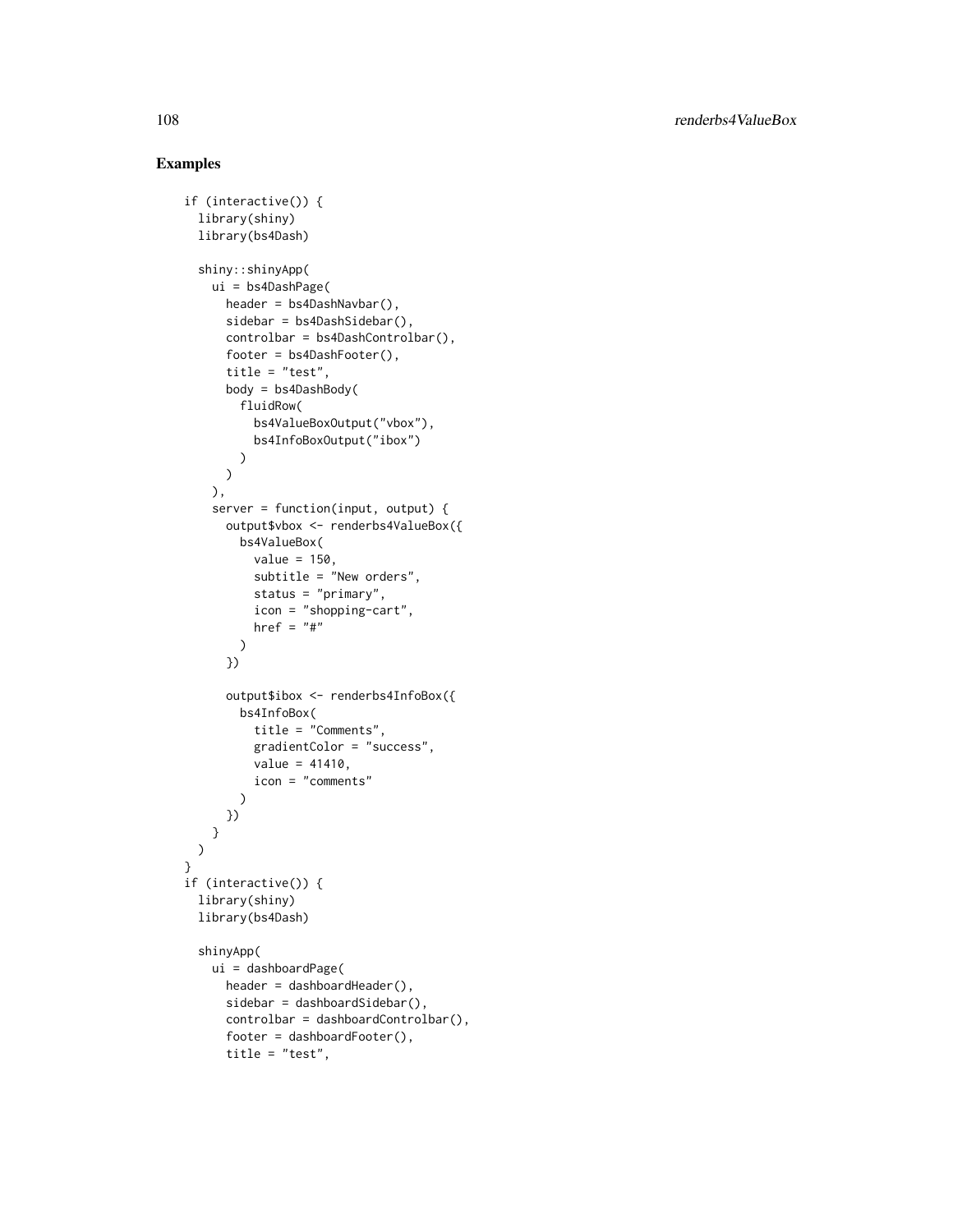## Examples

```
if (interactive()) {
  library(shiny)
  library(bs4Dash)

  shiny::shinyApp(
    ui = bs4DashPage(
      header = bs4DashNavbar(),
      sidebar = bs4DashSidebar(),
      controlbar = bs4DashControlbar(),
      footer = bs4DashFooter(),
      title = "test",
      body = bs4DashBody(
        fluidRow(
          bs4ValueBoxOutput("vbox"),
          bs4InfoBoxOutput("ibox")
        )
      )
    ),
    server = function(input, output) {
      output$vbox <- renderbs4ValueBox({
        bs4ValueBox(
          value = 150,
          subtitle = "New orders",
          status = "primary",
          icon = "shopping-cart",
          href = "#"
        )
      })

      output$ibox <- renderbs4InfoBox({
        bs4InfoBox(
          title = "Comments",
          gradientColor = "success",
          value = 41410,
          icon = "comments"
        )
      })
    }
  )
}
if (interactive()) {
  library(shiny)
  library(bs4Dash)

  shinyApp(
    ui = dashboardPage(
      header = dashboardHeader(),
      sidebar = dashboardSidebar(),
      controlbar = dashboardControlbar(),
      footer = dashboardFooter(),
      title = "test",
```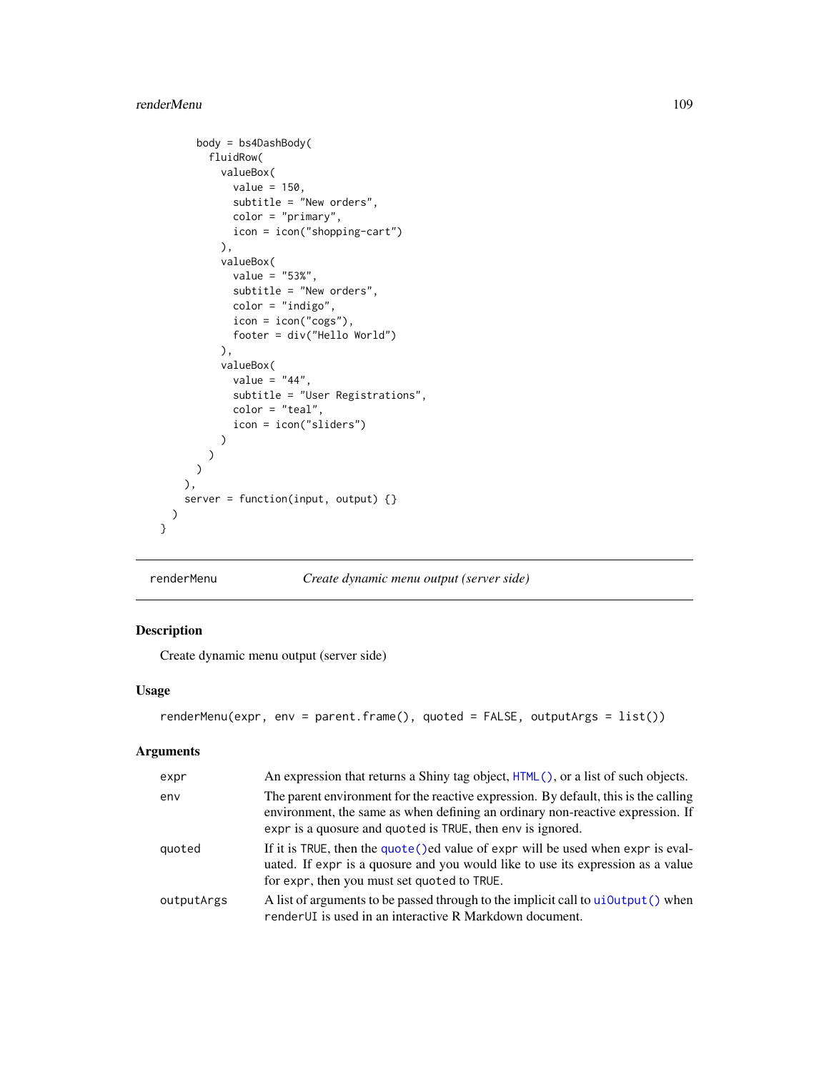```
      body = bs4DashBody(
        fluidRow(
          valueBox(
            value = 150,
            subtitle = "New orders",
            color = "primary",
            icon = icon("shopping-cart")
          ),
          valueBox(
            value = "53%",
            subtitle = "New orders",
            color = "indigo",
            icon = icon("cogs"),
            footer = div("Hello World")
          ),
          valueBox(
            value = "44",
            subtitle = "User Registrations",
            color = "teal",
            icon = icon("sliders")
          )
        )
      )
    ),
    server = function(input, output) {}
  )
}
```

## renderMenu — *Create dynamic menu output (server side)*

### Description

Create dynamic menu output (server side)

### Usage

```
renderMenu(expr, env = parent.frame(), quoted = FALSE, outputArgs = list())
```

### Arguments

| | |
|---|---|
| `expr` | An expression that returns a Shiny tag object, `HTML()`, or a list of such objects. |
| `env` | The parent environment for the reactive expression. By default, this is the calling environment, the same as when defining an ordinary non-reactive expression. If `expr` is a quosure and `quoted` is `TRUE`, then `env` is ignored. |
| `quoted` | If it is `TRUE`, then the `quote()`ed value of `expr` will be used when `expr` is evaluated. If `expr` is a quosure and you would like to use its expression as a value for `expr`, then you must set `quoted` to `TRUE`. |
| `outputArgs` | A list of arguments to be passed through to the implicit call to `uiOutput()` when `renderUI` is used in an interactive R Markdown document. |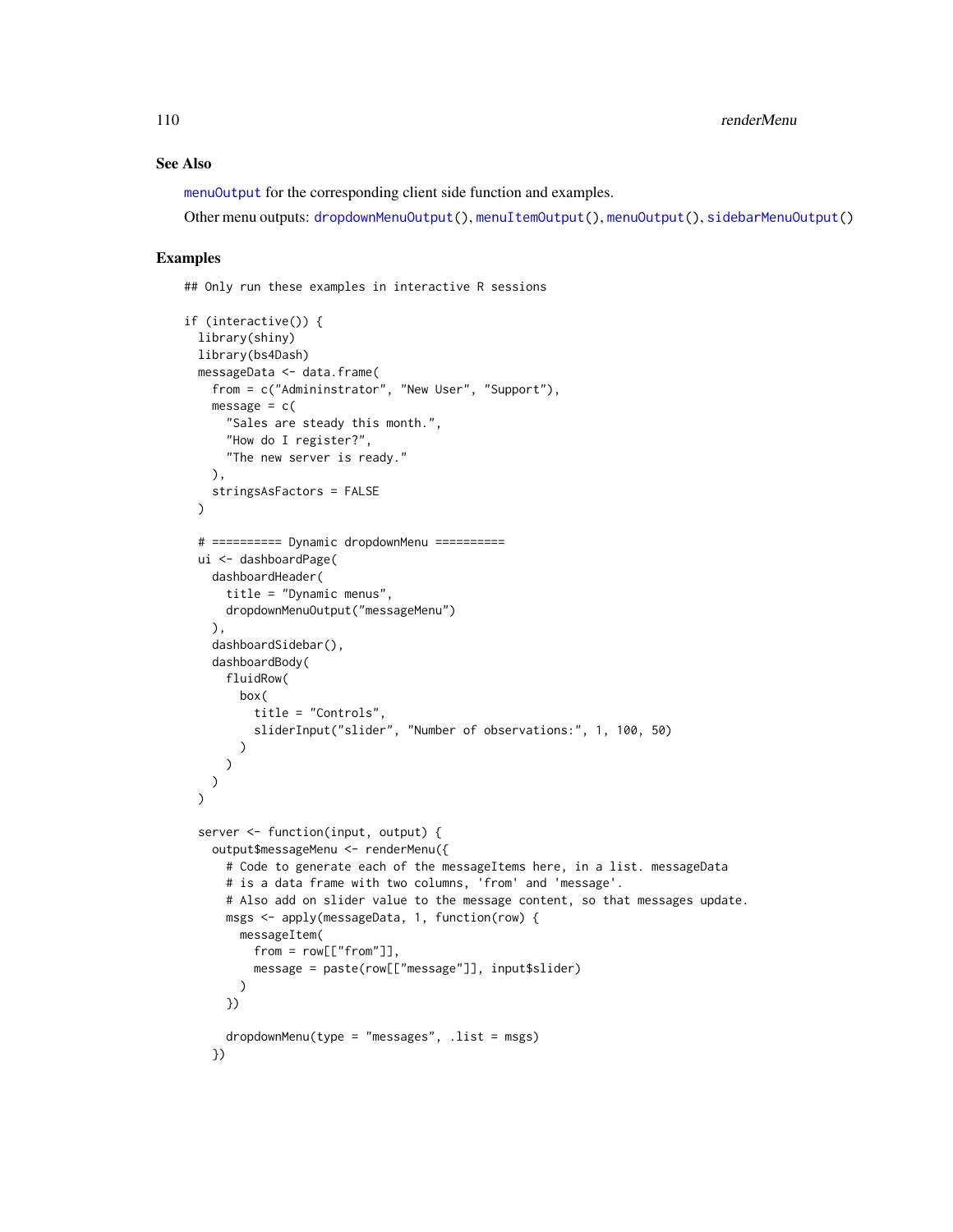## See Also

menuOutput for the corresponding client side function and examples.

Other menu outputs: dropdownMenuOutput(), menuItemOutput(), menuOutput(), sidebarMenuOutput()

## Examples

```
## Only run these examples in interactive R sessions

if (interactive()) {
  library(shiny)
  library(bs4Dash)
  messageData <- data.frame(
    from = c("Admininstrator", "New User", "Support"),
    message = c(
      "Sales are steady this month.",
      "How do I register?",
      "The new server is ready."
    ),
    stringsAsFactors = FALSE
  )

  # ========== Dynamic dropdownMenu ==========
  ui <- dashboardPage(
    dashboardHeader(
      title = "Dynamic menus",
      dropdownMenuOutput("messageMenu")
    ),
    dashboardSidebar(),
    dashboardBody(
      fluidRow(
        box(
          title = "Controls",
          sliderInput("slider", "Number of observations:", 1, 100, 50)
        )
      )
    )
  )

  server <- function(input, output) {
    output$messageMenu <- renderMenu({
      # Code to generate each of the messageItems here, in a list. messageData
      # is a data frame with two columns, 'from' and 'message'.
      # Also add on slider value to the message content, so that messages update.
      msgs <- apply(messageData, 1, function(row) {
        messageItem(
          from = row[["from"]],
          message = paste(row[["message"]], input$slider)
        )
      })

      dropdownMenu(type = "messages", .list = msgs)
    })
```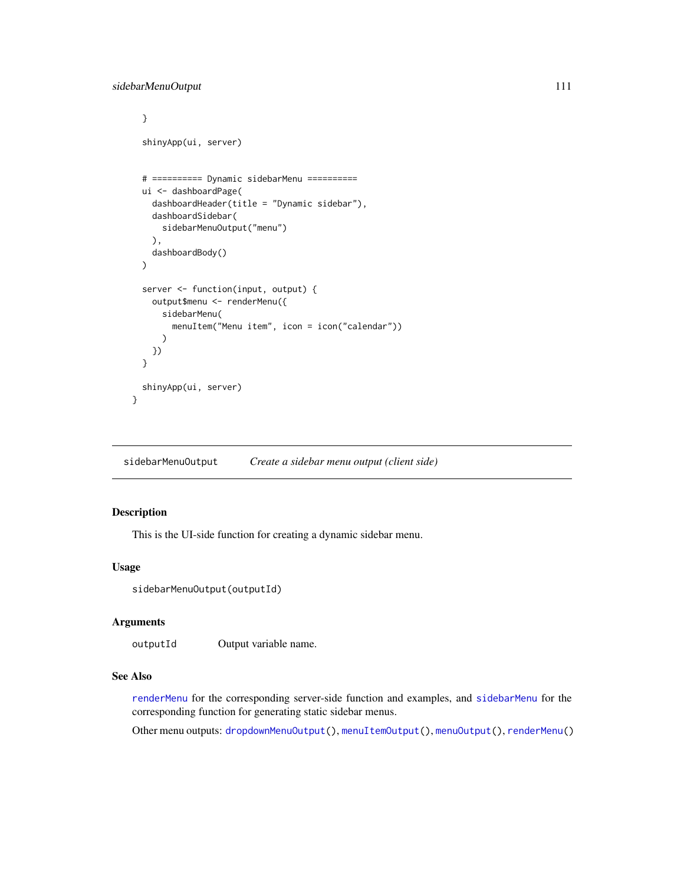```
  }

  shinyApp(ui, server)


  # ========== Dynamic sidebarMenu ==========
  ui <- dashboardPage(
    dashboardHeader(title = "Dynamic sidebar"),
    dashboardSidebar(
      sidebarMenuOutput("menu")
    ),
    dashboardBody()
  )

  server <- function(input, output) {
    output$menu <- renderMenu({
      sidebarMenu(
        menuItem("Menu item", icon = icon("calendar"))
      )
    })
  }

  shinyApp(ui, server)
}
```

---

## `sidebarMenuOutput` *Create a sidebar menu output (client side)*

---

### Description

This is the UI-side function for creating a dynamic sidebar menu.

### Usage

```
sidebarMenuOutput(outputId)
```

### Arguments

| | |
|---|---|
| `outputId` | Output variable name. |

### See Also

`renderMenu` for the corresponding server-side function and examples, and `sidebarMenu` for the corresponding function for generating static sidebar menus.

Other menu outputs: `dropdownMenuOutput()`, `menuItemOutput()`, `menuOutput()`, `renderMenu()`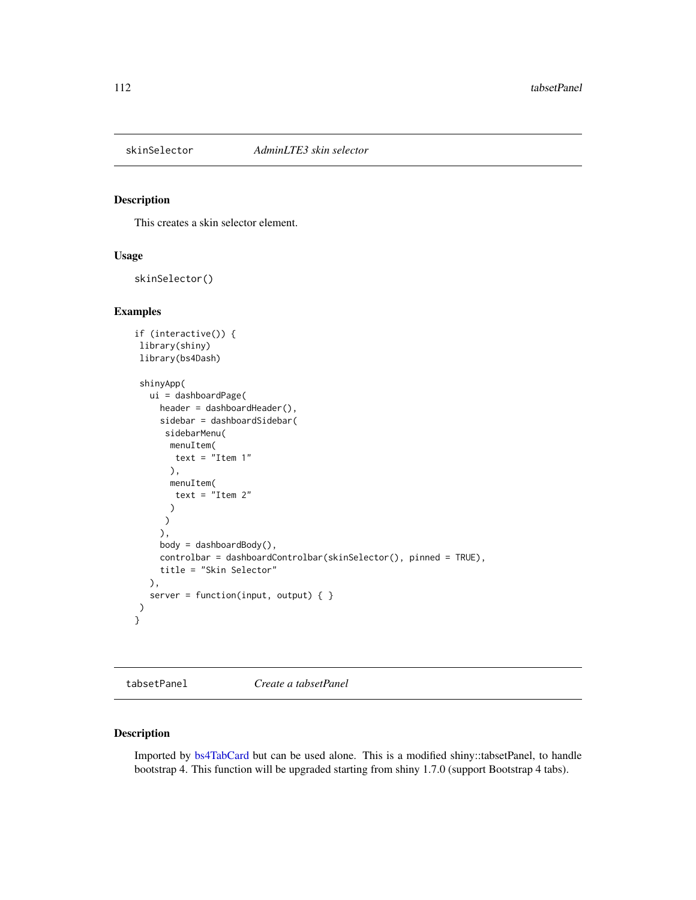## skinSelector — *AdminLTE3 skin selector*

### Description

This creates a skin selector element.

### Usage

```
skinSelector()
```

### Examples

```
if (interactive()) {
 library(shiny)
 library(bs4Dash)

 shinyApp(
   ui = dashboardPage(
     header = dashboardHeader(),
     sidebar = dashboardSidebar(
      sidebarMenu(
       menuItem(
        text = "Item 1"
       ),
       menuItem(
        text = "Item 2"
       )
      )
     ),
     body = dashboardBody(),
     controlbar = dashboardControlbar(skinSelector(), pinned = TRUE),
     title = "Skin Selector"
   ),
   server = function(input, output) { }
 )
}
```

## tabsetPanel — *Create a tabsetPanel*

### Description

Imported by bs4TabCard but can be used alone. This is a modified shiny::tabsetPanel, to handle bootstrap 4. This function will be upgraded starting from shiny 1.7.0 (support Bootstrap 4 tabs).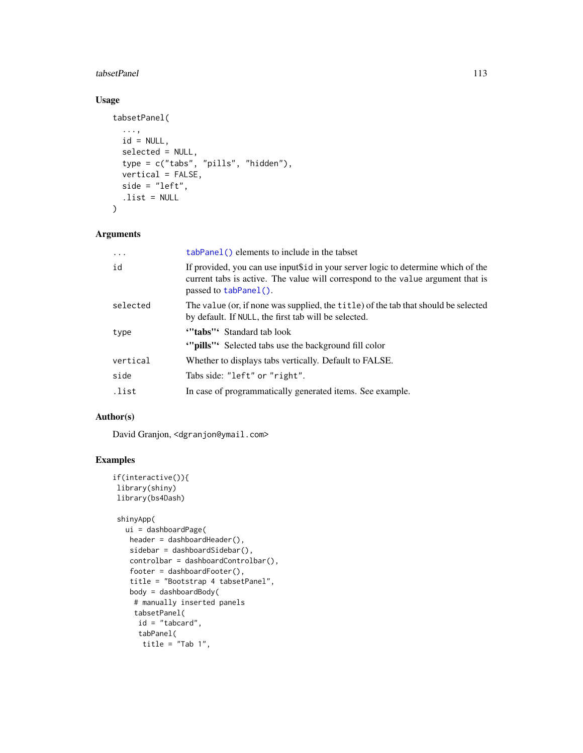## Usage

```
tabsetPanel(
  ...,
  id = NULL,
  selected = NULL,
  type = c("tabs", "pills", "hidden"),
  vertical = FALSE,
  side = "left",
  .list = NULL
)
```

## Arguments

| | |
|---|---|
| ... | tabPanel() elements to include in the tabset |
| id | If provided, you can use input$id in your server logic to determine which of the current tabs is active. The value will correspond to the value argument that is passed to tabPanel(). |
| selected | The value (or, if none was supplied, the title) of the tab that should be selected by default. If NULL, the first tab will be selected. |
| type | **‘"tabs"‘** Standard tab look<br>**‘"pills"‘** Selected tabs use the background fill color |
| vertical | Whether to displays tabs vertically. Default to FALSE. |
| side | Tabs side: "left" or "right". |
| .list | In case of programmatically generated items. See example. |

## Author(s)

David Granjon, <dgranjon@ymail.com>

## Examples

```
if(interactive()){
 library(shiny)
 library(bs4Dash)

 shinyApp(
   ui = dashboardPage(
    header = dashboardHeader(),
    sidebar = dashboardSidebar(),
    controlbar = dashboardControlbar(),
    footer = dashboardFooter(),
    title = "Bootstrap 4 tabsetPanel",
    body = dashboardBody(
     # manually inserted panels
     tabsetPanel(
      id = "tabcard",
      tabPanel(
       title = "Tab 1",
```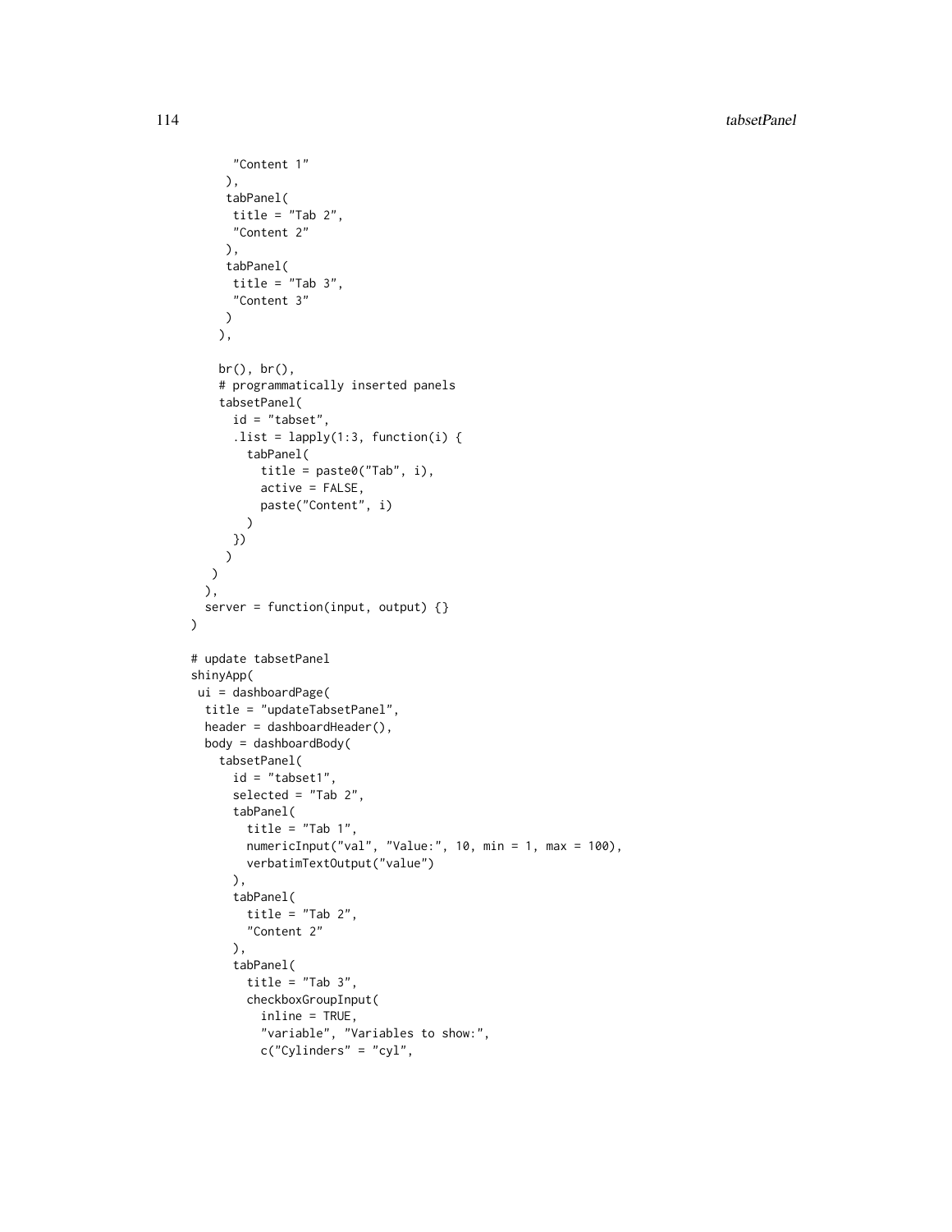```
      "Content 1"
     ),
     tabPanel(
      title = "Tab 2",
      "Content 2"
     ),
     tabPanel(
      title = "Tab 3",
      "Content 3"
     )
    ),

    br(), br(),
    # programmatically inserted panels
    tabsetPanel(
      id = "tabset",
      .list = lapply(1:3, function(i) {
        tabPanel(
          title = paste0("Tab", i),
          active = FALSE,
          paste("Content", i)
        )
      })
    )
  )
 ),
 server = function(input, output) {}
)

# update tabsetPanel
shinyApp(
 ui = dashboardPage(
  title = "updateTabsetPanel",
  header = dashboardHeader(),
  body = dashboardBody(
    tabsetPanel(
      id = "tabset1",
      selected = "Tab 2",
      tabPanel(
        title = "Tab 1",
        numericInput("val", "Value:", 10, min = 1, max = 100),
        verbatimTextOutput("value")
      ),
      tabPanel(
        title = "Tab 2",
        "Content 2"
      ),
      tabPanel(
        title = "Tab 3",
        checkboxGroupInput(
          inline = TRUE,
          "variable", "Variables to show:",
          c("Cylinders" = "cyl",
```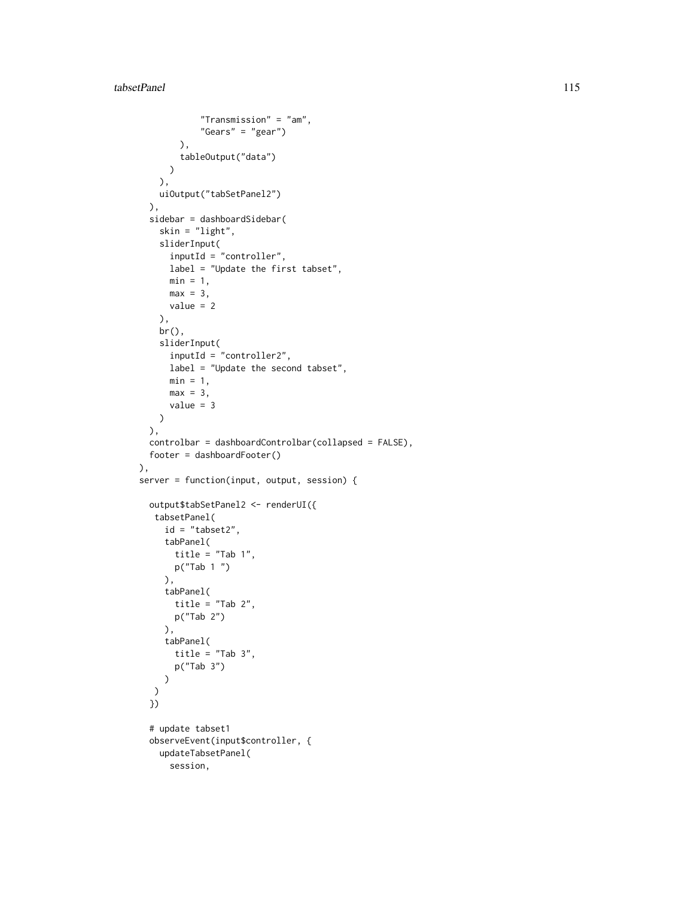```
            "Transmission" = "am",
            "Gears" = "gear")
        ),
        tableOutput("data")
      )
    ),
    uiOutput("tabSetPanel2")
  ),
  sidebar = dashboardSidebar(
    skin = "light",
    sliderInput(
      inputId = "controller",
      label = "Update the first tabset",
      min = 1,
      max = 3,
      value = 2
    ),
    br(),
    sliderInput(
      inputId = "controller2",
      label = "Update the second tabset",
      min = 1,
      max = 3,
      value = 3
    )
  ),
  controlbar = dashboardControlbar(collapsed = FALSE),
  footer = dashboardFooter()
),
server = function(input, output, session) {

  output$tabSetPanel2 <- renderUI({
   tabsetPanel(
     id = "tabset2",
     tabPanel(
       title = "Tab 1",
       p("Tab 1 ")
     ),
     tabPanel(
       title = "Tab 2",
       p("Tab 2")
     ),
     tabPanel(
       title = "Tab 3",
       p("Tab 3")
     )
   )
  })

  # update tabset1
  observeEvent(input$controller, {
    updateTabsetPanel(
      session,
```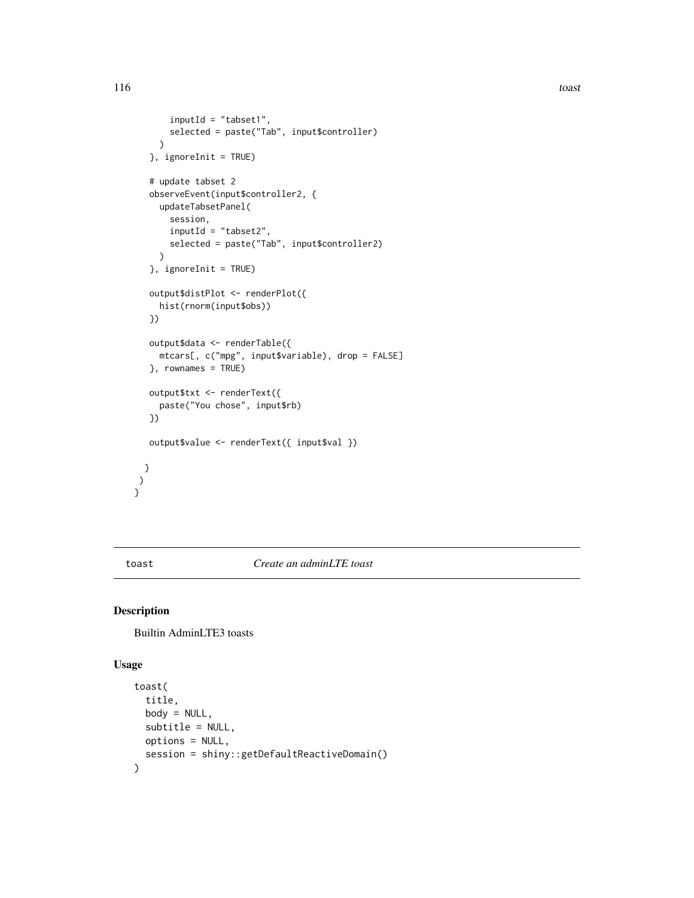```
        inputId = "tabset1",
        selected = paste("Tab", input$controller)
      )
    }, ignoreInit = TRUE)

    # update tabset 2
    observeEvent(input$controller2, {
      updateTabsetPanel(
        session,
        inputId = "tabset2",
        selected = paste("Tab", input$controller2)
      )
    }, ignoreInit = TRUE)

    output$distPlot <- renderPlot({
      hist(rnorm(input$obs))
    })

    output$data <- renderTable({
      mtcars[, c("mpg", input$variable), drop = FALSE]
    }, rownames = TRUE)

    output$txt <- renderText({
      paste("You chose", input$rb)
    })

    output$value <- renderText({ input$val })

  }
 )
}
```

## toast — *Create an adminLTE toast*

### Description

Builtin AdminLTE3 toasts

### Usage

```
toast(
  title,
  body = NULL,
  subtitle = NULL,
  options = NULL,
  session = shiny::getDefaultReactiveDomain()
)
```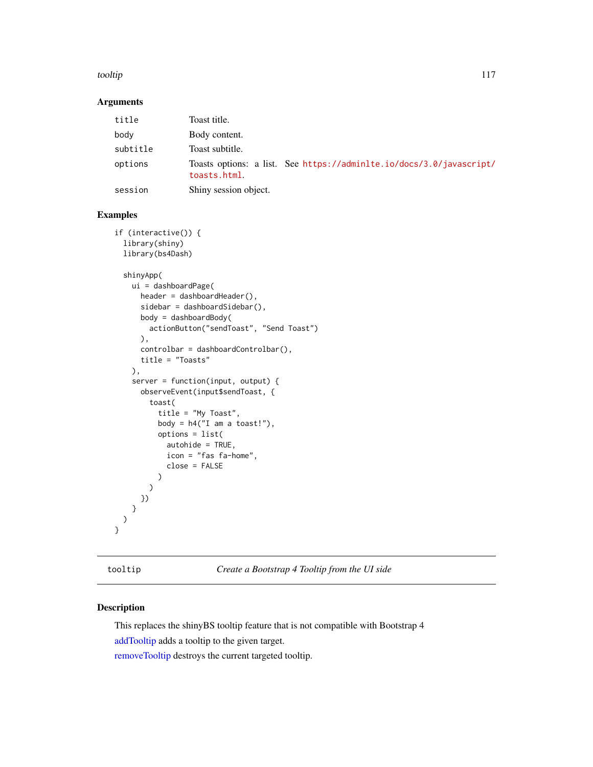### Arguments

| | |
|---|---|
| title | Toast title. |
| body | Body content. |
| subtitle | Toast subtitle. |
| options | Toasts options: a list. See https://adminlte.io/docs/3.0/javascript/toasts.html. |
| session | Shiny session object. |

### Examples

```
if (interactive()) {
  library(shiny)
  library(bs4Dash)

  shinyApp(
    ui = dashboardPage(
      header = dashboardHeader(),
      sidebar = dashboardSidebar(),
      body = dashboardBody(
        actionButton("sendToast", "Send Toast")
      ),
      controlbar = dashboardControlbar(),
      title = "Toasts"
    ),
    server = function(input, output) {
      observeEvent(input$sendToast, {
        toast(
          title = "My Toast",
          body = h4("I am a toast!"),
          options = list(
            autohide = TRUE,
            icon = "fas fa-home",
            close = FALSE
          )
        )
      })
    }
  )
}
```

---

## tooltip *Create a Bootstrap 4 Tooltip from the UI side*

### Description

This replaces the shinyBS tooltip feature that is not compatible with Bootstrap 4

addTooltip adds a tooltip to the given target.

removeTooltip destroys the current targeted tooltip.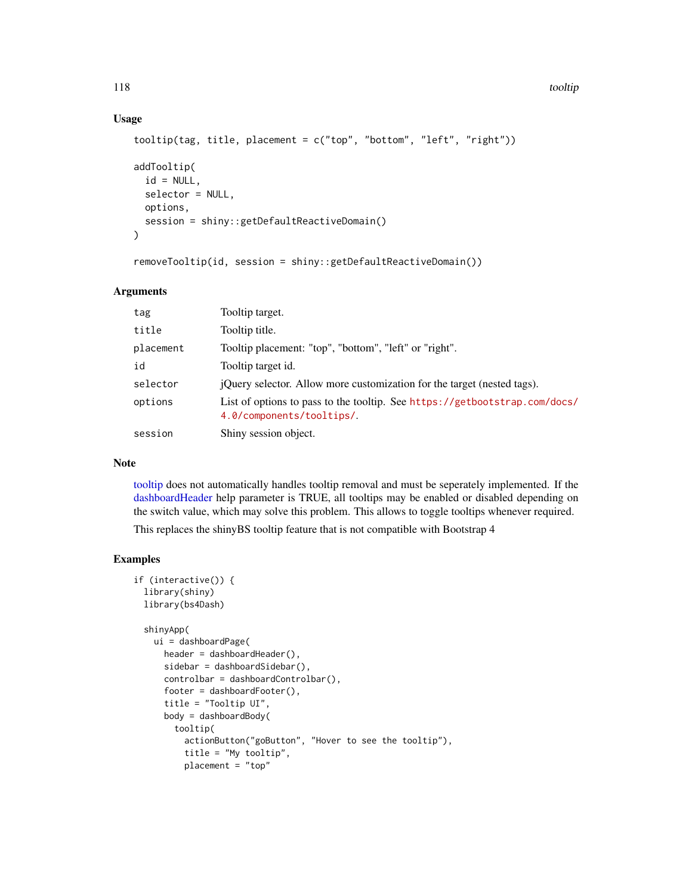## Usage

```
tooltip(tag, title, placement = c("top", "bottom", "left", "right"))

addTooltip(
  id = NULL,
  selector = NULL,
  options,
  session = shiny::getDefaultReactiveDomain()
)

removeTooltip(id, session = shiny::getDefaultReactiveDomain())
```

## Arguments

| | |
|---|---|
| tag | Tooltip target. |
| title | Tooltip title. |
| placement | Tooltip placement: "top", "bottom", "left" or "right". |
| id | Tooltip target id. |
| selector | jQuery selector. Allow more customization for the target (nested tags). |
| options | List of options to pass to the tooltip. See https://getbootstrap.com/docs/4.0/components/tooltips/. |
| session | Shiny session object. |

## Note

tooltip does not automatically handles tooltip removal and must be seperately implemented. If the dashboardHeader help parameter is TRUE, all tooltips may be enabled or disabled depending on the switch value, which may solve this problem. This allows to toggle tooltips whenever required.

This replaces the shinyBS tooltip feature that is not compatible with Bootstrap 4

## Examples

```
if (interactive()) {
  library(shiny)
  library(bs4Dash)

  shinyApp(
    ui = dashboardPage(
      header = dashboardHeader(),
      sidebar = dashboardSidebar(),
      controlbar = dashboardControlbar(),
      footer = dashboardFooter(),
      title = "Tooltip UI",
      body = dashboardBody(
        tooltip(
          actionButton("goButton", "Hover to see the tooltip"),
          title = "My tooltip",
          placement = "top"
```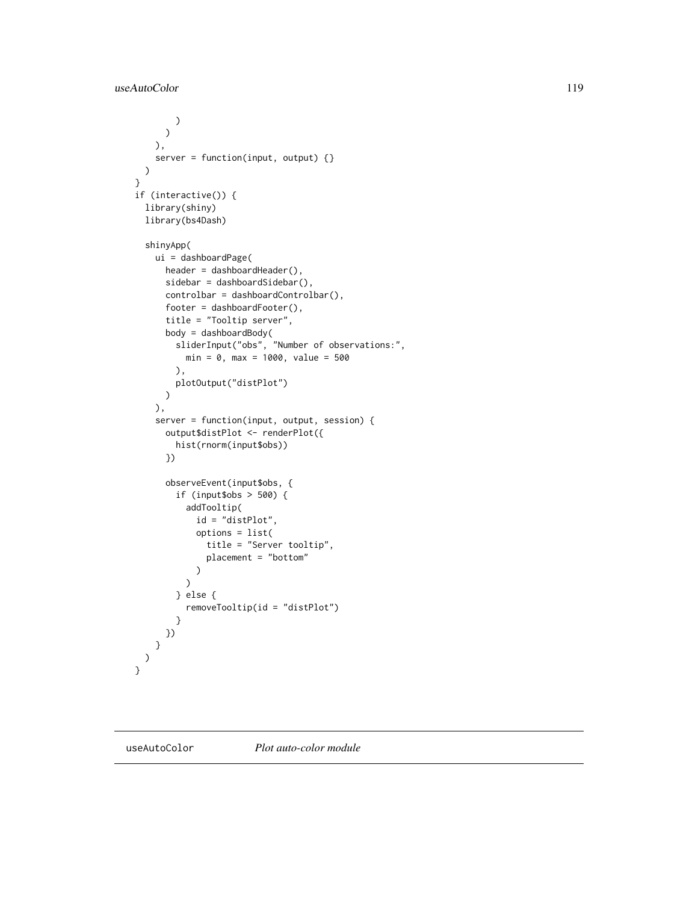```
      )
    )
  ),
  server = function(input, output) {}
)
}
if (interactive()) {
  library(shiny)
  library(bs4Dash)

  shinyApp(
    ui = dashboardPage(
      header = dashboardHeader(),
      sidebar = dashboardSidebar(),
      controlbar = dashboardControlbar(),
      footer = dashboardFooter(),
      title = "Tooltip server",
      body = dashboardBody(
        sliderInput("obs", "Number of observations:",
          min = 0, max = 1000, value = 500
        ),
        plotOutput("distPlot")
      )
    ),
    server = function(input, output, session) {
      output$distPlot <- renderPlot({
        hist(rnorm(input$obs))
      })

      observeEvent(input$obs, {
        if (input$obs > 500) {
          addTooltip(
            id = "distPlot",
            options = list(
              title = "Server tooltip",
              placement = "bottom"
            )
          )
        } else {
          removeTooltip(id = "distPlot")
        }
      })
    }
  )
}
```

## useAutoColor *Plot auto-color module*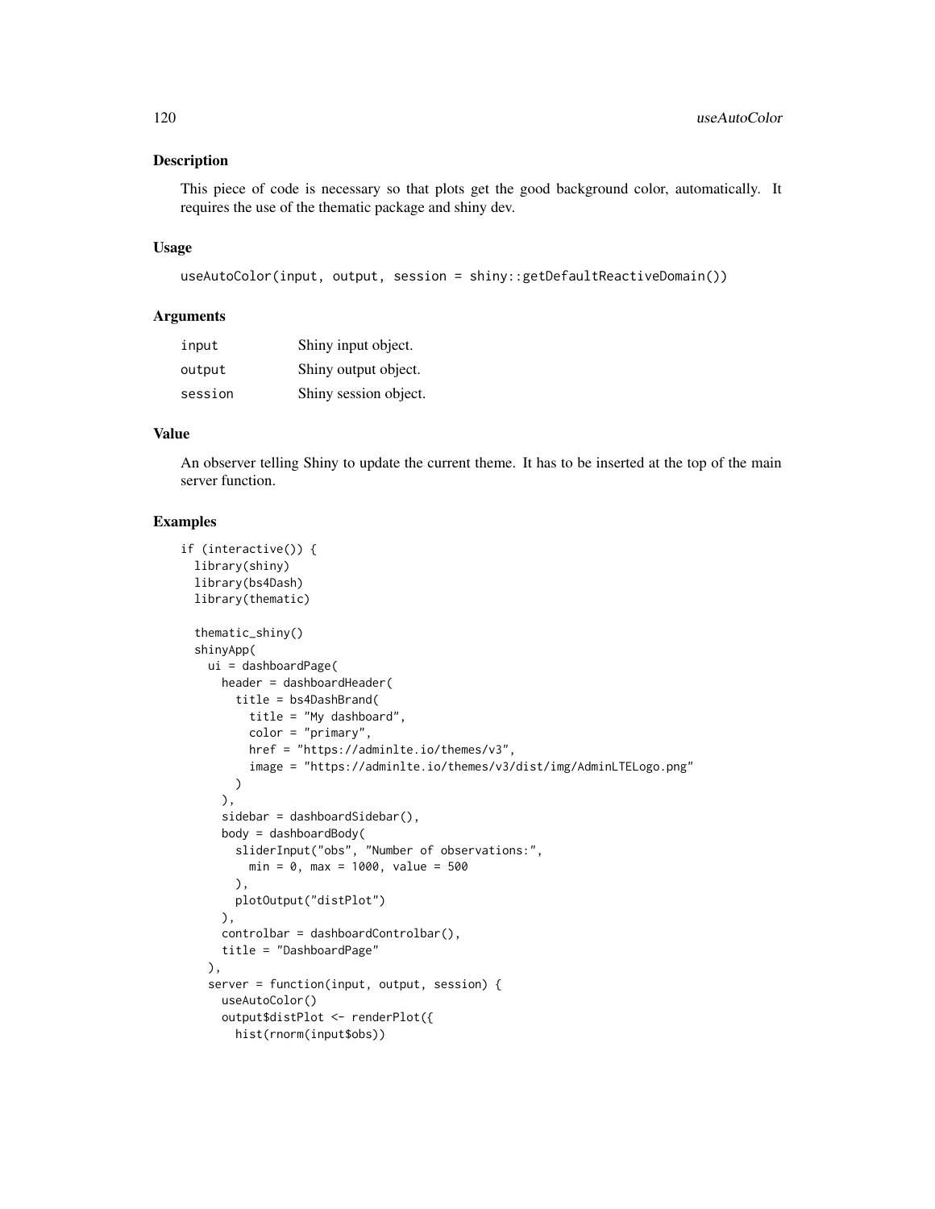## Description

This piece of code is necessary so that plots get the good background color, automatically. It requires the use of the thematic package and shiny dev.

## Usage

```
useAutoColor(input, output, session = shiny::getDefaultReactiveDomain())
```

## Arguments

| | |
|---|---|
| input | Shiny input object. |
| output | Shiny output object. |
| session | Shiny session object. |

## Value

An observer telling Shiny to update the current theme. It has to be inserted at the top of the main server function.

## Examples

```
if (interactive()) {
  library(shiny)
  library(bs4Dash)
  library(thematic)

  thematic_shiny()
  shinyApp(
    ui = dashboardPage(
      header = dashboardHeader(
        title = bs4DashBrand(
          title = "My dashboard",
          color = "primary",
          href = "https://adminlte.io/themes/v3",
          image = "https://adminlte.io/themes/v3/dist/img/AdminLTELogo.png"
        )
      ),
      sidebar = dashboardSidebar(),
      body = dashboardBody(
        sliderInput("obs", "Number of observations:",
          min = 0, max = 1000, value = 500
        ),
        plotOutput("distPlot")
      ),
      controlbar = dashboardControlbar(),
      title = "DashboardPage"
    ),
    server = function(input, output, session) {
      useAutoColor()
      output$distPlot <- renderPlot({
        hist(rnorm(input$obs))
```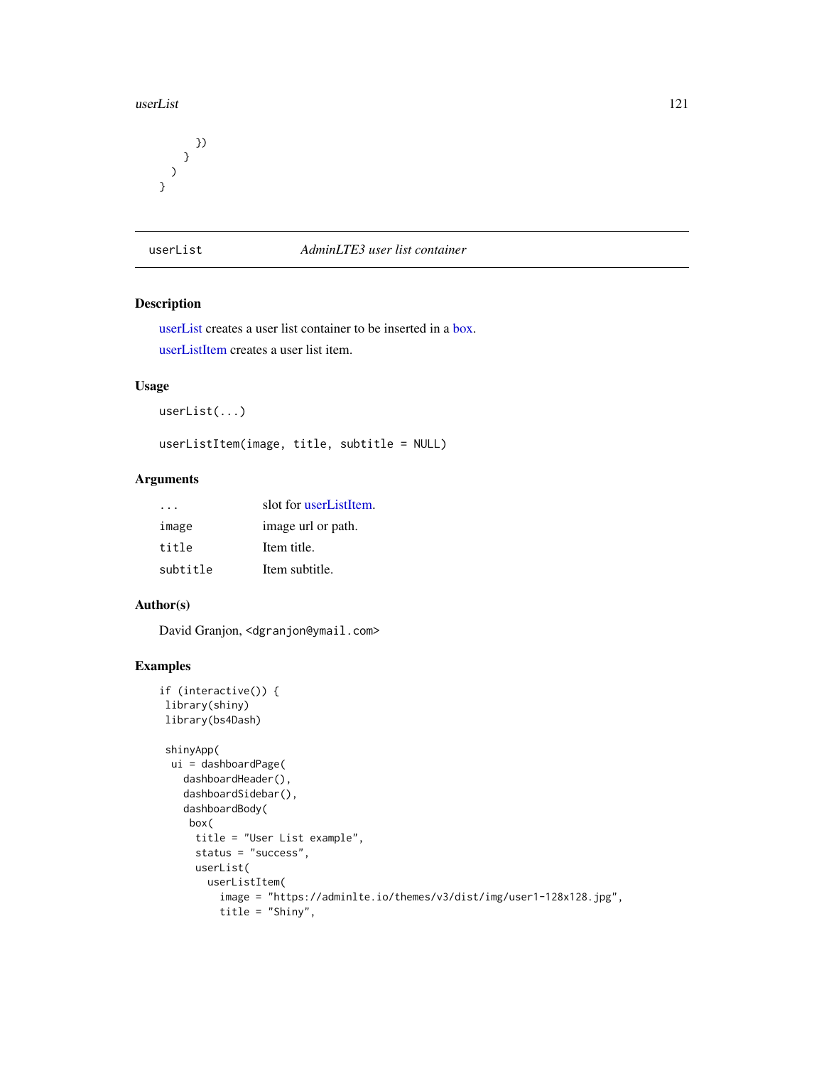```
      })
    }
  )
}
```

## userList — *AdminLTE3 user list container*

### Description

userList creates a user list container to be inserted in a box.

userListItem creates a user list item.

### Usage

```
userList(...)

userListItem(image, title, subtitle = NULL)
```

### Arguments

| | |
|---|---|
| `...` | slot for userListItem. |
| `image` | image url or path. |
| `title` | Item title. |
| `subtitle` | Item subtitle. |

### Author(s)

David Granjon, <dgranjon@ymail.com>

### Examples

```
if (interactive()) {
 library(shiny)
 library(bs4Dash)

 shinyApp(
  ui = dashboardPage(
    dashboardHeader(),
    dashboardSidebar(),
    dashboardBody(
     box(
      title = "User List example",
      status = "success",
      userList(
        userListItem(
          image = "https://adminlte.io/themes/v3/dist/img/user1-128x128.jpg",
          title = "Shiny",
```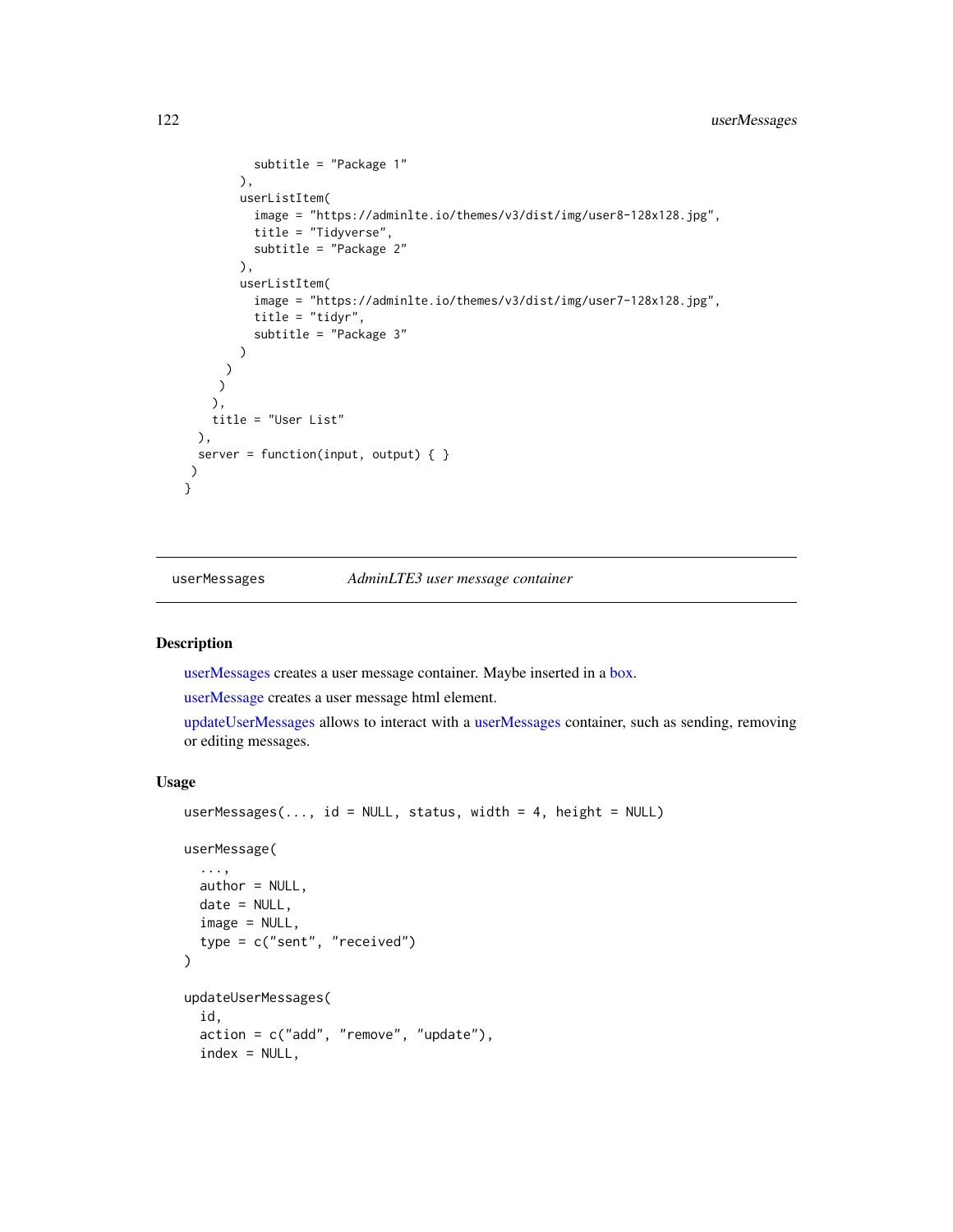```
          subtitle = "Package 1"
        ),
        userListItem(
          image = "https://adminlte.io/themes/v3/dist/img/user8-128x128.jpg",
          title = "Tidyverse",
          subtitle = "Package 2"
        ),
        userListItem(
          image = "https://adminlte.io/themes/v3/dist/img/user7-128x128.jpg",
          title = "tidyr",
          subtitle = "Package 3"
        )
      )
     )
    ),
    title = "User List"
  ),
  server = function(input, output) { }
 )
}
```

## userMessages *AdminLTE3 user message container*

### Description

userMessages creates a user message container. Maybe inserted in a box.

userMessage creates a user message html element.

updateUserMessages allows to interact with a userMessages container, such as sending, removing or editing messages.

### Usage

```
userMessages(..., id = NULL, status, width = 4, height = NULL)

userMessage(
  ...,
  author = NULL,
  date = NULL,
  image = NULL,
  type = c("sent", "received")
)

updateUserMessages(
  id,
  action = c("add", "remove", "update"),
  index = NULL,
```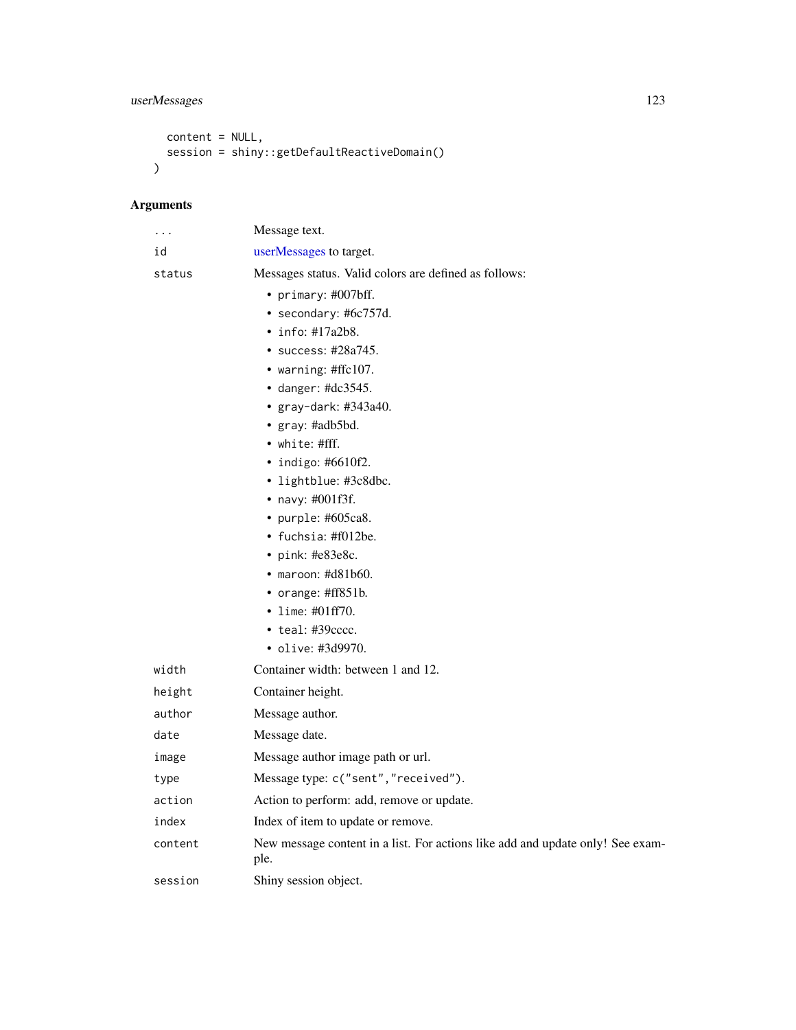```
  content = NULL,
  session = shiny::getDefaultReactiveDomain()
)
```

## Arguments

| | |
|---|---|
| ... | Message text. |
| id | userMessages to target. |
| status | Messages status. Valid colors are defined as follows:<br>• primary: #007bff.<br>• secondary: #6c757d.<br>• info: #17a2b8.<br>• success: #28a745.<br>• warning: #ffc107.<br>• danger: #dc3545.<br>• gray-dark: #343a40.<br>• gray: #adb5bd.<br>• white: #fff.<br>• indigo: #6610f2.<br>• lightblue: #3c8dbc.<br>• navy: #001f3f.<br>• purple: #605ca8.<br>• fuchsia: #f012be.<br>• pink: #e83e8c.<br>• maroon: #d81b60.<br>• orange: #ff851b.<br>• lime: #01ff70.<br>• teal: #39cccc.<br>• olive: #3d9970. |
| width | Container width: between 1 and 12. |
| height | Container height. |
| author | Message author. |
| date | Message date. |
| image | Message author image path or url. |
| type | Message type: c("sent","received"). |
| action | Action to perform: add, remove or update. |
| index | Index of item to update or remove. |
| content | New message content in a list. For actions like add and update only! See example. |
| session | Shiny session object. |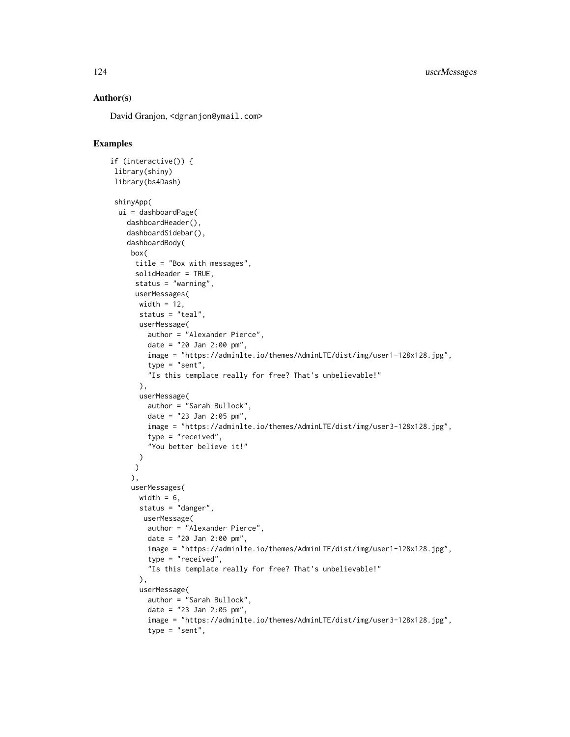## Author(s)

David Granjon, <dgranjon@ymail.com>

## Examples

```
if (interactive()) {
 library(shiny)
 library(bs4Dash)

 shinyApp(
  ui = dashboardPage(
    dashboardHeader(),
    dashboardSidebar(),
    dashboardBody(
     box(
      title = "Box with messages",
      solidHeader = TRUE,
      status = "warning",
      userMessages(
       width = 12,
       status = "teal",
       userMessage(
         author = "Alexander Pierce",
         date = "20 Jan 2:00 pm",
         image = "https://adminlte.io/themes/AdminLTE/dist/img/user1-128x128.jpg",
         type = "sent",
         "Is this template really for free? That's unbelievable!"
       ),
       userMessage(
         author = "Sarah Bullock",
         date = "23 Jan 2:05 pm",
         image = "https://adminlte.io/themes/AdminLTE/dist/img/user3-128x128.jpg",
         type = "received",
         "You better believe it!"
       )
      )
     ),
     userMessages(
       width = 6,
       status = "danger",
        userMessage(
         author = "Alexander Pierce",
         date = "20 Jan 2:00 pm",
         image = "https://adminlte.io/themes/AdminLTE/dist/img/user1-128x128.jpg",
         type = "received",
         "Is this template really for free? That's unbelievable!"
       ),
       userMessage(
         author = "Sarah Bullock",
         date = "23 Jan 2:05 pm",
         image = "https://adminlte.io/themes/AdminLTE/dist/img/user3-128x128.jpg",
         type = "sent",
```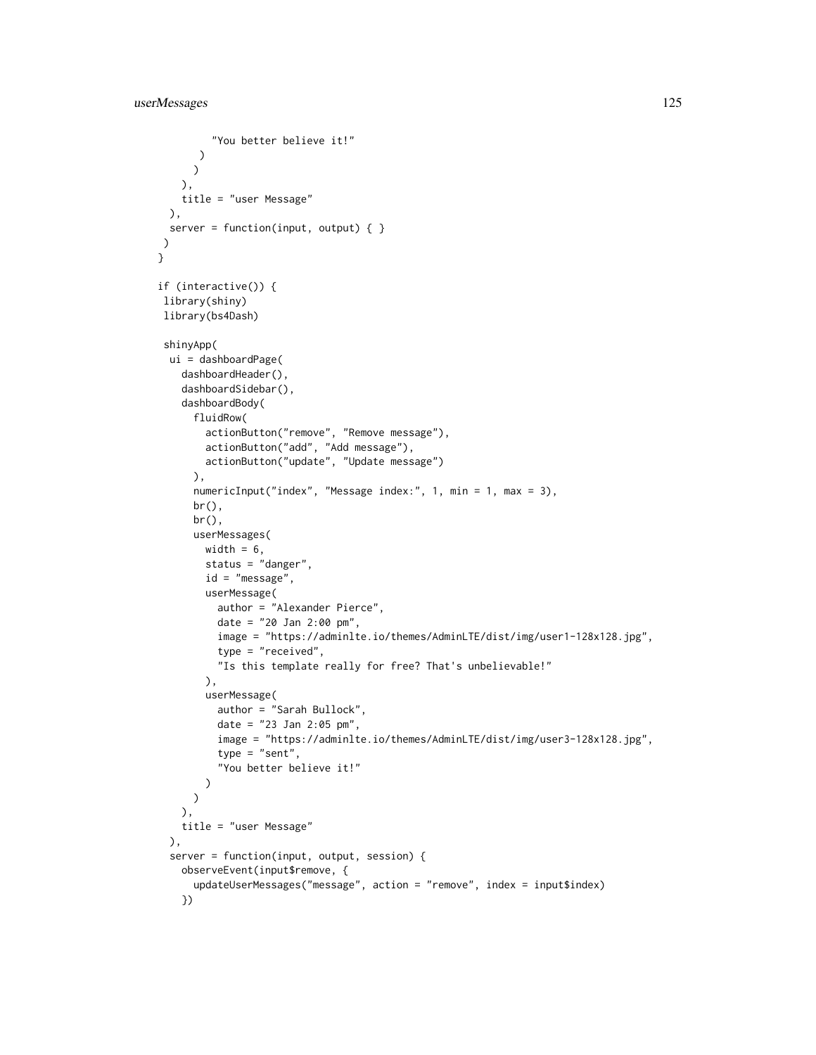```
          "You better believe it!"
        )
      )
    ),
    title = "user Message"
  ),
  server = function(input, output) { }
 )
}

if (interactive()) {
 library(shiny)
 library(bs4Dash)

 shinyApp(
  ui = dashboardPage(
    dashboardHeader(),
    dashboardSidebar(),
    dashboardBody(
      fluidRow(
        actionButton("remove", "Remove message"),
        actionButton("add", "Add message"),
        actionButton("update", "Update message")
      ),
      numericInput("index", "Message index:", 1, min = 1, max = 3),
      br(),
      br(),
      userMessages(
        width = 6,
        status = "danger",
        id = "message",
        userMessage(
          author = "Alexander Pierce",
          date = "20 Jan 2:00 pm",
          image = "https://adminlte.io/themes/AdminLTE/dist/img/user1-128x128.jpg",
          type = "received",
          "Is this template really for free? That's unbelievable!"
        ),
        userMessage(
          author = "Sarah Bullock",
          date = "23 Jan 2:05 pm",
          image = "https://adminlte.io/themes/AdminLTE/dist/img/user3-128x128.jpg",
          type = "sent",
          "You better believe it!"
        )
      )
    ),
    title = "user Message"
  ),
  server = function(input, output, session) {
    observeEvent(input$remove, {
      updateUserMessages("message", action = "remove", index = input$index)
    })
```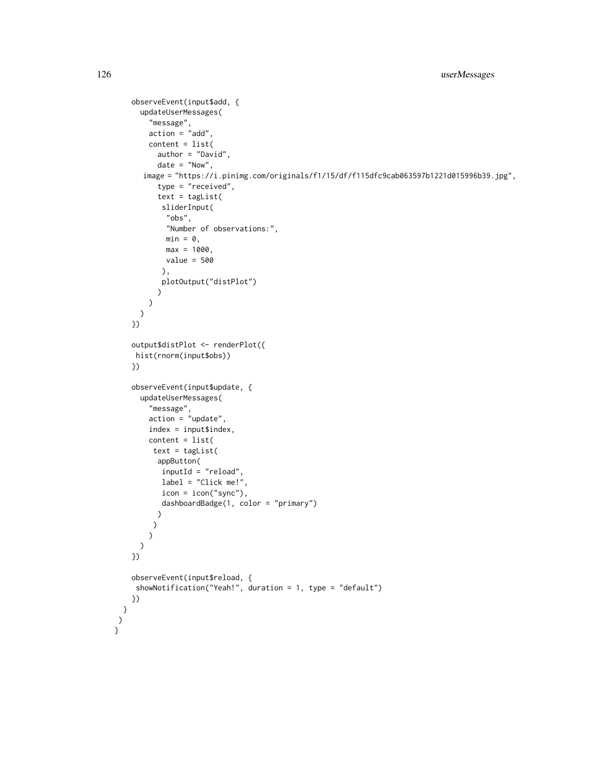```
    observeEvent(input$add, {
      updateUserMessages(
        "message",
        action = "add",
        content = list(
          author = "David",
          date = "Now",
       image = "https://i.pinimg.com/originals/f1/15/df/f115dfc9cab063597b1221d015996b39.jpg",
          type = "received",
          text = tagList(
           sliderInput(
            "obs",
            "Number of observations:",
            min = 0,
            max = 1000,
            value = 500
           ),
           plotOutput("distPlot")
          )
        )
      )
    })

    output$distPlot <- renderPlot({
     hist(rnorm(input$obs))
    })

    observeEvent(input$update, {
      updateUserMessages(
        "message",
        action = "update",
        index = input$index,
        content = list(
         text = tagList(
          appButton(
           inputId = "reload",
           label = "Click me!",
           icon = icon("sync"),
           dashboardBadge(1, color = "primary")
          )
         )
        )
      )
    })

    observeEvent(input$reload, {
     showNotification("Yeah!", duration = 1, type = "default")
    })
  }
 )
}
```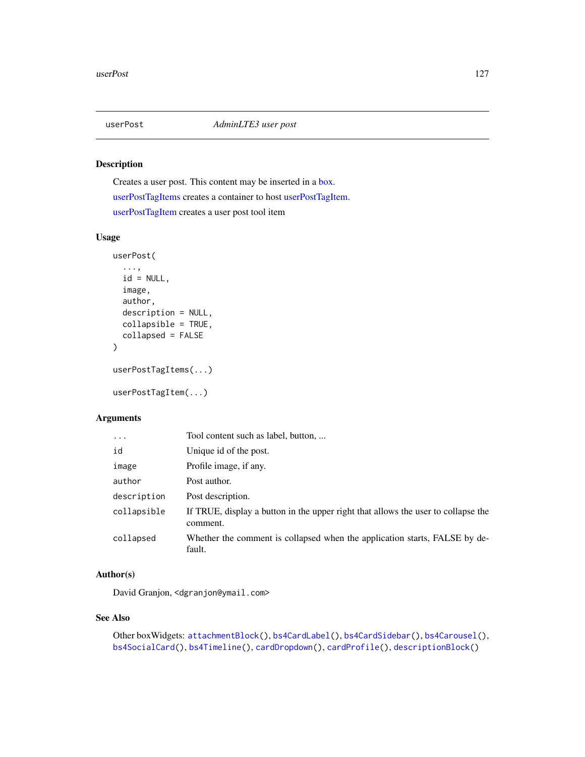## userPost — *AdminLTE3 user post*

### Description

Creates a user post. This content may be inserted in a box.

userPostTagItems creates a container to host userPostTagItem.

userPostTagItem creates a user post tool item

### Usage

```
userPost(
  ...,
  id = NULL,
  image,
  author,
  description = NULL,
  collapsible = TRUE,
  collapsed = FALSE
)

userPostTagItems(...)

userPostTagItem(...)
```

### Arguments

| | |
|---|---|
| `...` | Tool content such as label, button, ... |
| `id` | Unique id of the post. |
| `image` | Profile image, if any. |
| `author` | Post author. |
| `description` | Post description. |
| `collapsible` | If TRUE, display a button in the upper right that allows the user to collapse the comment. |
| `collapsed` | Whether the comment is collapsed when the application starts, FALSE by default. |

### Author(s)

David Granjon, <dgranjon@ymail.com>

### See Also

Other boxWidgets: `attachmentBlock()`, `bs4CardLabel()`, `bs4CardSidebar()`, `bs4Carousel()`, `bs4SocialCard()`, `bs4Timeline()`, `cardDropdown()`, `cardProfile()`, `descriptionBlock()`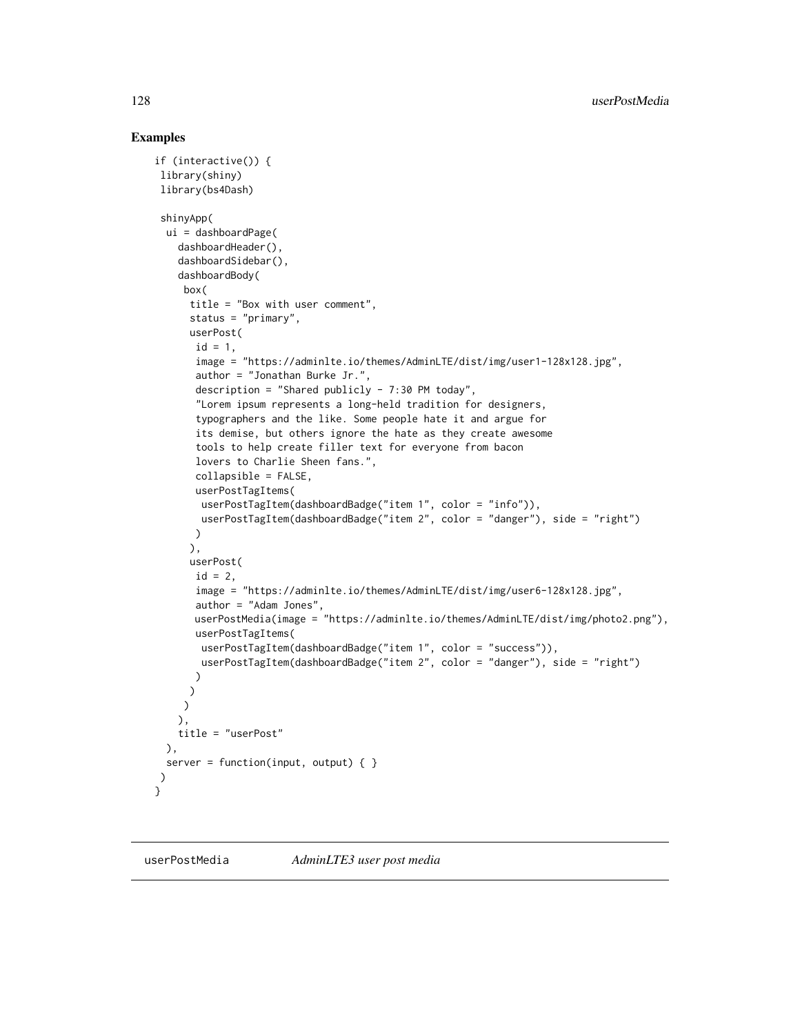## Examples

```
if (interactive()) {
 library(shiny)
 library(bs4Dash)

 shinyApp(
  ui = dashboardPage(
    dashboardHeader(),
    dashboardSidebar(),
    dashboardBody(
     box(
      title = "Box with user comment",
      status = "primary",
      userPost(
       id = 1,
       image = "https://adminlte.io/themes/AdminLTE/dist/img/user1-128x128.jpg",
       author = "Jonathan Burke Jr.",
       description = "Shared publicly - 7:30 PM today",
       "Lorem ipsum represents a long-held tradition for designers,
       typographers and the like. Some people hate it and argue for
       its demise, but others ignore the hate as they create awesome
       tools to help create filler text for everyone from bacon
       lovers to Charlie Sheen fans.",
       collapsible = FALSE,
       userPostTagItems(
        userPostTagItem(dashboardBadge("item 1", color = "info")),
        userPostTagItem(dashboardBadge("item 2", color = "danger"), side = "right")
       )
      ),
      userPost(
       id = 2,
       image = "https://adminlte.io/themes/AdminLTE/dist/img/user6-128x128.jpg",
       author = "Adam Jones",
       userPostMedia(image = "https://adminlte.io/themes/AdminLTE/dist/img/photo2.png"),
       userPostTagItems(
        userPostTagItem(dashboardBadge("item 1", color = "success")),
        userPostTagItem(dashboardBadge("item 2", color = "danger"), side = "right")
       )
      )
     )
    ),
    title = "userPost"
  ),
  server = function(input, output) { }
 )
}
```

---

## userPostMedia — *AdminLTE3 user post media*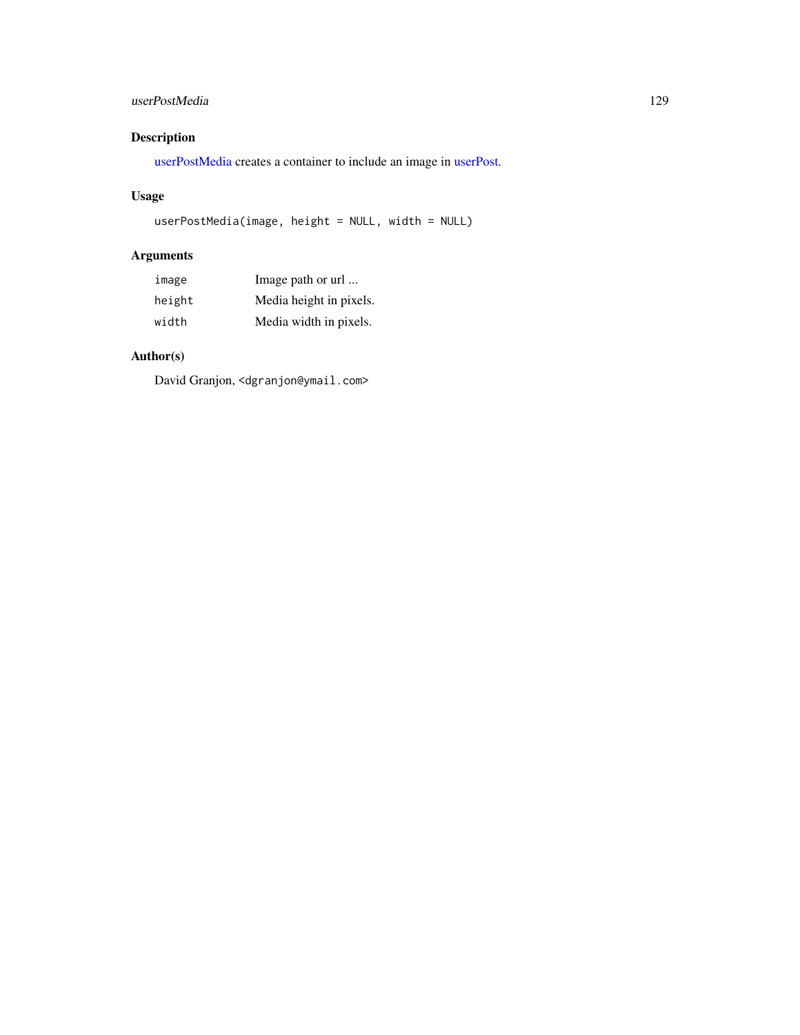## Description

userPostMedia creates a container to include an image in userPost.

## Usage

```
userPostMedia(image, height = NULL, width = NULL)
```

## Arguments

| | |
|---|---|
| `image` | Image path or url ... |
| `height` | Media height in pixels. |
| `width` | Media width in pixels. |

## Author(s)

David Granjon, <dgranjon@ymail.com>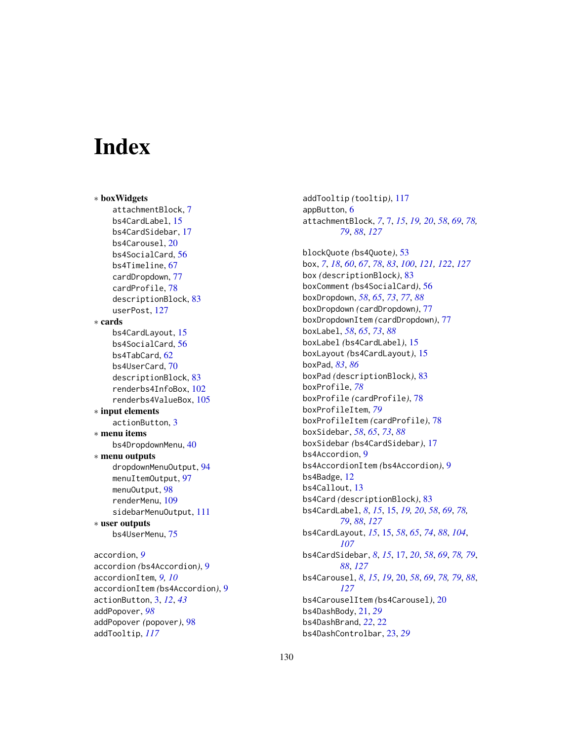# Index

∗ **boxWidgets**
- attachmentBlock, 7
- bs4CardLabel, 15
- bs4CardSidebar, 17
- bs4Carousel, 20
- bs4SocialCard, 56
- bs4Timeline, 67
- cardDropdown, 77
- cardProfile, 78
- descriptionBlock, 83
- userPost, 127

∗ **cards**
- bs4CardLayout, 15
- bs4SocialCard, 56
- bs4TabCard, 62
- bs4UserCard, 70
- descriptionBlock, 83
- renderbs4InfoBox, 102
- renderbs4ValueBox, 105

∗ **input elements**
- actionButton, 3

∗ **menu items**
- bs4DropdownMenu, 40

∗ **menu outputs**
- dropdownMenuOutput, 94
- menuItemOutput, 97
- menuOutput, 98
- renderMenu, 109
- sidebarMenuOutput, 111

∗ **user outputs**
- bs4UserMenu, 75

accordion, *9*
accordion (bs4Accordion), 9
accordionItem, *9, 10*
accordionItem (bs4Accordion), 9
actionButton, 3, *12*, *43*
addPopover, *98*
addPopover (popover), 98
addTooltip, *117*
addTooltip (tooltip), 117
appButton, 6
attachmentBlock, *7*, 7, *15*, *19, 20*, *58*, *69*, *78, 79*, *88*, *127*

blockQuote (bs4Quote), 53
box, *7*, *18*, *60*, *67*, *78*, *83*, *100*, *121, 122*, *127*
box (descriptionBlock), 83
boxComment (bs4SocialCard), 56
boxDropdown, *58*, *65*, *73*, *77*, *88*
boxDropdown (cardDropdown), 77
boxDropdownItem (cardDropdown), 77
boxLabel, *58*, *65*, *73*, *88*
boxLabel (bs4CardLabel), 15
boxLayout (bs4CardLayout), 15
boxPad, *83*, *86*
boxPad (descriptionBlock), 83
boxProfile, *78*
boxProfile (cardProfile), 78
boxProfileItem, *79*
boxProfileItem (cardProfile), 78
boxSidebar, *58*, *65*, *73*, *88*
boxSidebar (bs4CardSidebar), 17
bs4Accordion, 9
bs4AccordionItem (bs4Accordion), 9
bs4Badge, 12
bs4Callout, 13
bs4Card (descriptionBlock), 83
bs4CardLabel, *8*, *15*, 15, *19, 20*, *58*, *69*, *78, 79*, *88*, *127*
bs4CardLayout, *15*, 15, *58*, *65*, *74*, *88*, *104*, *107*
bs4CardSidebar, *8*, *15*, 17, *20*, *58*, *69*, *78, 79*, *88*, *127*
bs4Carousel, *8*, *15*, *19*, 20, *58*, *69*, *78*, *79*, *88*, *127*
bs4CarouselItem (bs4Carousel), 20
bs4DashBody, 21, *29*
bs4DashBrand, *22*, 22
bs4DashControlbar, 23, *29*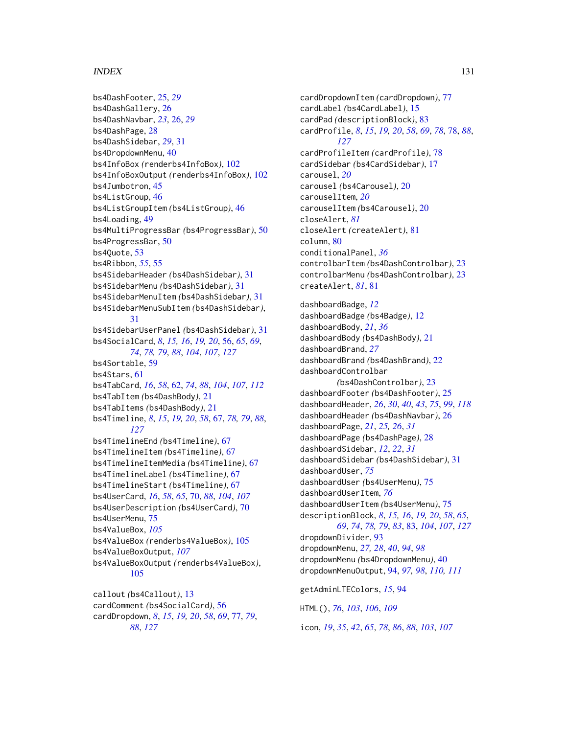bs4DashFooter, 25, *29*
bs4DashGallery, 26
bs4DashNavbar, *23*, 26, *29*
bs4DashPage, 28
bs4DashSidebar, *29*, 31
bs4DropdownMenu, 40
bs4InfoBox *(renderbs4InfoBox)*, 102
bs4InfoBoxOutput *(renderbs4InfoBox)*, 102
bs4Jumbotron, 45
bs4ListGroup, 46
bs4ListGroupItem *(bs4ListGroup)*, 46
bs4Loading, 49
bs4MultiProgressBar *(bs4ProgressBar)*, 50
bs4ProgressBar, 50
bs4Quote, 53
bs4Ribbon, *55*, 55
bs4SidebarHeader *(bs4DashSidebar)*, 31
bs4SidebarMenu *(bs4DashSidebar)*, 31
bs4SidebarMenuItem *(bs4DashSidebar)*, 31
bs4SidebarMenuSubItem *(bs4DashSidebar)*, 31
bs4SidebarUserPanel *(bs4DashSidebar)*, 31
bs4SocialCard, *8*, *15*, *16*, *19*, *20*, 56, *65*, *69*, *74*, *78*, *79*, *88*, *104*, *107*, *127*
bs4Sortable, 59
bs4Stars, 61
bs4TabCard, *16*, *58*, 62, *74*, *88*, *104*, *107*, *112*
bs4TabItem *(bs4DashBody)*, 21
bs4TabItems *(bs4DashBody)*, 21
bs4Timeline, *8*, *15*, *19*, *20*, *58*, 67, *78*, *79*, *88*, *127*
bs4TimelineEnd *(bs4Timeline)*, 67
bs4TimelineItem *(bs4Timeline)*, 67
bs4TimelineItemMedia *(bs4Timeline)*, 67
bs4TimelineLabel *(bs4Timeline)*, 67
bs4TimelineStart *(bs4Timeline)*, 67
bs4UserCard, *16*, *58*, *65*, 70, *88*, *104*, *107*
bs4UserDescription *(bs4UserCard)*, 70
bs4UserMenu, 75
bs4ValueBox, *105*
bs4ValueBox *(renderbs4ValueBox)*, 105
bs4ValueBoxOutput, *107*
bs4ValueBoxOutput *(renderbs4ValueBox)*, 105

callout *(bs4Callout)*, 13
cardComment *(bs4SocialCard)*, 56
cardDropdown, *8*, *15*, *19*, *20*, *58*, *69*, 77, *79*, *88*, *127*
cardDropdownItem *(cardDropdown)*, 77
cardLabel *(bs4CardLabel)*, 15
cardPad *(descriptionBlock)*, 83
cardProfile, *8*, *15*, *19*, *20*, *58*, *69*, *78*, 78, *88*, *127*
cardProfileItem *(cardProfile)*, 78
cardSidebar *(bs4CardSidebar)*, 17
carousel, *20*
carousel *(bs4Carousel)*, 20
carouselItem, *20*
carouselItem *(bs4Carousel)*, 20
closeAlert, *81*
closeAlert *(createAlert)*, 81
column, 80
conditionalPanel, *36*
controlbarItem *(bs4DashControlbar)*, 23
controlbarMenu *(bs4DashControlbar)*, 23
createAlert, *81*, 81

dashboardBadge, *12*
dashboardBadge *(bs4Badge)*, 12
dashboardBody, *21*, *36*
dashboardBody *(bs4DashBody)*, 21
dashboardBrand, *27*
dashboardBrand *(bs4DashBrand)*, 22
dashboardControlbar *(bs4DashControlbar)*, 23
dashboardFooter *(bs4DashFooter)*, 25
dashboardHeader, *26*, *30*, *40*, *43*, *75*, *99*, *118*
dashboardHeader *(bs4DashNavbar)*, 26
dashboardPage, *21*, *25*, *26*, *31*
dashboardPage *(bs4DashPage)*, 28
dashboardSidebar, *12*, *22*, *31*
dashboardSidebar *(bs4DashSidebar)*, 31
dashboardUser, *75*
dashboardUser *(bs4UserMenu)*, 75
dashboardUserItem, *76*
dashboardUserItem *(bs4UserMenu)*, 75
descriptionBlock, *8*, *15*, *16*, *19*, *20*, *58*, *65*, *69*, *74*, *78*, *79*, *83*, 83, *104*, *107*, *127*
dropdownDivider, 93
dropdownMenu, *27*, *28*, *40*, *94*, *98*
dropdownMenu *(bs4DropdownMenu)*, 40
dropdownMenuOutput, 94, *97*, *98*, *110*, *111*

getAdminLTEColors, *15*, 94

HTML(), *76*, *103*, *106*, *109*

icon, *19*, *35*, *42*, *65*, *78*, *86*, *88*, *103*, *107*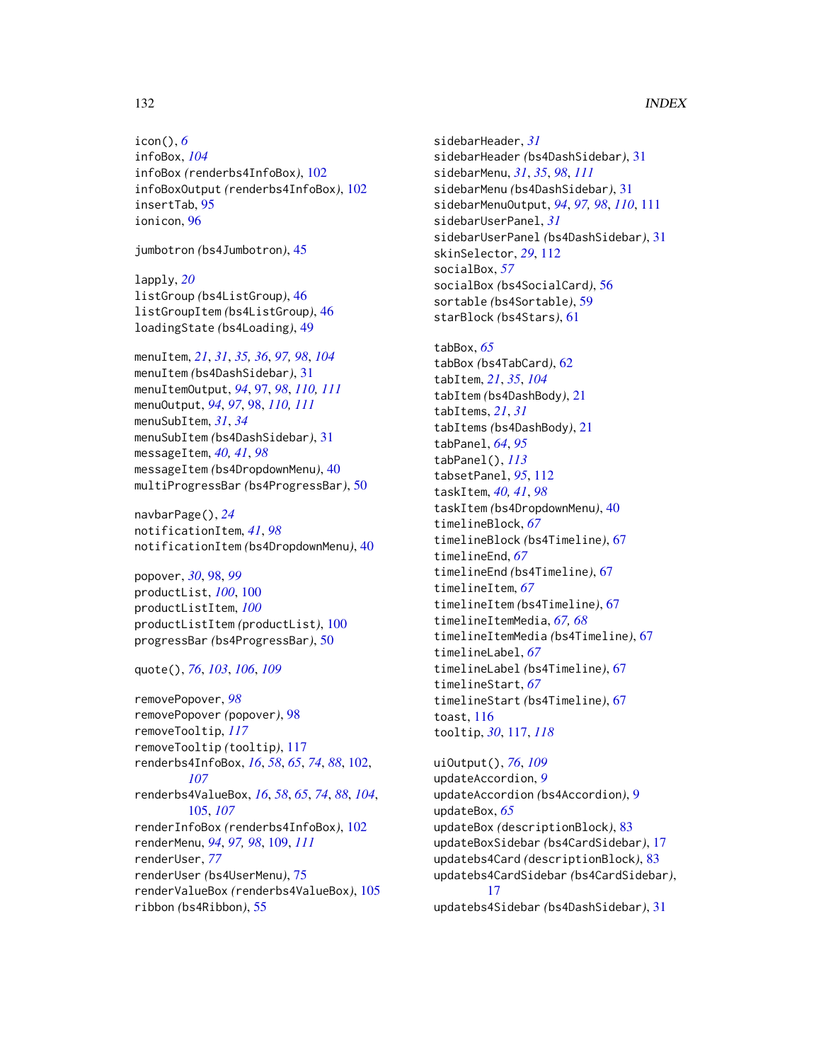icon(), *6*
infoBox, *104*
infoBox (renderbs4InfoBox), 102
infoBoxOutput (renderbs4InfoBox), 102
insertTab, 95
ionicon, 96

jumbotron (bs4Jumbotron), 45

lapply, *20*
listGroup (bs4ListGroup), 46
listGroupItem (bs4ListGroup), 46
loadingState (bs4Loading), 49

menuItem, *21*, *31*, *35, 36*, *97, 98*, *104*
menuItem (bs4DashSidebar), 31
menuItemOutput, *94*, 97, *98*, *110, 111*
menuOutput, *94*, *97*, 98, *110, 111*
menuSubItem, *31*, *34*
menuSubItem (bs4DashSidebar), 31
messageItem, *40, 41*, *98*
messageItem (bs4DropdownMenu), 40
multiProgressBar (bs4ProgressBar), 50

navbarPage(), *24*
notificationItem, *41*, *98*
notificationItem (bs4DropdownMenu), 40

popover, *30*, 98, *99*
productList, *100*, 100
productListItem, *100*
productListItem (productList), 100
progressBar (bs4ProgressBar), 50

quote(), *76*, *103*, *106*, *109*

removePopover, *98*
removePopover (popover), 98
removeTooltip, *117*
removeTooltip (tooltip), 117
renderbs4InfoBox, *16*, *58*, *65*, *74*, *88*, 102, *107*
renderbs4ValueBox, *16*, *58*, *65*, *74*, *88*, *104*, 105, *107*
renderInfoBox (renderbs4InfoBox), 102
renderMenu, *94*, *97, 98*, 109, *111*
renderUser, *77*
renderUser (bs4UserMenu), 75
renderValueBox (renderbs4ValueBox), 105
ribbon (bs4Ribbon), 55

sidebarHeader, *31*
sidebarHeader (bs4DashSidebar), 31
sidebarMenu, *31*, *35*, *98*, *111*
sidebarMenu (bs4DashSidebar), 31
sidebarMenuOutput, *94*, *97, 98*, *110*, 111
sidebarUserPanel, *31*
sidebarUserPanel (bs4DashSidebar), 31
skinSelector, *29*, 112
socialBox, *57*
socialBox (bs4SocialCard), 56
sortable (bs4Sortable), 59
starBlock (bs4Stars), 61

tabBox, *65*
tabBox (bs4TabCard), 62
tabItem, *21*, *35*, *104*
tabItem (bs4DashBody), 21
tabItems, *21*, *31*
tabItems (bs4DashBody), 21
tabPanel, *64*, *95*
tabPanel(), *113*
tabsetPanel, *95*, 112
taskItem, *40, 41*, *98*
taskItem (bs4DropdownMenu), 40
timelineBlock, *67*
timelineBlock (bs4Timeline), 67
timelineEnd, *67*
timelineEnd (bs4Timeline), 67
timelineItem, *67*
timelineItem (bs4Timeline), 67
timelineItemMedia, *67, 68*
timelineItemMedia (bs4Timeline), 67
timelineLabel, *67*
timelineLabel (bs4Timeline), 67
timelineStart, *67*
timelineStart (bs4Timeline), 67
toast, 116
tooltip, *30*, 117, *118*

uiOutput(), *76*, *109*
updateAccordion, *9*
updateAccordion (bs4Accordion), 9
updateBox, *65*
updateBox (descriptionBlock), 83
updateBoxSidebar (bs4CardSidebar), 17
updatebs4Card (descriptionBlock), 83
updatebs4CardSidebar (bs4CardSidebar), 17
updatebs4Sidebar (bs4DashSidebar), 31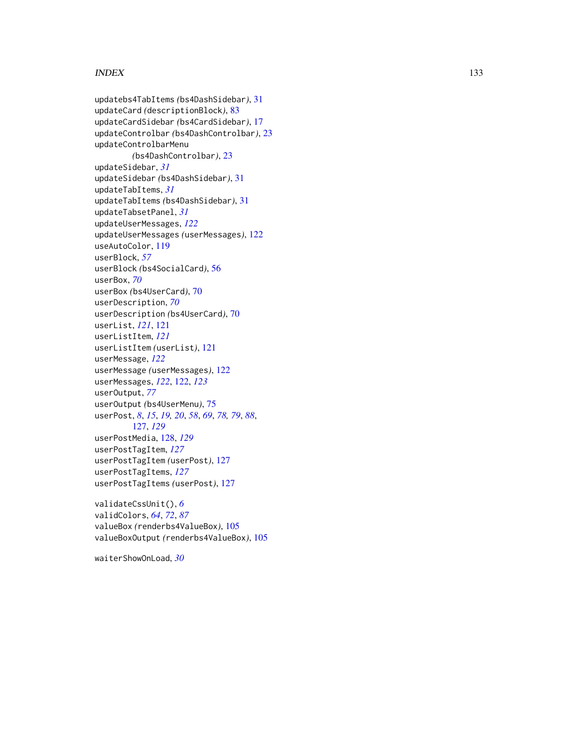updatebs4TabItems *(*bs4DashSidebar*)*, 31
updateCard *(*descriptionBlock*)*, 83
updateCardSidebar *(*bs4CardSidebar*)*, 17
updateControlbar *(*bs4DashControlbar*)*, 23
updateControlbarMenu
*(*bs4DashControlbar*)*, 23
updateSidebar, *31*
updateSidebar *(*bs4DashSidebar*)*, 31
updateTabItems, *31*
updateTabItems *(*bs4DashSidebar*)*, 31
updateTabsetPanel, *31*
updateUserMessages, *122*
updateUserMessages *(*userMessages*)*, 122
useAutoColor, 119
userBlock, *57*
userBlock *(*bs4SocialCard*)*, 56
userBox, *70*
userBox *(*bs4UserCard*)*, 70
userDescription, *70*
userDescription *(*bs4UserCard*)*, 70
userList, *121*, 121
userListItem, *121*
userListItem *(*userList*)*, 121
userMessage, *122*
userMessage *(*userMessages*)*, 122
userMessages, *122*, 122, *123*
userOutput, *77*
userOutput *(*bs4UserMenu*)*, 75
userPost, *8*, *15*, *19, 20*, *58*, *69*, *78, 79*, *88*, 127, *129*
userPostMedia, 128, *129*
userPostTagItem, *127*
userPostTagItem *(*userPost*)*, 127
userPostTagItems, *127*
userPostTagItems *(*userPost*)*, 127

validateCssUnit(), *6*
validColors, *64*, *72*, *87*
valueBox *(*renderbs4ValueBox*)*, 105
valueBoxOutput *(*renderbs4ValueBox*)*, 105

waiterShowOnLoad, *30*